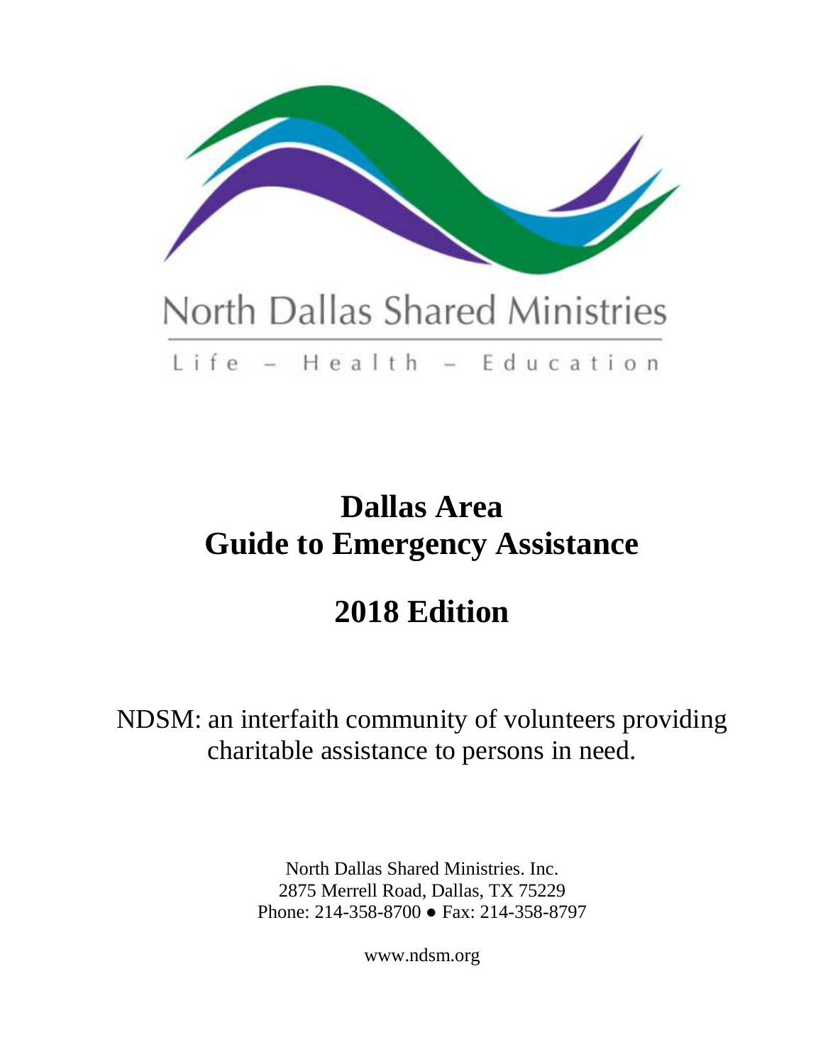North Dallas Shared Ministries

Life – Health – Education

# Dallas Area
# Guide to Emergency Assistance

# 2018 Edition

NDSM: an interfaith community of volunteers providing charitable assistance to persons in need.

North Dallas Shared Ministries. Inc.
2875 Merrell Road, Dallas, TX 75229
Phone: 214-358-8700 ● Fax: 214-358-8797

www.ndsm.org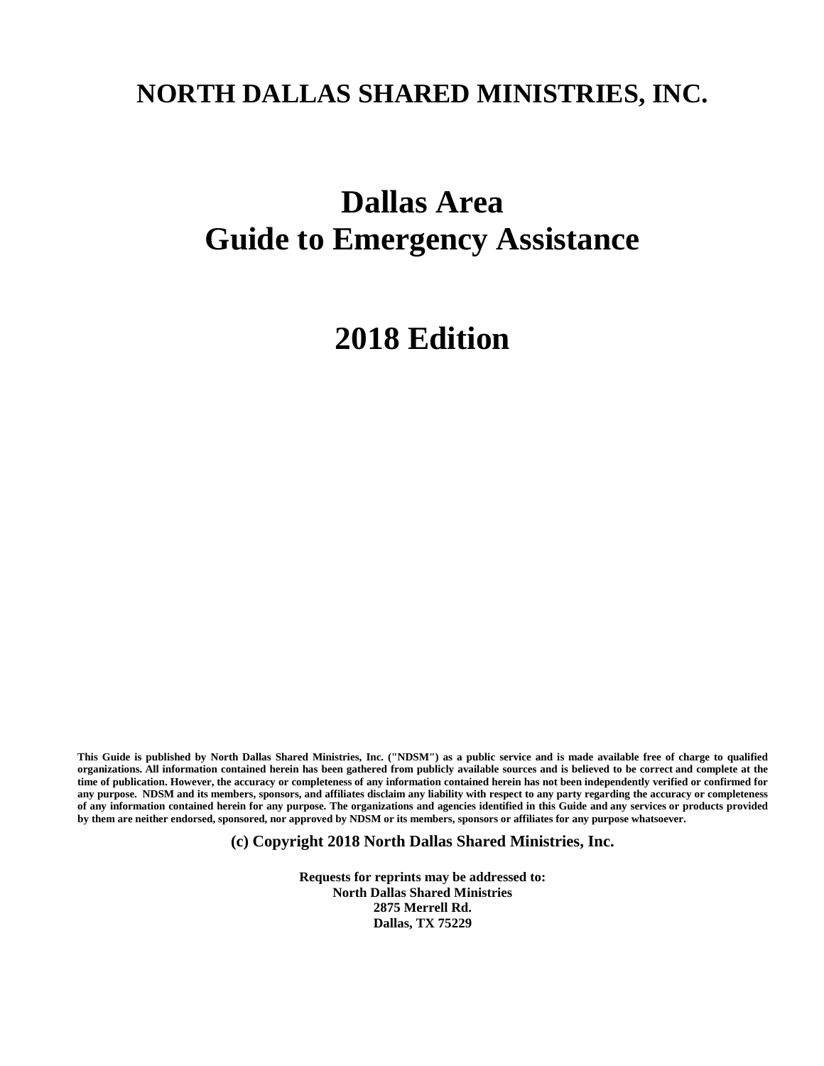# NORTH DALLAS SHARED MINISTRIES, INC.

# Dallas Area
# Guide to Emergency Assistance

# 2018 Edition

**This Guide is published by North Dallas Shared Ministries, Inc. ("NDSM") as a public service and is made available free of charge to qualified organizations. All information contained herein has been gathered from publicly available sources and is believed to be correct and complete at the time of publication. However, the accuracy or completeness of any information contained herein has not been independently verified or confirmed for any purpose. NDSM and its members, sponsors, and affiliates disclaim any liability with respect to any party regarding the accuracy or completeness of any information contained herein for any purpose. The organizations and agencies identified in this Guide and any services or products provided by them are neither endorsed, sponsored, nor approved by NDSM or its members, sponsors or affiliates for any purpose whatsoever.**

**(c) Copyright 2018 North Dallas Shared Ministries, Inc.**

**Requests for reprints may be addressed to:**
**North Dallas Shared Ministries**
**2875 Merrell Rd.**
**Dallas, TX 75229**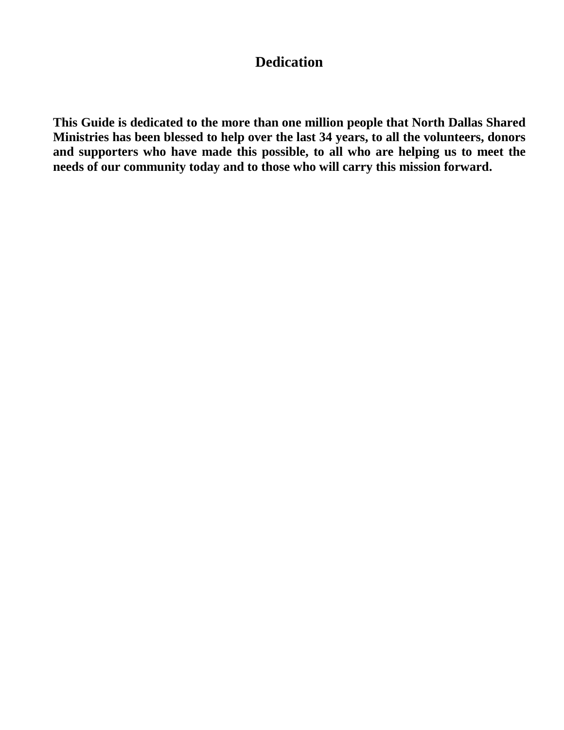# Dedication

**This Guide is dedicated to the more than one million people that North Dallas Shared Ministries has been blessed to help over the last 34 years, to all the volunteers, donors and supporters who have made this possible, to all who are helping us to meet the needs of our community today and to those who will carry this mission forward.**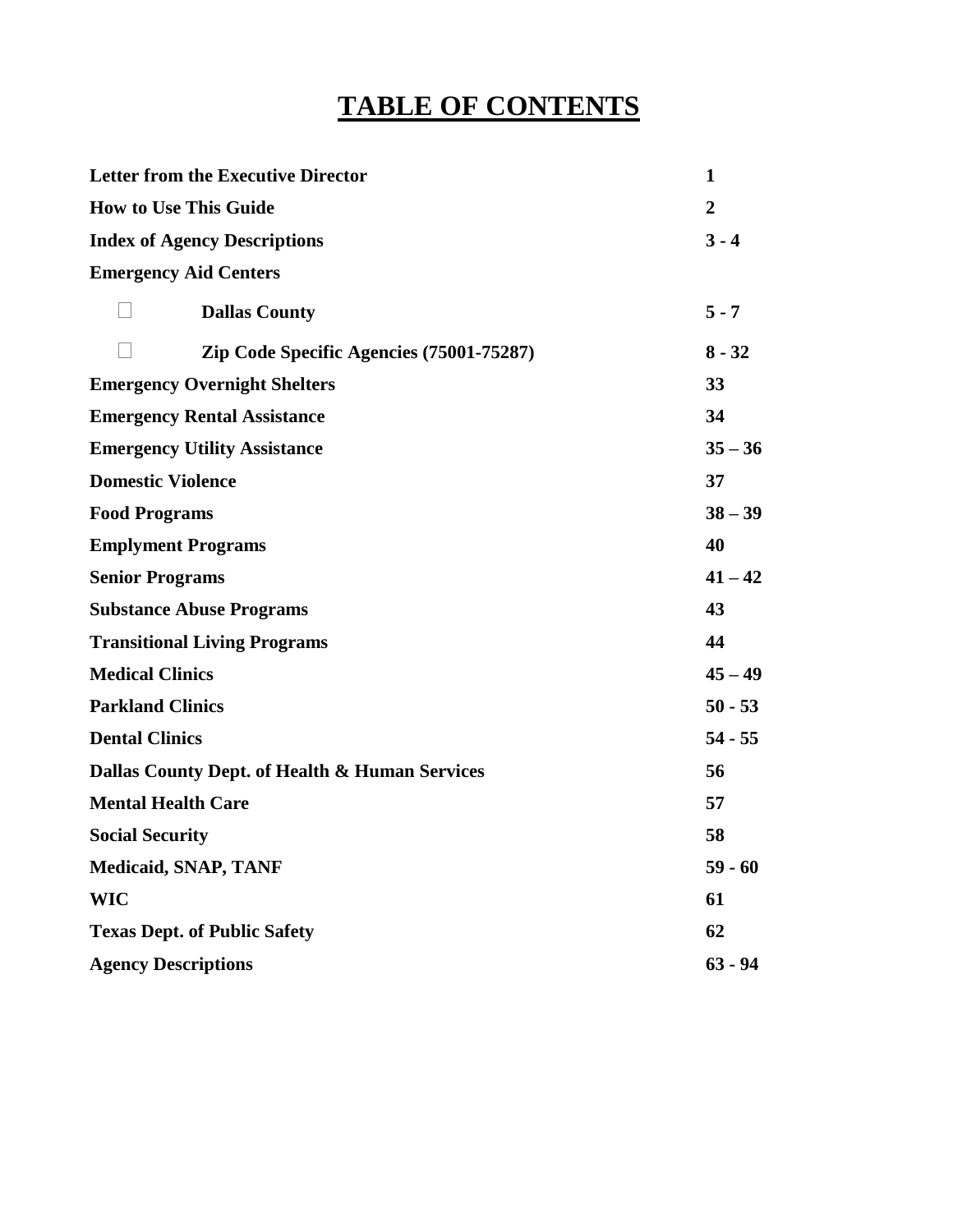# TABLE OF CONTENTS

| | |
|---|---|
| **Letter from the Executive Director** | **1** |
| **How to Use This Guide** | **2** |
| **Index of Agency Descriptions** | **3 - 4** |
| **Emergency Aid Centers** | |
| - **Dallas County** | **5 - 7** |
| - **Zip Code Specific Agencies (75001-75287)** | **8 - 32** |
| **Emergency Overnight Shelters** | **33** |
| **Emergency Rental Assistance** | **34** |
| **Emergency Utility Assistance** | **35 – 36** |
| **Domestic Violence** | **37** |
| **Food Programs** | **38 – 39** |
| **Emplyment Programs** | **40** |
| **Senior Programs** | **41 – 42** |
| **Substance Abuse Programs** | **43** |
| **Transitional Living Programs** | **44** |
| **Medical Clinics** | **45 – 49** |
| **Parkland Clinics** | **50 - 53** |
| **Dental Clinics** | **54 - 55** |
| **Dallas County Dept. of Health & Human Services** | **56** |
| **Mental Health Care** | **57** |
| **Social Security** | **58** |
| **Medicaid, SNAP, TANF** | **59 - 60** |
| **WIC** | **61** |
| **Texas Dept. of Public Safety** | **62** |
| **Agency Descriptions** | **63 - 94** |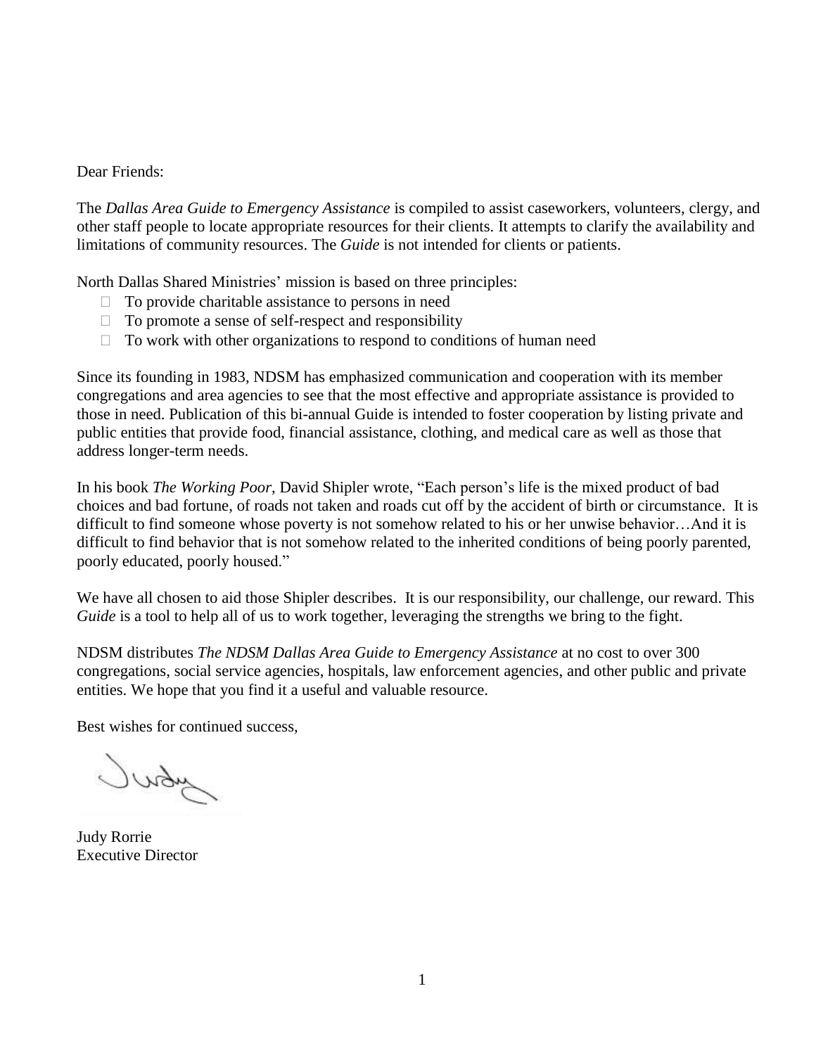Dear Friends:

The *Dallas Area Guide to Emergency Assistance* is compiled to assist caseworkers, volunteers, clergy, and other staff people to locate appropriate resources for their clients. It attempts to clarify the availability and limitations of community resources. The *Guide* is not intended for clients or patients.

North Dallas Shared Ministries' mission is based on three principles:

- To provide charitable assistance to persons in need
- To promote a sense of self-respect and responsibility
- To work with other organizations to respond to conditions of human need

Since its founding in 1983, NDSM has emphasized communication and cooperation with its member congregations and area agencies to see that the most effective and appropriate assistance is provided to those in need. Publication of this bi-annual Guide is intended to foster cooperation by listing private and public entities that provide food, financial assistance, clothing, and medical care as well as those that address longer-term needs.

In his book *The Working Poor*, David Shipler wrote, "Each person's life is the mixed product of bad choices and bad fortune, of roads not taken and roads cut off by the accident of birth or circumstance. It is difficult to find someone whose poverty is not somehow related to his or her unwise behavior…And it is difficult to find behavior that is not somehow related to the inherited conditions of being poorly parented, poorly educated, poorly housed."

We have all chosen to aid those Shipler describes. It is our responsibility, our challenge, our reward. This *Guide* is a tool to help all of us to work together, leveraging the strengths we bring to the fight.

NDSM distributes *The NDSM Dallas Area Guide to Emergency Assistance* at no cost to over 300 congregations, social service agencies, hospitals, law enforcement agencies, and other public and private entities. We hope that you find it a useful and valuable resource.

Best wishes for continued success,

Judy

Judy Rorrie
Executive Director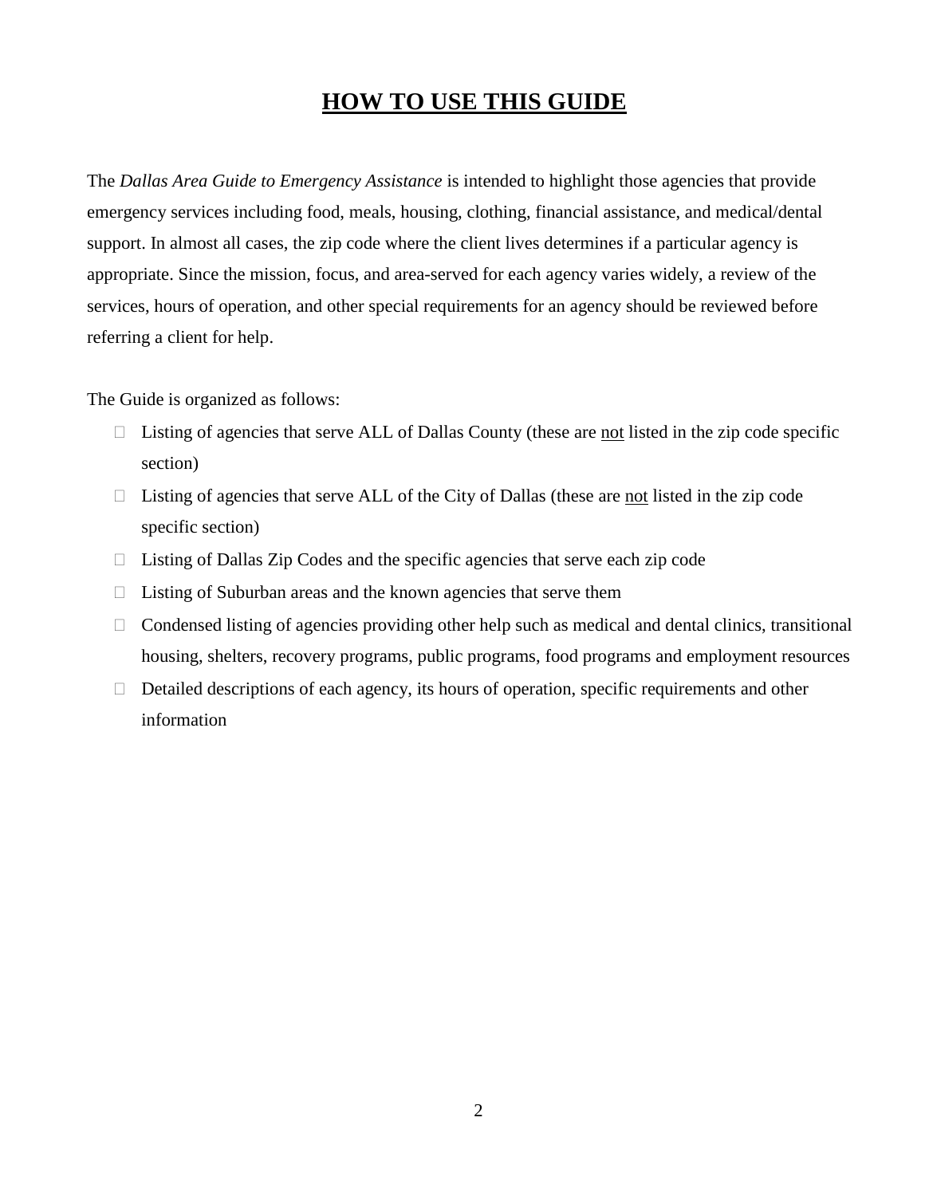# HOW TO USE THIS GUIDE

The *Dallas Area Guide to Emergency Assistance* is intended to highlight those agencies that provide emergency services including food, meals, housing, clothing, financial assistance, and medical/dental support. In almost all cases, the zip code where the client lives determines if a particular agency is appropriate. Since the mission, focus, and area-served for each agency varies widely, a review of the services, hours of operation, and other special requirements for an agency should be reviewed before referring a client for help.

The Guide is organized as follows:

- Listing of agencies that serve ALL of Dallas County (these are <u>not</u> listed in the zip code specific section)
- Listing of agencies that serve ALL of the City of Dallas (these are <u>not</u> listed in the zip code specific section)
- Listing of Dallas Zip Codes and the specific agencies that serve each zip code
- Listing of Suburban areas and the known agencies that serve them
- Condensed listing of agencies providing other help such as medical and dental clinics, transitional housing, shelters, recovery programs, public programs, food programs and employment resources
- Detailed descriptions of each agency, its hours of operation, specific requirements and other information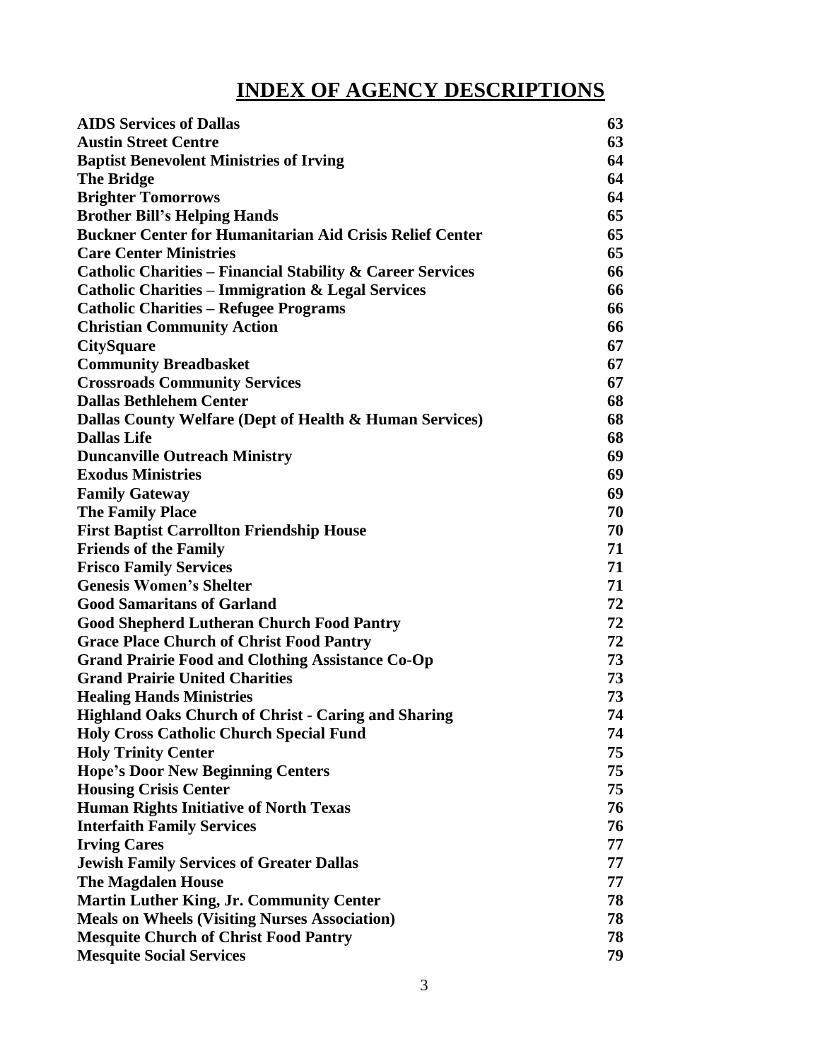# INDEX OF AGENCY DESCRIPTIONS

| | |
|---|---|
| **AIDS Services of Dallas** | **63** |
| **Austin Street Centre** | **63** |
| **Baptist Benevolent Ministries of Irving** | **64** |
| **The Bridge** | **64** |
| **Brighter Tomorrows** | **64** |
| **Brother Bill's Helping Hands** | **65** |
| **Buckner Center for Humanitarian Aid Crisis Relief Center** | **65** |
| **Care Center Ministries** | **65** |
| **Catholic Charities – Financial Stability & Career Services** | **66** |
| **Catholic Charities – Immigration & Legal Services** | **66** |
| **Catholic Charities – Refugee Programs** | **66** |
| **Christian Community Action** | **66** |
| **CitySquare** | **67** |
| **Community Breadbasket** | **67** |
| **Crossroads Community Services** | **67** |
| **Dallas Bethlehem Center** | **68** |
| **Dallas County Welfare (Dept of Health & Human Services)** | **68** |
| **Dallas Life** | **68** |
| **Duncanville Outreach Ministry** | **69** |
| **Exodus Ministries** | **69** |
| **Family Gateway** | **69** |
| **The Family Place** | **70** |
| **First Baptist Carrollton Friendship House** | **70** |
| **Friends of the Family** | **71** |
| **Frisco Family Services** | **71** |
| **Genesis Women's Shelter** | **71** |
| **Good Samaritans of Garland** | **72** |
| **Good Shepherd Lutheran Church Food Pantry** | **72** |
| **Grace Place Church of Christ Food Pantry** | **72** |
| **Grand Prairie Food and Clothing Assistance Co-Op** | **73** |
| **Grand Prairie United Charities** | **73** |
| **Healing Hands Ministries** | **73** |
| **Highland Oaks Church of Christ - Caring and Sharing** | **74** |
| **Holy Cross Catholic Church Special Fund** | **74** |
| **Holy Trinity Center** | **75** |
| **Hope's Door New Beginning Centers** | **75** |
| **Housing Crisis Center** | **75** |
| **Human Rights Initiative of North Texas** | **76** |
| **Interfaith Family Services** | **76** |
| **Irving Cares** | **77** |
| **Jewish Family Services of Greater Dallas** | **77** |
| **The Magdalen House** | **77** |
| **Martin Luther King, Jr. Community Center** | **78** |
| **Meals on Wheels (Visiting Nurses Association)** | **78** |
| **Mesquite Church of Christ Food Pantry** | **78** |
| **Mesquite Social Services** | **79** |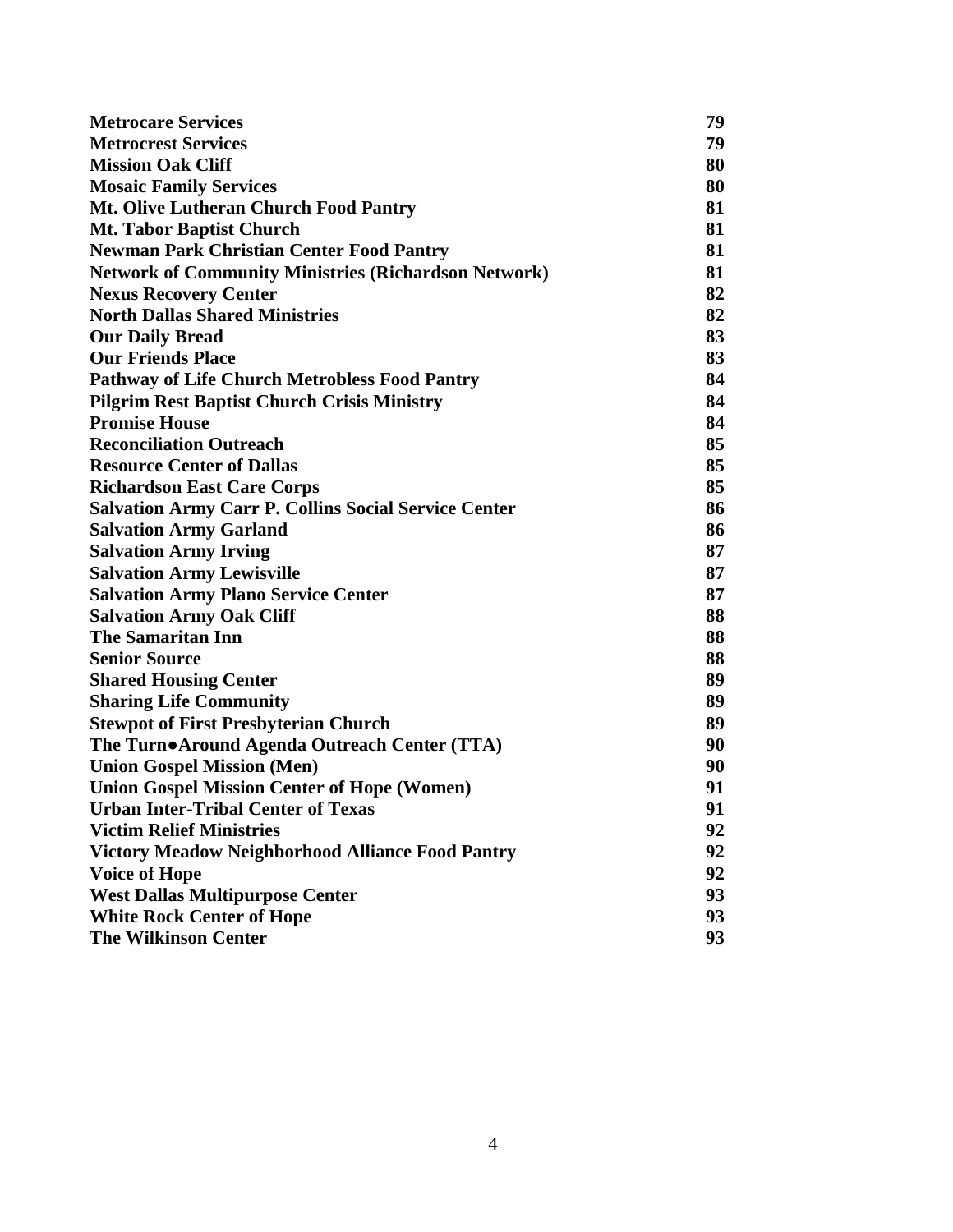| | |
|---|---|
| **Metrocare Services** | **79** |
| **Metrocrest Services** | **79** |
| **Mission Oak Cliff** | **80** |
| **Mosaic Family Services** | **80** |
| **Mt. Olive Lutheran Church Food Pantry** | **81** |
| **Mt. Tabor Baptist Church** | **81** |
| **Newman Park Christian Center Food Pantry** | **81** |
| **Network of Community Ministries (Richardson Network)** | **81** |
| **Nexus Recovery Center** | **82** |
| **North Dallas Shared Ministries** | **82** |
| **Our Daily Bread** | **83** |
| **Our Friends Place** | **83** |
| **Pathway of Life Church Metrobless Food Pantry** | **84** |
| **Pilgrim Rest Baptist Church Crisis Ministry** | **84** |
| **Promise House** | **84** |
| **Reconciliation Outreach** | **85** |
| **Resource Center of Dallas** | **85** |
| **Richardson East Care Corps** | **85** |
| **Salvation Army Carr P. Collins Social Service Center** | **86** |
| **Salvation Army Garland** | **86** |
| **Salvation Army Irving** | **87** |
| **Salvation Army Lewisville** | **87** |
| **Salvation Army Plano Service Center** | **87** |
| **Salvation Army Oak Cliff** | **88** |
| **The Samaritan Inn** | **88** |
| **Senior Source** | **88** |
| **Shared Housing Center** | **89** |
| **Sharing Life Community** | **89** |
| **Stewpot of First Presbyterian Church** | **89** |
| **The Turn●Around Agenda Outreach Center (TTA)** | **90** |
| **Union Gospel Mission (Men)** | **90** |
| **Union Gospel Mission Center of Hope (Women)** | **91** |
| **Urban Inter-Tribal Center of Texas** | **91** |
| **Victim Relief Ministries** | **92** |
| **Victory Meadow Neighborhood Alliance Food Pantry** | **92** |
| **Voice of Hope** | **92** |
| **West Dallas Multipurpose Center** | **93** |
| **White Rock Center of Hope** | **93** |
| **The Wilkinson Center** | **93** |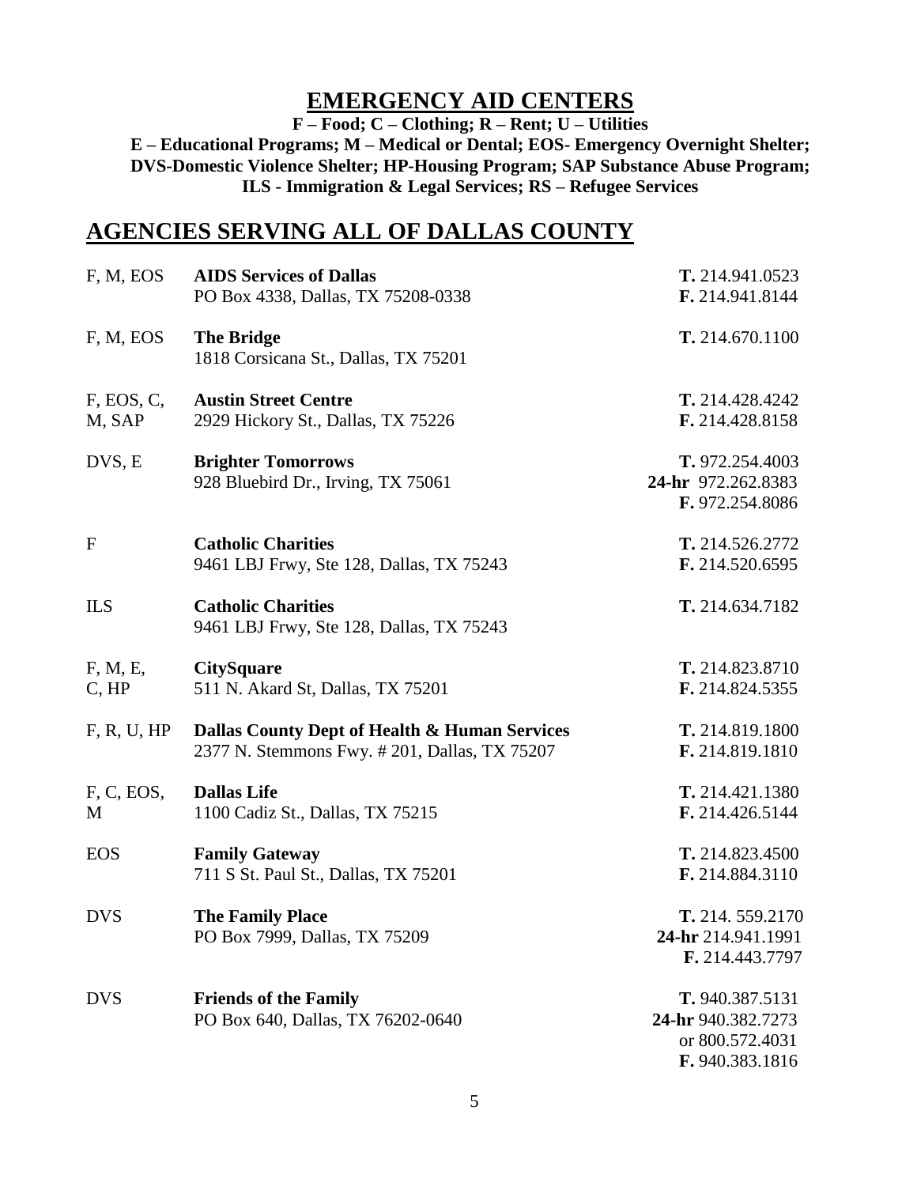# EMERGENCY AID CENTERS

**F – Food; C – Clothing; R – Rent; U – Utilities**
**E – Educational Programs; M – Medical or Dental; EOS- Emergency Overnight Shelter; DVS-Domestic Violence Shelter; HP-Housing Program; SAP Substance Abuse Program; ILS - Immigration & Legal Services; RS – Refugee Services**

## AGENCIES SERVING ALL OF DALLAS COUNTY

| Services | Agency | Phone |
|---|---|---|
| F, M, EOS | **AIDS Services of Dallas**<br>PO Box 4338, Dallas, TX 75208-0338 | **T.** 214.941.0523<br>**F.** 214.941.8144 |
| F, M, EOS | **The Bridge**<br>1818 Corsicana St., Dallas, TX 75201 | **T.** 214.670.1100 |
| F, EOS, C, M, SAP | **Austin Street Centre**<br>2929 Hickory St., Dallas, TX 75226 | **T.** 214.428.4242<br>**F.** 214.428.8158 |
| DVS, E | **Brighter Tomorrows**<br>928 Bluebird Dr., Irving, TX 75061 | **T.** 972.254.4003<br>**24-hr** 972.262.8383<br>**F.** 972.254.8086 |
| F | **Catholic Charities**<br>9461 LBJ Frwy, Ste 128, Dallas, TX 75243 | **T.** 214.526.2772<br>**F.** 214.520.6595 |
| ILS | **Catholic Charities**<br>9461 LBJ Frwy, Ste 128, Dallas, TX 75243 | **T.** 214.634.7182 |
| F, M, E, C, HP | **CitySquare**<br>511 N. Akard St, Dallas, TX 75201 | **T.** 214.823.8710<br>**F.** 214.824.5355 |
| F, R, U, HP | **Dallas County Dept of Health & Human Services**<br>2377 N. Stemmons Fwy. # 201, Dallas, TX 75207 | **T.** 214.819.1800<br>**F.** 214.819.1810 |
| F, C, EOS, M | **Dallas Life**<br>1100 Cadiz St., Dallas, TX 75215 | **T.** 214.421.1380<br>**F.** 214.426.5144 |
| EOS | **Family Gateway**<br>711 S St. Paul St., Dallas, TX 75201 | **T.** 214.823.4500<br>**F.** 214.884.3110 |
| DVS | **The Family Place**<br>PO Box 7999, Dallas, TX 75209 | **T.** 214. 559.2170<br>**24-hr** 214.941.1991<br>**F.** 214.443.7797 |
| DVS | **Friends of the Family**<br>PO Box 640, Dallas, TX 76202-0640 | **T.** 940.387.5131<br>**24-hr** 940.382.7273<br>or 800.572.4031<br>**F.** 940.383.1816 |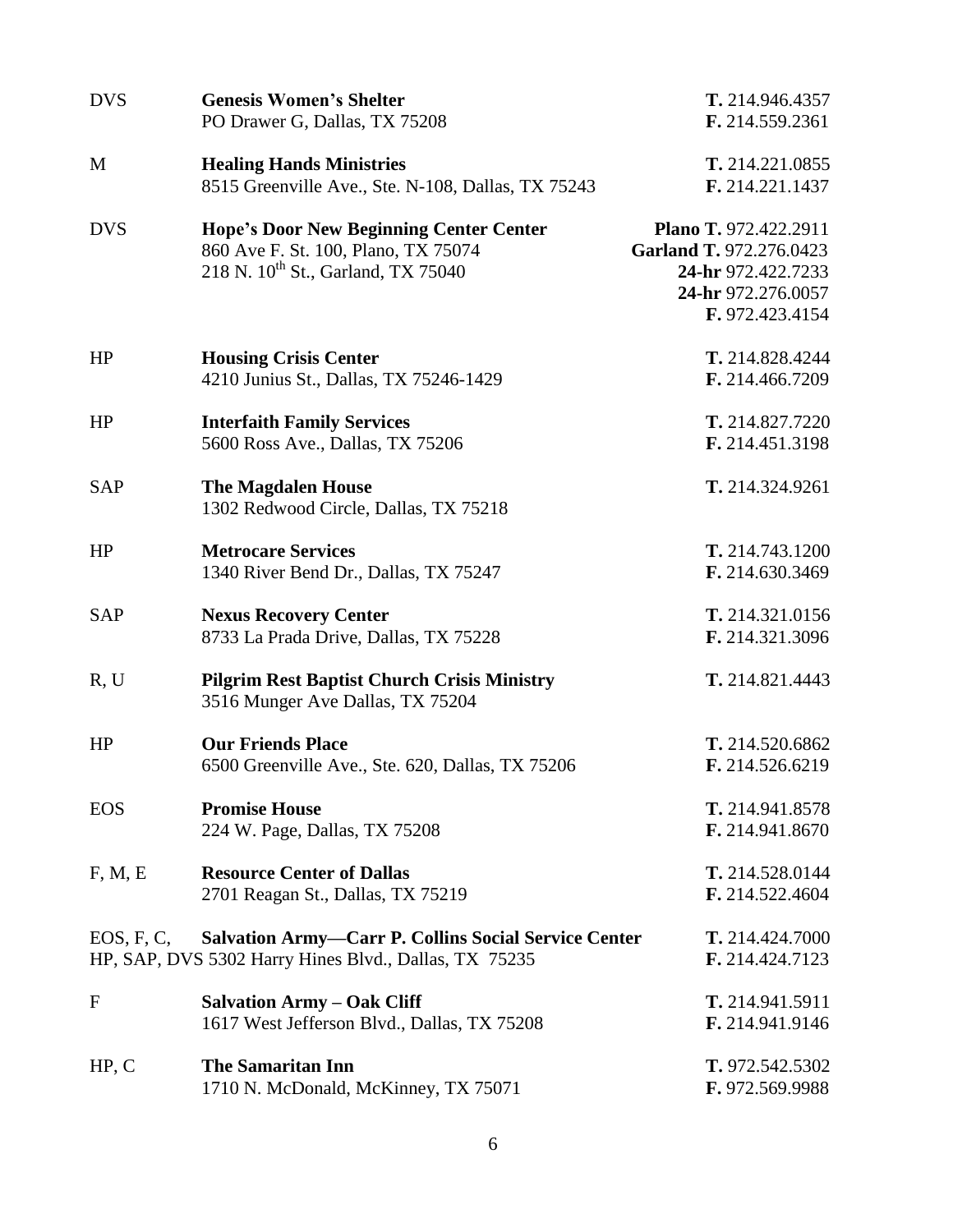| | | |
|---|---|---|
| DVS | **Genesis Women's Shelter**<br>PO Drawer G, Dallas, TX 75208 | **T.** 214.946.4357<br>**F.** 214.559.2361 |
| M | **Healing Hands Ministries**<br>8515 Greenville Ave., Ste. N-108, Dallas, TX 75243 | **T.** 214.221.0855<br>**F.** 214.221.1437 |
| DVS | **Hope's Door New Beginning Center Center**<br>860 Ave F. St. 100, Plano, TX 75074<br>218 N. 10th St., Garland, TX 75040 | **Plano T.** 972.422.2911<br>**Garland T.** 972.276.0423<br>**24-hr** 972.422.7233<br>**24-hr** 972.276.0057<br>**F.** 972.423.4154 |
| HP | **Housing Crisis Center**<br>4210 Junius St., Dallas, TX 75246-1429 | **T.** 214.828.4244<br>**F.** 214.466.7209 |
| HP | **Interfaith Family Services**<br>5600 Ross Ave., Dallas, TX 75206 | **T.** 214.827.7220<br>**F.** 214.451.3198 |
| SAP | **The Magdalen House**<br>1302 Redwood Circle, Dallas, TX 75218 | **T.** 214.324.9261 |
| HP | **Metrocare Services**<br>1340 River Bend Dr., Dallas, TX 75247 | **T.** 214.743.1200<br>**F.** 214.630.3469 |
| SAP | **Nexus Recovery Center**<br>8733 La Prada Drive, Dallas, TX 75228 | **T.** 214.321.0156<br>**F.** 214.321.3096 |
| R, U | **Pilgrim Rest Baptist Church Crisis Ministry**<br>3516 Munger Ave Dallas, TX 75204 | **T.** 214.821.4443 |
| HP | **Our Friends Place**<br>6500 Greenville Ave., Ste. 620, Dallas, TX 75206 | **T.** 214.520.6862<br>**F.** 214.526.6219 |
| EOS | **Promise House**<br>224 W. Page, Dallas, TX 75208 | **T.** 214.941.8578<br>**F.** 214.941.8670 |
| F, M, E | **Resource Center of Dallas**<br>2701 Reagan St., Dallas, TX 75219 | **T.** 214.528.0144<br>**F.** 214.522.4604 |
| EOS, F, C, HP, SAP, DVS | **Salvation Army—Carr P. Collins Social Service Center**<br>5302 Harry Hines Blvd., Dallas, TX 75235 | **T.** 214.424.7000<br>**F.** 214.424.7123 |
| F | **Salvation Army – Oak Cliff**<br>1617 West Jefferson Blvd., Dallas, TX 75208 | **T.** 214.941.5911<br>**F.** 214.941.9146 |
| HP, C | **The Samaritan Inn**<br>1710 N. McDonald, McKinney, TX 75071 | **T.** 972.542.5302<br>**F.** 972.569.9988 |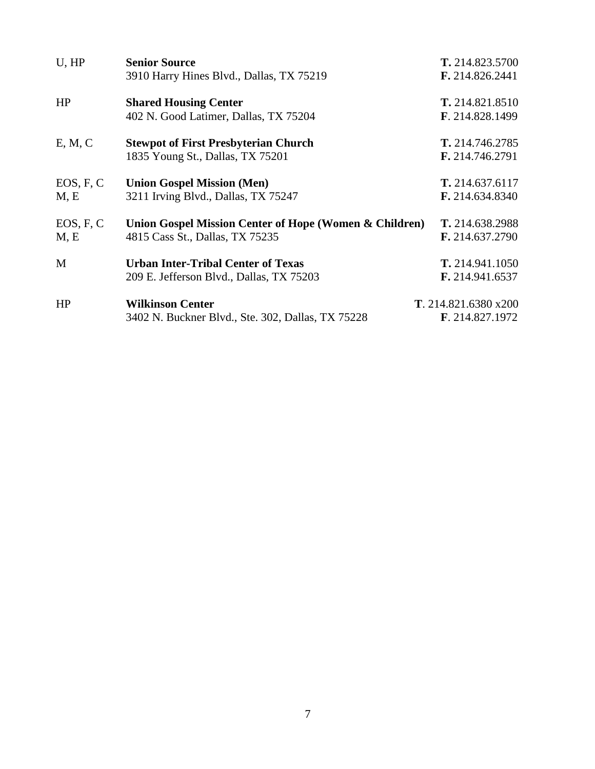| | | |
|---|---|---|
| U, HP | **Senior Source**<br>3910 Harry Hines Blvd., Dallas, TX 75219 | **T.** 214.823.5700<br>**F.** 214.826.2441 |
| HP | **Shared Housing Center**<br>402 N. Good Latimer, Dallas, TX 75204 | **T.** 214.821.8510<br>**F**. 214.828.1499 |
| E, M, C | **Stewpot of First Presbyterian Church**<br>1835 Young St., Dallas, TX 75201 | **T.** 214.746.2785<br>**F.** 214.746.2791 |
| EOS, F, C<br>M, E | **Union Gospel Mission (Men)**<br>3211 Irving Blvd., Dallas, TX 75247 | **T.** 214.637.6117<br>**F.** 214.634.8340 |
| EOS, F, C<br>M, E | **Union Gospel Mission Center of Hope (Women & Children)**<br>4815 Cass St., Dallas, TX 75235 | **T.** 214.638.2988<br>**F.** 214.637.2790 |
| M | **Urban Inter-Tribal Center of Texas**<br>209 E. Jefferson Blvd., Dallas, TX 75203 | **T.** 214.941.1050<br>**F.** 214.941.6537 |
| HP | **Wilkinson Center**<br>3402 N. Buckner Blvd., Ste. 302, Dallas, TX 75228 | **T**. 214.821.6380 x200<br>**F**. 214.827.1972 |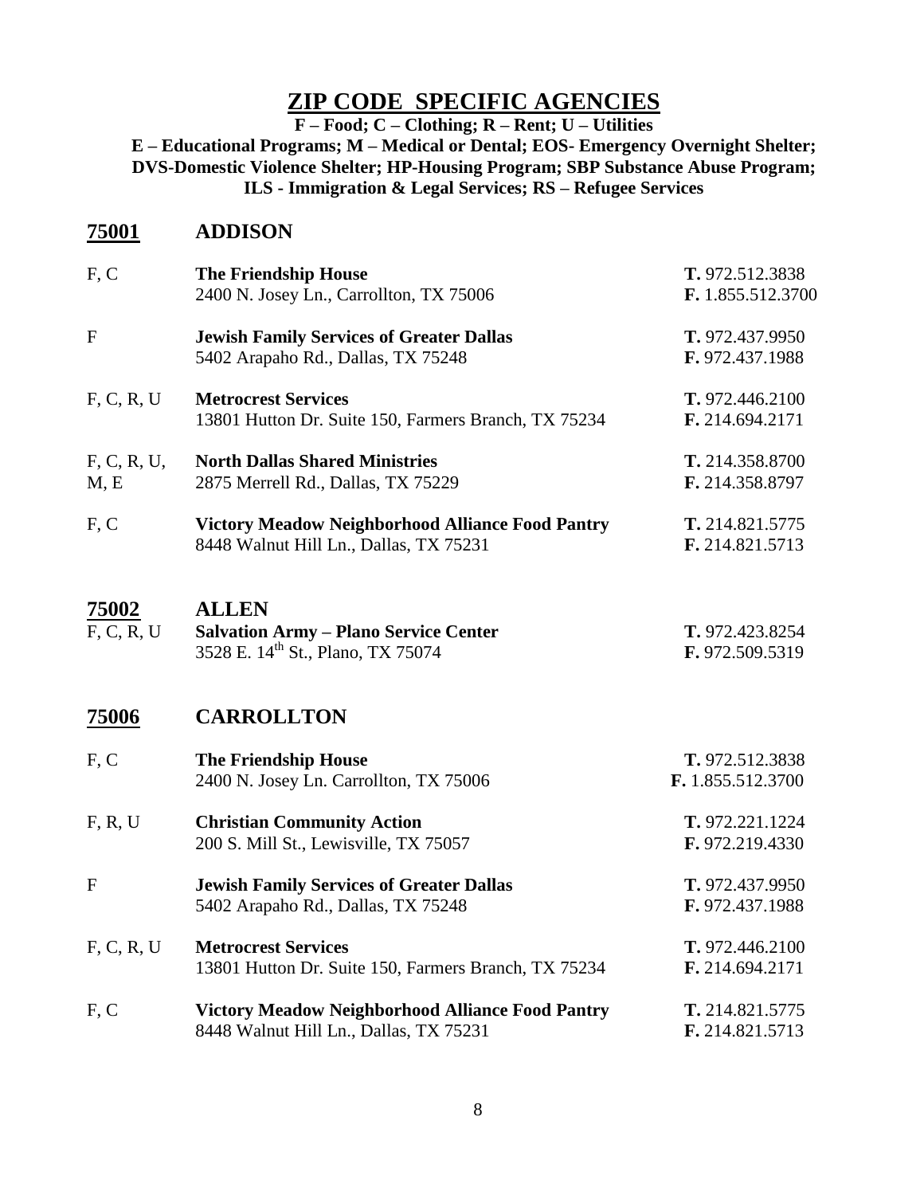# ZIP CODE SPECIFIC AGENCIES

**F – Food; C – Clothing; R – Rent; U – Utilities**
**E – Educational Programs; M – Medical or Dental; EOS- Emergency Overnight Shelter; DVS-Domestic Violence Shelter; HP-Housing Program; SBP Substance Abuse Program; ILS - Immigration & Legal Services; RS – Refugee Services**

## 75001 ADDISON

| Services | Agency | Contact |
|---|---|---|
| F, C | **The Friendship House**<br>2400 N. Josey Ln., Carrollton, TX 75006 | **T.** 972.512.3838<br>**F.** 1.855.512.3700 |
| F | **Jewish Family Services of Greater Dallas**<br>5402 Arapaho Rd., Dallas, TX 75248 | **T.** 972.437.9950<br>**F.** 972.437.1988 |
| F, C, R, U | **Metrocrest Services**<br>13801 Hutton Dr. Suite 150, Farmers Branch, TX 75234 | **T.** 972.446.2100<br>**F.** 214.694.2171 |
| F, C, R, U, M, E | **North Dallas Shared Ministries**<br>2875 Merrell Rd., Dallas, TX 75229 | **T.** 214.358.8700<br>**F.** 214.358.8797 |
| F, C | **Victory Meadow Neighborhood Alliance Food Pantry**<br>8448 Walnut Hill Ln., Dallas, TX 75231 | **T.** 214.821.5775<br>**F.** 214.821.5713 |

## 75002 ALLEN

| Services | Agency | Contact |
|---|---|---|
| F, C, R, U | **Salvation Army – Plano Service Center**<br>3528 E. 14th St., Plano, TX 75074 | **T.** 972.423.8254<br>**F.** 972.509.5319 |

## 75006 CARROLLTON

| Services | Agency | Contact |
|---|---|---|
| F, C | **The Friendship House**<br>2400 N. Josey Ln. Carrollton, TX 75006 | **T.** 972.512.3838<br>**F.** 1.855.512.3700 |
| F, R, U | **Christian Community Action**<br>200 S. Mill St., Lewisville, TX 75057 | **T.** 972.221.1224<br>**F.** 972.219.4330 |
| F | **Jewish Family Services of Greater Dallas**<br>5402 Arapaho Rd., Dallas, TX 75248 | **T.** 972.437.9950<br>**F.** 972.437.1988 |
| F, C, R, U | **Metrocrest Services**<br>13801 Hutton Dr. Suite 150, Farmers Branch, TX 75234 | **T.** 972.446.2100<br>**F.** 214.694.2171 |
| F, C | **Victory Meadow Neighborhood Alliance Food Pantry**<br>8448 Walnut Hill Ln., Dallas, TX 75231 | **T.** 214.821.5775<br>**F.** 214.821.5713 |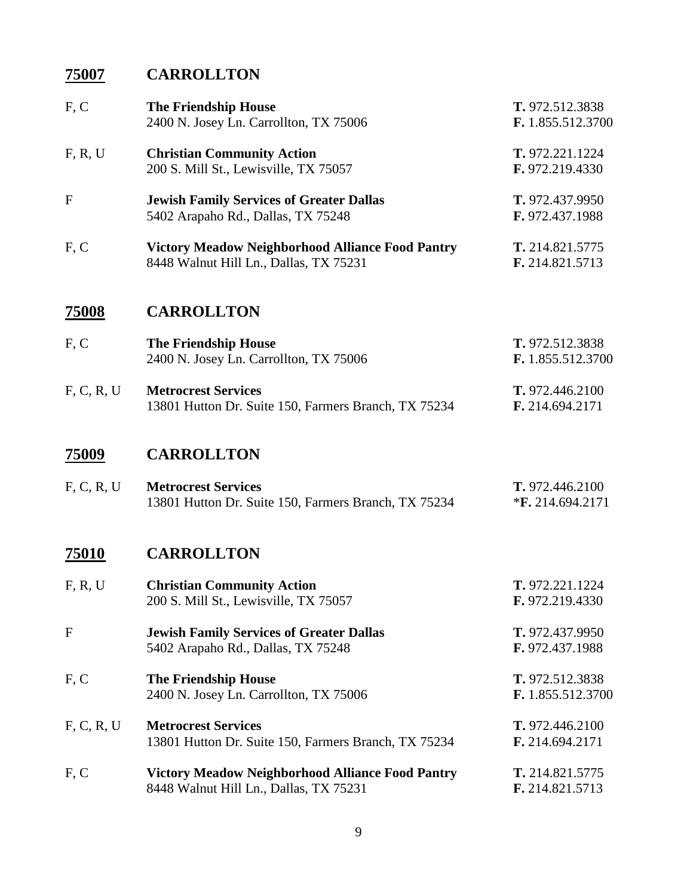## 75007 CARROLLTON

| | | |
|---|---|---|
| F, C | **The Friendship House**<br>2400 N. Josey Ln. Carrollton, TX 75006 | **T.** 972.512.3838<br>**F.** 1.855.512.3700 |
| F, R, U | **Christian Community Action**<br>200 S. Mill St., Lewisville, TX 75057 | **T.** 972.221.1224<br>**F.** 972.219.4330 |
| F | **Jewish Family Services of Greater Dallas**<br>5402 Arapaho Rd., Dallas, TX 75248 | **T.** 972.437.9950<br>**F.** 972.437.1988 |
| F, C | **Victory Meadow Neighborhood Alliance Food Pantry**<br>8448 Walnut Hill Ln., Dallas, TX 75231 | **T.** 214.821.5775<br>**F.** 214.821.5713 |

## 75008 CARROLLTON

| | | |
|---|---|---|
| F, C | **The Friendship House**<br>2400 N. Josey Ln. Carrollton, TX 75006 | **T.** 972.512.3838<br>**F.** 1.855.512.3700 |
| F, C, R, U | **Metrocrest Services**<br>13801 Hutton Dr. Suite 150, Farmers Branch, TX 75234 | **T.** 972.446.2100<br>**F.** 214.694.2171 |

## 75009 CARROLLTON

| | | |
|---|---|---|
| F, C, R, U | **Metrocrest Services**<br>13801 Hutton Dr. Suite 150, Farmers Branch, TX 75234 | **T.** 972.446.2100<br>***F.** 214.694.2171 |

## 75010 CARROLLTON

| | | |
|---|---|---|
| F, R, U | **Christian Community Action**<br>200 S. Mill St., Lewisville, TX 75057 | **T.** 972.221.1224<br>**F.** 972.219.4330 |
| F | **Jewish Family Services of Greater Dallas**<br>5402 Arapaho Rd., Dallas, TX 75248 | **T.** 972.437.9950<br>**F.** 972.437.1988 |
| F, C | **The Friendship House**<br>2400 N. Josey Ln. Carrollton, TX 75006 | **T.** 972.512.3838<br>**F.** 1.855.512.3700 |
| F, C, R, U | **Metrocrest Services**<br>13801 Hutton Dr. Suite 150, Farmers Branch, TX 75234 | **T.** 972.446.2100<br>**F.** 214.694.2171 |
| F, C | **Victory Meadow Neighborhood Alliance Food Pantry**<br>8448 Walnut Hill Ln., Dallas, TX 75231 | **T.** 214.821.5775<br>**F.** 214.821.5713 |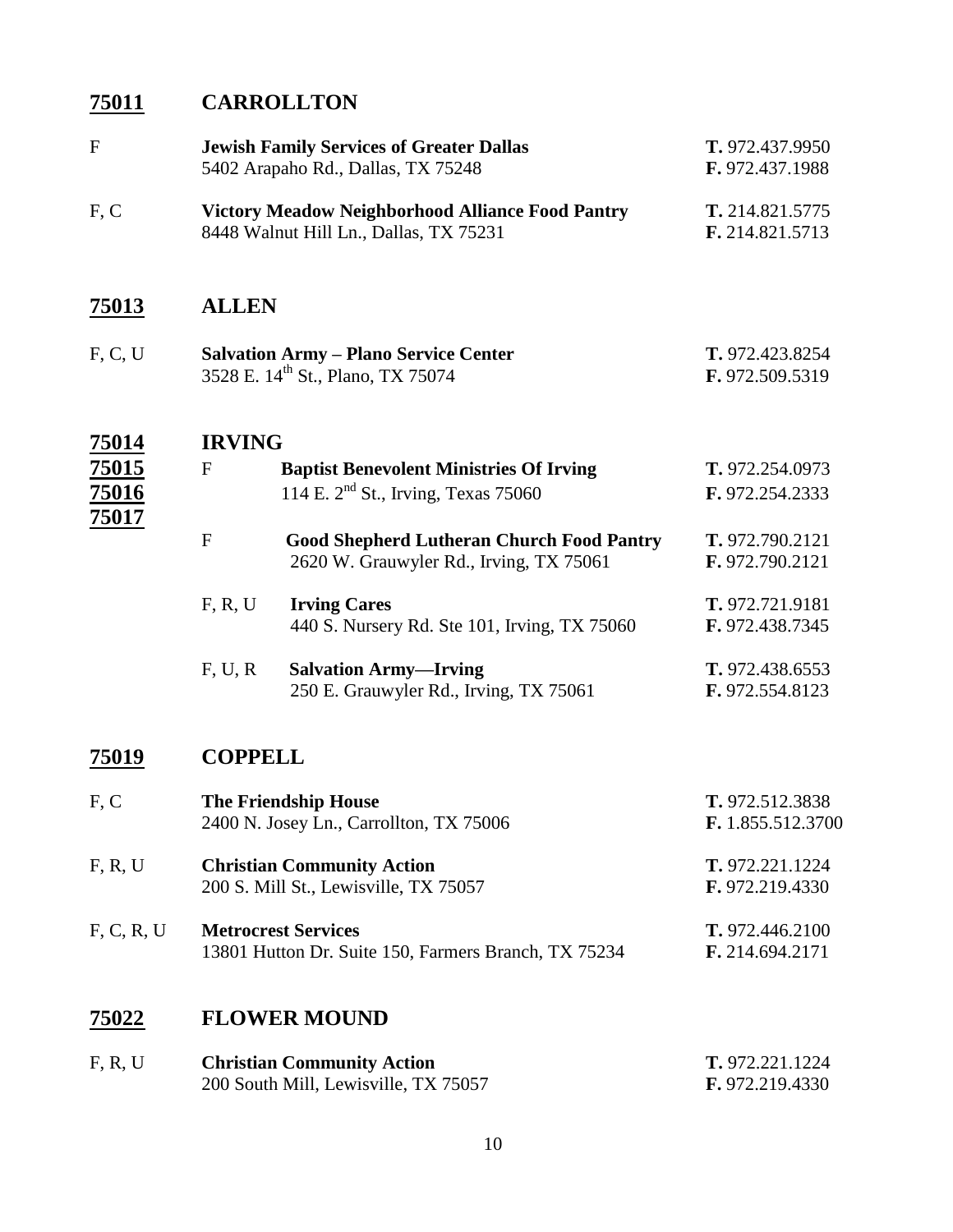## 75011 CARROLLTON

F — **Jewish Family Services of Greater Dallas**
5402 Arapaho Rd., Dallas, TX 75248
**T.** 972.437.9950
**F.** 972.437.1988

F, C — **Victory Meadow Neighborhood Alliance Food Pantry**
8448 Walnut Hill Ln., Dallas, TX 75231
**T.** 214.821.5775
**F.** 214.821.5713

## 75013 ALLEN

F, C, U — **Salvation Army – Plano Service Center**
3528 E. 14th St., Plano, TX 75074
**T.** 972.423.8254
**F.** 972.509.5319

## 75014 75015 75016 75017 IRVING

F — **Baptist Benevolent Ministries Of Irving**
114 E. 2nd St., Irving, Texas 75060
**T.** 972.254.0973
**F.** 972.254.2333

F — **Good Shepherd Lutheran Church Food Pantry**
2620 W. Grauwyler Rd., Irving, TX 75061
**T.** 972.790.2121
**F.** 972.790.2121

F, R, U — **Irving Cares**
440 S. Nursery Rd. Ste 101, Irving, TX 75060
**T.** 972.721.9181
**F.** 972.438.7345

F, U, R — **Salvation Army—Irving**
250 E. Grauwyler Rd., Irving, TX 75061
**T.** 972.438.6553
**F.** 972.554.8123

## 75019 COPPELL

F, C — **The Friendship House**
2400 N. Josey Ln., Carrollton, TX 75006
**T.** 972.512.3838
**F.** 1.855.512.3700

F, R, U — **Christian Community Action**
200 S. Mill St., Lewisville, TX 75057
**T.** 972.221.1224
**F.** 972.219.4330

F, C, R, U — **Metrocrest Services**
13801 Hutton Dr. Suite 150, Farmers Branch, TX 75234
**T.** 972.446.2100
**F.** 214.694.2171

## 75022 FLOWER MOUND

F, R, U — **Christian Community Action**
200 South Mill, Lewisville, TX 75057
**T.** 972.221.1224
**F.** 972.219.4330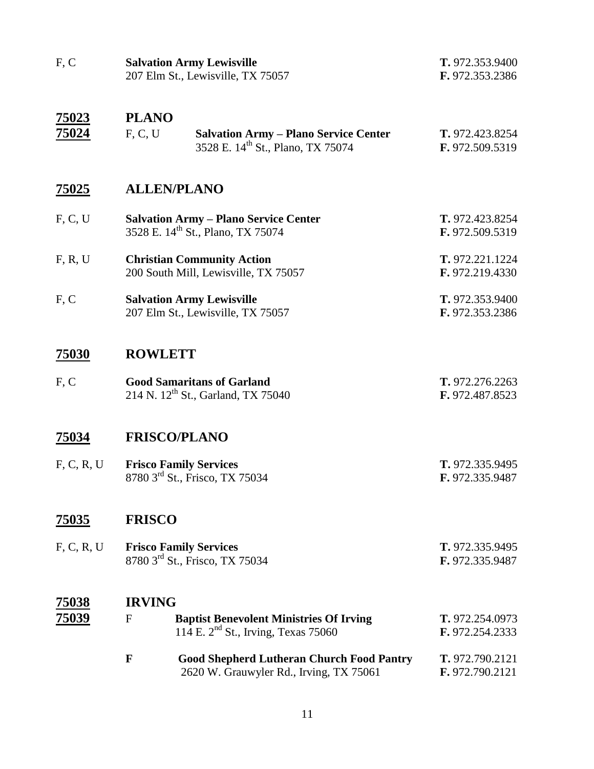F, C **Salvation Army Lewisville**
207 Elm St., Lewisville, TX 75057
**T.** 972.353.9400
**F.** 972.353.2386

## 75023 75024 PLANO

F, C, U **Salvation Army – Plano Service Center**
3528 E. 14th St., Plano, TX 75074
**T.** 972.423.8254
**F.** 972.509.5319

## 75025 ALLEN/PLANO

F, C, U **Salvation Army – Plano Service Center**
3528 E. 14th St., Plano, TX 75074
**T.** 972.423.8254
**F.** 972.509.5319

F, R, U **Christian Community Action**
200 South Mill, Lewisville, TX 75057
**T.** 972.221.1224
**F.** 972.219.4330

F, C **Salvation Army Lewisville**
207 Elm St., Lewisville, TX 75057
**T.** 972.353.9400
**F.** 972.353.2386

## 75030 ROWLETT

F, C **Good Samaritans of Garland**
214 N. 12th St., Garland, TX 75040
**T.** 972.276.2263
**F.** 972.487.8523

## 75034 FRISCO/PLANO

F, C, R, U **Frisco Family Services**
8780 3rd St., Frisco, TX 75034
**T.** 972.335.9495
**F.** 972.335.9487

## 75035 FRISCO

F, C, R, U **Frisco Family Services**
8780 3rd St., Frisco, TX 75034
**T.** 972.335.9495
**F.** 972.335.9487

## 75038 75039 IRVING

F **Baptist Benevolent Ministries Of Irving**
114 E. 2nd St., Irving, Texas 75060
**T.** 972.254.0973
**F.** 972.254.2333

**F** **Good Shepherd Lutheran Church Food Pantry**
2620 W. Grauwyler Rd., Irving, TX 75061
**T.** 972.790.2121
**F.** 972.790.2121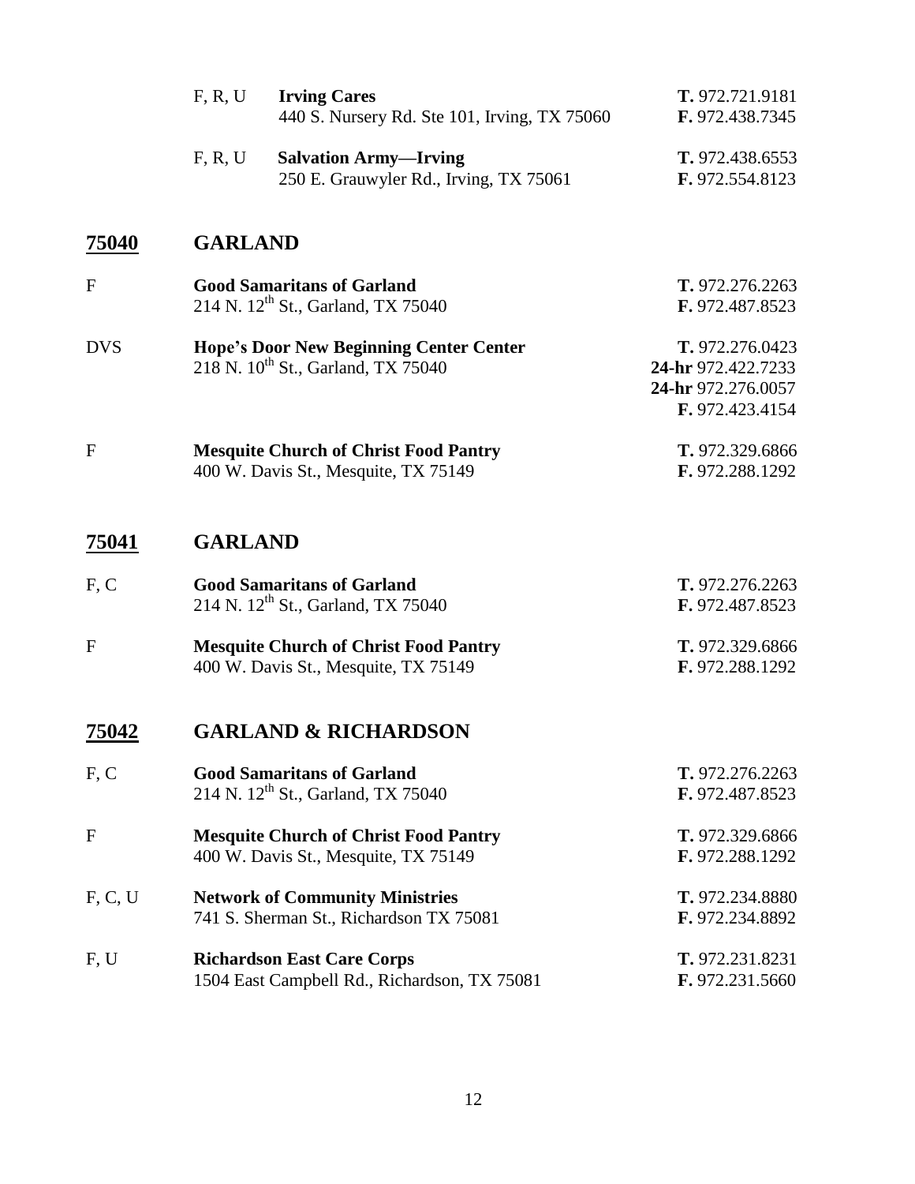| | | |
|---|---|---|
| F, R, U | **Irving Cares**<br>440 S. Nursery Rd. Ste 101, Irving, TX 75060 | **T.** 972.721.9181<br>**F.** 972.438.7345 |
| F, R, U | **Salvation Army—Irving**<br>250 E. Grauwyler Rd., Irving, TX 75061 | **T.** 972.438.6553<br>**F.** 972.554.8123 |

## 75040 GARLAND

| | | |
|---|---|---|
| F | **Good Samaritans of Garland**<br>214 N. 12th St., Garland, TX 75040 | **T.** 972.276.2263<br>**F.** 972.487.8523 |
| DVS | **Hope's Door New Beginning Center Center**<br>218 N. 10th St., Garland, TX 75040 | **T.** 972.276.0423<br>**24-hr** 972.422.7233<br>**24-hr** 972.276.0057<br>**F.** 972.423.4154 |
| F | **Mesquite Church of Christ Food Pantry**<br>400 W. Davis St., Mesquite, TX 75149 | **T.** 972.329.6866<br>**F.** 972.288.1292 |

## 75041 GARLAND

| | | |
|---|---|---|
| F, C | **Good Samaritans of Garland**<br>214 N. 12th St., Garland, TX 75040 | **T.** 972.276.2263<br>**F.** 972.487.8523 |
| F | **Mesquite Church of Christ Food Pantry**<br>400 W. Davis St., Mesquite, TX 75149 | **T.** 972.329.6866<br>**F.** 972.288.1292 |

## 75042 GARLAND & RICHARDSON

| | | |
|---|---|---|
| F, C | **Good Samaritans of Garland**<br>214 N. 12th St., Garland, TX 75040 | **T.** 972.276.2263<br>**F.** 972.487.8523 |
| F | **Mesquite Church of Christ Food Pantry**<br>400 W. Davis St., Mesquite, TX 75149 | **T.** 972.329.6866<br>**F.** 972.288.1292 |
| F, C, U | **Network of Community Ministries**<br>741 S. Sherman St., Richardson TX 75081 | **T.** 972.234.8880<br>**F.** 972.234.8892 |
| F, U | **Richardson East Care Corps**<br>1504 East Campbell Rd., Richardson, TX 75081 | **T.** 972.231.8231<br>**F.** 972.231.5660 |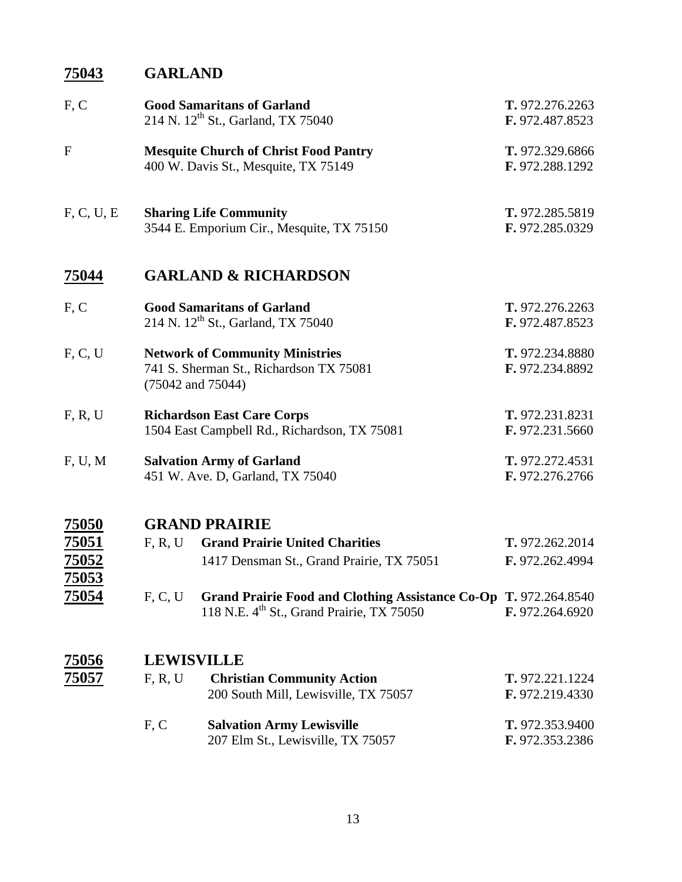## 75043 GARLAND

| | | |
|---|---|---|
| F, C | **Good Samaritans of Garland**<br>214 N. 12th St., Garland, TX 75040 | **T.** 972.276.2263<br>**F.** 972.487.8523 |
| F | **Mesquite Church of Christ Food Pantry**<br>400 W. Davis St., Mesquite, TX 75149 | **T.** 972.329.6866<br>**F.** 972.288.1292 |
| F, C, U, E | **Sharing Life Community**<br>3544 E. Emporium Cir., Mesquite, TX 75150 | **T.** 972.285.5819<br>**F.** 972.285.0329 |

## 75044 GARLAND & RICHARDSON

| | | |
|---|---|---|
| F, C | **Good Samaritans of Garland**<br>214 N. 12th St., Garland, TX 75040 | **T.** 972.276.2263<br>**F.** 972.487.8523 |
| F, C, U | **Network of Community Ministries**<br>741 S. Sherman St., Richardson TX 75081<br>(75042 and 75044) | **T.** 972.234.8880<br>**F.** 972.234.8892 |
| F, R, U | **Richardson East Care Corps**<br>1504 East Campbell Rd., Richardson, TX 75081 | **T.** 972.231.8231<br>**F.** 972.231.5660 |
| F, U, M | **Salvation Army of Garland**<br>451 W. Ave. D, Garland, TX 75040 | **T.** 972.272.4531<br>**F.** 972.276.2766 |

## 75050 75051 75052 75053 75054 GRAND PRAIRIE

| | | |
|---|---|---|
| F, R, U | **Grand Prairie United Charities**<br>1417 Densman St., Grand Prairie, TX 75051 | **T.** 972.262.2014<br>**F.** 972.262.4994 |
| F, C, U | **Grand Prairie Food and Clothing Assistance Co-Op**<br>118 N.E. 4th St., Grand Prairie, TX 75050 | **T.** 972.264.8540<br>**F.** 972.264.6920 |

## 75056 75057 LEWISVILLE

| | | |
|---|---|---|
| F, R, U | **Christian Community Action**<br>200 South Mill, Lewisville, TX 75057 | **T.** 972.221.1224<br>**F.** 972.219.4330 |
| F, C | **Salvation Army Lewisville**<br>207 Elm St., Lewisville, TX 75057 | **T.** 972.353.9400<br>**F.** 972.353.2386 |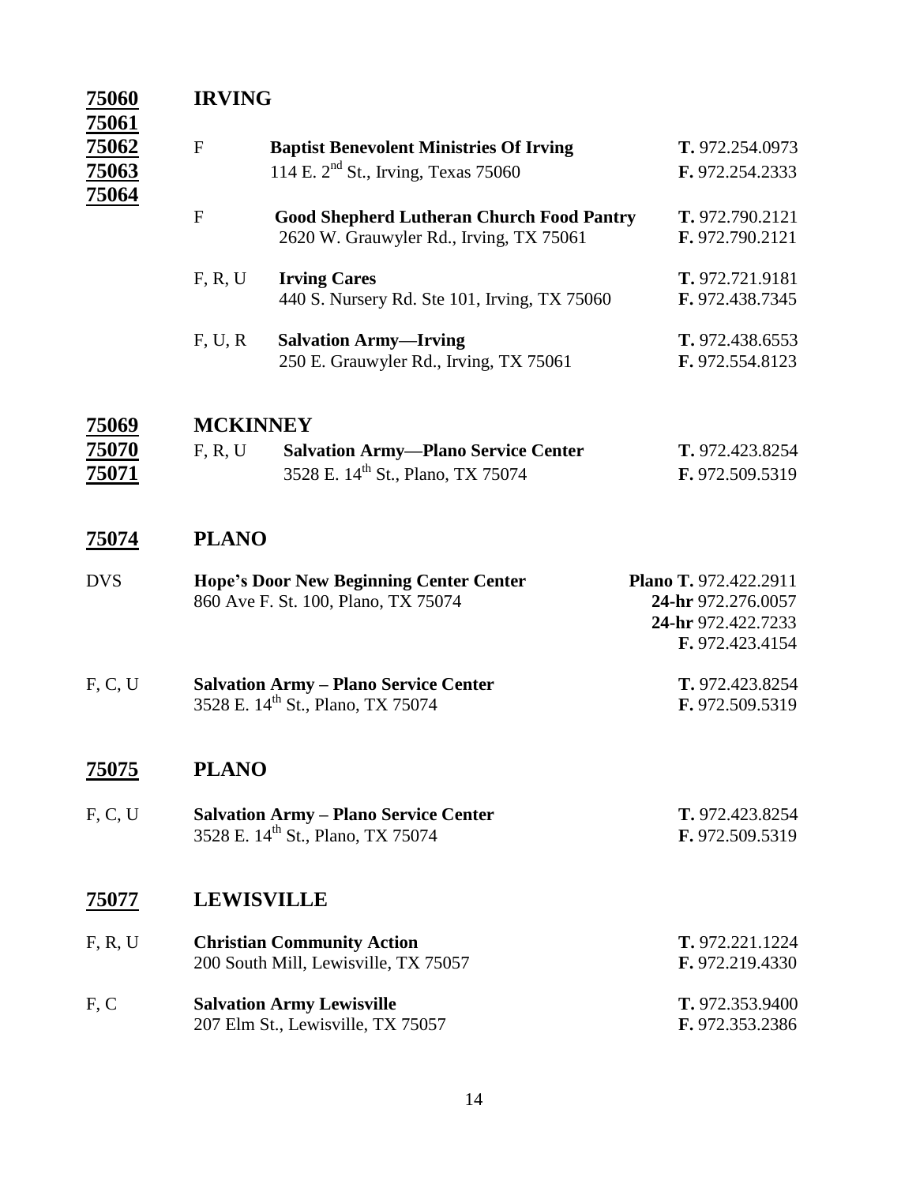## 75060 75061 75062 75063 75064 — IRVING

| Services | Organization / Address | Phone / Fax |
|---|---|---|
| F | **Baptist Benevolent Ministries Of Irving**<br>114 E. 2nd St., Irving, Texas 75060 | **T.** 972.254.0973<br>**F.** 972.254.2333 |
| F | **Good Shepherd Lutheran Church Food Pantry**<br>2620 W. Grauwyler Rd., Irving, TX 75061 | **T.** 972.790.2121<br>**F.** 972.790.2121 |
| F, R, U | **Irving Cares**<br>440 S. Nursery Rd. Ste 101, Irving, TX 75060 | **T.** 972.721.9181<br>**F.** 972.438.7345 |
| F, U, R | **Salvation Army—Irving**<br>250 E. Grauwyler Rd., Irving, TX 75061 | **T.** 972.438.6553<br>**F.** 972.554.8123 |

## 75069 75070 75071 — MCKINNEY

| Services | Organization / Address | Phone / Fax |
|---|---|---|
| F, R, U | **Salvation Army—Plano Service Center**<br>3528 E. 14th St., Plano, TX 75074 | **T.** 972.423.8254<br>**F.** 972.509.5319 |

## 75074 — PLANO

| Services | Organization / Address | Phone / Fax |
|---|---|---|
| DVS | **Hope's Door New Beginning Center Center**<br>860 Ave F. St. 100, Plano, TX 75074 | **Plano T.** 972.422.2911<br>**24-hr** 972.276.0057<br>**24-hr** 972.422.7233<br>**F.** 972.423.4154 |
| F, C, U | **Salvation Army – Plano Service Center**<br>3528 E. 14th St., Plano, TX 75074 | **T.** 972.423.8254<br>**F.** 972.509.5319 |

## 75075 — PLANO

| Services | Organization / Address | Phone / Fax |
|---|---|---|
| F, C, U | **Salvation Army – Plano Service Center**<br>3528 E. 14th St., Plano, TX 75074 | **T.** 972.423.8254<br>**F.** 972.509.5319 |

## 75077 — LEWISVILLE

| Services | Organization / Address | Phone / Fax |
|---|---|---|
| F, R, U | **Christian Community Action**<br>200 South Mill, Lewisville, TX 75057 | **T.** 972.221.1224<br>**F.** 972.219.4330 |
| F, C | **Salvation Army Lewisville**<br>207 Elm St., Lewisville, TX 75057 | **T.** 972.353.9400<br>**F.** 972.353.2386 |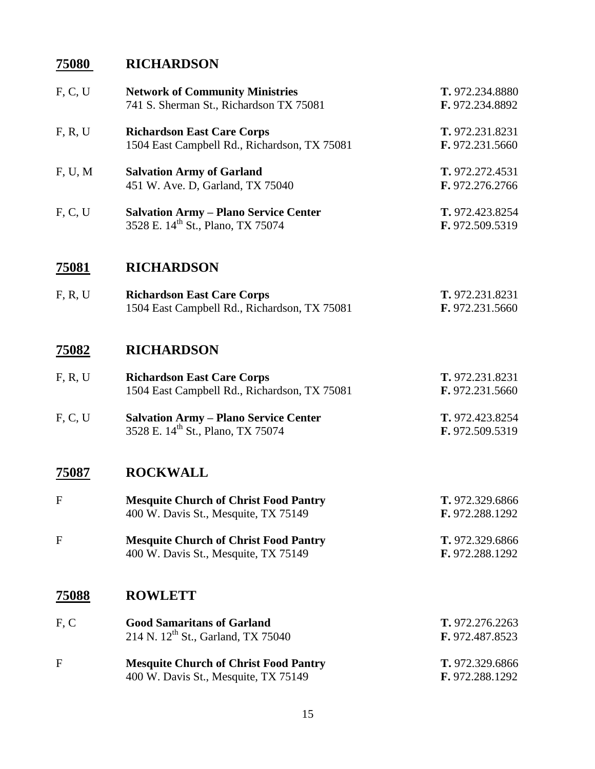## 75080 RICHARDSON

| Services | Organization | Phone/Fax |
|---|---|---|
| F, C, U | **Network of Community Ministries**<br>741 S. Sherman St., Richardson TX 75081 | **T.** 972.234.8880<br>**F.** 972.234.8892 |
| F, R, U | **Richardson East Care Corps**<br>1504 East Campbell Rd., Richardson, TX 75081 | **T.** 972.231.8231<br>**F.** 972.231.5660 |
| F, U, M | **Salvation Army of Garland**<br>451 W. Ave. D, Garland, TX 75040 | **T.** 972.272.4531<br>**F.** 972.276.2766 |
| F, C, U | **Salvation Army – Plano Service Center**<br>3528 E. 14th St., Plano, TX 75074 | **T.** 972.423.8254<br>**F.** 972.509.5319 |

## 75081 RICHARDSON

| Services | Organization | Phone/Fax |
|---|---|---|
| F, R, U | **Richardson East Care Corps**<br>1504 East Campbell Rd., Richardson, TX 75081 | **T.** 972.231.8231<br>**F.** 972.231.5660 |

## 75082 RICHARDSON

| Services | Organization | Phone/Fax |
|---|---|---|
| F, R, U | **Richardson East Care Corps**<br>1504 East Campbell Rd., Richardson, TX 75081 | **T.** 972.231.8231<br>**F.** 972.231.5660 |
| F, C, U | **Salvation Army – Plano Service Center**<br>3528 E. 14th St., Plano, TX 75074 | **T.** 972.423.8254<br>**F.** 972.509.5319 |

## 75087 ROCKWALL

| Services | Organization | Phone/Fax |
|---|---|---|
| F | **Mesquite Church of Christ Food Pantry**<br>400 W. Davis St., Mesquite, TX 75149 | **T.** 972.329.6866<br>**F.** 972.288.1292 |
| F | **Mesquite Church of Christ Food Pantry**<br>400 W. Davis St., Mesquite, TX 75149 | **T.** 972.329.6866<br>**F.** 972.288.1292 |

## 75088 ROWLETT

| Services | Organization | Phone/Fax |
|---|---|---|
| F, C | **Good Samaritans of Garland**<br>214 N. 12th St., Garland, TX 75040 | **T.** 972.276.2263<br>**F.** 972.487.8523 |
| F | **Mesquite Church of Christ Food Pantry**<br>400 W. Davis St., Mesquite, TX 75149 | **T.** 972.329.6866<br>**F.** 972.288.1292 |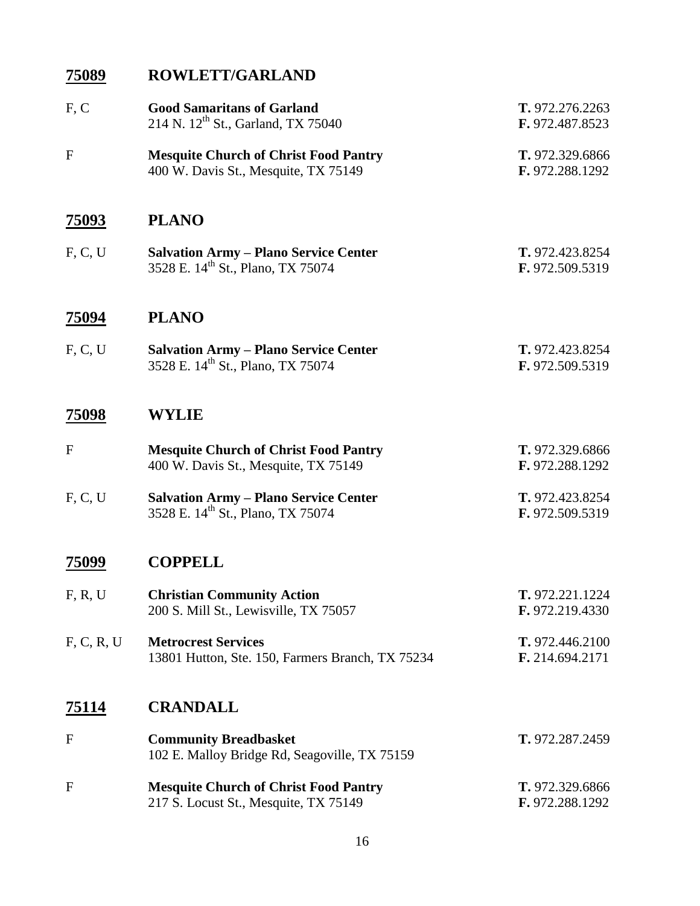## 75089 ROWLETT/GARLAND

F, C — **Good Samaritans of Garland**
214 N. 12th St., Garland, TX 75040
**T.** 972.276.2263
**F.** 972.487.8523

F — **Mesquite Church of Christ Food Pantry**
400 W. Davis St., Mesquite, TX 75149
**T.** 972.329.6866
**F.** 972.288.1292

## 75093 PLANO

F, C, U — **Salvation Army – Plano Service Center**
3528 E. 14th St., Plano, TX 75074
**T.** 972.423.8254
**F.** 972.509.5319

## 75094 PLANO

F, C, U — **Salvation Army – Plano Service Center**
3528 E. 14th St., Plano, TX 75074
**T.** 972.423.8254
**F.** 972.509.5319

## 75098 WYLIE

F — **Mesquite Church of Christ Food Pantry**
400 W. Davis St., Mesquite, TX 75149
**T.** 972.329.6866
**F.** 972.288.1292

F, C, U — **Salvation Army – Plano Service Center**
3528 E. 14th St., Plano, TX 75074
**T.** 972.423.8254
**F.** 972.509.5319

## 75099 COPPELL

F, R, U — **Christian Community Action**
200 S. Mill St., Lewisville, TX 75057
**T.** 972.221.1224
**F.** 972.219.4330

F, C, R, U — **Metrocrest Services**
13801 Hutton, Ste. 150, Farmers Branch, TX 75234
**T.** 972.446.2100
**F.** 214.694.2171

## 75114 CRANDALL

F — **Community Breadbasket**
102 E. Malloy Bridge Rd, Seagoville, TX 75159
**T.** 972.287.2459

F — **Mesquite Church of Christ Food Pantry**
217 S. Locust St., Mesquite, TX 75149
**T.** 972.329.6866
**F.** 972.288.1292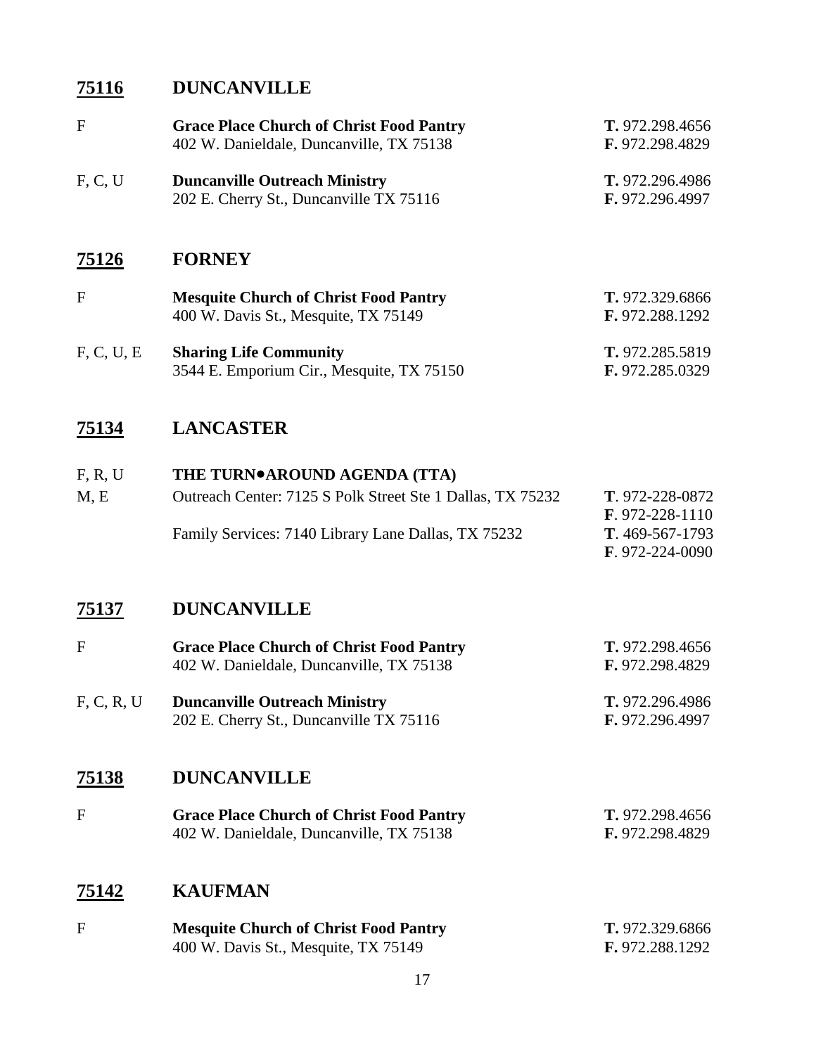## 75116 DUNCANVILLE

| | | |
|---|---|---|
| F | **Grace Place Church of Christ Food Pantry**<br>402 W. Danieldale, Duncanville, TX 75138 | **T.** 972.298.4656<br>**F.** 972.298.4829 |
| F, C, U | **Duncanville Outreach Ministry**<br>202 E. Cherry St., Duncanville TX 75116 | **T.** 972.296.4986<br>**F.** 972.296.4997 |

## 75126 FORNEY

| | | |
|---|---|---|
| F | **Mesquite Church of Christ Food Pantry**<br>400 W. Davis St., Mesquite, TX 75149 | **T.** 972.329.6866<br>**F.** 972.288.1292 |
| F, C, U, E | **Sharing Life Community**<br>3544 E. Emporium Cir., Mesquite, TX 75150 | **T.** 972.285.5819<br>**F.** 972.285.0329 |

## 75134 LANCASTER

| | | |
|---|---|---|
| F, R, U<br>M, E | **THE TURN•AROUND AGENDA (TTA)**<br>Outreach Center: 7125 S Polk Street Ste 1 Dallas, TX 75232 | **T**. 972-228-0872<br>**F**. 972-228-1110 |
| | Family Services: 7140 Library Lane Dallas, TX 75232 | **T**. 469-567-1793<br>**F**. 972-224-0090 |

## 75137 DUNCANVILLE

| | | |
|---|---|---|
| F | **Grace Place Church of Christ Food Pantry**<br>402 W. Danieldale, Duncanville, TX 75138 | **T.** 972.298.4656<br>**F.** 972.298.4829 |
| F, C, R, U | **Duncanville Outreach Ministry**<br>202 E. Cherry St., Duncanville TX 75116 | **T.** 972.296.4986<br>**F.** 972.296.4997 |

## 75138 DUNCANVILLE

| | | |
|---|---|---|
| F | **Grace Place Church of Christ Food Pantry**<br>402 W. Danieldale, Duncanville, TX 75138 | **T.** 972.298.4656<br>**F.** 972.298.4829 |

## 75142 KAUFMAN

| | | |
|---|---|---|
| F | **Mesquite Church of Christ Food Pantry**<br>400 W. Davis St., Mesquite, TX 75149 | **T.** 972.329.6866<br>**F.** 972.288.1292 |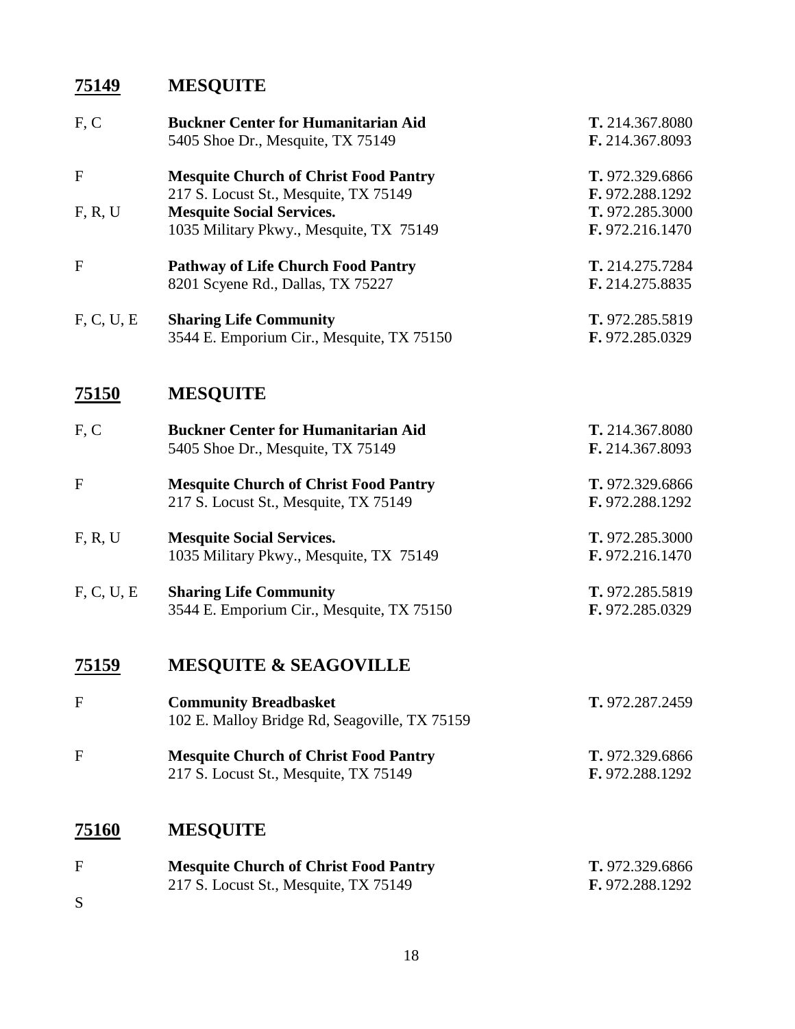## 75149 MESQUITE

| | | |
|---|---|---|
| F, C | **Buckner Center for Humanitarian Aid**<br>5405 Shoe Dr., Mesquite, TX 75149 | **T.** 214.367.8080<br>**F.** 214.367.8093 |
| F | **Mesquite Church of Christ Food Pantry**<br>217 S. Locust St., Mesquite, TX 75149 | **T.** 972.329.6866<br>**F.** 972.288.1292 |
| F, R, U | **Mesquite Social Services.**<br>1035 Military Pkwy., Mesquite, TX 75149 | **T.** 972.285.3000<br>**F.** 972.216.1470 |
| F | **Pathway of Life Church Food Pantry**<br>8201 Scyene Rd., Dallas, TX 75227 | **T.** 214.275.7284<br>**F.** 214.275.8835 |
| F, C, U, E | **Sharing Life Community**<br>3544 E. Emporium Cir., Mesquite, TX 75150 | **T.** 972.285.5819<br>**F.** 972.285.0329 |

## 75150 MESQUITE

| | | |
|---|---|---|
| F, C | **Buckner Center for Humanitarian Aid**<br>5405 Shoe Dr., Mesquite, TX 75149 | **T.** 214.367.8080<br>**F.** 214.367.8093 |
| F | **Mesquite Church of Christ Food Pantry**<br>217 S. Locust St., Mesquite, TX 75149 | **T.** 972.329.6866<br>**F.** 972.288.1292 |
| F, R, U | **Mesquite Social Services.**<br>1035 Military Pkwy., Mesquite, TX 75149 | **T.** 972.285.3000<br>**F.** 972.216.1470 |
| F, C, U, E | **Sharing Life Community**<br>3544 E. Emporium Cir., Mesquite, TX 75150 | **T.** 972.285.5819<br>**F.** 972.285.0329 |

## 75159 MESQUITE & SEAGOVILLE

| | | |
|---|---|---|
| F | **Community Breadbasket**<br>102 E. Malloy Bridge Rd, Seagoville, TX 75159 | **T.** 972.287.2459 |
| F | **Mesquite Church of Christ Food Pantry**<br>217 S. Locust St., Mesquite, TX 75149 | **T.** 972.329.6866<br>**F.** 972.288.1292 |

## 75160 MESQUITE

| | | |
|---|---|---|
| F | **Mesquite Church of Christ Food Pantry**<br>217 S. Locust St., Mesquite, TX 75149 | **T.** 972.329.6866<br>**F.** 972.288.1292 |

S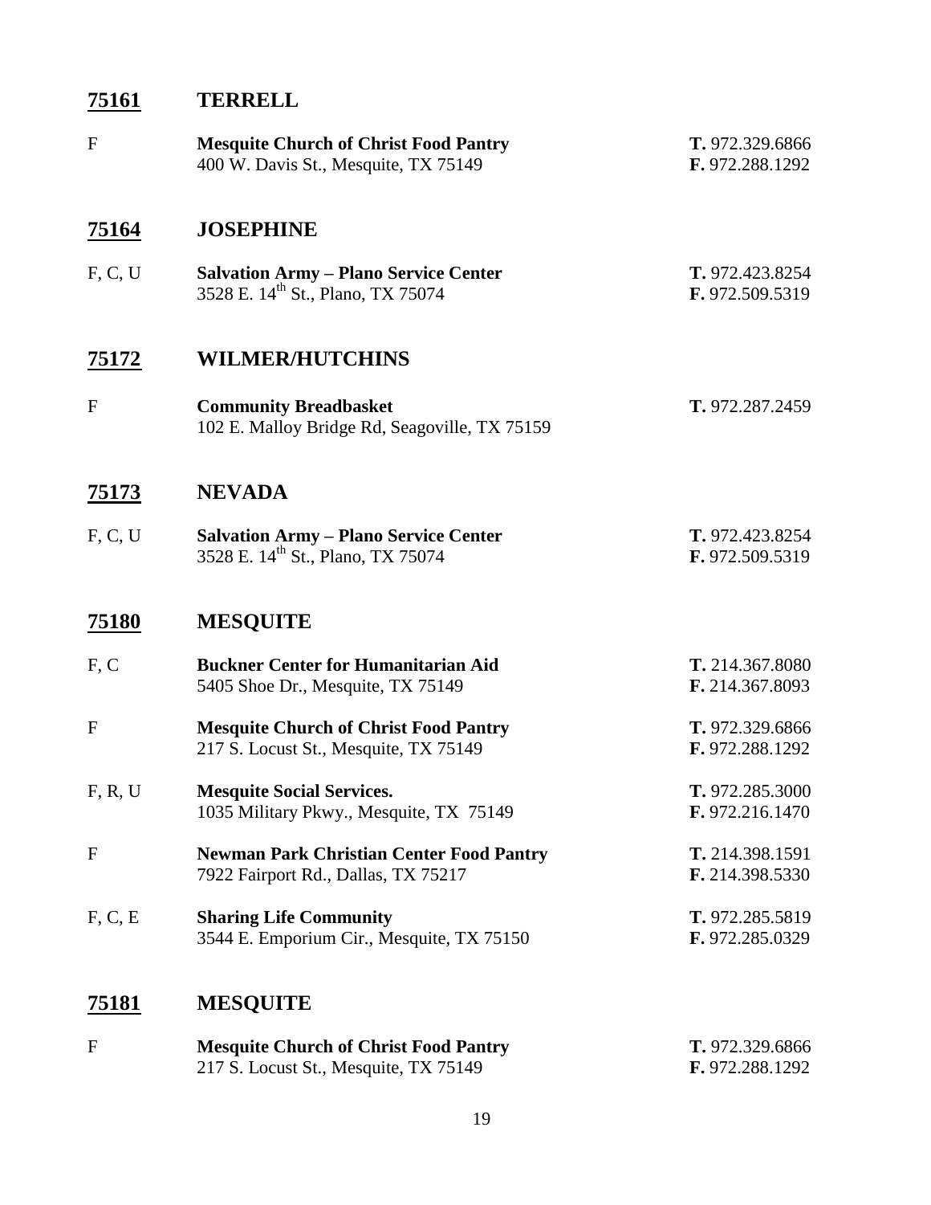## 75161 TERRELL

| | | |
|---|---|---|
| F | **Mesquite Church of Christ Food Pantry**<br>400 W. Davis St., Mesquite, TX 75149 | **T.** 972.329.6866<br>**F.** 972.288.1292 |

## 75164 JOSEPHINE

| | | |
|---|---|---|
| F, C, U | **Salvation Army – Plano Service Center**<br>3528 E. 14th St., Plano, TX 75074 | **T.** 972.423.8254<br>**F.** 972.509.5319 |

## 75172 WILMER/HUTCHINS

| | | |
|---|---|---|
| F | **Community Breadbasket**<br>102 E. Malloy Bridge Rd, Seagoville, TX 75159 | **T.** 972.287.2459 |

## 75173 NEVADA

| | | |
|---|---|---|
| F, C, U | **Salvation Army – Plano Service Center**<br>3528 E. 14th St., Plano, TX 75074 | **T.** 972.423.8254<br>**F.** 972.509.5319 |

## 75180 MESQUITE

| | | |
|---|---|---|
| F, C | **Buckner Center for Humanitarian Aid**<br>5405 Shoe Dr., Mesquite, TX 75149 | **T.** 214.367.8080<br>**F.** 214.367.8093 |
| F | **Mesquite Church of Christ Food Pantry**<br>217 S. Locust St., Mesquite, TX 75149 | **T.** 972.329.6866<br>**F.** 972.288.1292 |
| F, R, U | **Mesquite Social Services.**<br>1035 Military Pkwy., Mesquite, TX 75149 | **T.** 972.285.3000<br>**F.** 972.216.1470 |
| F | **Newman Park Christian Center Food Pantry**<br>7922 Fairport Rd., Dallas, TX 75217 | **T.** 214.398.1591<br>**F.** 214.398.5330 |
| F, C, E | **Sharing Life Community**<br>3544 E. Emporium Cir., Mesquite, TX 75150 | **T.** 972.285.5819<br>**F.** 972.285.0329 |

## 75181 MESQUITE

| | | |
|---|---|---|
| F | **Mesquite Church of Christ Food Pantry**<br>217 S. Locust St., Mesquite, TX 75149 | **T.** 972.329.6866<br>**F.** 972.288.1292 |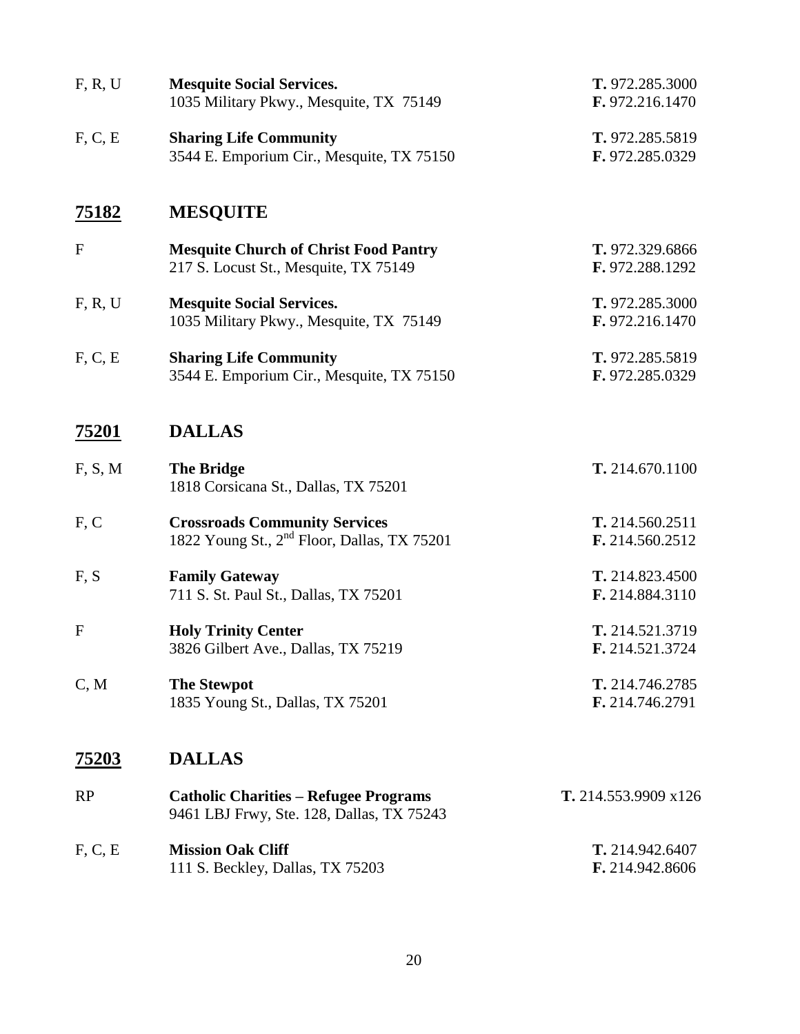| | | |
|---|---|---|
| F, R, U | **Mesquite Social Services.**<br>1035 Military Pkwy., Mesquite, TX 75149 | **T.** 972.285.3000<br>**F.** 972.216.1470 |
| F, C, E | **Sharing Life Community**<br>3544 E. Emporium Cir., Mesquite, TX 75150 | **T.** 972.285.5819<br>**F.** 972.285.0329 |

## 75182 MESQUITE

| | | |
|---|---|---|
| F | **Mesquite Church of Christ Food Pantry**<br>217 S. Locust St., Mesquite, TX 75149 | **T.** 972.329.6866<br>**F.** 972.288.1292 |
| F, R, U | **Mesquite Social Services.**<br>1035 Military Pkwy., Mesquite, TX 75149 | **T.** 972.285.3000<br>**F.** 972.216.1470 |
| F, C, E | **Sharing Life Community**<br>3544 E. Emporium Cir., Mesquite, TX 75150 | **T.** 972.285.5819<br>**F.** 972.285.0329 |

## 75201 DALLAS

| | | |
|---|---|---|
| F, S, M | **The Bridge**<br>1818 Corsicana St., Dallas, TX 75201 | **T.** 214.670.1100 |
| F, C | **Crossroads Community Services**<br>1822 Young St., 2nd Floor, Dallas, TX 75201 | **T.** 214.560.2511<br>**F.** 214.560.2512 |
| F, S | **Family Gateway**<br>711 S. St. Paul St., Dallas, TX 75201 | **T.** 214.823.4500<br>**F.** 214.884.3110 |
| F | **Holy Trinity Center**<br>3826 Gilbert Ave., Dallas, TX 75219 | **T.** 214.521.3719<br>**F.** 214.521.3724 |
| C, M | **The Stewpot**<br>1835 Young St., Dallas, TX 75201 | **T.** 214.746.2785<br>**F.** 214.746.2791 |

## 75203 DALLAS

| | | |
|---|---|---|
| RP | **Catholic Charities – Refugee Programs**<br>9461 LBJ Frwy, Ste. 128, Dallas, TX 75243 | **T.** 214.553.9909 x126 |
| F, C, E | **Mission Oak Cliff**<br>111 S. Beckley, Dallas, TX 75203 | **T.** 214.942.6407<br>**F.** 214.942.8606 |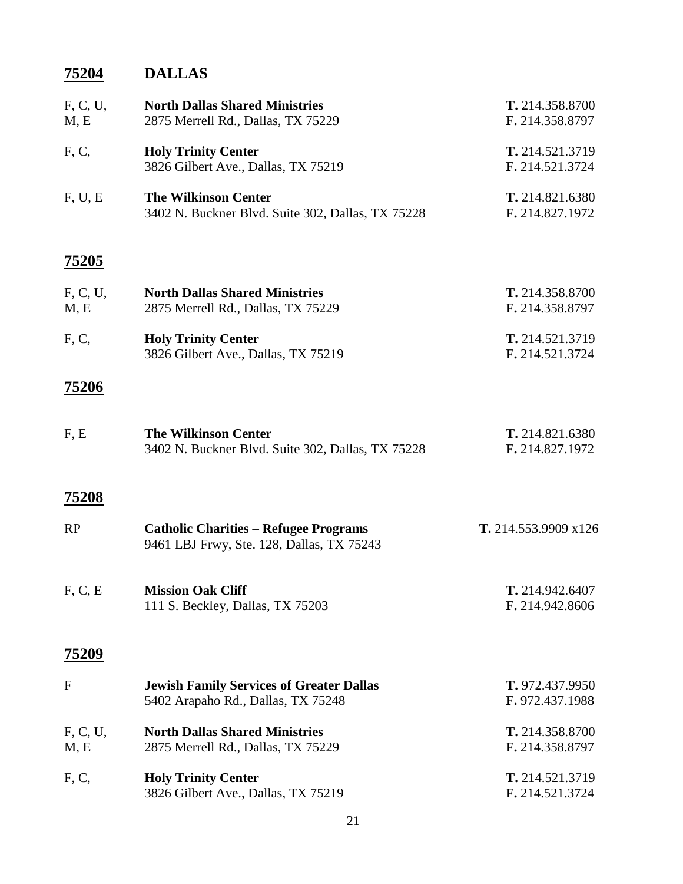## 75204 DALLAS

| Services | Organization | Phone/Fax |
|---|---|---|
| F, C, U, M, E | **North Dallas Shared Ministries**<br>2875 Merrell Rd., Dallas, TX 75229 | **T.** 214.358.8700<br>**F.** 214.358.8797 |
| F, C, | **Holy Trinity Center**<br>3826 Gilbert Ave., Dallas, TX 75219 | **T.** 214.521.3719<br>**F.** 214.521.3724 |
| F, U, E | **The Wilkinson Center**<br>3402 N. Buckner Blvd. Suite 302, Dallas, TX 75228 | **T.** 214.821.6380<br>**F.** 214.827.1972 |

## 75205

| Services | Organization | Phone/Fax |
|---|---|---|
| F, C, U, M, E | **North Dallas Shared Ministries**<br>2875 Merrell Rd., Dallas, TX 75229 | **T.** 214.358.8700<br>**F.** 214.358.8797 |
| F, C, | **Holy Trinity Center**<br>3826 Gilbert Ave., Dallas, TX 75219 | **T.** 214.521.3719<br>**F.** 214.521.3724 |

## 75206

| Services | Organization | Phone/Fax |
|---|---|---|
| F, E | **The Wilkinson Center**<br>3402 N. Buckner Blvd. Suite 302, Dallas, TX 75228 | **T.** 214.821.6380<br>**F.** 214.827.1972 |

## 75208

| Services | Organization | Phone/Fax |
|---|---|---|
| RP | **Catholic Charities – Refugee Programs**<br>9461 LBJ Frwy, Ste. 128, Dallas, TX 75243 | **T.** 214.553.9909 x126 |
| F, C, E | **Mission Oak Cliff**<br>111 S. Beckley, Dallas, TX 75203 | **T.** 214.942.6407<br>**F.** 214.942.8606 |

## 75209

| Services | Organization | Phone/Fax |
|---|---|---|
| F | **Jewish Family Services of Greater Dallas**<br>5402 Arapaho Rd., Dallas, TX 75248 | **T.** 972.437.9950<br>**F.** 972.437.1988 |
| F, C, U, M, E | **North Dallas Shared Ministries**<br>2875 Merrell Rd., Dallas, TX 75229 | **T.** 214.358.8700<br>**F.** 214.358.8797 |
| F, C, | **Holy Trinity Center**<br>3826 Gilbert Ave., Dallas, TX 75219 | **T.** 214.521.3719<br>**F.** 214.521.3724 |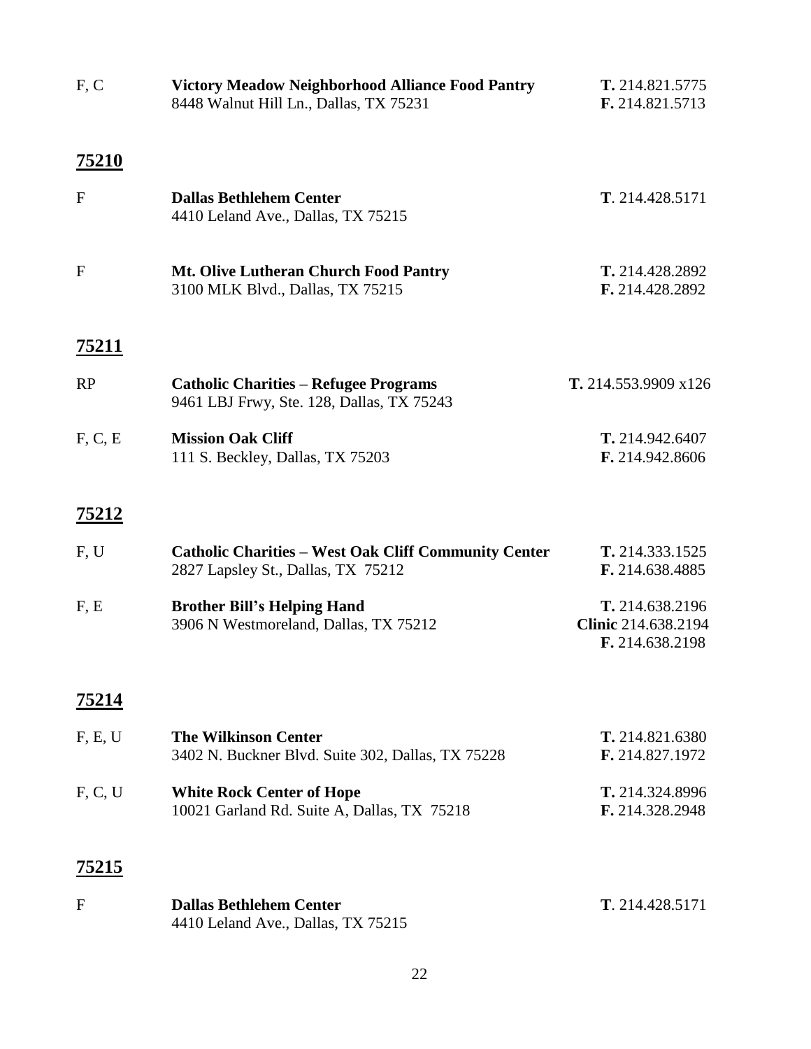| | | |
|---|---|---|
| F, C | **Victory Meadow Neighborhood Alliance Food Pantry**<br>8448 Walnut Hill Ln., Dallas, TX 75231 | **T.** 214.821.5775<br>**F.** 214.821.5713 |

## 75210

| | | |
|---|---|---|
| F | **Dallas Bethlehem Center**<br>4410 Leland Ave., Dallas, TX 75215 | **T**. 214.428.5171 |
| F | **Mt. Olive Lutheran Church Food Pantry**<br>3100 MLK Blvd., Dallas, TX 75215 | **T.** 214.428.2892<br>**F.** 214.428.2892 |

## 75211

| | | |
|---|---|---|
| RP | **Catholic Charities – Refugee Programs**<br>9461 LBJ Frwy, Ste. 128, Dallas, TX 75243 | **T.** 214.553.9909 x126 |
| F, C, E | **Mission Oak Cliff**<br>111 S. Beckley, Dallas, TX 75203 | **T.** 214.942.6407<br>**F.** 214.942.8606 |

## 75212

| | | |
|---|---|---|
| F, U | **Catholic Charities – West Oak Cliff Community Center**<br>2827 Lapsley St., Dallas, TX 75212 | **T.** 214.333.1525<br>**F.** 214.638.4885 |
| F, E | **Brother Bill's Helping Hand**<br>3906 N Westmoreland, Dallas, TX 75212 | **T.** 214.638.2196<br>**Clinic** 214.638.2194<br>**F.** 214.638.2198 |

## 75214

| | | |
|---|---|---|
| F, E, U | **The Wilkinson Center**<br>3402 N. Buckner Blvd. Suite 302, Dallas, TX 75228 | **T.** 214.821.6380<br>**F.** 214.827.1972 |
| F, C, U | **White Rock Center of Hope**<br>10021 Garland Rd. Suite A, Dallas, TX 75218 | **T.** 214.324.8996<br>**F.** 214.328.2948 |

## 75215

| | | |
|---|---|---|
| F | **Dallas Bethlehem Center**<br>4410 Leland Ave., Dallas, TX 75215 | **T**. 214.428.5171 |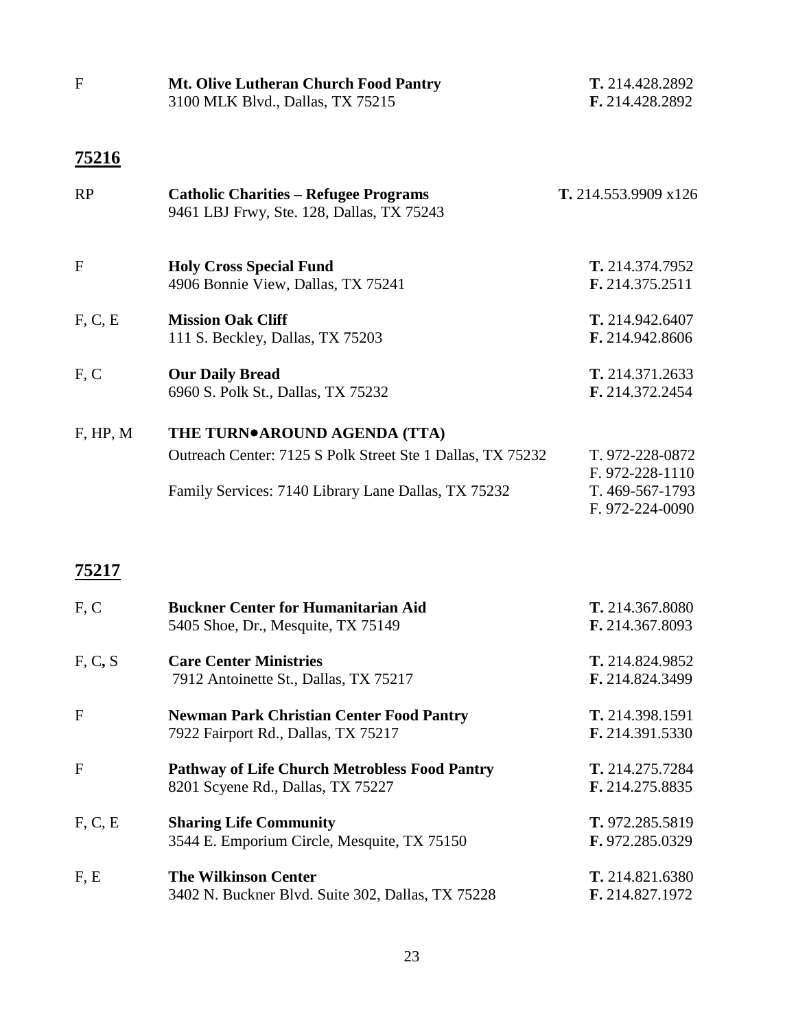| | | |
|---|---|---|
| F | **Mt. Olive Lutheran Church Food Pantry**<br>3100 MLK Blvd., Dallas, TX 75215 | **T.** 214.428.2892<br>**F.** 214.428.2892 |

## 75216

| | | |
|---|---|---|
| RP | **Catholic Charities – Refugee Programs**<br>9461 LBJ Frwy, Ste. 128, Dallas, TX 75243 | **T.** 214.553.9909 x126 |
| F | **Holy Cross Special Fund**<br>4906 Bonnie View, Dallas, TX 75241 | **T.** 214.374.7952<br>**F.** 214.375.2511 |
| F, C, E | **Mission Oak Cliff**<br>111 S. Beckley, Dallas, TX 75203 | **T.** 214.942.6407<br>**F.** 214.942.8606 |
| F, C | **Our Daily Bread**<br>6960 S. Polk St., Dallas, TX 75232 | **T.** 214.371.2633<br>**F.** 214.372.2454 |
| F, HP, M | **THE TURN•AROUND AGENDA (TTA)**<br>Outreach Center: 7125 S Polk Street Ste 1 Dallas, TX 75232<br><br>Family Services: 7140 Library Lane Dallas, TX 75232 | T. 972-228-0872<br>F. 972-228-1110<br>T. 469-567-1793<br>F. 972-224-0090 |

## 75217

| | | |
|---|---|---|
| F, C | **Buckner Center for Humanitarian Aid**<br>5405 Shoe, Dr., Mesquite, TX 75149 | **T.** 214.367.8080<br>**F.** 214.367.8093 |
| F, C, S | **Care Center Ministries**<br>7912 Antoinette St., Dallas, TX 75217 | **T.** 214.824.9852<br>**F.** 214.824.3499 |
| F | **Newman Park Christian Center Food Pantry**<br>7922 Fairport Rd., Dallas, TX 75217 | **T.** 214.398.1591<br>**F.** 214.391.5330 |
| F | **Pathway of Life Church Metrobless Food Pantry**<br>8201 Scyene Rd., Dallas, TX 75227 | **T.** 214.275.7284<br>**F.** 214.275.8835 |
| F, C, E | **Sharing Life Community**<br>3544 E. Emporium Circle, Mesquite, TX 75150 | **T.** 972.285.5819<br>**F.** 972.285.0329 |
| F, E | **The Wilkinson Center**<br>3402 N. Buckner Blvd. Suite 302, Dallas, TX 75228 | **T.** 214.821.6380<br>**F.** 214.827.1972 |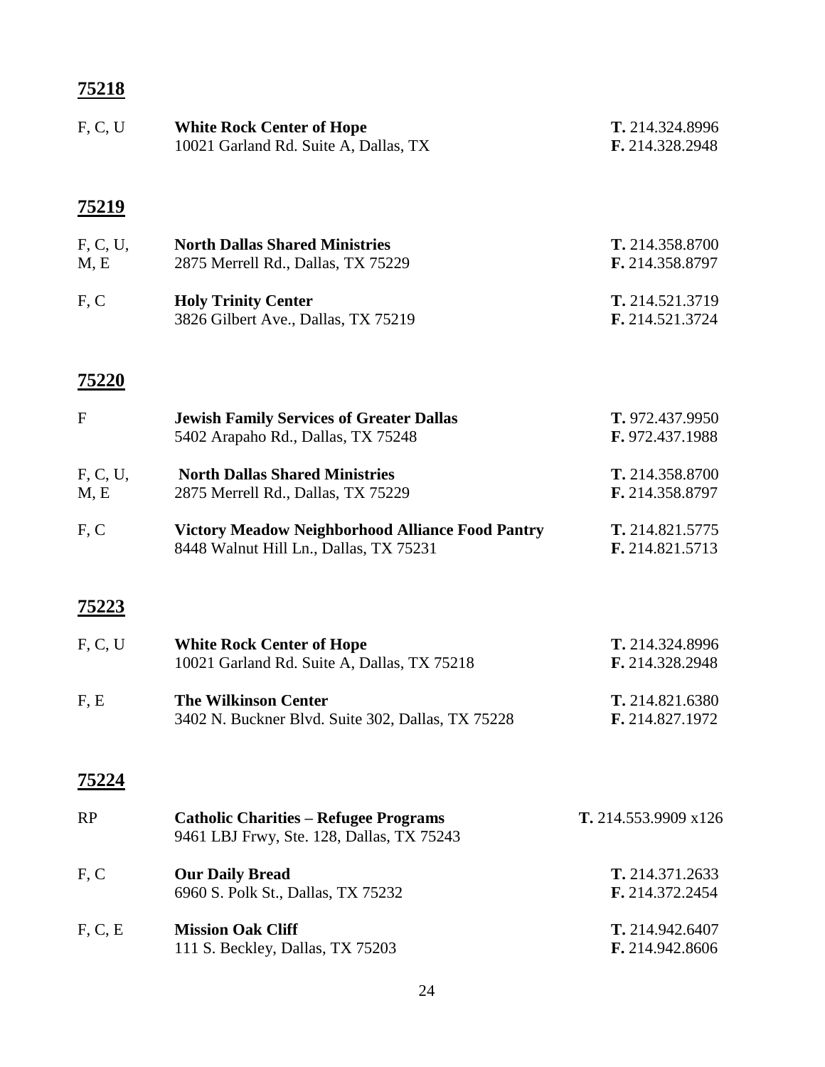## 75218

| | | |
|---|---|---|
| F, C, U | **White Rock Center of Hope**<br>10021 Garland Rd. Suite A, Dallas, TX | **T.** 214.324.8996<br>**F.** 214.328.2948 |

## 75219

| | | |
|---|---|---|
| F, C, U, M, E | **North Dallas Shared Ministries**<br>2875 Merrell Rd., Dallas, TX 75229 | **T.** 214.358.8700<br>**F.** 214.358.8797 |
| F, C | **Holy Trinity Center**<br>3826 Gilbert Ave., Dallas, TX 75219 | **T.** 214.521.3719<br>**F.** 214.521.3724 |

## 75220

| | | |
|---|---|---|
| F | **Jewish Family Services of Greater Dallas**<br>5402 Arapaho Rd., Dallas, TX 75248 | **T.** 972.437.9950<br>**F.** 972.437.1988 |
| F, C, U, M, E | **North Dallas Shared Ministries**<br>2875 Merrell Rd., Dallas, TX 75229 | **T.** 214.358.8700<br>**F.** 214.358.8797 |
| F, C | **Victory Meadow Neighborhood Alliance Food Pantry**<br>8448 Walnut Hill Ln., Dallas, TX 75231 | **T.** 214.821.5775<br>**F.** 214.821.5713 |

## 75223

| | | |
|---|---|---|
| F, C, U | **White Rock Center of Hope**<br>10021 Garland Rd. Suite A, Dallas, TX 75218 | **T.** 214.324.8996<br>**F.** 214.328.2948 |
| F, E | **The Wilkinson Center**<br>3402 N. Buckner Blvd. Suite 302, Dallas, TX 75228 | **T.** 214.821.6380<br>**F.** 214.827.1972 |

## 75224

| | | |
|---|---|---|
| RP | **Catholic Charities – Refugee Programs**<br>9461 LBJ Frwy, Ste. 128, Dallas, TX 75243 | **T.** 214.553.9909 x126 |
| F, C | **Our Daily Bread**<br>6960 S. Polk St., Dallas, TX 75232 | **T.** 214.371.2633<br>**F.** 214.372.2454 |
| F, C, E | **Mission Oak Cliff**<br>111 S. Beckley, Dallas, TX 75203 | **T.** 214.942.6407<br>**F.** 214.942.8606 |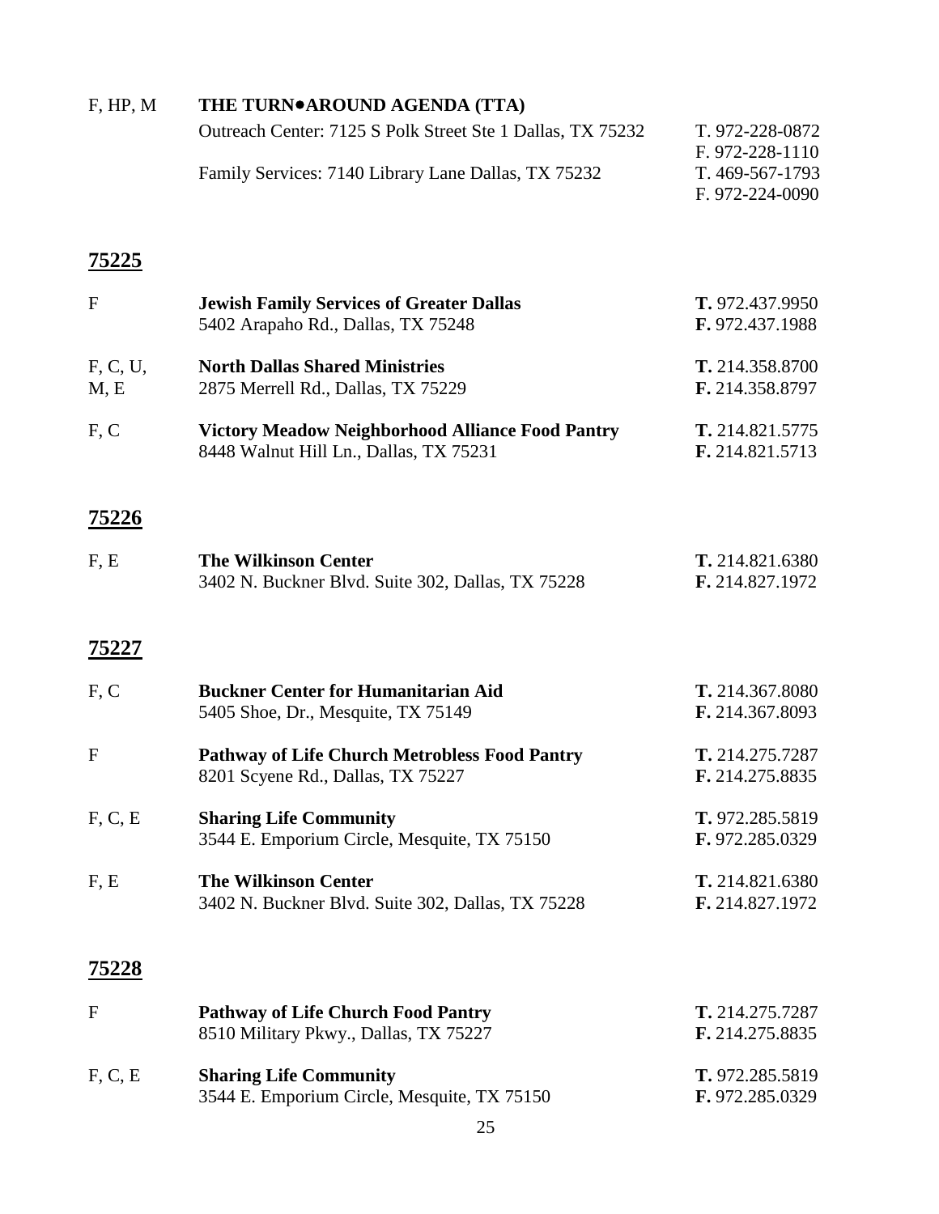| | | |
|---|---|---|
| F, HP, M | **THE TURN•AROUND AGENDA (TTA)** | |
| | Outreach Center: 7125 S Polk Street Ste 1 Dallas, TX 75232 | T. 972-228-0872<br>F. 972-228-1110 |
| | Family Services: 7140 Library Lane Dallas, TX 75232 | T. 469-567-1793<br>F. 972-224-0090 |

## 75225

| | | |
|---|---|---|
| F | **Jewish Family Services of Greater Dallas**<br>5402 Arapaho Rd., Dallas, TX 75248 | **T.** 972.437.9950<br>**F.** 972.437.1988 |
| F, C, U, M, E | **North Dallas Shared Ministries**<br>2875 Merrell Rd., Dallas, TX 75229 | **T.** 214.358.8700<br>**F.** 214.358.8797 |
| F, C | **Victory Meadow Neighborhood Alliance Food Pantry**<br>8448 Walnut Hill Ln., Dallas, TX 75231 | **T.** 214.821.5775<br>**F.** 214.821.5713 |

## 75226

| | | |
|---|---|---|
| F, E | **The Wilkinson Center**<br>3402 N. Buckner Blvd. Suite 302, Dallas, TX 75228 | **T.** 214.821.6380<br>**F.** 214.827.1972 |

## 75227

| | | |
|---|---|---|
| F, C | **Buckner Center for Humanitarian Aid**<br>5405 Shoe, Dr., Mesquite, TX 75149 | **T.** 214.367.8080<br>**F.** 214.367.8093 |
| F | **Pathway of Life Church Metrobless Food Pantry**<br>8201 Scyene Rd., Dallas, TX 75227 | **T.** 214.275.7287<br>**F.** 214.275.8835 |
| F, C, E | **Sharing Life Community**<br>3544 E. Emporium Circle, Mesquite, TX 75150 | **T.** 972.285.5819<br>**F.** 972.285.0329 |
| F, E | **The Wilkinson Center**<br>3402 N. Buckner Blvd. Suite 302, Dallas, TX 75228 | **T.** 214.821.6380<br>**F.** 214.827.1972 |

## 75228

| | | |
|---|---|---|
| F | **Pathway of Life Church Food Pantry**<br>8510 Military Pkwy., Dallas, TX 75227 | **T.** 214.275.7287<br>**F.** 214.275.8835 |
| F, C, E | **Sharing Life Community**<br>3544 E. Emporium Circle, Mesquite, TX 75150 | **T.** 972.285.5819<br>**F.** 972.285.0329 |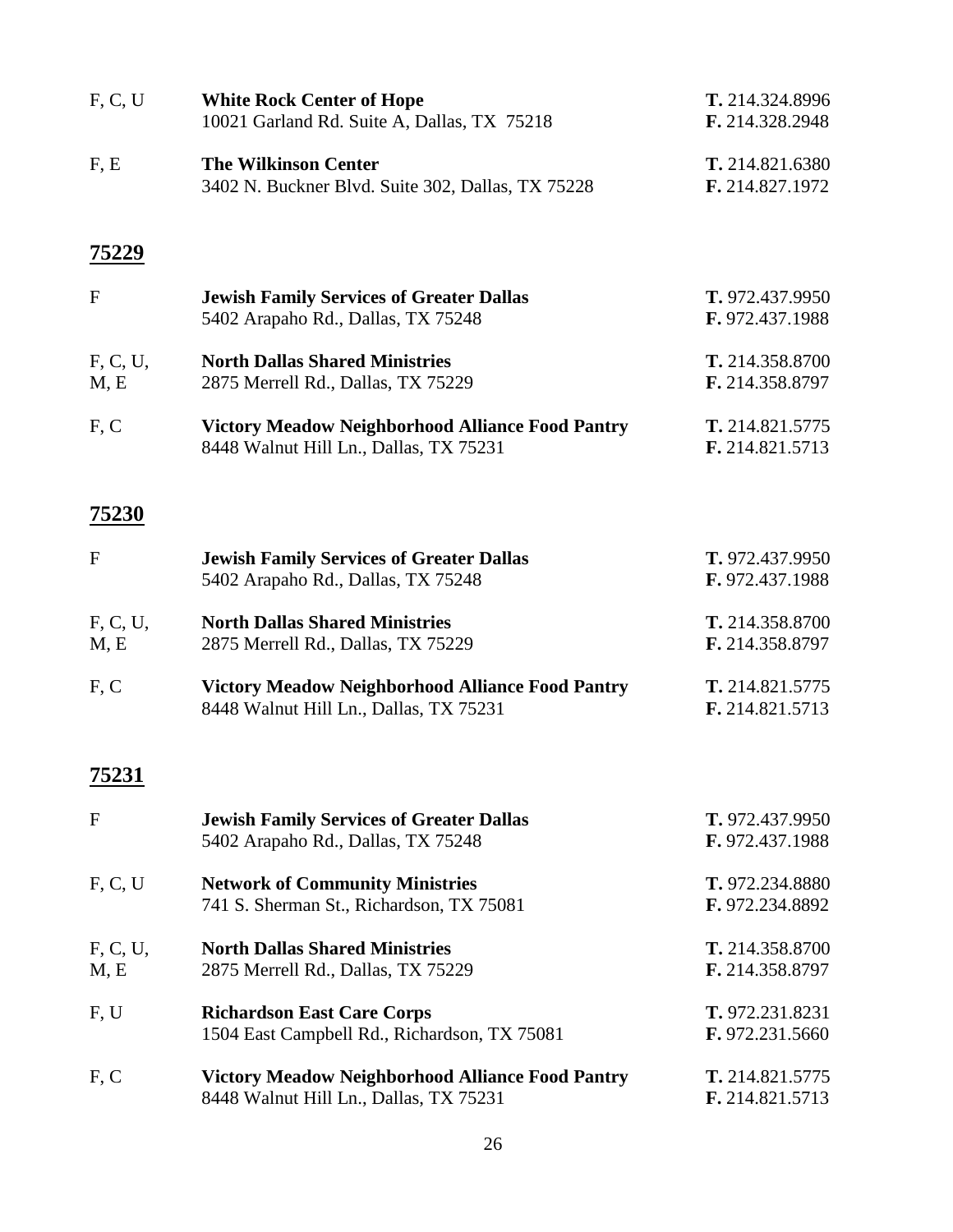| | | |
|---|---|---|
| F, C, U | **White Rock Center of Hope**<br>10021 Garland Rd. Suite A, Dallas, TX 75218 | **T.** 214.324.8996<br>**F.** 214.328.2948 |
| F, E | **The Wilkinson Center**<br>3402 N. Buckner Blvd. Suite 302, Dallas, TX 75228 | **T.** 214.821.6380<br>**F.** 214.827.1972 |

## 75229

| | | |
|---|---|---|
| F | **Jewish Family Services of Greater Dallas**<br>5402 Arapaho Rd., Dallas, TX 75248 | **T.** 972.437.9950<br>**F.** 972.437.1988 |
| F, C, U, M, E | **North Dallas Shared Ministries**<br>2875 Merrell Rd., Dallas, TX 75229 | **T.** 214.358.8700<br>**F.** 214.358.8797 |
| F, C | **Victory Meadow Neighborhood Alliance Food Pantry**<br>8448 Walnut Hill Ln., Dallas, TX 75231 | **T.** 214.821.5775<br>**F.** 214.821.5713 |

## 75230

| | | |
|---|---|---|
| F | **Jewish Family Services of Greater Dallas**<br>5402 Arapaho Rd., Dallas, TX 75248 | **T.** 972.437.9950<br>**F.** 972.437.1988 |
| F, C, U, M, E | **North Dallas Shared Ministries**<br>2875 Merrell Rd., Dallas, TX 75229 | **T.** 214.358.8700<br>**F.** 214.358.8797 |
| F, C | **Victory Meadow Neighborhood Alliance Food Pantry**<br>8448 Walnut Hill Ln., Dallas, TX 75231 | **T.** 214.821.5775<br>**F.** 214.821.5713 |

## 75231

| | | |
|---|---|---|
| F | **Jewish Family Services of Greater Dallas**<br>5402 Arapaho Rd., Dallas, TX 75248 | **T.** 972.437.9950<br>**F.** 972.437.1988 |
| F, C, U | **Network of Community Ministries**<br>741 S. Sherman St., Richardson, TX 75081 | **T.** 972.234.8880<br>**F.** 972.234.8892 |
| F, C, U, M, E | **North Dallas Shared Ministries**<br>2875 Merrell Rd., Dallas, TX 75229 | **T.** 214.358.8700<br>**F.** 214.358.8797 |
| F, U | **Richardson East Care Corps**<br>1504 East Campbell Rd., Richardson, TX 75081 | **T.** 972.231.8231<br>**F.** 972.231.5660 |
| F, C | **Victory Meadow Neighborhood Alliance Food Pantry**<br>8448 Walnut Hill Ln., Dallas, TX 75231 | **T.** 214.821.5775<br>**F.** 214.821.5713 |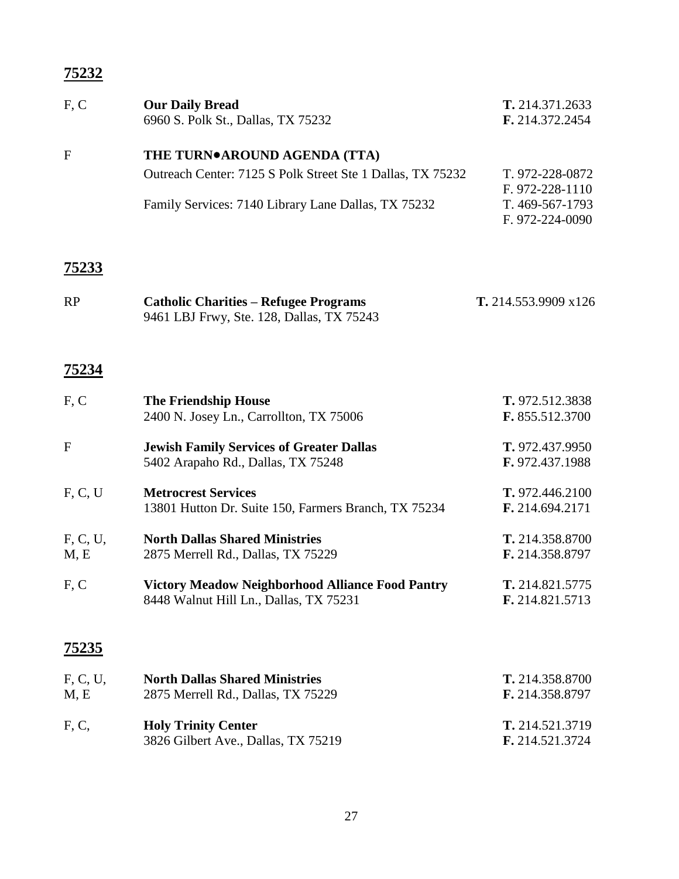## 75232

| | | |
|---|---|---|
| F, C | **Our Daily Bread**<br>6960 S. Polk St., Dallas, TX 75232 | **T.** 214.371.2633<br>**F.** 214.372.2454 |
| F | **THE TURN•AROUND AGENDA (TTA)**<br>Outreach Center: 7125 S Polk Street Ste 1 Dallas, TX 75232<br>Family Services: 7140 Library Lane Dallas, TX 75232 | <br>T. 972-228-0872<br>F. 972-228-1110<br>T. 469-567-1793<br>F. 972-224-0090 |

## 75233

| | | |
|---|---|---|
| RP | **Catholic Charities – Refugee Programs**<br>9461 LBJ Frwy, Ste. 128, Dallas, TX 75243 | **T.** 214.553.9909 x126 |

## 75234

| | | |
|---|---|---|
| F, C | **The Friendship House**<br>2400 N. Josey Ln., Carrollton, TX 75006 | **T.** 972.512.3838<br>**F.** 855.512.3700 |
| F | **Jewish Family Services of Greater Dallas**<br>5402 Arapaho Rd., Dallas, TX 75248 | **T.** 972.437.9950<br>**F.** 972.437.1988 |
| F, C, U | **Metrocrest Services**<br>13801 Hutton Dr. Suite 150, Farmers Branch, TX 75234 | **T.** 972.446.2100<br>**F.** 214.694.2171 |
| F, C, U, M, E | **North Dallas Shared Ministries**<br>2875 Merrell Rd., Dallas, TX 75229 | **T.** 214.358.8700<br>**F.** 214.358.8797 |
| F, C | **Victory Meadow Neighborhood Alliance Food Pantry**<br>8448 Walnut Hill Ln., Dallas, TX 75231 | **T.** 214.821.5775<br>**F.** 214.821.5713 |

## 75235

| | | |
|---|---|---|
| F, C, U, M, E | **North Dallas Shared Ministries**<br>2875 Merrell Rd., Dallas, TX 75229 | **T.** 214.358.8700<br>**F.** 214.358.8797 |
| F, C, | **Holy Trinity Center**<br>3826 Gilbert Ave., Dallas, TX 75219 | **T.** 214.521.3719<br>**F.** 214.521.3724 |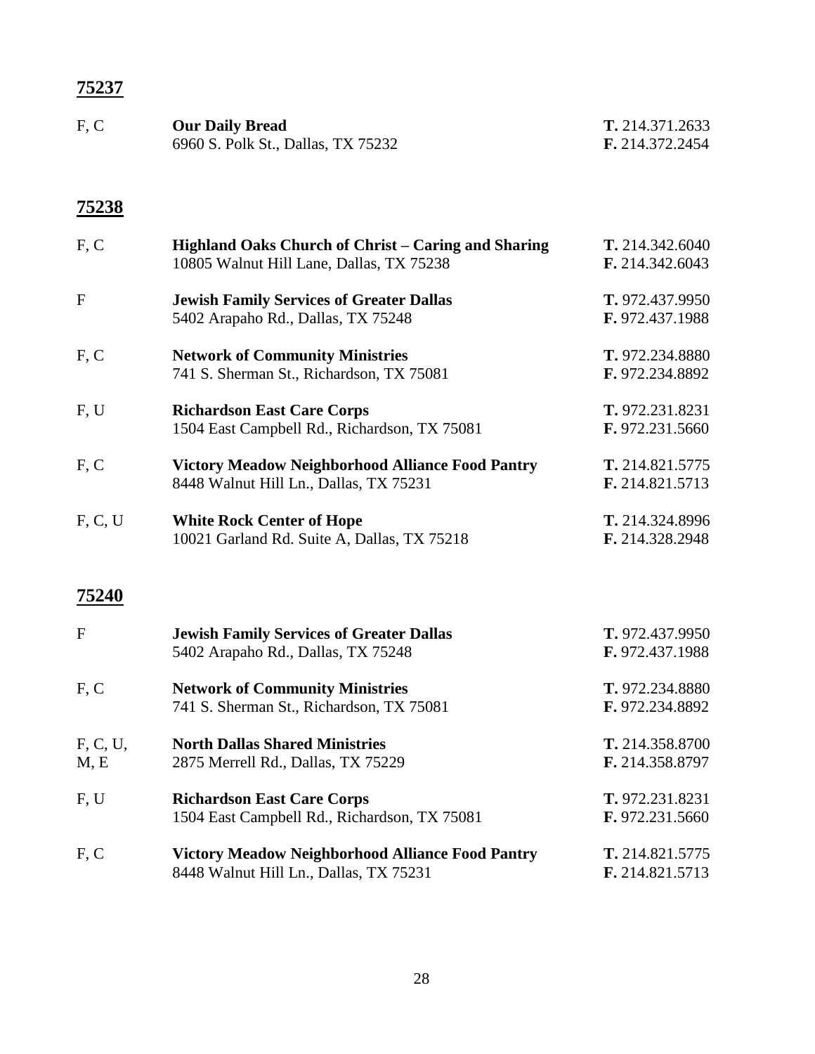## 75237

| | | |
|---|---|---|
| F, C | **Our Daily Bread**<br>6960 S. Polk St., Dallas, TX 75232 | **T.** 214.371.2633<br>**F.** 214.372.2454 |

## 75238

| | | |
|---|---|---|
| F, C | **Highland Oaks Church of Christ – Caring and Sharing**<br>10805 Walnut Hill Lane, Dallas, TX 75238 | **T.** 214.342.6040<br>**F.** 214.342.6043 |
| F | **Jewish Family Services of Greater Dallas**<br>5402 Arapaho Rd., Dallas, TX 75248 | **T.** 972.437.9950<br>**F.** 972.437.1988 |
| F, C | **Network of Community Ministries**<br>741 S. Sherman St., Richardson, TX 75081 | **T.** 972.234.8880<br>**F.** 972.234.8892 |
| F, U | **Richardson East Care Corps**<br>1504 East Campbell Rd., Richardson, TX 75081 | **T.** 972.231.8231<br>**F.** 972.231.5660 |
| F, C | **Victory Meadow Neighborhood Alliance Food Pantry**<br>8448 Walnut Hill Ln., Dallas, TX 75231 | **T.** 214.821.5775<br>**F.** 214.821.5713 |
| F, C, U | **White Rock Center of Hope**<br>10021 Garland Rd. Suite A, Dallas, TX 75218 | **T.** 214.324.8996<br>**F.** 214.328.2948 |

## 75240

| | | |
|---|---|---|
| F | **Jewish Family Services of Greater Dallas**<br>5402 Arapaho Rd., Dallas, TX 75248 | **T.** 972.437.9950<br>**F.** 972.437.1988 |
| F, C | **Network of Community Ministries**<br>741 S. Sherman St., Richardson, TX 75081 | **T.** 972.234.8880<br>**F.** 972.234.8892 |
| F, C, U, M, E | **North Dallas Shared Ministries**<br>2875 Merrell Rd., Dallas, TX 75229 | **T.** 214.358.8700<br>**F.** 214.358.8797 |
| F, U | **Richardson East Care Corps**<br>1504 East Campbell Rd., Richardson, TX 75081 | **T.** 972.231.8231<br>**F.** 972.231.5660 |
| F, C | **Victory Meadow Neighborhood Alliance Food Pantry**<br>8448 Walnut Hill Ln., Dallas, TX 75231 | **T.** 214.821.5775<br>**F.** 214.821.5713 |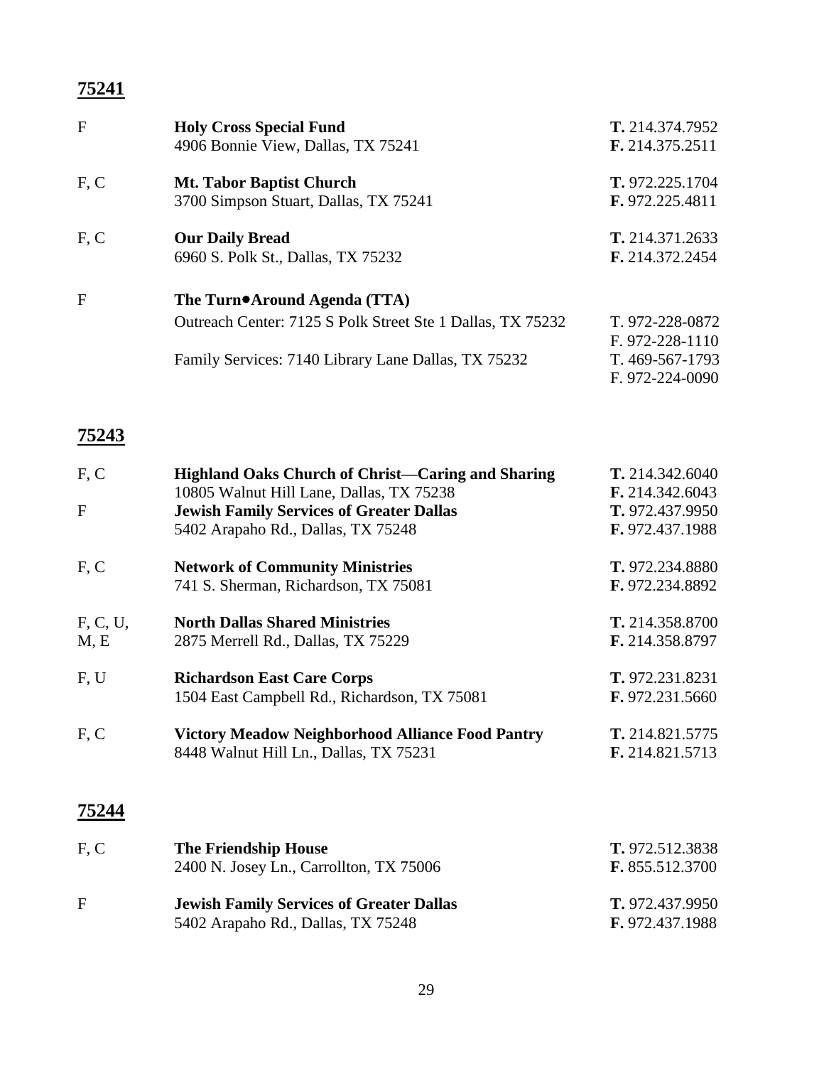## 75241

| | | |
|---|---|---|
| F | **Holy Cross Special Fund**<br>4906 Bonnie View, Dallas, TX 75241 | **T.** 214.374.7952<br>**F.** 214.375.2511 |
| F, C | **Mt. Tabor Baptist Church**<br>3700 Simpson Stuart, Dallas, TX 75241 | **T.** 972.225.1704<br>**F.** 972.225.4811 |
| F, C | **Our Daily Bread**<br>6960 S. Polk St., Dallas, TX 75232 | **T.** 214.371.2633<br>**F.** 214.372.2454 |
| F | **The Turn•Around Agenda (TTA)** | |
| | Outreach Center: 7125 S Polk Street Ste 1 Dallas, TX 75232 | T. 972-228-0872<br>F. 972-228-1110 |
| | Family Services: 7140 Library Lane Dallas, TX 75232 | T. 469-567-1793<br>F. 972-224-0090 |

## 75243

| | | |
|---|---|---|
| F, C | **Highland Oaks Church of Christ—Caring and Sharing**<br>10805 Walnut Hill Lane, Dallas, TX 75238 | **T.** 214.342.6040<br>**F.** 214.342.6043 |
| F | **Jewish Family Services of Greater Dallas**<br>5402 Arapaho Rd., Dallas, TX 75248 | **T.** 972.437.9950<br>**F.** 972.437.1988 |
| F, C | **Network of Community Ministries**<br>741 S. Sherman, Richardson, TX 75081 | **T.** 972.234.8880<br>**F.** 972.234.8892 |
| F, C, U, M, E | **North Dallas Shared Ministries**<br>2875 Merrell Rd., Dallas, TX 75229 | **T.** 214.358.8700<br>**F.** 214.358.8797 |
| F, U | **Richardson East Care Corps**<br>1504 East Campbell Rd., Richardson, TX 75081 | **T.** 972.231.8231<br>**F.** 972.231.5660 |
| F, C | **Victory Meadow Neighborhood Alliance Food Pantry**<br>8448 Walnut Hill Ln., Dallas, TX 75231 | **T.** 214.821.5775<br>**F.** 214.821.5713 |

## 75244

| | | |
|---|---|---|
| F, C | **The Friendship House**<br>2400 N. Josey Ln., Carrollton, TX 75006 | **T.** 972.512.3838<br>**F.** 855.512.3700 |
| F | **Jewish Family Services of Greater Dallas**<br>5402 Arapaho Rd., Dallas, TX 75248 | **T.** 972.437.9950<br>**F.** 972.437.1988 |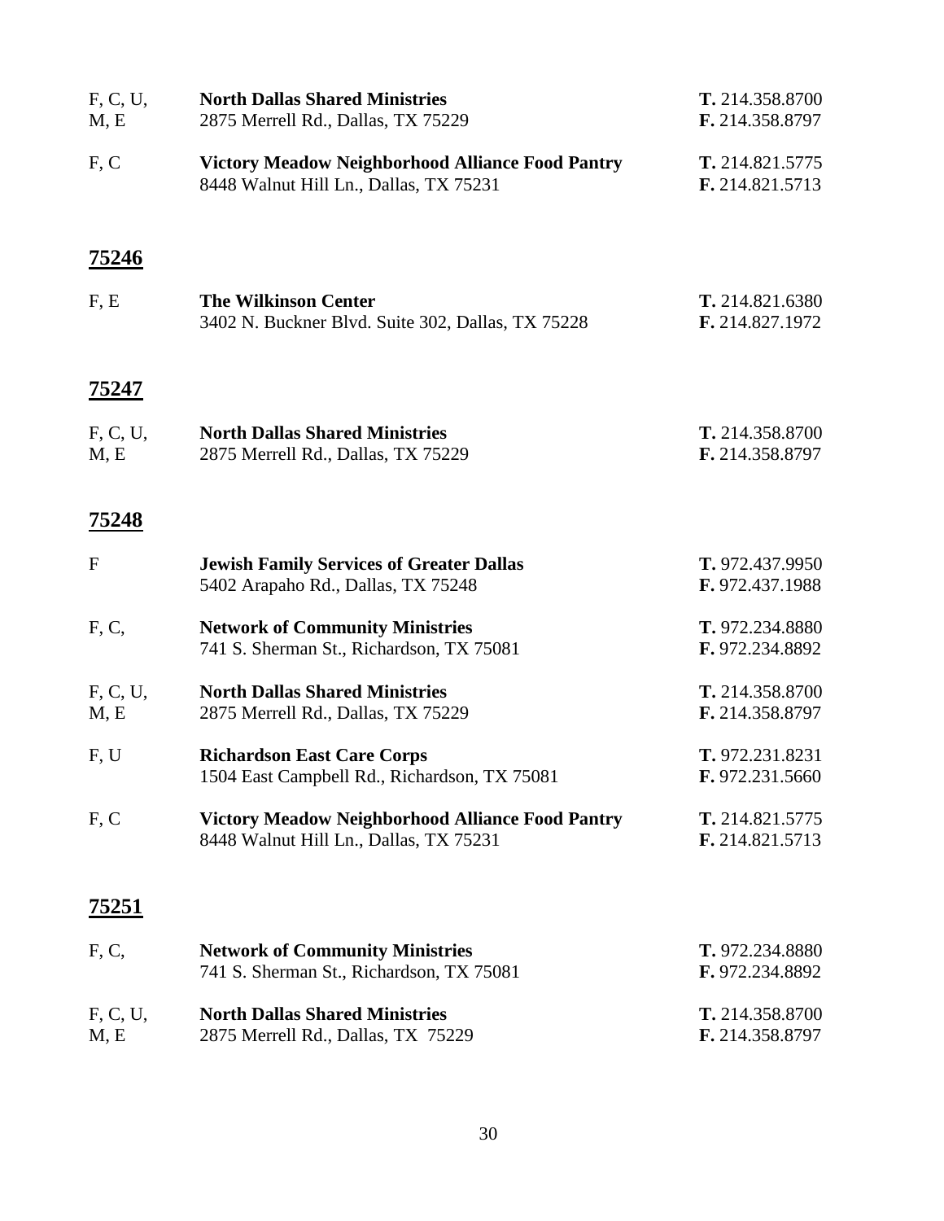| | | |
|---|---|---|
| F, C, U, M, E | **North Dallas Shared Ministries**<br>2875 Merrell Rd., Dallas, TX 75229 | **T.** 214.358.8700<br>**F.** 214.358.8797 |
| F, C | **Victory Meadow Neighborhood Alliance Food Pantry**<br>8448 Walnut Hill Ln., Dallas, TX 75231 | **T.** 214.821.5775<br>**F.** 214.821.5713 |

## 75246

| | | |
|---|---|---|
| F, E | **The Wilkinson Center**<br>3402 N. Buckner Blvd. Suite 302, Dallas, TX 75228 | **T.** 214.821.6380<br>**F.** 214.827.1972 |

## 75247

| | | |
|---|---|---|
| F, C, U, M, E | **North Dallas Shared Ministries**<br>2875 Merrell Rd., Dallas, TX 75229 | **T.** 214.358.8700<br>**F.** 214.358.8797 |

## 75248

| | | |
|---|---|---|
| F | **Jewish Family Services of Greater Dallas**<br>5402 Arapaho Rd., Dallas, TX 75248 | **T.** 972.437.9950<br>**F.** 972.437.1988 |
| F, C, | **Network of Community Ministries**<br>741 S. Sherman St., Richardson, TX 75081 | **T.** 972.234.8880<br>**F.** 972.234.8892 |
| F, C, U, M, E | **North Dallas Shared Ministries**<br>2875 Merrell Rd., Dallas, TX 75229 | **T.** 214.358.8700<br>**F.** 214.358.8797 |
| F, U | **Richardson East Care Corps**<br>1504 East Campbell Rd., Richardson, TX 75081 | **T.** 972.231.8231<br>**F.** 972.231.5660 |
| F, C | **Victory Meadow Neighborhood Alliance Food Pantry**<br>8448 Walnut Hill Ln., Dallas, TX 75231 | **T.** 214.821.5775<br>**F.** 214.821.5713 |

## 75251

| | | |
|---|---|---|
| F, C, | **Network of Community Ministries**<br>741 S. Sherman St., Richardson, TX 75081 | **T.** 972.234.8880<br>**F.** 972.234.8892 |
| F, C, U, M, E | **North Dallas Shared Ministries**<br>2875 Merrell Rd., Dallas, TX 75229 | **T.** 214.358.8700<br>**F.** 214.358.8797 |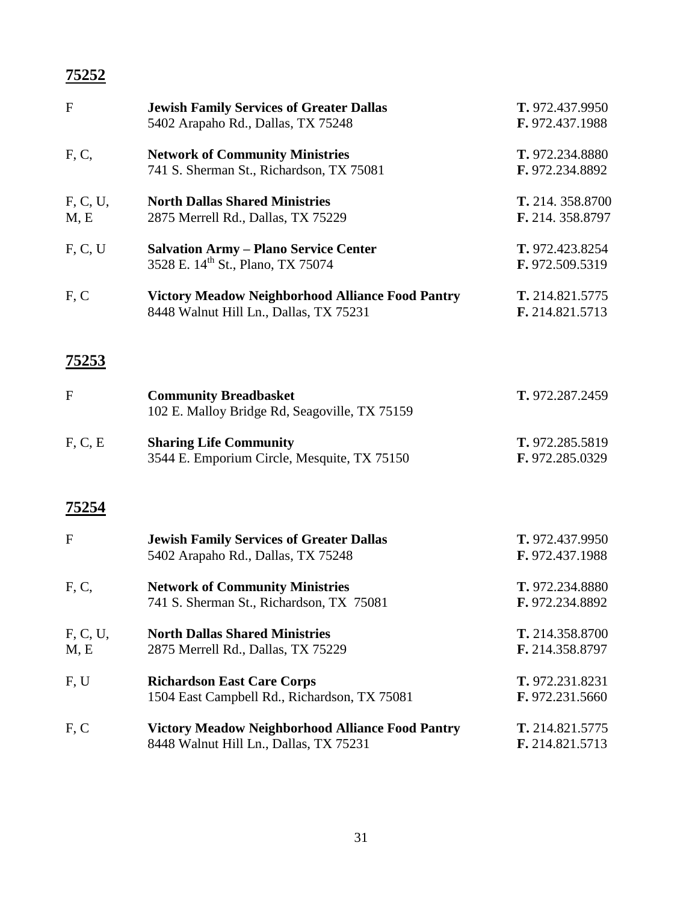## 75252

| | | |
|---|---|---|
| F | **Jewish Family Services of Greater Dallas**<br>5402 Arapaho Rd., Dallas, TX 75248 | **T.** 972.437.9950<br>**F.** 972.437.1988 |
| F, C, | **Network of Community Ministries**<br>741 S. Sherman St., Richardson, TX 75081 | **T.** 972.234.8880<br>**F.** 972.234.8892 |
| F, C, U, M, E | **North Dallas Shared Ministries**<br>2875 Merrell Rd., Dallas, TX 75229 | **T.** 214. 358.8700<br>**F.** 214. 358.8797 |
| F, C, U | **Salvation Army – Plano Service Center**<br>3528 E. 14th St., Plano, TX 75074 | **T.** 972.423.8254<br>**F.** 972.509.5319 |
| F, C | **Victory Meadow Neighborhood Alliance Food Pantry**<br>8448 Walnut Hill Ln., Dallas, TX 75231 | **T.** 214.821.5775<br>**F.** 214.821.5713 |

## 75253

| | | |
|---|---|---|
| F | **Community Breadbasket**<br>102 E. Malloy Bridge Rd, Seagoville, TX 75159 | **T.** 972.287.2459 |
| F, C, E | **Sharing Life Community**<br>3544 E. Emporium Circle, Mesquite, TX 75150 | **T.** 972.285.5819<br>**F.** 972.285.0329 |

## 75254

| | | |
|---|---|---|
| F | **Jewish Family Services of Greater Dallas**<br>5402 Arapaho Rd., Dallas, TX 75248 | **T.** 972.437.9950<br>**F.** 972.437.1988 |
| F, C, | **Network of Community Ministries**<br>741 S. Sherman St., Richardson, TX 75081 | **T.** 972.234.8880<br>**F.** 972.234.8892 |
| F, C, U, M, E | **North Dallas Shared Ministries**<br>2875 Merrell Rd., Dallas, TX 75229 | **T.** 214.358.8700<br>**F.** 214.358.8797 |
| F, U | **Richardson East Care Corps**<br>1504 East Campbell Rd., Richardson, TX 75081 | **T.** 972.231.8231<br>**F.** 972.231.5660 |
| F, C | **Victory Meadow Neighborhood Alliance Food Pantry**<br>8448 Walnut Hill Ln., Dallas, TX 75231 | **T.** 214.821.5775<br>**F.** 214.821.5713 |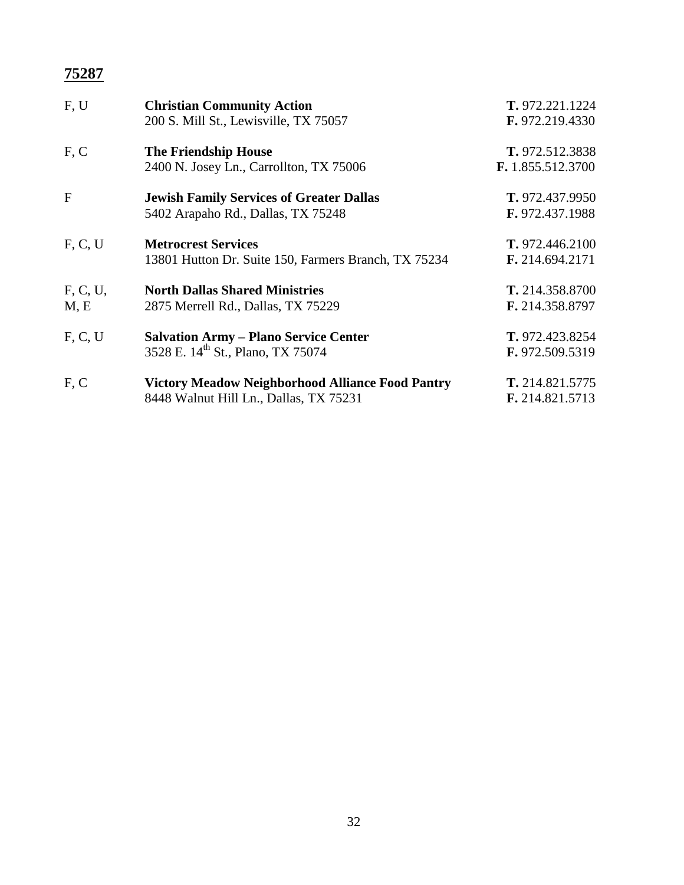**75287**

| | | |
|---|---|---|
| F, U | **Christian Community Action**<br>200 S. Mill St., Lewisville, TX 75057 | **T.** 972.221.1224<br>**F.** 972.219.4330 |
| F, C | **The Friendship House**<br>2400 N. Josey Ln., Carrollton, TX 75006 | **T.** 972.512.3838<br>**F.** 1.855.512.3700 |
| F | **Jewish Family Services of Greater Dallas**<br>5402 Arapaho Rd., Dallas, TX 75248 | **T.** 972.437.9950<br>**F.** 972.437.1988 |
| F, C, U | **Metrocrest Services**<br>13801 Hutton Dr. Suite 150, Farmers Branch, TX 75234 | **T.** 972.446.2100<br>**F.** 214.694.2171 |
| F, C, U, M, E | **North Dallas Shared Ministries**<br>2875 Merrell Rd., Dallas, TX 75229 | **T.** 214.358.8700<br>**F.** 214.358.8797 |
| F, C, U | **Salvation Army – Plano Service Center**<br>3528 E. 14th St., Plano, TX 75074 | **T.** 972.423.8254<br>**F.** 972.509.5319 |
| F, C | **Victory Meadow Neighborhood Alliance Food Pantry**<br>8448 Walnut Hill Ln., Dallas, TX 75231 | **T.** 214.821.5775<br>**F.** 214.821.5713 |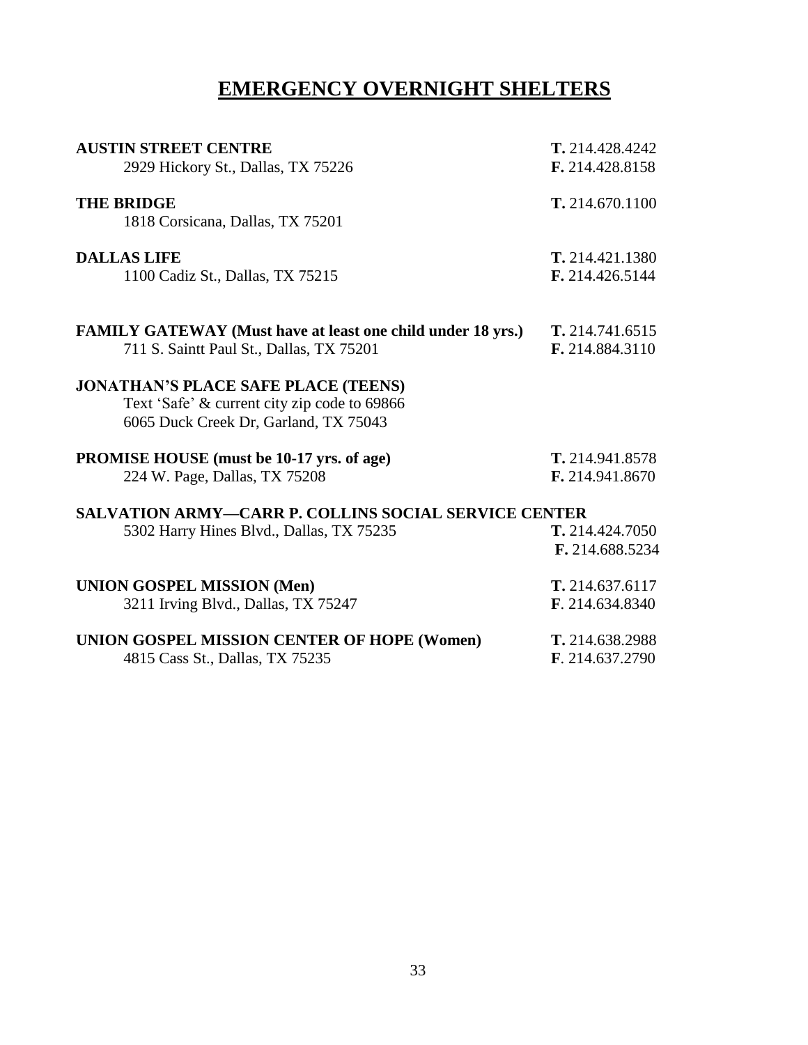# EMERGENCY OVERNIGHT SHELTERS

**AUSTIN STREET CENTRE** — **T.** 214.428.4242
2929 Hickory St., Dallas, TX 75226 — **F.** 214.428.8158

**THE BRIDGE** — **T.** 214.670.1100
1818 Corsicana, Dallas, TX 75201

**DALLAS LIFE** — **T.** 214.421.1380
1100 Cadiz St., Dallas, TX 75215 — **F.** 214.426.5144

**FAMILY GATEWAY (Must have at least one child under 18 yrs.)** — **T.** 214.741.6515
711 S. Saintt Paul St., Dallas, TX 75201 — **F.** 214.884.3110

**JONATHAN'S PLACE SAFE PLACE (TEENS)**
Text 'Safe' & current city zip code to 69866
6065 Duck Creek Dr, Garland, TX 75043

**PROMISE HOUSE (must be 10-17 yrs. of age)** — **T.** 214.941.8578
224 W. Page, Dallas, TX 75208 — **F.** 214.941.8670

**SALVATION ARMY—CARR P. COLLINS SOCIAL SERVICE CENTER**
5302 Harry Hines Blvd., Dallas, TX 75235 — **T.** 214.424.7050
**F.** 214.688.5234

**UNION GOSPEL MISSION (Men)** — **T.** 214.637.6117
3211 Irving Blvd., Dallas, TX 75247 — **F**. 214.634.8340

**UNION GOSPEL MISSION CENTER OF HOPE (Women)** — **T.** 214.638.2988
4815 Cass St., Dallas, TX 75235 — **F**. 214.637.2790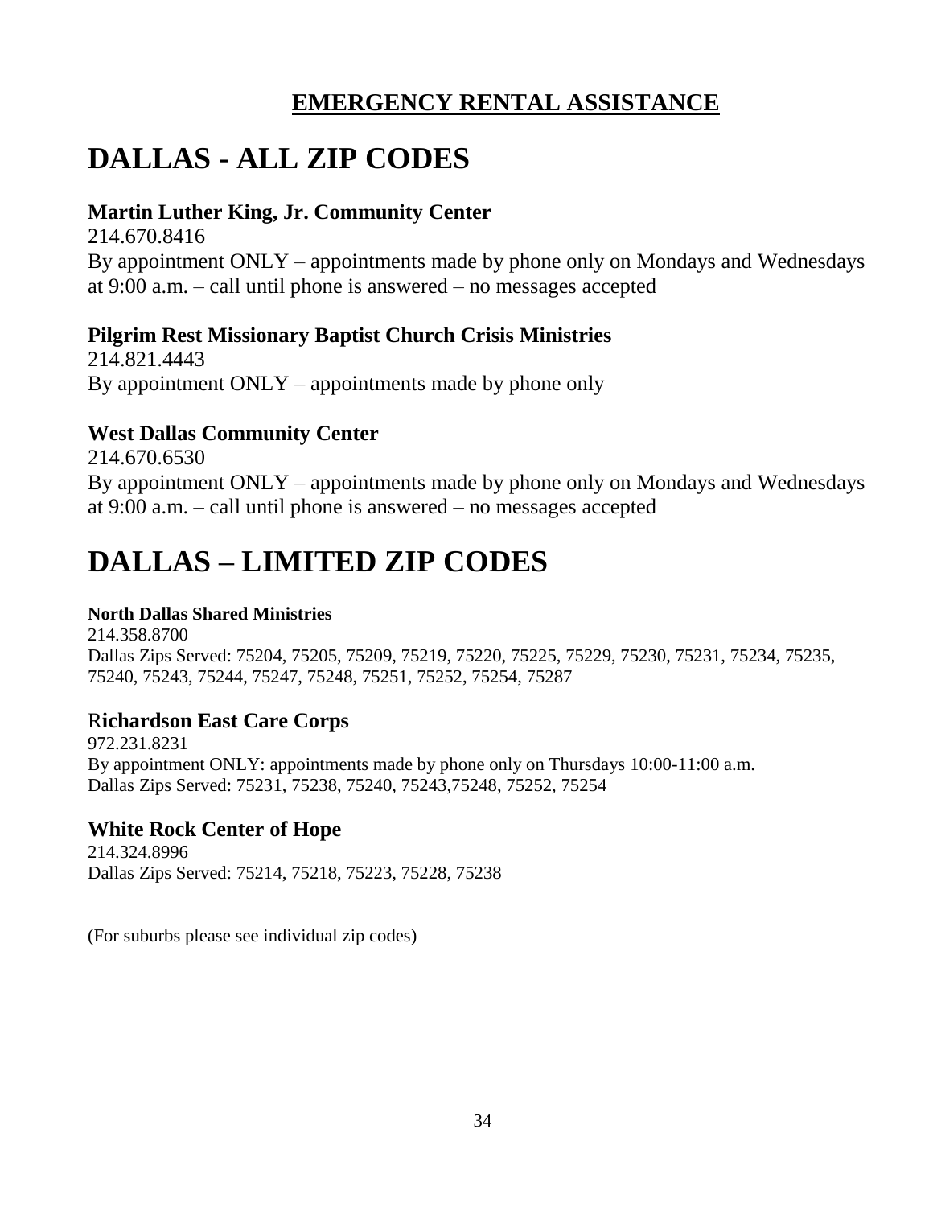## EMERGENCY RENTAL ASSISTANCE

# DALLAS - ALL ZIP CODES

**Martin Luther King, Jr. Community Center**
214.670.8416
By appointment ONLY – appointments made by phone only on Mondays and Wednesdays at 9:00 a.m. – call until phone is answered – no messages accepted

**Pilgrim Rest Missionary Baptist Church Crisis Ministries**
214.821.4443
By appointment ONLY – appointments made by phone only

**West Dallas Community Center**
214.670.6530
By appointment ONLY – appointments made by phone only on Mondays and Wednesdays at 9:00 a.m. – call until phone is answered – no messages accepted

# DALLAS – LIMITED ZIP CODES

**North Dallas Shared Ministries**
214.358.8700
Dallas Zips Served: 75204, 75205, 75209, 75219, 75220, 75225, 75229, 75230, 75231, 75234, 75235, 75240, 75243, 75244, 75247, 75248, 75251, 75252, 75254, 75287

**Richardson East Care Corps**
972.231.8231
By appointment ONLY: appointments made by phone only on Thursdays 10:00-11:00 a.m.
Dallas Zips Served: 75231, 75238, 75240, 75243,75248, 75252, 75254

**White Rock Center of Hope**
214.324.8996
Dallas Zips Served: 75214, 75218, 75223, 75228, 75238

(For suburbs please see individual zip codes)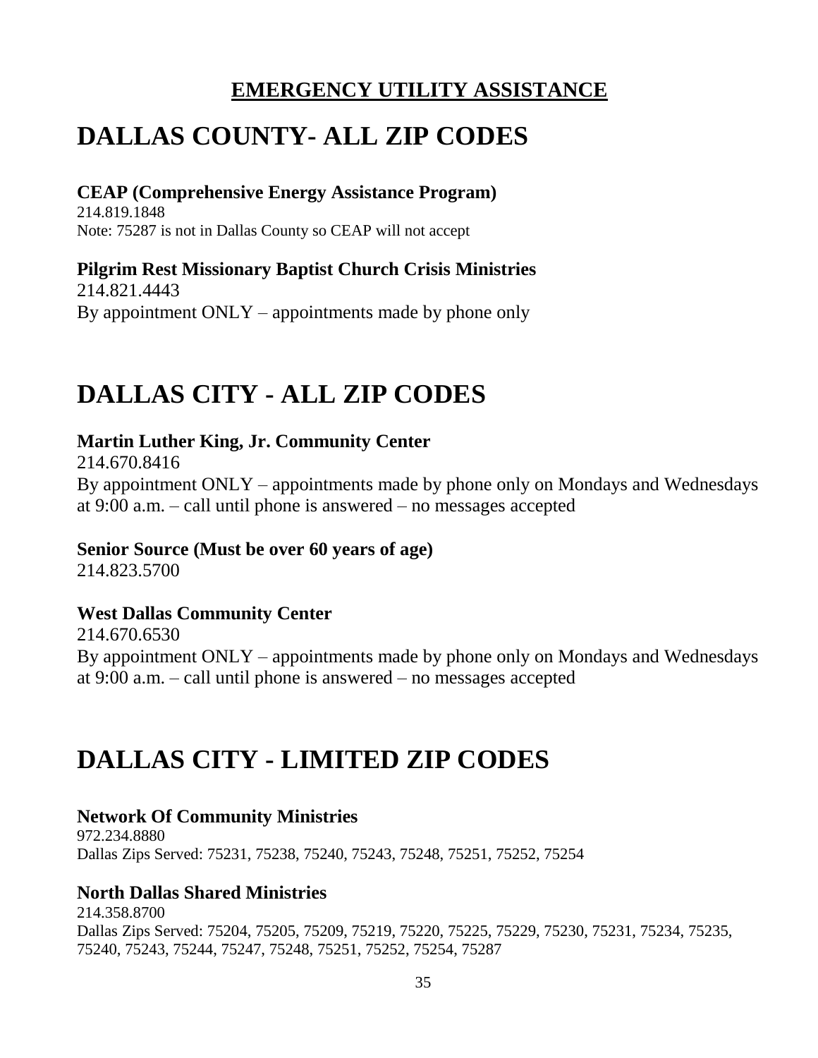## EMERGENCY UTILITY ASSISTANCE

# DALLAS COUNTY- ALL ZIP CODES

**CEAP (Comprehensive Energy Assistance Program)**
214.819.1848
Note: 75287 is not in Dallas County so CEAP will not accept

**Pilgrim Rest Missionary Baptist Church Crisis Ministries**
214.821.4443
By appointment ONLY – appointments made by phone only

# DALLAS CITY - ALL ZIP CODES

**Martin Luther King, Jr. Community Center**
214.670.8416
By appointment ONLY – appointments made by phone only on Mondays and Wednesdays at 9:00 a.m. – call until phone is answered – no messages accepted

**Senior Source (Must be over 60 years of age)**
214.823.5700

**West Dallas Community Center**
214.670.6530
By appointment ONLY – appointments made by phone only on Mondays and Wednesdays at 9:00 a.m. – call until phone is answered – no messages accepted

# DALLAS CITY - LIMITED ZIP CODES

**Network Of Community Ministries**
972.234.8880
Dallas Zips Served: 75231, 75238, 75240, 75243, 75248, 75251, 75252, 75254

**North Dallas Shared Ministries**
214.358.8700
Dallas Zips Served: 75204, 75205, 75209, 75219, 75220, 75225, 75229, 75230, 75231, 75234, 75235, 75240, 75243, 75244, 75247, 75248, 75251, 75252, 75254, 75287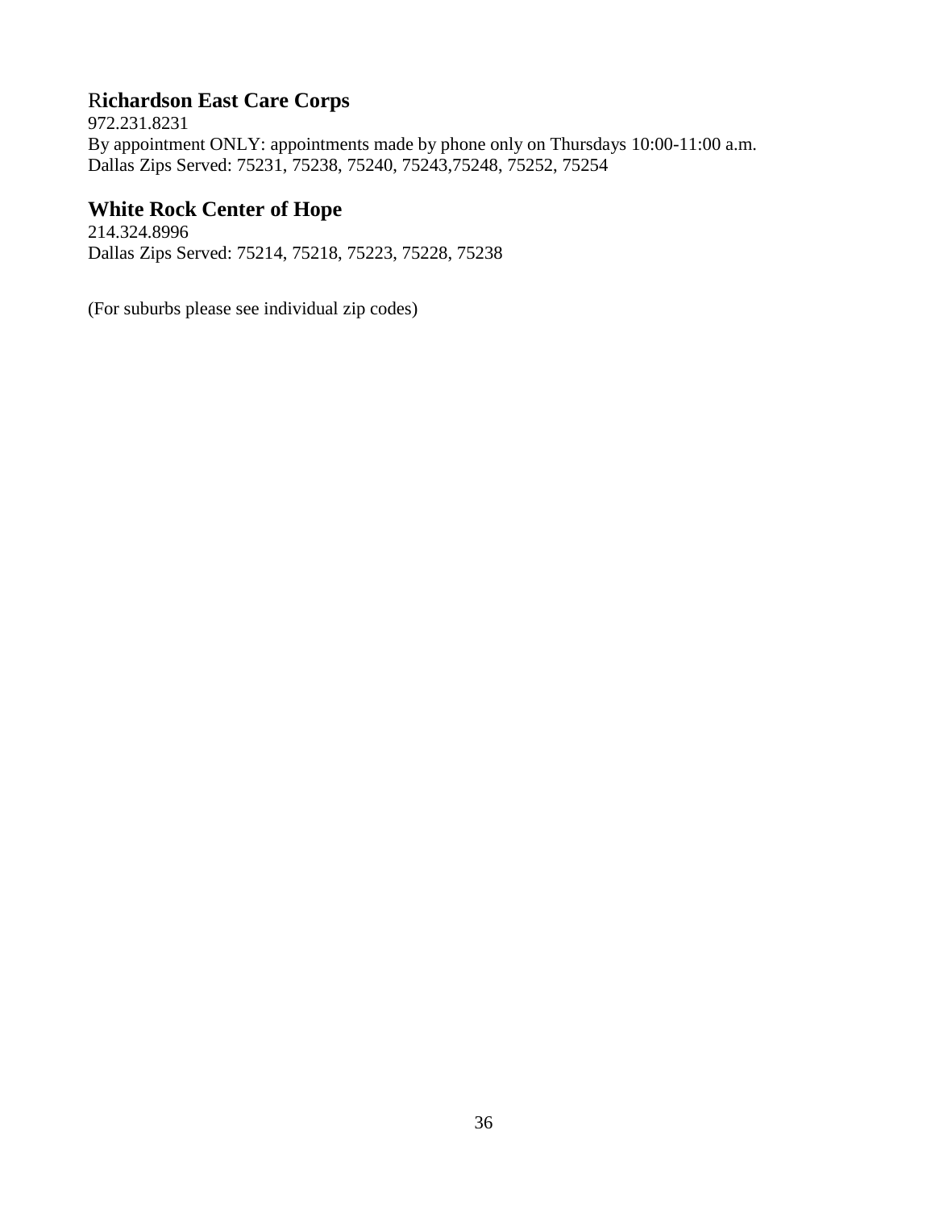## Richardson East Care Corps

972.231.8231
By appointment ONLY: appointments made by phone only on Thursdays 10:00-11:00 a.m.
Dallas Zips Served: 75231, 75238, 75240, 75243,75248, 75252, 75254

## White Rock Center of Hope

214.324.8996
Dallas Zips Served: 75214, 75218, 75223, 75228, 75238

(For suburbs please see individual zip codes)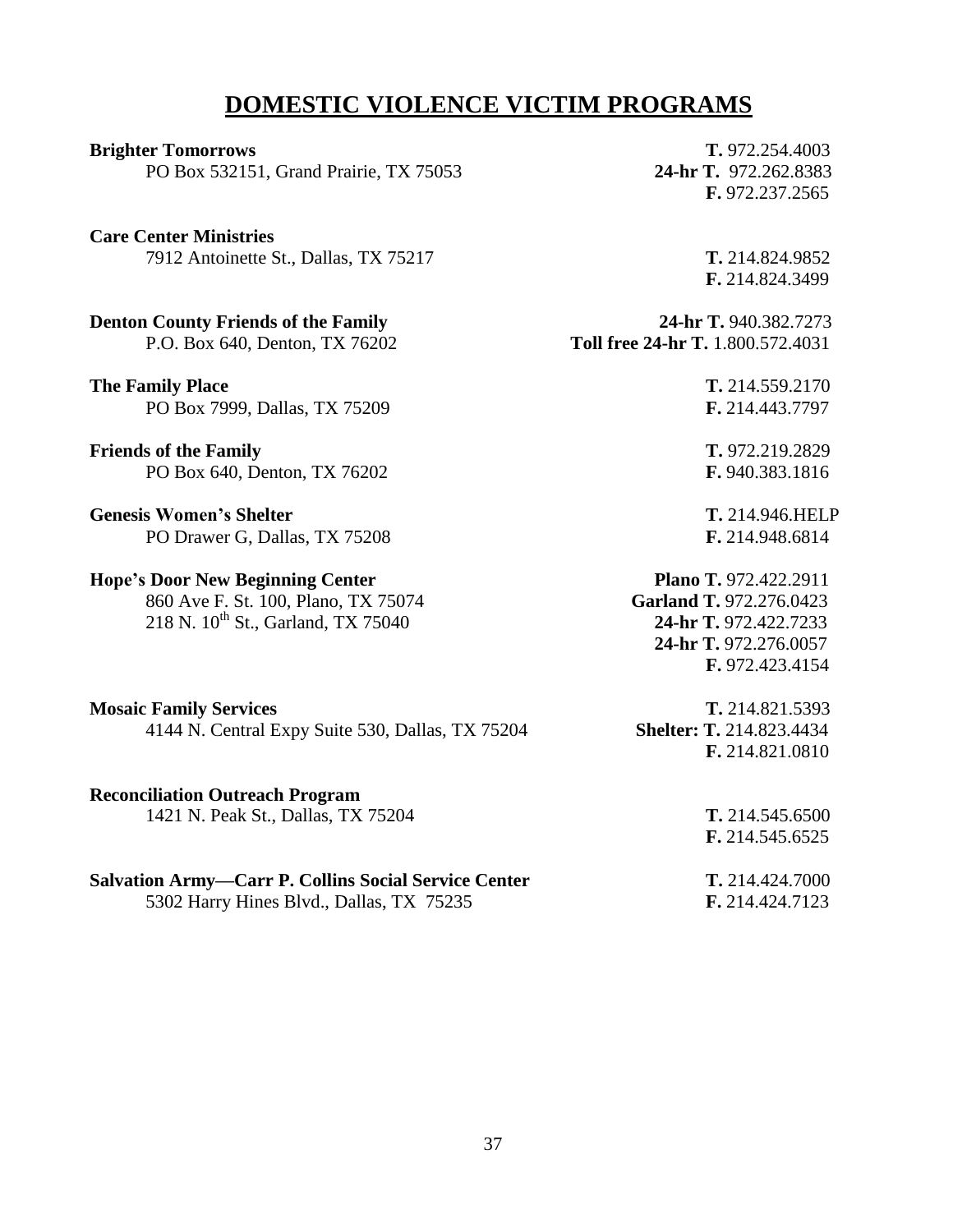# DOMESTIC VIOLENCE VICTIM PROGRAMS

**Brighter Tomorrows**
PO Box 532151, Grand Prairie, TX 75053
**T.** 972.254.4003
**24-hr T.** 972.262.8383
**F.** 972.237.2565

**Care Center Ministries**
7912 Antoinette St., Dallas, TX 75217
**T.** 214.824.9852
**F.** 214.824.3499

**Denton County Friends of the Family**
P.O. Box 640, Denton, TX 76202
**24-hr T.** 940.382.7273
**Toll free 24-hr T.** 1.800.572.4031

**The Family Place**
PO Box 7999, Dallas, TX 75209
**T.** 214.559.2170
**F.** 214.443.7797

**Friends of the Family**
PO Box 640, Denton, TX 76202
**T.** 972.219.2829
**F.** 940.383.1816

**Genesis Women's Shelter**
PO Drawer G, Dallas, TX 75208
**T.** 214.946.HELP
**F.** 214.948.6814

**Hope's Door New Beginning Center**
860 Ave F. St. 100, Plano, TX 75074
218 N. 10th St., Garland, TX 75040
**Plano T.** 972.422.2911
**Garland T.** 972.276.0423
**24-hr T.** 972.422.7233
**24-hr T.** 972.276.0057
**F.** 972.423.4154

**Mosaic Family Services**
4144 N. Central Expy Suite 530, Dallas, TX 75204
**T.** 214.821.5393
**Shelter: T.** 214.823.4434
**F.** 214.821.0810

**Reconciliation Outreach Program**
1421 N. Peak St., Dallas, TX 75204
**T.** 214.545.6500
**F.** 214.545.6525

**Salvation Army—Carr P. Collins Social Service Center**
5302 Harry Hines Blvd., Dallas, TX 75235
**T.** 214.424.7000
**F.** 214.424.7123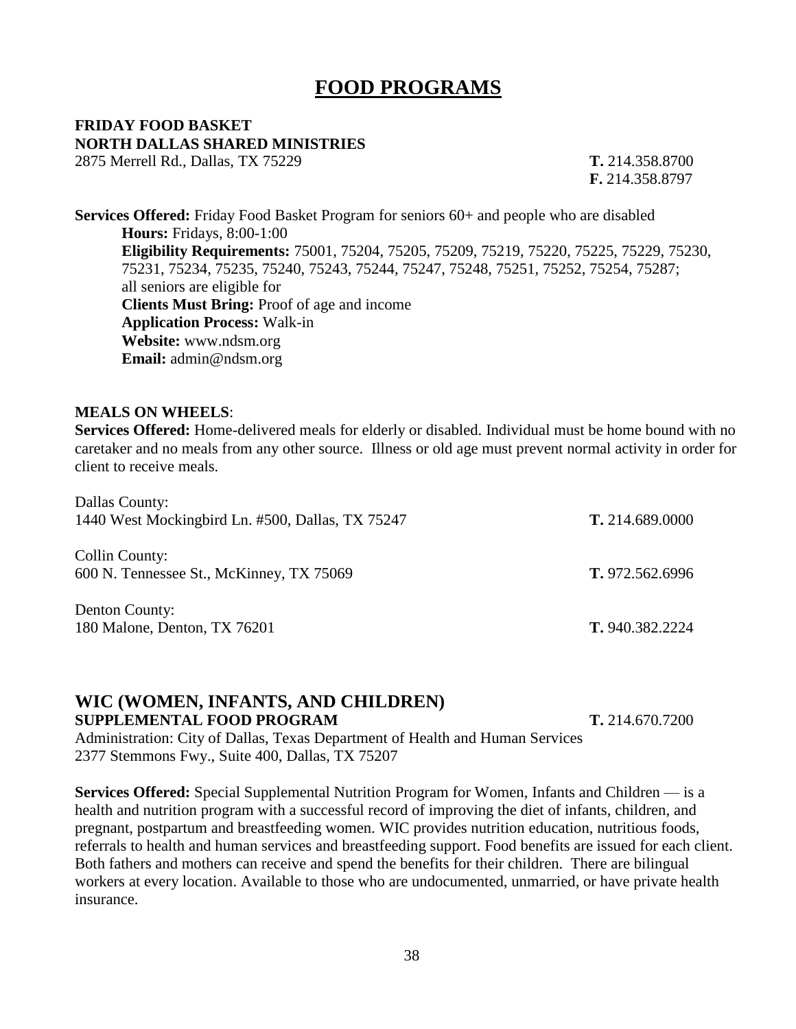# FOOD PROGRAMS

**FRIDAY FOOD BASKET**
**NORTH DALLAS SHARED MINISTRIES**
2875 Merrell Rd., Dallas, TX 75229 **T.** 214.358.8700
**F.** 214.358.8797

**Services Offered:** Friday Food Basket Program for seniors 60+ and people who are disabled

**Hours:** Fridays, 8:00-1:00
**Eligibility Requirements:** 75001, 75204, 75205, 75209, 75219, 75220, 75225, 75229, 75230, 75231, 75234, 75235, 75240, 75243, 75244, 75247, 75248, 75251, 75252, 75254, 75287; all seniors are eligible for
**Clients Must Bring:** Proof of age and income
**Application Process:** Walk-in
**Website:** www.ndsm.org
**Email:** admin@ndsm.org

**MEALS ON WHEELS**:

**Services Offered:** Home-delivered meals for elderly or disabled. Individual must be home bound with no caretaker and no meals from any other source. Illness or old age must prevent normal activity in order for client to receive meals.

Dallas County:
1440 West Mockingbird Ln. #500, Dallas, TX 75247 **T.** 214.689.0000

Collin County:
600 N. Tennessee St., McKinney, TX 75069 **T.** 972.562.6996

Denton County:
180 Malone, Denton, TX 76201 **T.** 940.382.2224

## WIC (WOMEN, INFANTS, AND CHILDREN)

**SUPPLEMENTAL FOOD PROGRAM** **T.** 214.670.7200
Administration: City of Dallas, Texas Department of Health and Human Services
2377 Stemmons Fwy., Suite 400, Dallas, TX 75207

**Services Offered:** Special Supplemental Nutrition Program for Women, Infants and Children — is a health and nutrition program with a successful record of improving the diet of infants, children, and pregnant, postpartum and breastfeeding women. WIC provides nutrition education, nutritious foods, referrals to health and human services and breastfeeding support. Food benefits are issued for each client. Both fathers and mothers can receive and spend the benefits for their children. There are bilingual workers at every location. Available to those who are undocumented, unmarried, or have private health insurance.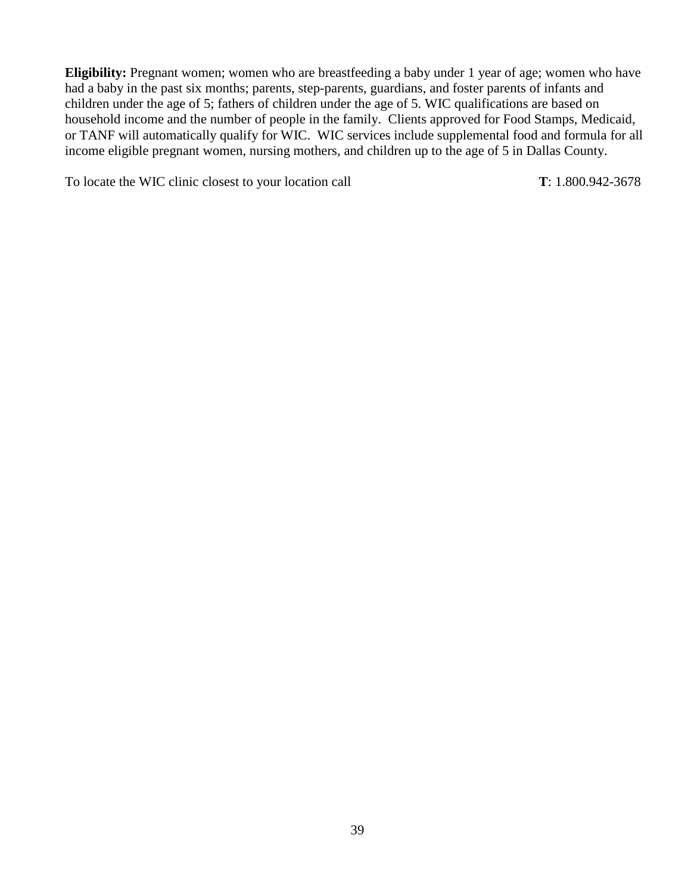**Eligibility:** Pregnant women; women who are breastfeeding a baby under 1 year of age; women who have had a baby in the past six months; parents, step-parents, guardians, and foster parents of infants and children under the age of 5; fathers of children under the age of 5. WIC qualifications are based on household income and the number of people in the family. Clients approved for Food Stamps, Medicaid, or TANF will automatically qualify for WIC. WIC services include supplemental food and formula for all income eligible pregnant women, nursing mothers, and children up to the age of 5 in Dallas County.

To locate the WIC clinic closest to your location call **T**: 1.800.942-3678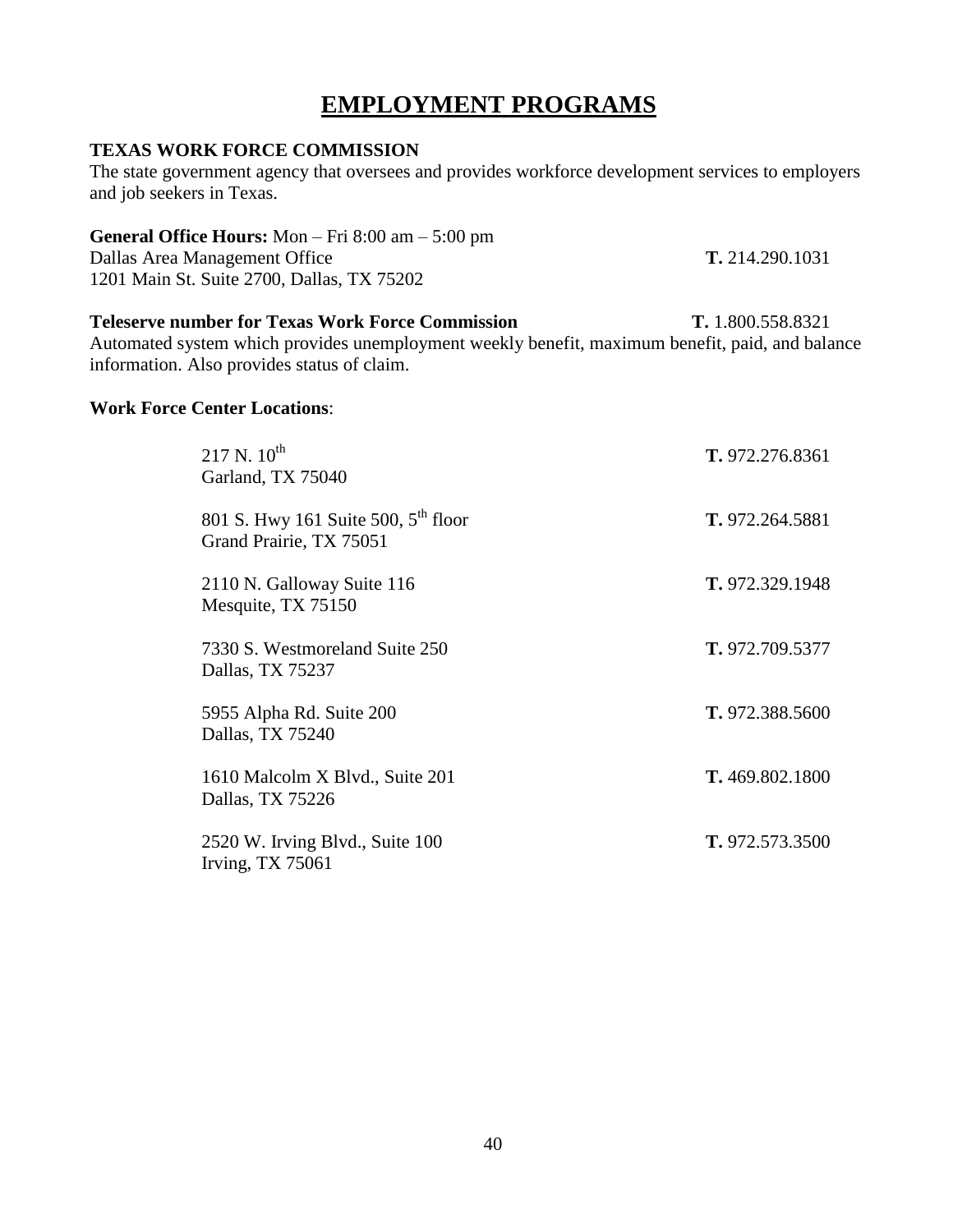# EMPLOYMENT PROGRAMS

### TEXAS WORK FORCE COMMISSION

The state government agency that oversees and provides workforce development services to employers and job seekers in Texas.

**General Office Hours:** Mon – Fri 8:00 am – 5:00 pm
Dallas Area Management Office **T.** 214.290.1031
1201 Main St. Suite 2700, Dallas, TX 75202

**Teleserve number for Texas Work Force Commission** **T.** 1.800.558.8321
Automated system which provides unemployment weekly benefit, maximum benefit, paid, and balance information. Also provides status of claim.

**Work Force Center Locations**:

| Address | Phone |
|---|---|
| 217 N. 10th<br>Garland, TX 75040 | **T.** 972.276.8361 |
| 801 S. Hwy 161 Suite 500, 5th floor<br>Grand Prairie, TX 75051 | **T.** 972.264.5881 |
| 2110 N. Galloway Suite 116<br>Mesquite, TX 75150 | **T.** 972.329.1948 |
| 7330 S. Westmoreland Suite 250<br>Dallas, TX 75237 | **T.** 972.709.5377 |
| 5955 Alpha Rd. Suite 200<br>Dallas, TX 75240 | **T.** 972.388.5600 |
| 1610 Malcolm X Blvd., Suite 201<br>Dallas, TX 75226 | **T.** 469.802.1800 |
| 2520 W. Irving Blvd., Suite 100<br>Irving, TX 75061 | **T.** 972.573.3500 |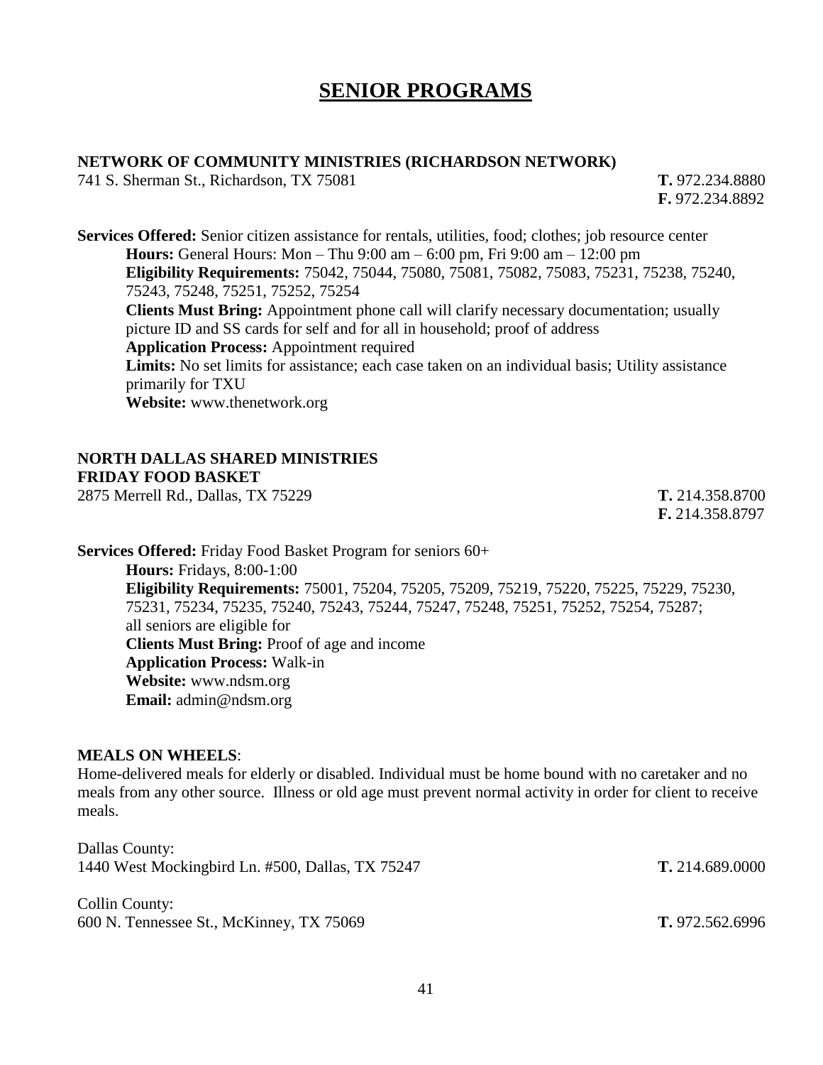# SENIOR PROGRAMS

**NETWORK OF COMMUNITY MINISTRIES (RICHARDSON NETWORK)**
741 S. Sherman St., Richardson, TX 75081 **T.** 972.234.8880
**F.** 972.234.8892

**Services Offered:** Senior citizen assistance for rentals, utilities, food; clothes; job resource center

**Hours:** General Hours: Mon – Thu 9:00 am – 6:00 pm, Fri 9:00 am – 12:00 pm
**Eligibility Requirements:** 75042, 75044, 75080, 75081, 75082, 75083, 75231, 75238, 75240, 75243, 75248, 75251, 75252, 75254
**Clients Must Bring:** Appointment phone call will clarify necessary documentation; usually picture ID and SS cards for self and for all in household; proof of address
**Application Process:** Appointment required
**Limits:** No set limits for assistance; each case taken on an individual basis; Utility assistance primarily for TXU
**Website:** www.thenetwork.org

**NORTH DALLAS SHARED MINISTRIES**
**FRIDAY FOOD BASKET**
2875 Merrell Rd., Dallas, TX 75229 **T.** 214.358.8700
**F.** 214.358.8797

**Services Offered:** Friday Food Basket Program for seniors 60+

**Hours:** Fridays, 8:00-1:00
**Eligibility Requirements:** 75001, 75204, 75205, 75209, 75219, 75220, 75225, 75229, 75230, 75231, 75234, 75235, 75240, 75243, 75244, 75247, 75248, 75251, 75252, 75254, 75287; all seniors are eligible for
**Clients Must Bring:** Proof of age and income
**Application Process:** Walk-in
**Website:** www.ndsm.org
**Email:** admin@ndsm.org

**MEALS ON WHEELS**:
Home-delivered meals for elderly or disabled. Individual must be home bound with no caretaker and no meals from any other source. Illness or old age must prevent normal activity in order for client to receive meals.

Dallas County:
1440 West Mockingbird Ln. #500, Dallas, TX 75247 **T.** 214.689.0000

Collin County:
600 N. Tennessee St., McKinney, TX 75069 **T.** 972.562.6996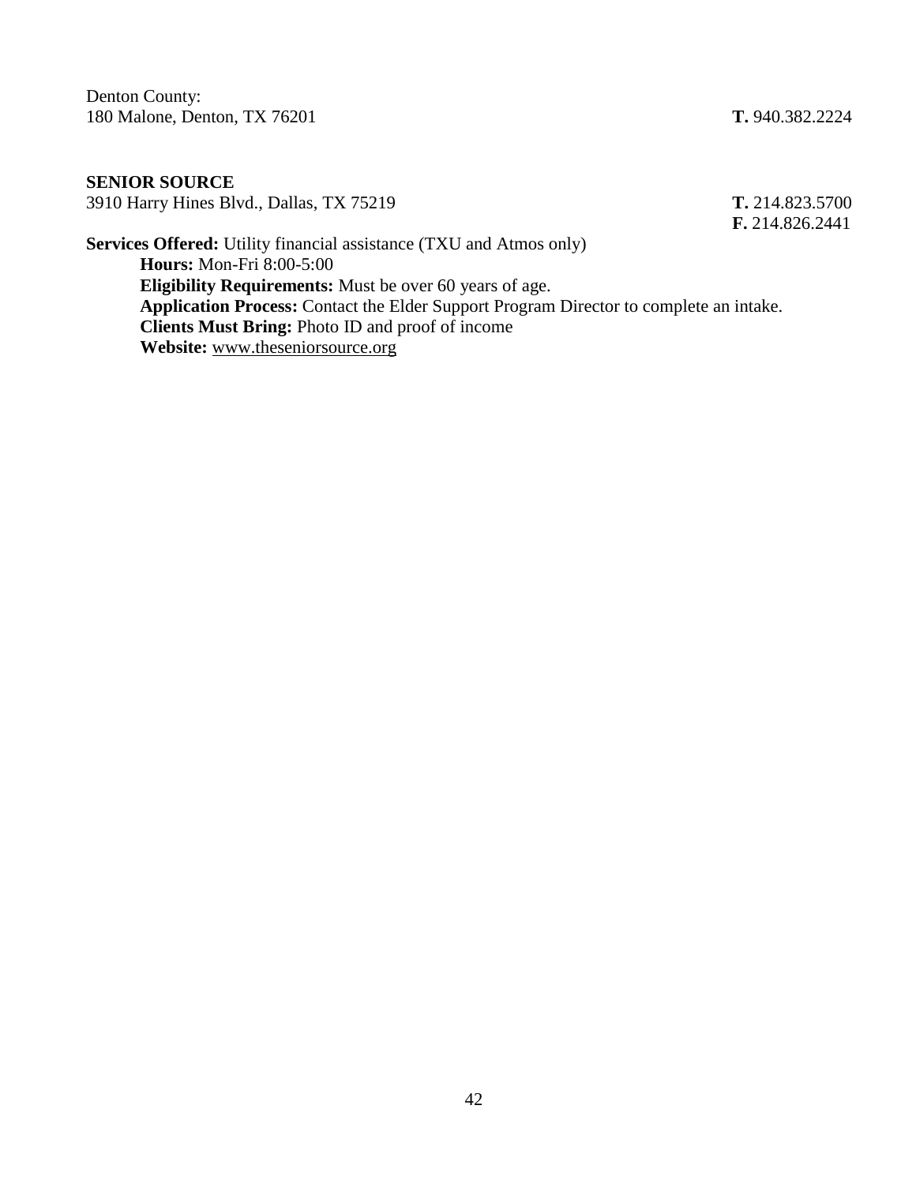Denton County:
180 Malone, Denton, TX 76201 **T.** 940.382.2224

**SENIOR SOURCE**
3910 Harry Hines Blvd., Dallas, TX 75219 **T.** 214.823.5700
**F.** 214.826.2441

**Services Offered:** Utility financial assistance (TXU and Atmos only)

**Hours:** Mon-Fri 8:00-5:00

**Eligibility Requirements:** Must be over 60 years of age.

**Application Process:** Contact the Elder Support Program Director to complete an intake.

**Clients Must Bring:** Photo ID and proof of income

**Website:** www.theseniorsource.org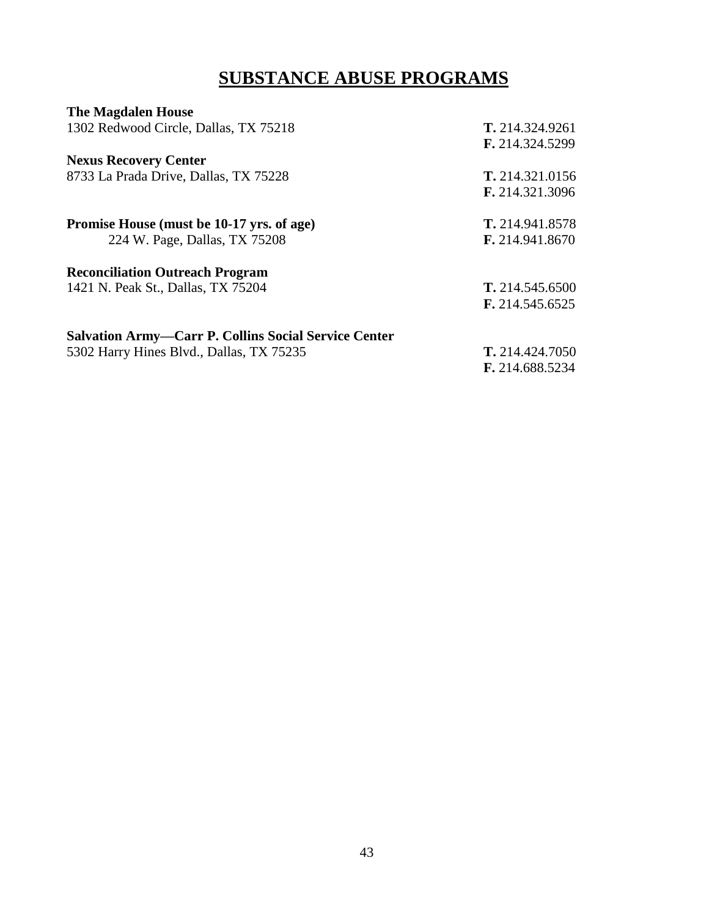# SUBSTANCE ABUSE PROGRAMS

**The Magdalen House**
1302 Redwood Circle, Dallas, TX 75218
**T.** 214.324.9261
**F.** 214.324.5299

**Nexus Recovery Center**
8733 La Prada Drive, Dallas, TX 75228
**T.** 214.321.0156
**F.** 214.321.3096

**Promise House (must be 10-17 yrs. of age)**
224 W. Page, Dallas, TX 75208
**T.** 214.941.8578
**F.** 214.941.8670

**Reconciliation Outreach Program**
1421 N. Peak St., Dallas, TX 75204
**T.** 214.545.6500
**F.** 214.545.6525

**Salvation Army—Carr P. Collins Social Service Center**
5302 Harry Hines Blvd., Dallas, TX 75235
**T.** 214.424.7050
**F.** 214.688.5234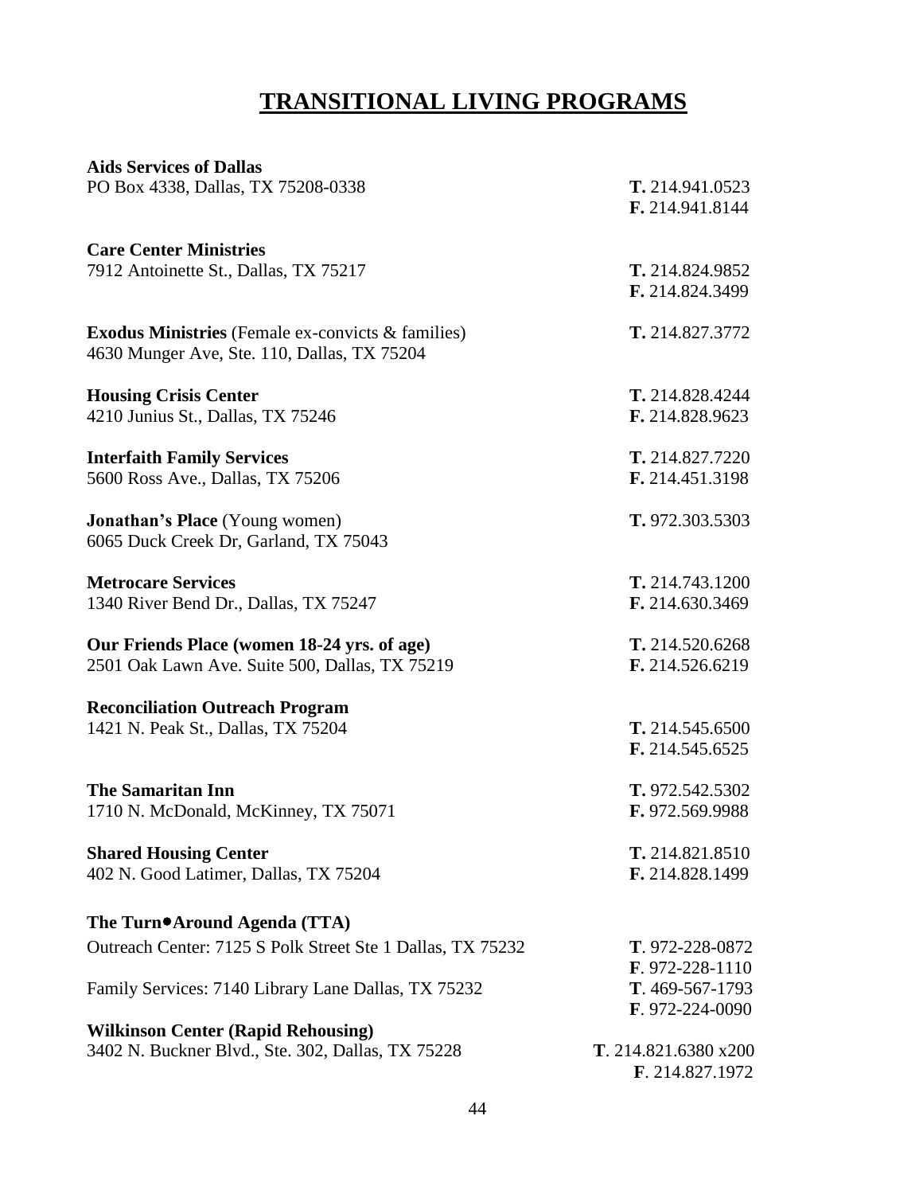# TRANSITIONAL LIVING PROGRAMS

**Aids Services of Dallas**
PO Box 4338, Dallas, TX 75208-0338
**T.** 214.941.0523
**F.** 214.941.8144

**Care Center Ministries**
7912 Antoinette St., Dallas, TX 75217
**T.** 214.824.9852
**F.** 214.824.3499

**Exodus Ministries** (Female ex-convicts & families)
4630 Munger Ave, Ste. 110, Dallas, TX 75204
**T.** 214.827.3772

**Housing Crisis Center**
4210 Junius St., Dallas, TX 75246
**T.** 214.828.4244
**F.** 214.828.9623

**Interfaith Family Services**
5600 Ross Ave., Dallas, TX 75206
**T.** 214.827.7220
**F.** 214.451.3198

**Jonathan's Place** (Young women)
6065 Duck Creek Dr, Garland, TX 75043
**T.** 972.303.5303

**Metrocare Services**
1340 River Bend Dr., Dallas, TX 75247
**T.** 214.743.1200
**F.** 214.630.3469

**Our Friends Place (women 18-24 yrs. of age)**
2501 Oak Lawn Ave. Suite 500, Dallas, TX 75219
**T.** 214.520.6268
**F.** 214.526.6219

**Reconciliation Outreach Program**
1421 N. Peak St., Dallas, TX 75204
**T.** 214.545.6500
**F.** 214.545.6525

**The Samaritan Inn**
1710 N. McDonald, McKinney, TX 75071
**T.** 972.542.5302
**F.** 972.569.9988

**Shared Housing Center**
402 N. Good Latimer, Dallas, TX 75204
**T.** 214.821.8510
**F.** 214.828.1499

**The Turn•Around Agenda (TTA)**
Outreach Center: 7125 S Polk Street Ste 1 Dallas, TX 75232
**T**. 972-228-0872
**F**. 972-228-1110
Family Services: 7140 Library Lane Dallas, TX 75232
**T**. 469-567-1793
**F**. 972-224-0090

**Wilkinson Center (Rapid Rehousing)**
3402 N. Buckner Blvd., Ste. 302, Dallas, TX 75228
**T**. 214.821.6380 x200
**F**. 214.827.1972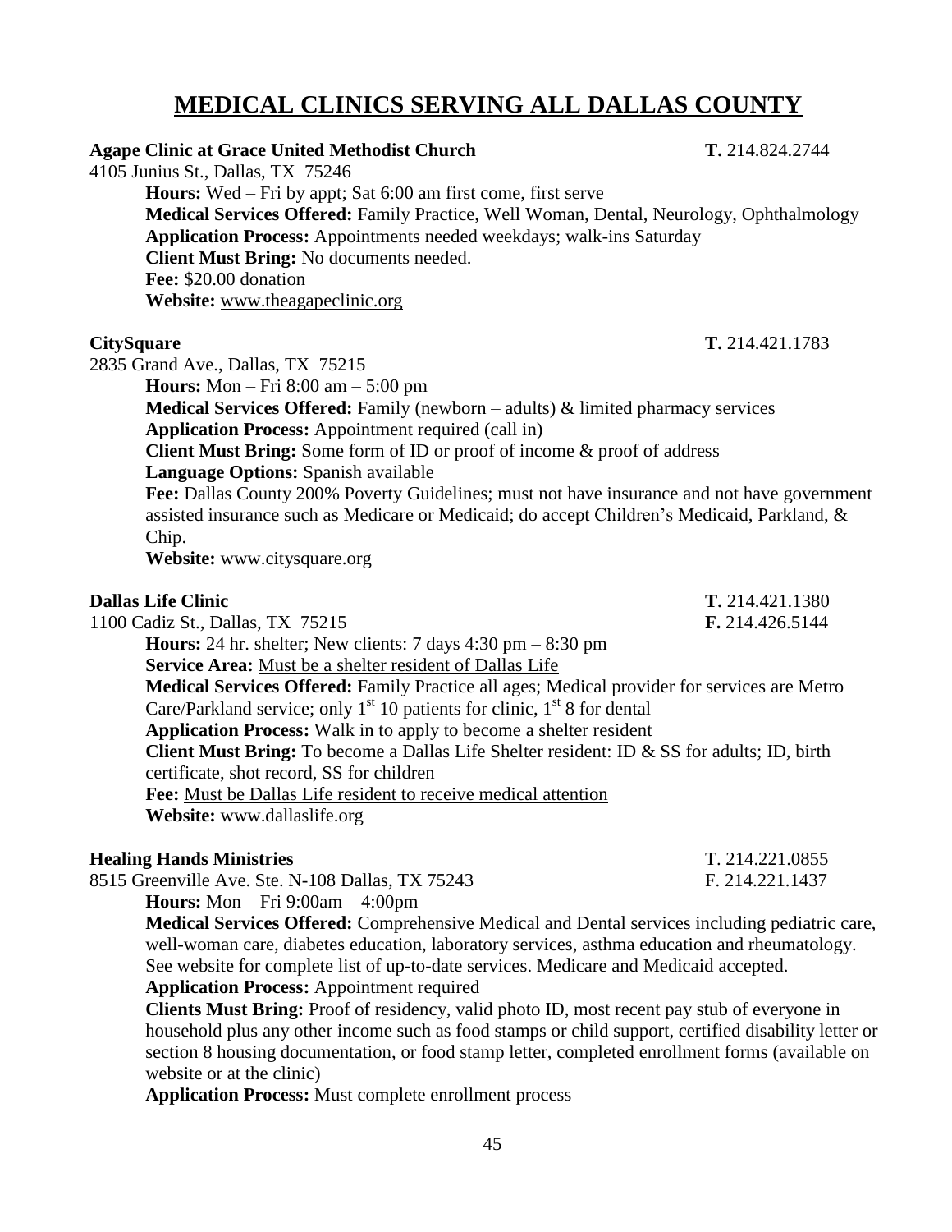# MEDICAL CLINICS SERVING ALL DALLAS COUNTY

**Agape Clinic at Grace United Methodist Church** **T.** 214.824.2744
4105 Junius St., Dallas, TX 75246

**Hours:** Wed – Fri by appt; Sat 6:00 am first come, first serve
**Medical Services Offered:** Family Practice, Well Woman, Dental, Neurology, Ophthalmology
**Application Process:** Appointments needed weekdays; walk-ins Saturday
**Client Must Bring:** No documents needed.
**Fee:** $20.00 donation
**Website:** www.theagapeclinic.org

**CitySquare** **T.** 214.421.1783
2835 Grand Ave., Dallas, TX 75215

**Hours:** Mon – Fri 8:00 am – 5:00 pm
**Medical Services Offered:** Family (newborn – adults) & limited pharmacy services
**Application Process:** Appointment required (call in)
**Client Must Bring:** Some form of ID or proof of income & proof of address
**Language Options:** Spanish available
**Fee:** Dallas County 200% Poverty Guidelines; must not have insurance and not have government assisted insurance such as Medicare or Medicaid; do accept Children's Medicaid, Parkland, & Chip.
**Website:** www.citysquare.org

**Dallas Life Clinic** **T.** 214.421.1380
1100 Cadiz St., Dallas, TX 75215 **F.** 214.426.5144

**Hours:** 24 hr. shelter; New clients: 7 days 4:30 pm – 8:30 pm
**Service Area:** Must be a shelter resident of Dallas Life
**Medical Services Offered:** Family Practice all ages; Medical provider for services are Metro Care/Parkland service; only 1st 10 patients for clinic, 1st 8 for dental
**Application Process:** Walk in to apply to become a shelter resident
**Client Must Bring:** To become a Dallas Life Shelter resident: ID & SS for adults; ID, birth certificate, shot record, SS for children
**Fee:** Must be Dallas Life resident to receive medical attention
**Website:** www.dallaslife.org

**Healing Hands Ministries** T. 214.221.0855
8515 Greenville Ave. Ste. N-108 Dallas, TX 75243 F. 214.221.1437

**Hours:** Mon – Fri 9:00am – 4:00pm
**Medical Services Offered:** Comprehensive Medical and Dental services including pediatric care, well-woman care, diabetes education, laboratory services, asthma education and rheumatology. See website for complete list of up-to-date services. Medicare and Medicaid accepted.
**Application Process:** Appointment required
**Clients Must Bring:** Proof of residency, valid photo ID, most recent pay stub of everyone in household plus any other income such as food stamps or child support, certified disability letter or section 8 housing documentation, or food stamp letter, completed enrollment forms (available on website or at the clinic)
**Application Process:** Must complete enrollment process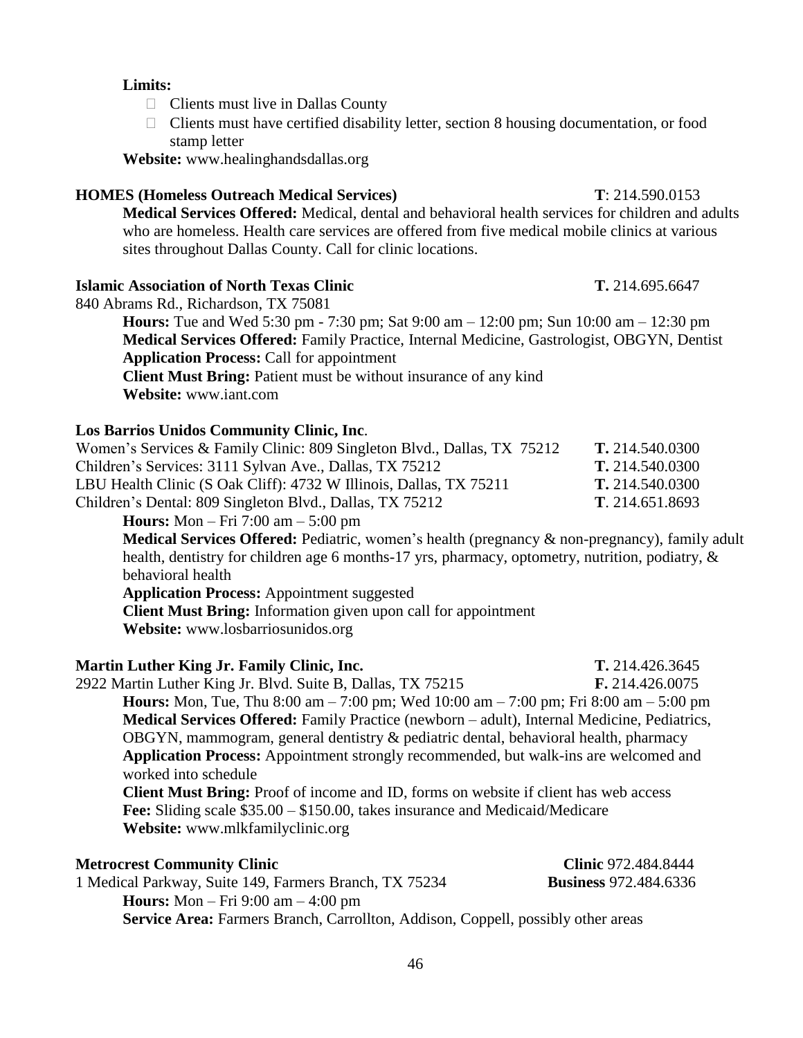**Limits:**

- Clients must live in Dallas County
- Clients must have certified disability letter, section 8 housing documentation, or food stamp letter

**Website:** www.healinghandsdallas.org

**HOMES (Homeless Outreach Medical Services)** **T**: 214.590.0153

**Medical Services Offered:** Medical, dental and behavioral health services for children and adults who are homeless. Health care services are offered from five medical mobile clinics at various sites throughout Dallas County. Call for clinic locations.

**Islamic Association of North Texas Clinic** **T.** 214.695.6647

840 Abrams Rd., Richardson, TX 75081

**Hours:** Tue and Wed 5:30 pm - 7:30 pm; Sat 9:00 am – 12:00 pm; Sun 10:00 am – 12:30 pm
**Medical Services Offered:** Family Practice, Internal Medicine, Gastrologist, OBGYN, Dentist
**Application Process:** Call for appointment
**Client Must Bring:** Patient must be without insurance of any kind
**Website:** www.iant.com

**Los Barrios Unidos Community Clinic, Inc**.

Women's Services & Family Clinic: 809 Singleton Blvd., Dallas, TX 75212 **T.** 214.540.0300
Children's Services: 3111 Sylvan Ave., Dallas, TX 75212 **T.** 214.540.0300
LBU Health Clinic (S Oak Cliff): 4732 W Illinois, Dallas, TX 75211 **T.** 214.540.0300
Children's Dental: 809 Singleton Blvd., Dallas, TX 75212 **T**. 214.651.8693

**Hours:** Mon – Fri 7:00 am – 5:00 pm
**Medical Services Offered:** Pediatric, women's health (pregnancy & non-pregnancy), family adult health, dentistry for children age 6 months-17 yrs, pharmacy, optometry, nutrition, podiatry, & behavioral health
**Application Process:** Appointment suggested
**Client Must Bring:** Information given upon call for appointment
**Website:** www.losbarriosunidos.org

**Martin Luther King Jr. Family Clinic, Inc.** **T.** 214.426.3645

2922 Martin Luther King Jr. Blvd. Suite B, Dallas, TX 75215 **F.** 214.426.0075

**Hours:** Mon, Tue, Thu 8:00 am – 7:00 pm; Wed 10:00 am – 7:00 pm; Fri 8:00 am – 5:00 pm
**Medical Services Offered:** Family Practice (newborn – adult), Internal Medicine, Pediatrics, OBGYN, mammogram, general dentistry & pediatric dental, behavioral health, pharmacy
**Application Process:** Appointment strongly recommended, but walk-ins are welcomed and worked into schedule
**Client Must Bring:** Proof of income and ID, forms on website if client has web access
**Fee:** Sliding scale $35.00 – $150.00, takes insurance and Medicaid/Medicare
**Website:** www.mlkfamilyclinic.org

**Metrocrest Community Clinic** **Clinic** 972.484.8444

1 Medical Parkway, Suite 149, Farmers Branch, TX 75234 **Business** 972.484.6336

**Hours:** Mon – Fri 9:00 am – 4:00 pm
**Service Area:** Farmers Branch, Carrollton, Addison, Coppell, possibly other areas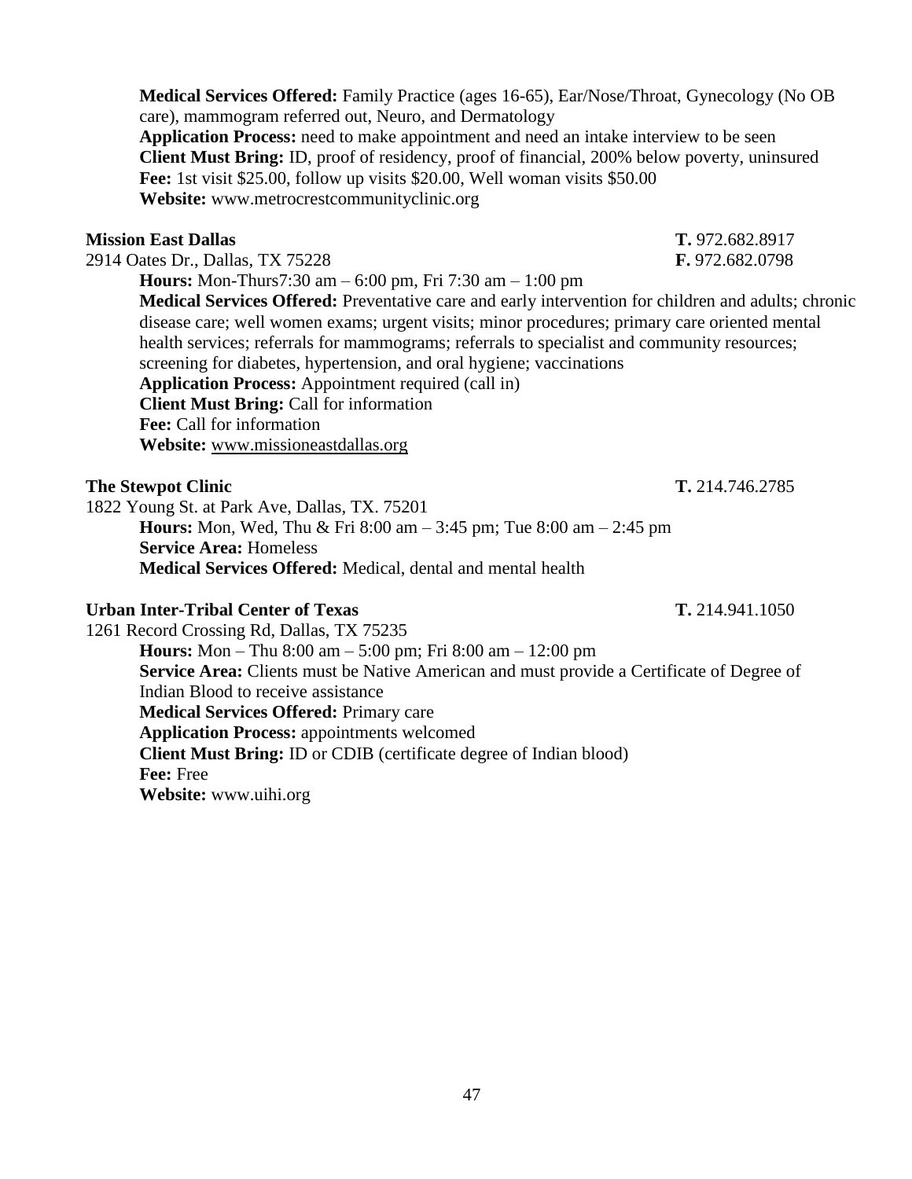**Medical Services Offered:** Family Practice (ages 16-65), Ear/Nose/Throat, Gynecology (No OB care), mammogram referred out, Neuro, and Dermatology
**Application Process:** need to make appointment and need an intake interview to be seen
**Client Must Bring:** ID, proof of residency, proof of financial, 200% below poverty, uninsured
**Fee:** 1st visit $25.00, follow up visits $20.00, Well woman visits $50.00
**Website:** www.metrocrestcommunityclinic.org

**Mission East Dallas** **T.** 972.682.8917
2914 Oates Dr., Dallas, TX 75228 **F.** 972.682.0798
**Hours:** Mon-Thurs7:30 am – 6:00 pm, Fri 7:30 am – 1:00 pm
**Medical Services Offered:** Preventative care and early intervention for children and adults; chronic disease care; well women exams; urgent visits; minor procedures; primary care oriented mental health services; referrals for mammograms; referrals to specialist and community resources; screening for diabetes, hypertension, and oral hygiene; vaccinations
**Application Process:** Appointment required (call in)
**Client Must Bring:** Call for information
**Fee:** Call for information
**Website:** www.missioneastdallas.org

**The Stewpot Clinic** **T.** 214.746.2785
1822 Young St. at Park Ave, Dallas, TX. 75201
**Hours:** Mon, Wed, Thu & Fri 8:00 am – 3:45 pm; Tue 8:00 am – 2:45 pm
**Service Area:** Homeless
**Medical Services Offered:** Medical, dental and mental health

**Urban Inter-Tribal Center of Texas** **T.** 214.941.1050
1261 Record Crossing Rd, Dallas, TX 75235
**Hours:** Mon – Thu 8:00 am – 5:00 pm; Fri 8:00 am – 12:00 pm
**Service Area:** Clients must be Native American and must provide a Certificate of Degree of Indian Blood to receive assistance
**Medical Services Offered:** Primary care
**Application Process:** appointments welcomed
**Client Must Bring:** ID or CDIB (certificate degree of Indian blood)
**Fee:** Free
**Website:** www.uihi.org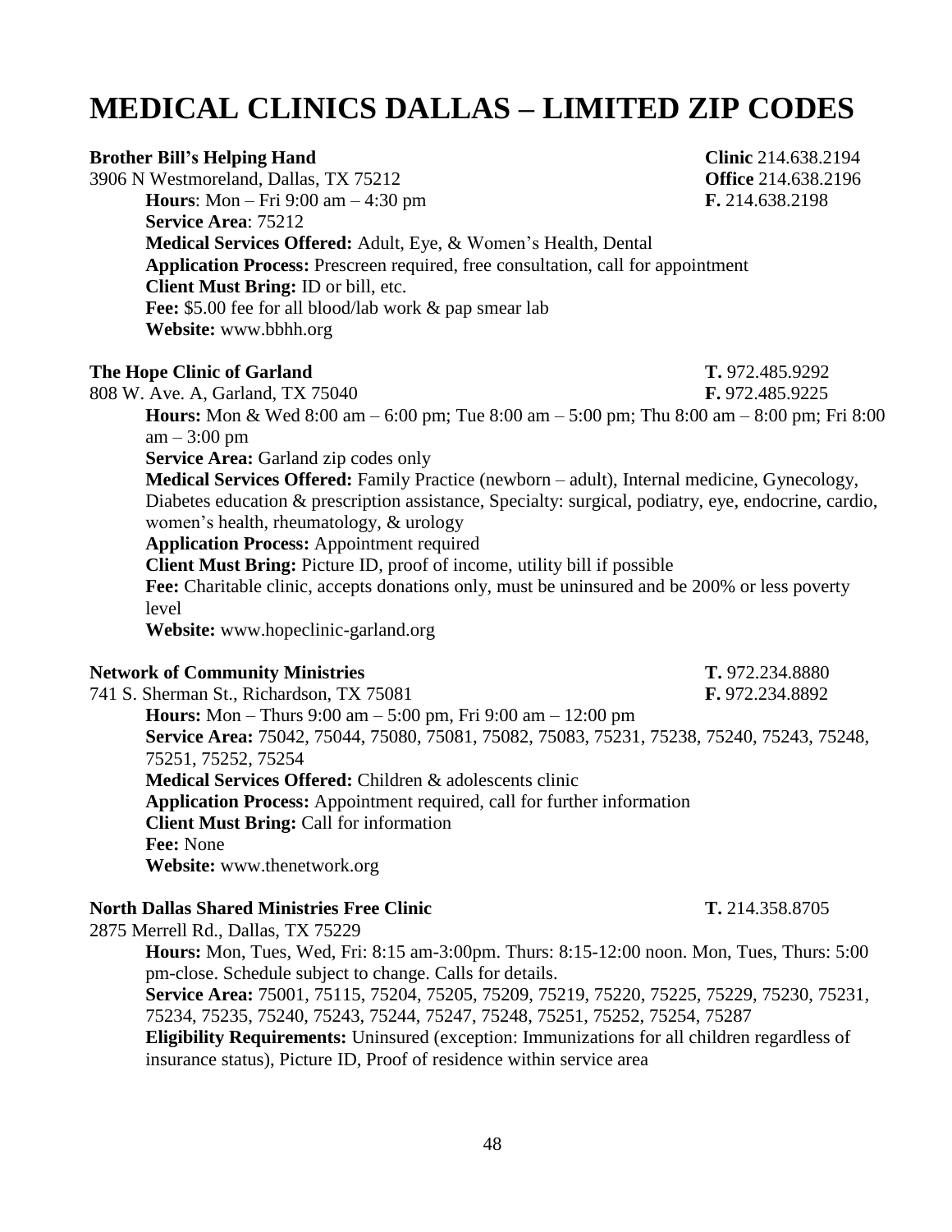# MEDICAL CLINICS DALLAS – LIMITED ZIP CODES

**Brother Bill's Helping Hand**
3906 N Westmoreland, Dallas, TX 75212

**Clinic** 214.638.2194
**Office** 214.638.2196
**F.** 214.638.2198

**Hours**: Mon – Fri 9:00 am – 4:30 pm
**Service Area**: 75212
**Medical Services Offered:** Adult, Eye, & Women's Health, Dental
**Application Process:** Prescreen required, free consultation, call for appointment
**Client Must Bring:** ID or bill, etc.
**Fee:** $5.00 fee for all blood/lab work & pap smear lab
**Website:** www.bbhh.org

**The Hope Clinic of Garland**
808 W. Ave. A, Garland, TX 75040

**T.** 972.485.9292
**F.** 972.485.9225

**Hours:** Mon & Wed 8:00 am – 6:00 pm; Tue 8:00 am – 5:00 pm; Thu 8:00 am – 8:00 pm; Fri 8:00 am – 3:00 pm
**Service Area:** Garland zip codes only
**Medical Services Offered:** Family Practice (newborn – adult), Internal medicine, Gynecology, Diabetes education & prescription assistance, Specialty: surgical, podiatry, eye, endocrine, cardio, women's health, rheumatology, & urology
**Application Process:** Appointment required
**Client Must Bring:** Picture ID, proof of income, utility bill if possible
**Fee:** Charitable clinic, accepts donations only, must be uninsured and be 200% or less poverty level
**Website:** www.hopeclinic-garland.org

**Network of Community Ministries**
741 S. Sherman St., Richardson, TX 75081

**T.** 972.234.8880
**F.** 972.234.8892

**Hours:** Mon – Thurs 9:00 am – 5:00 pm, Fri 9:00 am – 12:00 pm
**Service Area:** 75042, 75044, 75080, 75081, 75082, 75083, 75231, 75238, 75240, 75243, 75248, 75251, 75252, 75254
**Medical Services Offered:** Children & adolescents clinic
**Application Process:** Appointment required, call for further information
**Client Must Bring:** Call for information
**Fee:** None
**Website:** www.thenetwork.org

**North Dallas Shared Ministries Free Clinic**
2875 Merrell Rd., Dallas, TX 75229

**T.** 214.358.8705

**Hours:** Mon, Tues, Wed, Fri: 8:15 am-3:00pm. Thurs: 8:15-12:00 noon. Mon, Tues, Thurs: 5:00 pm-close. Schedule subject to change. Calls for details.
**Service Area:** 75001, 75115, 75204, 75205, 75209, 75219, 75220, 75225, 75229, 75230, 75231, 75234, 75235, 75240, 75243, 75244, 75247, 75248, 75251, 75252, 75254, 75287
**Eligibility Requirements:** Uninsured (exception: Immunizations for all children regardless of insurance status), Picture ID, Proof of residence within service area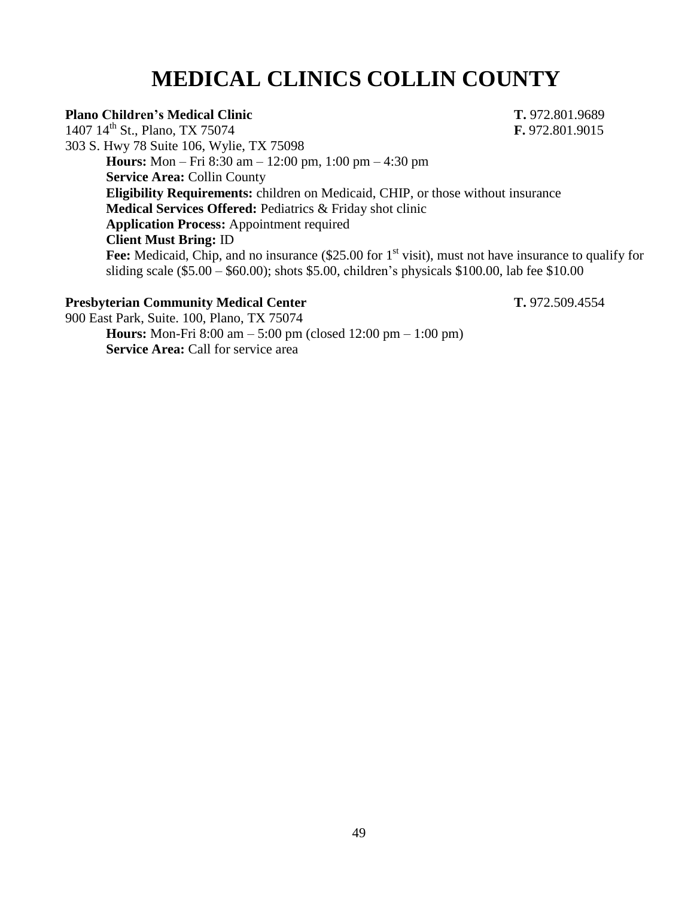# MEDICAL CLINICS COLLIN COUNTY

**Plano Children's Medical Clinic** **T.** 972.801.9689
1407 14th St., Plano, TX 75074 **F.** 972.801.9015
303 S. Hwy 78 Suite 106, Wylie, TX 75098

**Hours:** Mon – Fri 8:30 am – 12:00 pm, 1:00 pm – 4:30 pm
**Service Area:** Collin County
**Eligibility Requirements:** children on Medicaid, CHIP, or those without insurance
**Medical Services Offered:** Pediatrics & Friday shot clinic
**Application Process:** Appointment required
**Client Must Bring:** ID
**Fee:** Medicaid, Chip, and no insurance ($25.00 for 1st visit), must not have insurance to qualify for sliding scale ($5.00 – $60.00); shots $5.00, children's physicals $100.00, lab fee $10.00

**Presbyterian Community Medical Center** **T.** 972.509.4554
900 East Park, Suite. 100, Plano, TX 75074

**Hours:** Mon-Fri 8:00 am – 5:00 pm (closed 12:00 pm – 1:00 pm)
**Service Area:** Call for service area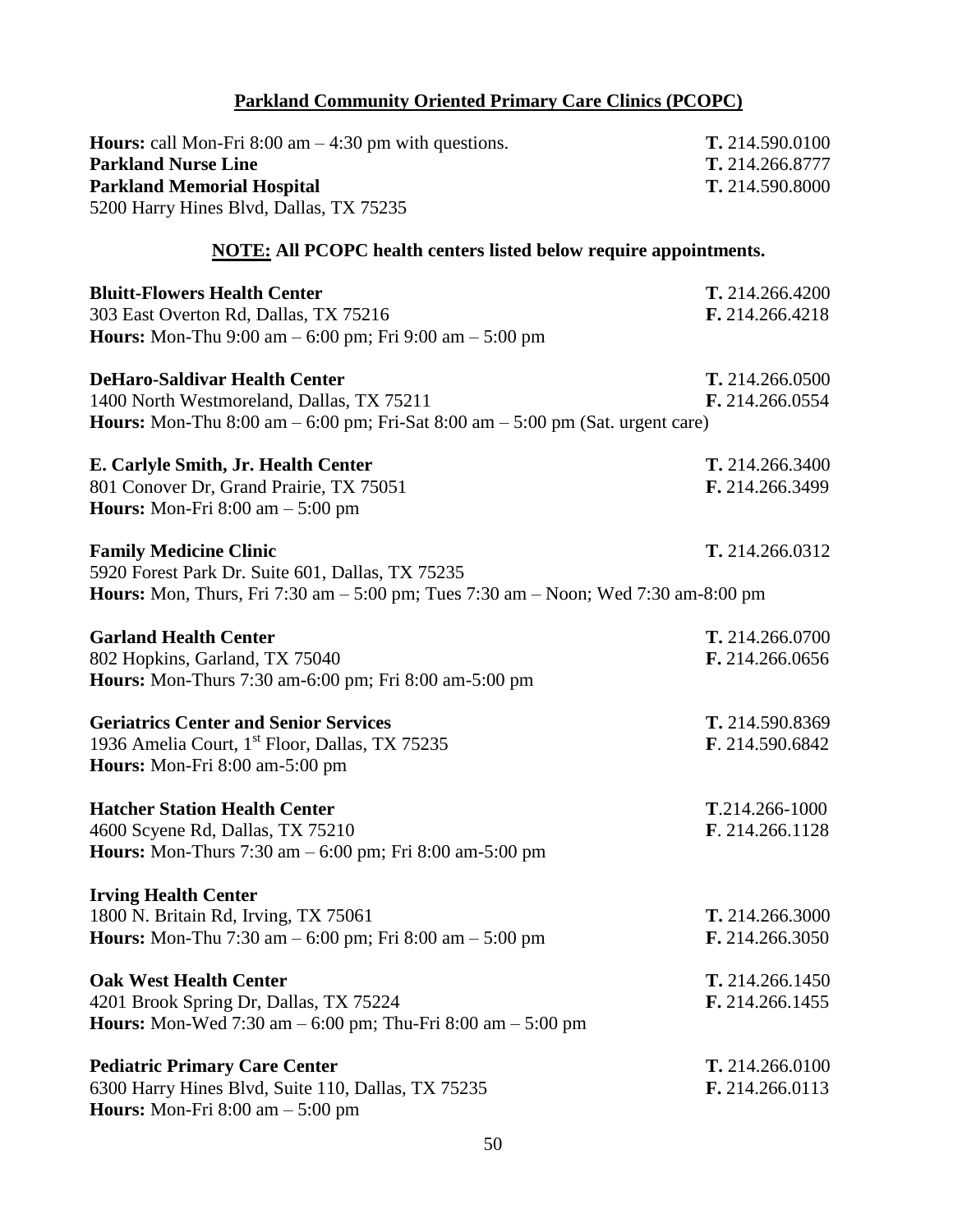## Parkland Community Oriented Primary Care Clinics (PCOPC)

**Hours:** call Mon-Fri 8:00 am – 4:30 pm with questions. **T.** 214.590.0100
**Parkland Nurse Line** **T.** 214.266.8777
**Parkland Memorial Hospital** **T.** 214.590.8000
5200 Harry Hines Blvd, Dallas, TX 75235

### NOTE: All PCOPC health centers listed below require appointments.

**Bluitt-Flowers Health Center** **T.** 214.266.4200
303 East Overton Rd, Dallas, TX 75216 **F.** 214.266.4218
**Hours:** Mon-Thu 9:00 am – 6:00 pm; Fri 9:00 am – 5:00 pm

**DeHaro-Saldivar Health Center** **T.** 214.266.0500
1400 North Westmoreland, Dallas, TX 75211 **F.** 214.266.0554
**Hours:** Mon-Thu 8:00 am – 6:00 pm; Fri-Sat 8:00 am – 5:00 pm (Sat. urgent care)

**E. Carlyle Smith, Jr. Health Center** **T.** 214.266.3400
801 Conover Dr, Grand Prairie, TX 75051 **F.** 214.266.3499
**Hours:** Mon-Fri 8:00 am – 5:00 pm

**Family Medicine Clinic** **T.** 214.266.0312
5920 Forest Park Dr. Suite 601, Dallas, TX 75235
**Hours:** Mon, Thurs, Fri 7:30 am – 5:00 pm; Tues 7:30 am – Noon; Wed 7:30 am-8:00 pm

**Garland Health Center** **T.** 214.266.0700
802 Hopkins, Garland, TX 75040 **F.** 214.266.0656
**Hours:** Mon-Thurs 7:30 am-6:00 pm; Fri 8:00 am-5:00 pm

**Geriatrics Center and Senior Services** **T.** 214.590.8369
1936 Amelia Court, 1st Floor, Dallas, TX 75235 **F**. 214.590.6842
**Hours:** Mon-Fri 8:00 am-5:00 pm

**Hatcher Station Health Center** **T**.214.266-1000
4600 Scyene Rd, Dallas, TX 75210 **F**. 214.266.1128
**Hours:** Mon-Thurs 7:30 am – 6:00 pm; Fri 8:00 am-5:00 pm

**Irving Health Center**
1800 N. Britain Rd, Irving, TX 75061 **T.** 214.266.3000
**Hours:** Mon-Thu 7:30 am – 6:00 pm; Fri 8:00 am – 5:00 pm **F.** 214.266.3050

**Oak West Health Center** **T.** 214.266.1450
4201 Brook Spring Dr, Dallas, TX 75224 **F.** 214.266.1455
**Hours:** Mon-Wed 7:30 am – 6:00 pm; Thu-Fri 8:00 am – 5:00 pm

**Pediatric Primary Care Center** **T.** 214.266.0100
6300 Harry Hines Blvd, Suite 110, Dallas, TX 75235 **F.** 214.266.0113
**Hours:** Mon-Fri 8:00 am – 5:00 pm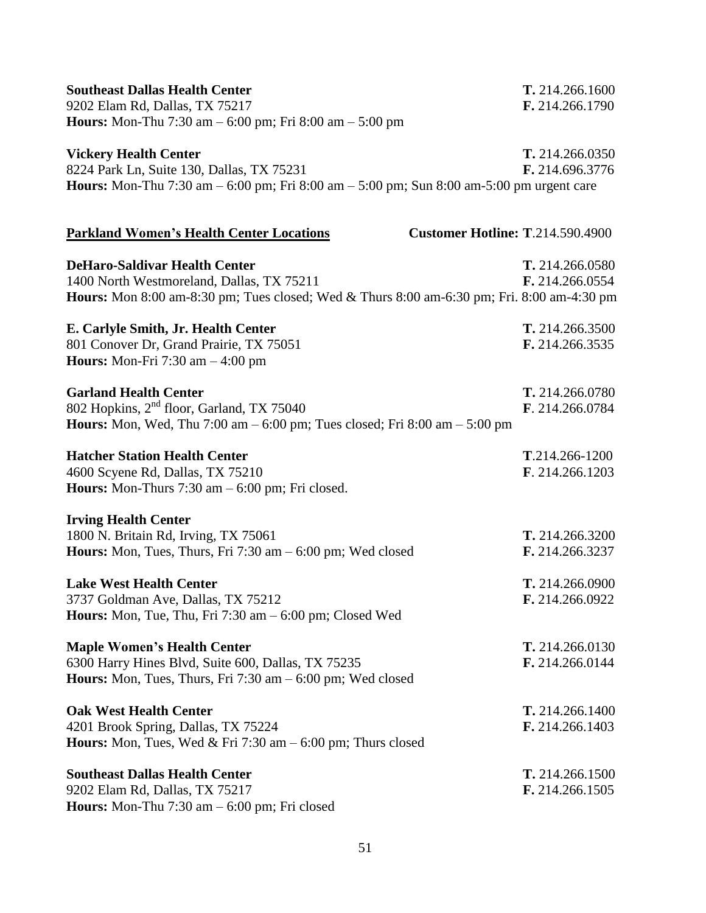**Southeast Dallas Health Center** **T.** 214.266.1600
9202 Elam Rd, Dallas, TX 75217 **F.** 214.266.1790
**Hours:** Mon-Thu 7:30 am – 6:00 pm; Fri 8:00 am – 5:00 pm

**Vickery Health Center** **T.** 214.266.0350
8224 Park Ln, Suite 130, Dallas, TX 75231 **F.** 214.696.3776
**Hours:** Mon-Thu 7:30 am – 6:00 pm; Fri 8:00 am – 5:00 pm; Sun 8:00 am-5:00 pm urgent care

**<u>Parkland Women's Health Center Locations</u>** **Customer Hotline: T**.214.590.4900

**DeHaro-Saldivar Health Center** **T.** 214.266.0580
1400 North Westmoreland, Dallas, TX 75211 **F.** 214.266.0554
**Hours:** Mon 8:00 am-8:30 pm; Tues closed; Wed & Thurs 8:00 am-6:30 pm; Fri. 8:00 am-4:30 pm

**E. Carlyle Smith, Jr. Health Center** **T.** 214.266.3500
801 Conover Dr, Grand Prairie, TX 75051 **F.** 214.266.3535
**Hours:** Mon-Fri 7:30 am – 4:00 pm

**Garland Health Center** **T.** 214.266.0780
802 Hopkins, 2nd floor, Garland, TX 75040 **F**. 214.266.0784
**Hours:** Mon, Wed, Thu 7:00 am – 6:00 pm; Tues closed; Fri 8:00 am – 5:00 pm

**Hatcher Station Health Center** **T**.214.266-1200
4600 Scyene Rd, Dallas, TX 75210 **F**. 214.266.1203
**Hours:** Mon-Thurs 7:30 am – 6:00 pm; Fri closed.

**Irving Health Center**
1800 N. Britain Rd, Irving, TX 75061 **T.** 214.266.3200
**Hours:** Mon, Tues, Thurs, Fri 7:30 am – 6:00 pm; Wed closed **F.** 214.266.3237

**Lake West Health Center** **T.** 214.266.0900
3737 Goldman Ave, Dallas, TX 75212 **F.** 214.266.0922
**Hours:** Mon, Tue, Thu, Fri 7:30 am – 6:00 pm; Closed Wed

**Maple Women's Health Center** **T.** 214.266.0130
6300 Harry Hines Blvd, Suite 600, Dallas, TX 75235 **F.** 214.266.0144
**Hours:** Mon, Tues, Thurs, Fri 7:30 am – 6:00 pm; Wed closed

**Oak West Health Center** **T.** 214.266.1400
4201 Brook Spring, Dallas, TX 75224 **F.** 214.266.1403
**Hours:** Mon, Tues, Wed & Fri 7:30 am – 6:00 pm; Thurs closed

**Southeast Dallas Health Center** **T.** 214.266.1500
9202 Elam Rd, Dallas, TX 75217 **F.** 214.266.1505
**Hours:** Mon-Thu 7:30 am – 6:00 pm; Fri closed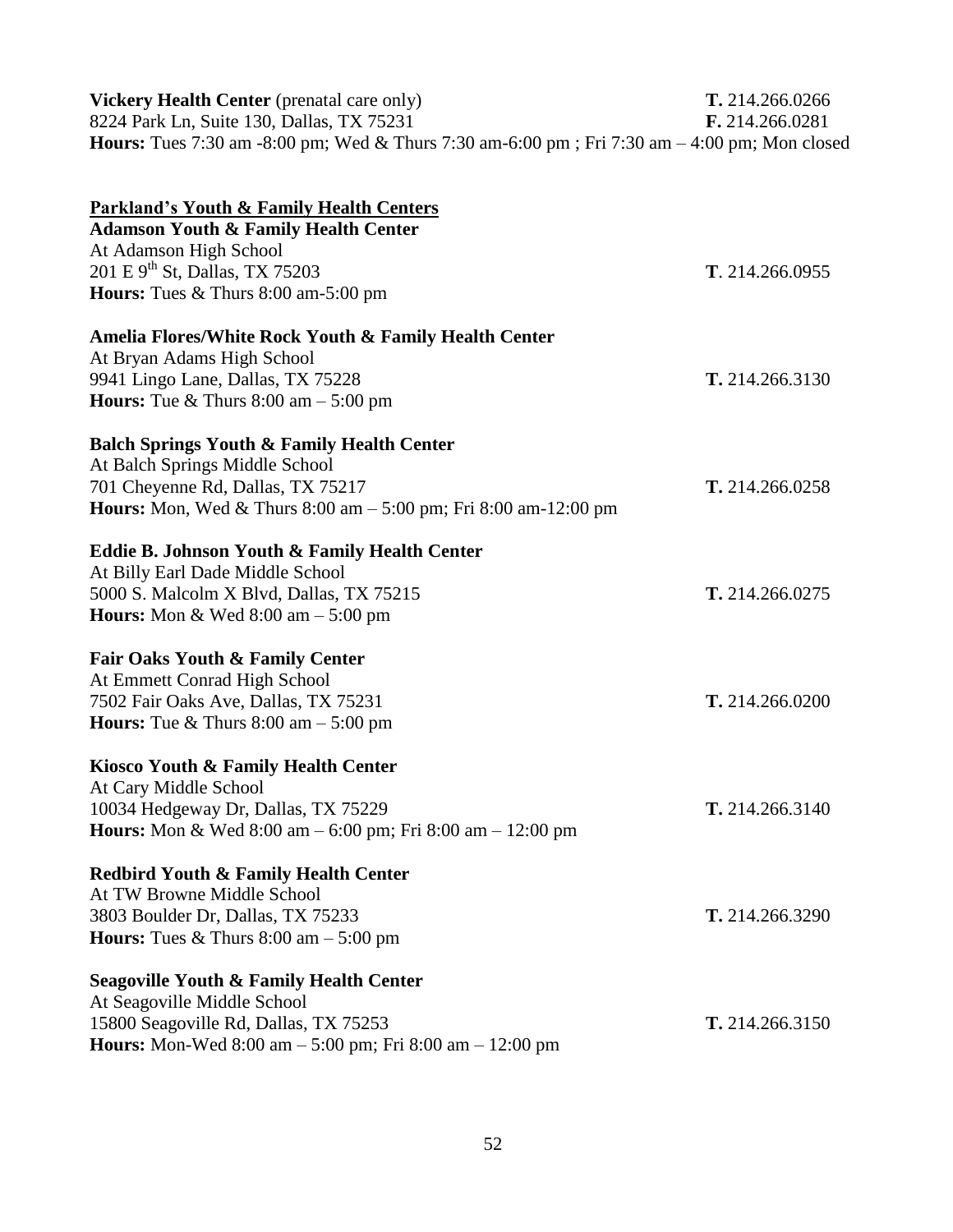**Vickery Health Center** (prenatal care only) **T.** 214.266.0266
8224 Park Ln, Suite 130, Dallas, TX 75231 **F.** 214.266.0281
**Hours:** Tues 7:30 am -8:00 pm; Wed & Thurs 7:30 am-6:00 pm ; Fri 7:30 am – 4:00 pm; Mon closed

## Parkland's Youth & Family Health Centers

**Adamson Youth & Family Health Center**
At Adamson High School
201 E 9th St, Dallas, TX 75203 **T**. 214.266.0955
**Hours:** Tues & Thurs 8:00 am-5:00 pm

**Amelia Flores/White Rock Youth & Family Health Center**
At Bryan Adams High School
9941 Lingo Lane, Dallas, TX 75228 **T.** 214.266.3130
**Hours:** Tue & Thurs 8:00 am – 5:00 pm

**Balch Springs Youth & Family Health Center**
At Balch Springs Middle School
701 Cheyenne Rd, Dallas, TX 75217 **T.** 214.266.0258
**Hours:** Mon, Wed & Thurs 8:00 am – 5:00 pm; Fri 8:00 am-12:00 pm

**Eddie B. Johnson Youth & Family Health Center**
At Billy Earl Dade Middle School
5000 S. Malcolm X Blvd, Dallas, TX 75215 **T.** 214.266.0275
**Hours:** Mon & Wed 8:00 am – 5:00 pm

**Fair Oaks Youth & Family Center**
At Emmett Conrad High School
7502 Fair Oaks Ave, Dallas, TX 75231 **T.** 214.266.0200
**Hours:** Tue & Thurs 8:00 am – 5:00 pm

**Kiosco Youth & Family Health Center**
At Cary Middle School
10034 Hedgeway Dr, Dallas, TX 75229 **T.** 214.266.3140
**Hours:** Mon & Wed 8:00 am – 6:00 pm; Fri 8:00 am – 12:00 pm

**Redbird Youth & Family Health Center**
At TW Browne Middle School
3803 Boulder Dr, Dallas, TX 75233 **T.** 214.266.3290
**Hours:** Tues & Thurs 8:00 am – 5:00 pm

**Seagoville Youth & Family Health Center**
At Seagoville Middle School
15800 Seagoville Rd, Dallas, TX 75253 **T.** 214.266.3150
**Hours:** Mon-Wed 8:00 am – 5:00 pm; Fri 8:00 am – 12:00 pm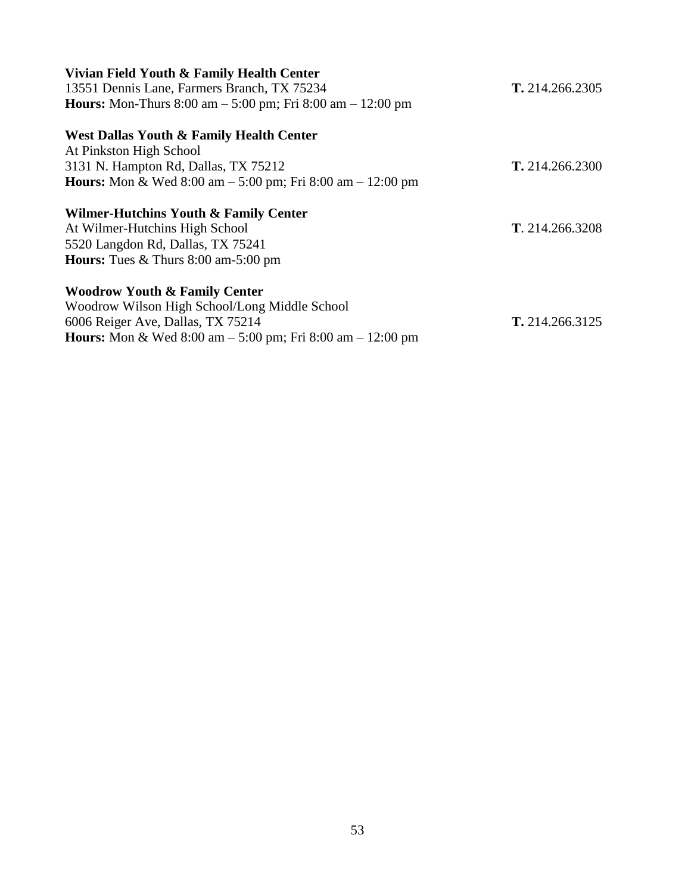**Vivian Field Youth & Family Health Center**
13551 Dennis Lane, Farmers Branch, TX 75234 **T.** 214.266.2305
**Hours:** Mon-Thurs 8:00 am – 5:00 pm; Fri 8:00 am – 12:00 pm

**West Dallas Youth & Family Health Center**
At Pinkston High School
3131 N. Hampton Rd, Dallas, TX 75212 **T.** 214.266.2300
**Hours:** Mon & Wed 8:00 am – 5:00 pm; Fri 8:00 am – 12:00 pm

**Wilmer-Hutchins Youth & Family Center**
At Wilmer-Hutchins High School **T**. 214.266.3208
5520 Langdon Rd, Dallas, TX 75241
**Hours:** Tues & Thurs 8:00 am-5:00 pm

**Woodrow Youth & Family Center**
Woodrow Wilson High School/Long Middle School
6006 Reiger Ave, Dallas, TX 75214 **T.** 214.266.3125
**Hours:** Mon & Wed 8:00 am – 5:00 pm; Fri 8:00 am – 12:00 pm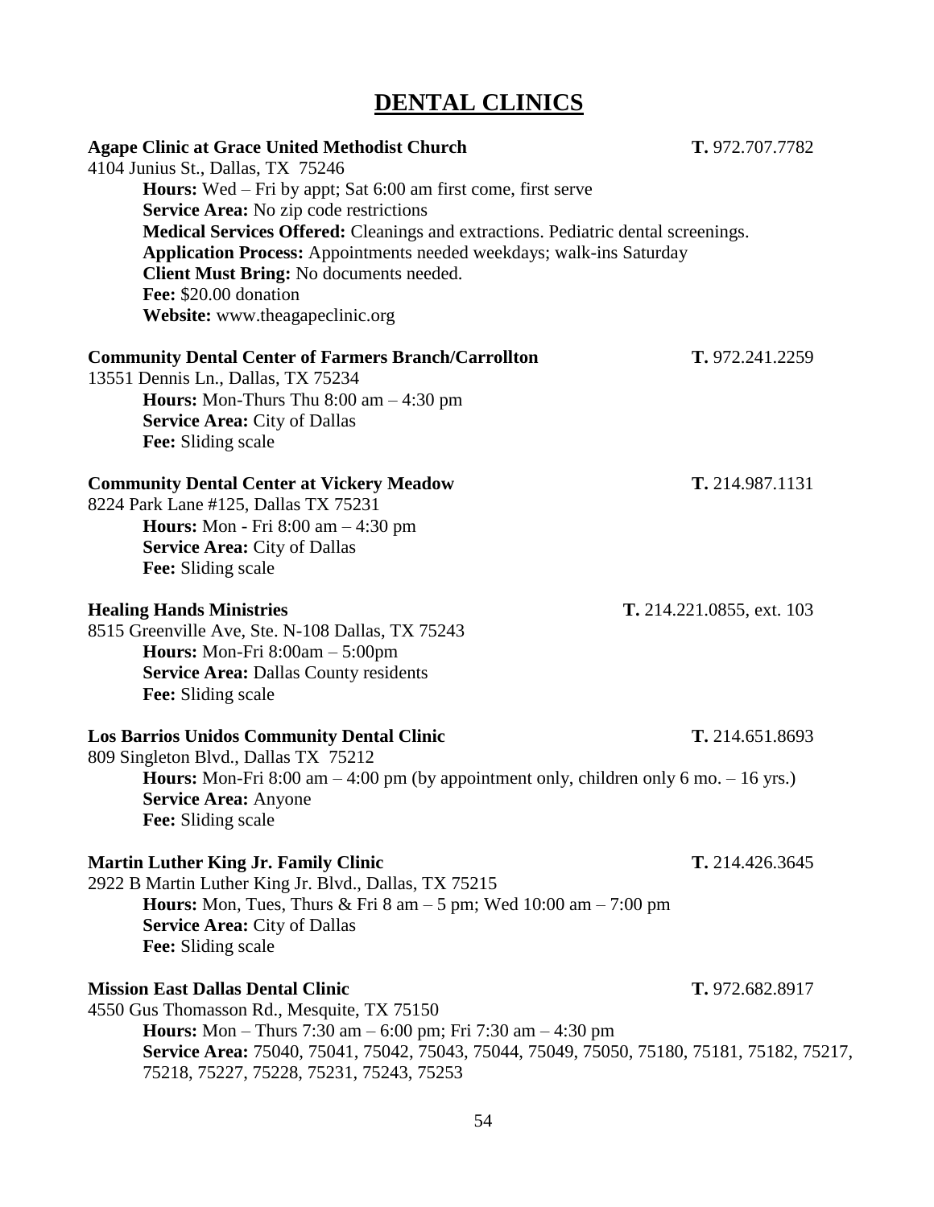# DENTAL CLINICS

**Agape Clinic at Grace United Methodist Church** **T.** 972.707.7782
4104 Junius St., Dallas, TX 75246
**Hours:** Wed – Fri by appt; Sat 6:00 am first come, first serve
**Service Area:** No zip code restrictions
**Medical Services Offered:** Cleanings and extractions. Pediatric dental screenings.
**Application Process:** Appointments needed weekdays; walk-ins Saturday
**Client Must Bring:** No documents needed.
**Fee:** $20.00 donation
**Website:** www.theagapeclinic.org

**Community Dental Center of Farmers Branch/Carrollton** **T.** 972.241.2259
13551 Dennis Ln., Dallas, TX 75234
**Hours:** Mon-Thurs Thu 8:00 am – 4:30 pm
**Service Area:** City of Dallas
**Fee:** Sliding scale

**Community Dental Center at Vickery Meadow** **T.** 214.987.1131
8224 Park Lane #125, Dallas TX 75231
**Hours:** Mon - Fri 8:00 am – 4:30 pm
**Service Area:** City of Dallas
**Fee:** Sliding scale

**Healing Hands Ministries** **T.** 214.221.0855, ext. 103
8515 Greenville Ave, Ste. N-108 Dallas, TX 75243
**Hours:** Mon-Fri 8:00am – 5:00pm
**Service Area:** Dallas County residents
**Fee:** Sliding scale

**Los Barrios Unidos Community Dental Clinic** **T.** 214.651.8693
809 Singleton Blvd., Dallas TX 75212
**Hours:** Mon-Fri 8:00 am – 4:00 pm (by appointment only, children only 6 mo. – 16 yrs.)
**Service Area:** Anyone
**Fee:** Sliding scale

**Martin Luther King Jr. Family Clinic** **T.** 214.426.3645
2922 B Martin Luther King Jr. Blvd., Dallas, TX 75215
**Hours:** Mon, Tues, Thurs & Fri 8 am – 5 pm; Wed 10:00 am – 7:00 pm
**Service Area:** City of Dallas
**Fee:** Sliding scale

**Mission East Dallas Dental Clinic** **T.** 972.682.8917
4550 Gus Thomasson Rd., Mesquite, TX 75150
**Hours:** Mon – Thurs 7:30 am – 6:00 pm; Fri 7:30 am – 4:30 pm
**Service Area:** 75040, 75041, 75042, 75043, 75044, 75049, 75050, 75180, 75181, 75182, 75217, 75218, 75227, 75228, 75231, 75243, 75253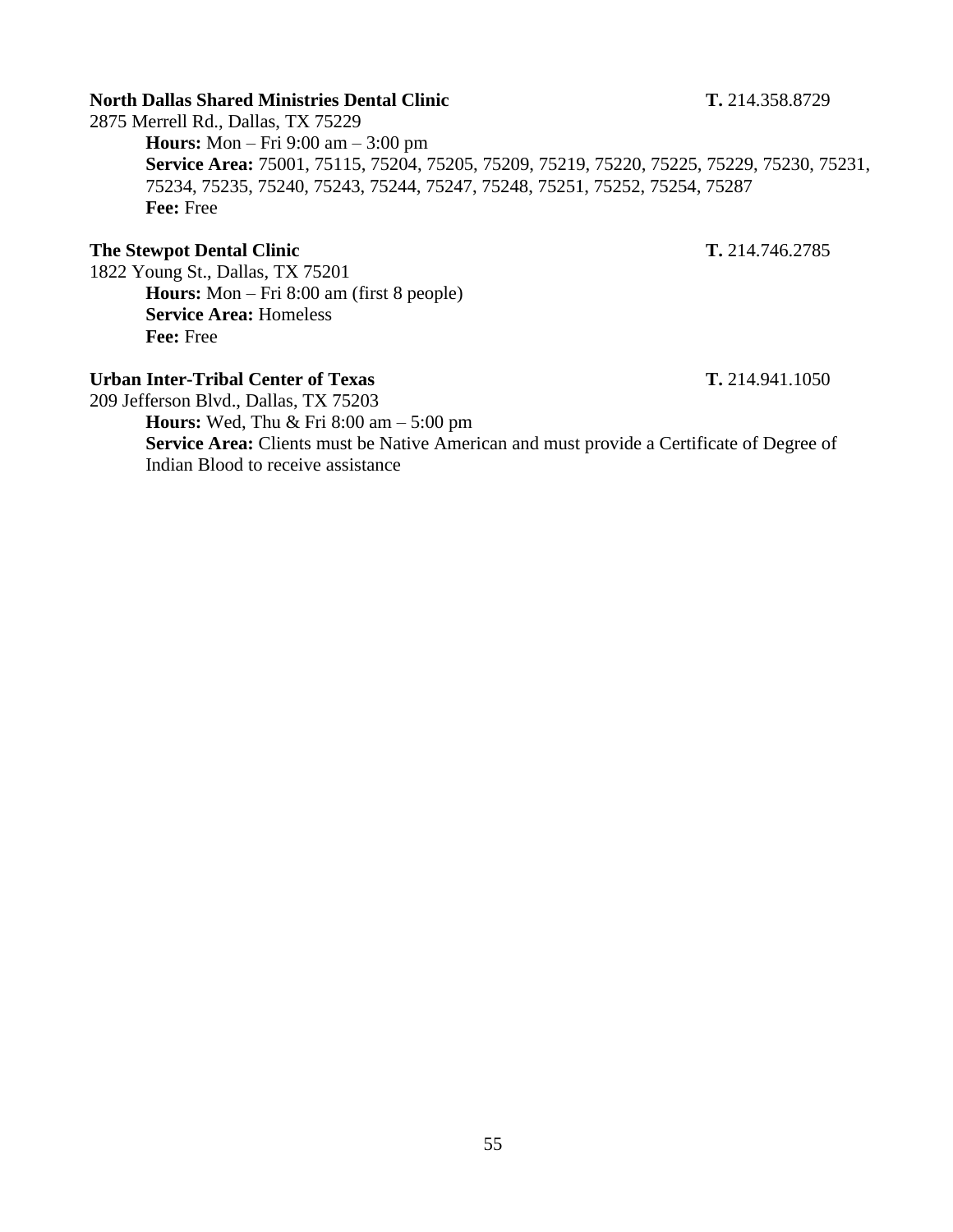**North Dallas Shared Ministries Dental Clinic** **T.** 214.358.8729

2875 Merrell Rd., Dallas, TX 75229

**Hours:** Mon – Fri 9:00 am – 3:00 pm
**Service Area:** 75001, 75115, 75204, 75205, 75209, 75219, 75220, 75225, 75229, 75230, 75231, 75234, 75235, 75240, 75243, 75244, 75247, 75248, 75251, 75252, 75254, 75287
**Fee:** Free

**The Stewpot Dental Clinic** **T.** 214.746.2785

1822 Young St., Dallas, TX 75201

**Hours:** Mon – Fri 8:00 am (first 8 people)
**Service Area:** Homeless
**Fee:** Free

**Urban Inter-Tribal Center of Texas** **T.** 214.941.1050

209 Jefferson Blvd., Dallas, TX 75203

**Hours:** Wed, Thu & Fri 8:00 am – 5:00 pm
**Service Area:** Clients must be Native American and must provide a Certificate of Degree of Indian Blood to receive assistance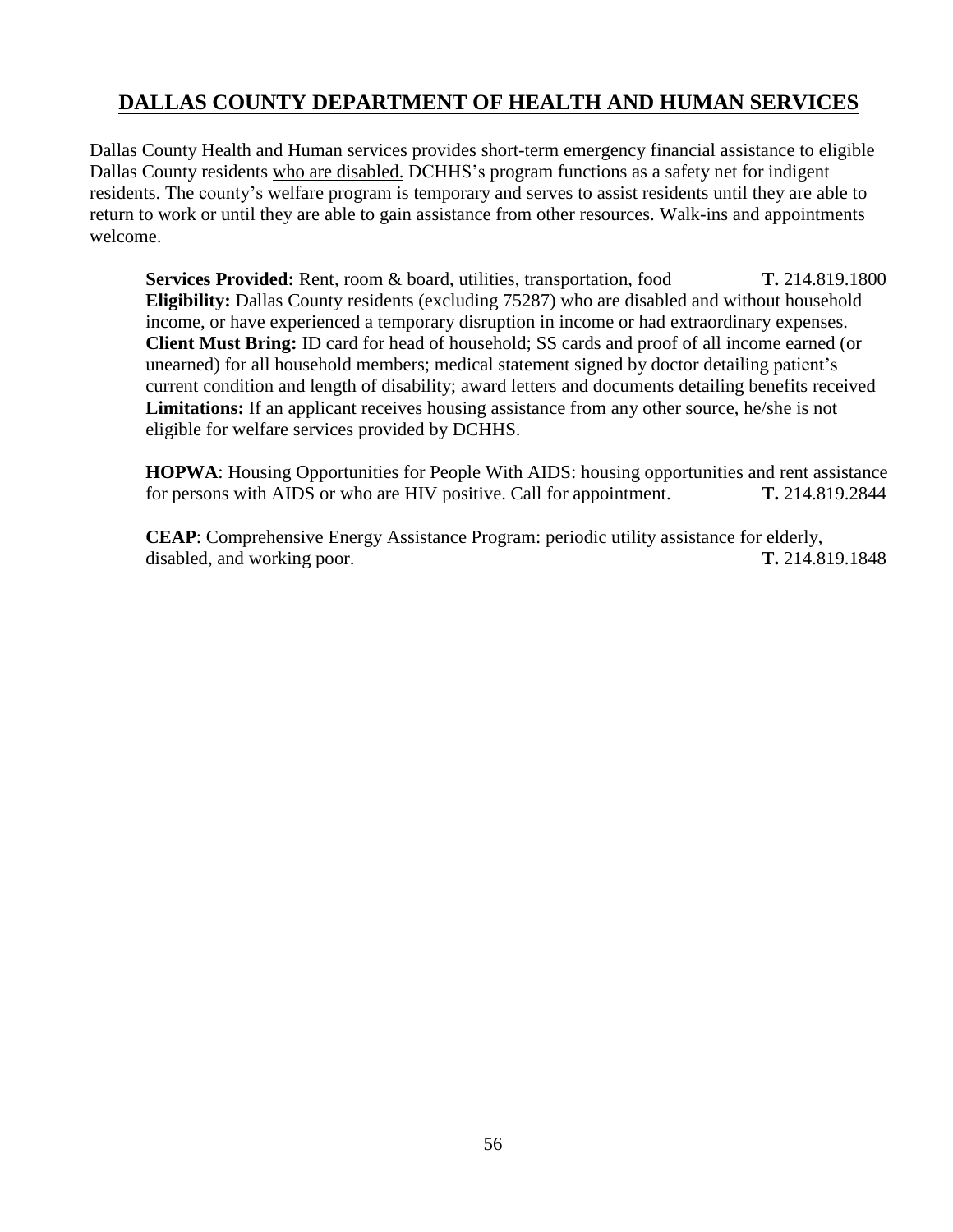# DALLAS COUNTY DEPARTMENT OF HEALTH AND HUMAN SERVICES

Dallas County Health and Human services provides short-term emergency financial assistance to eligible Dallas County residents <u>who are disabled.</u> DCHHS's program functions as a safety net for indigent residents. The county's welfare program is temporary and serves to assist residents until they are able to return to work or until they are able to gain assistance from other resources. Walk-ins and appointments welcome.

**Services Provided:** Rent, room & board, utilities, transportation, food **T.** 214.819.1800
**Eligibility:** Dallas County residents (excluding 75287) who are disabled and without household income, or have experienced a temporary disruption in income or had extraordinary expenses.
**Client Must Bring:** ID card for head of household; SS cards and proof of all income earned (or unearned) for all household members; medical statement signed by doctor detailing patient's current condition and length of disability; award letters and documents detailing benefits received
**Limitations:** If an applicant receives housing assistance from any other source, he/she is not eligible for welfare services provided by DCHHS.

**HOPWA**: Housing Opportunities for People With AIDS: housing opportunities and rent assistance for persons with AIDS or who are HIV positive. Call for appointment. **T.** 214.819.2844

**CEAP**: Comprehensive Energy Assistance Program: periodic utility assistance for elderly, disabled, and working poor. **T.** 214.819.1848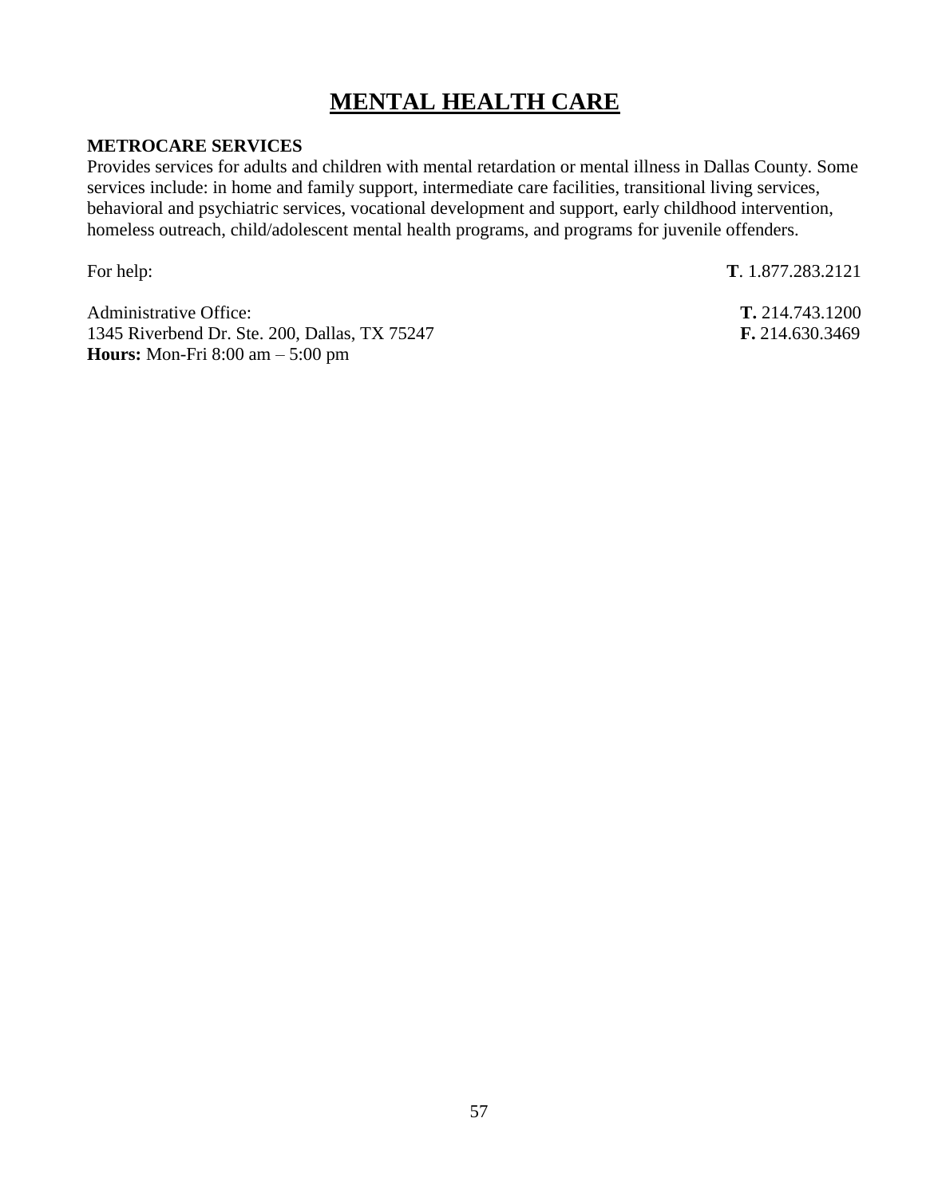# MENTAL HEALTH CARE

**METROCARE SERVICES**
Provides services for adults and children with mental retardation or mental illness in Dallas County. Some services include: in home and family support, intermediate care facilities, transitional living services, behavioral and psychiatric services, vocational development and support, early childhood intervention, homeless outreach, child/adolescent mental health programs, and programs for juvenile offenders.

For help: **T**. 1.877.283.2121

Administrative Office: **T.** 214.743.1200
1345 Riverbend Dr. Ste. 200, Dallas, TX 75247 **F.** 214.630.3469
**Hours:** Mon-Fri 8:00 am – 5:00 pm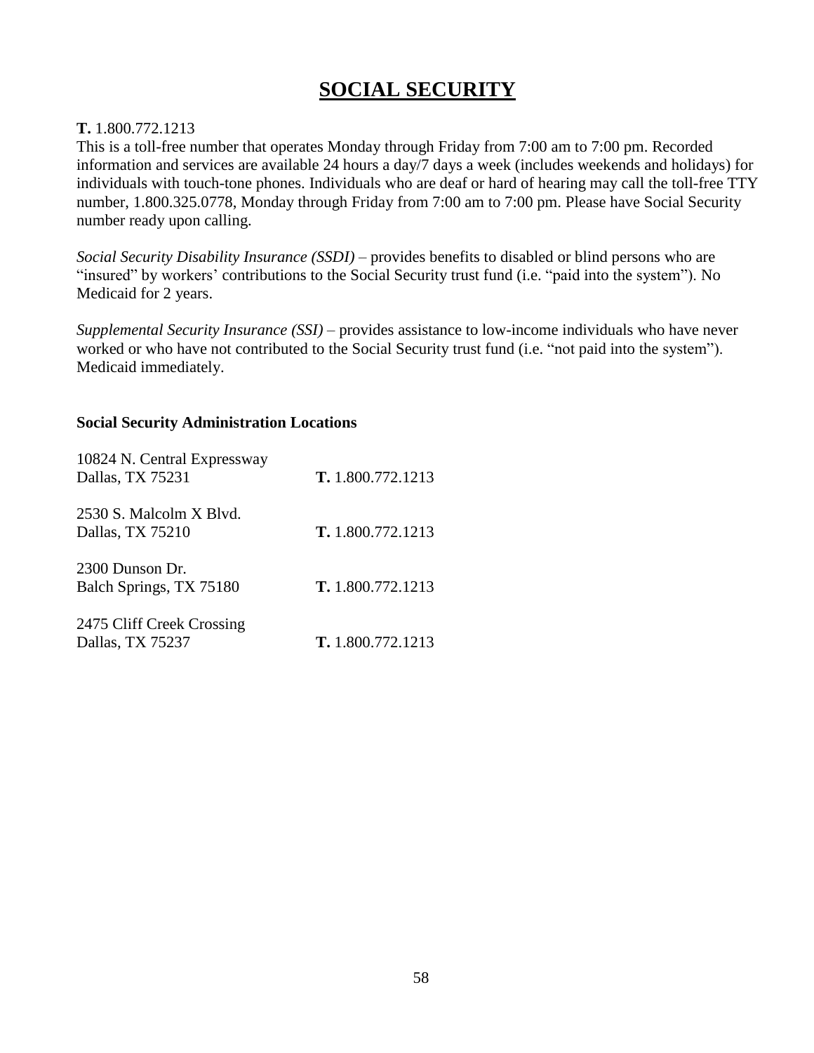# SOCIAL SECURITY

**T.** 1.800.772.1213
This is a toll-free number that operates Monday through Friday from 7:00 am to 7:00 pm. Recorded information and services are available 24 hours a day/7 days a week (includes weekends and holidays) for individuals with touch-tone phones. Individuals who are deaf or hard of hearing may call the toll-free TTY number, 1.800.325.0778, Monday through Friday from 7:00 am to 7:00 pm. Please have Social Security number ready upon calling.

*Social Security Disability Insurance (SSDI)* – provides benefits to disabled or blind persons who are "insured" by workers' contributions to the Social Security trust fund (i.e. "paid into the system"). No Medicaid for 2 years.

*Supplemental Security Insurance (SSI)* – provides assistance to low-income individuals who have never worked or who have not contributed to the Social Security trust fund (i.e. "not paid into the system"). Medicaid immediately.

**Social Security Administration Locations**

10824 N. Central Expressway
Dallas, TX 75231 — **T.** 1.800.772.1213

2530 S. Malcolm X Blvd.
Dallas, TX 75210 — **T.** 1.800.772.1213

2300 Dunson Dr.
Balch Springs, TX 75180 — **T.** 1.800.772.1213

2475 Cliff Creek Crossing
Dallas, TX 75237 — **T.** 1.800.772.1213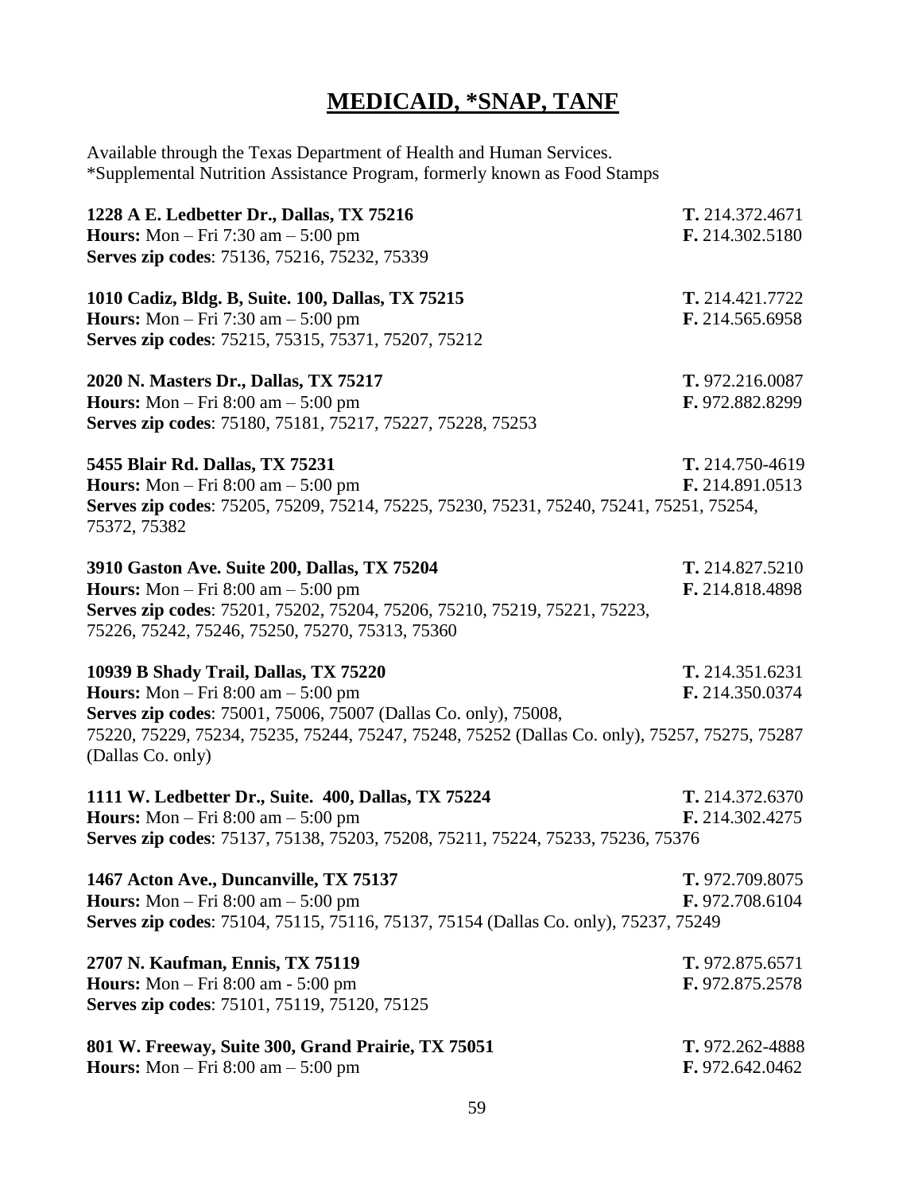# MEDICAID, *SNAP, TANF

Available through the Texas Department of Health and Human Services.
*Supplemental Nutrition Assistance Program, formerly known as Food Stamps

**1228 A E. Ledbetter Dr., Dallas, TX 75216** — **T.** 214.372.4671
**Hours:** Mon – Fri 7:30 am – 5:00 pm — **F.** 214.302.5180
**Serves zip codes**: 75136, 75216, 75232, 75339

**1010 Cadiz, Bldg. B, Suite. 100, Dallas, TX 75215** — **T.** 214.421.7722
**Hours:** Mon – Fri 7:30 am – 5:00 pm — **F.** 214.565.6958
**Serves zip codes**: 75215, 75315, 75371, 75207, 75212

**2020 N. Masters Dr., Dallas, TX 75217** — **T.** 972.216.0087
**Hours:** Mon – Fri 8:00 am – 5:00 pm — **F.** 972.882.8299
**Serves zip codes**: 75180, 75181, 75217, 75227, 75228, 75253

**5455 Blair Rd. Dallas, TX 75231** — **T.** 214.750-4619
**Hours:** Mon – Fri 8:00 am – 5:00 pm — **F.** 214.891.0513
**Serves zip codes**: 75205, 75209, 75214, 75225, 75230, 75231, 75240, 75241, 75251, 75254, 75372, 75382

**3910 Gaston Ave. Suite 200, Dallas, TX 75204** — **T.** 214.827.5210
**Hours:** Mon – Fri 8:00 am – 5:00 pm — **F.** 214.818.4898
**Serves zip codes**: 75201, 75202, 75204, 75206, 75210, 75219, 75221, 75223, 75226, 75242, 75246, 75250, 75270, 75313, 75360

**10939 B Shady Trail, Dallas, TX 75220** — **T.** 214.351.6231
**Hours:** Mon – Fri 8:00 am – 5:00 pm — **F.** 214.350.0374
**Serves zip codes**: 75001, 75006, 75007 (Dallas Co. only), 75008, 75220, 75229, 75234, 75235, 75244, 75247, 75248, 75252 (Dallas Co. only), 75257, 75275, 75287 (Dallas Co. only)

**1111 W. Ledbetter Dr., Suite. 400, Dallas, TX 75224** — **T.** 214.372.6370
**Hours:** Mon – Fri 8:00 am – 5:00 pm — **F.** 214.302.4275
**Serves zip codes**: 75137, 75138, 75203, 75208, 75211, 75224, 75233, 75236, 75376

**1467 Acton Ave., Duncanville, TX 75137** — **T.** 972.709.8075
**Hours:** Mon – Fri 8:00 am – 5:00 pm — **F.** 972.708.6104
**Serves zip codes**: 75104, 75115, 75116, 75137, 75154 (Dallas Co. only), 75237, 75249

**2707 N. Kaufman, Ennis, TX 75119** — **T.** 972.875.6571
**Hours:** Mon – Fri 8:00 am - 5:00 pm — **F.** 972.875.2578
**Serves zip codes**: 75101, 75119, 75120, 75125

**801 W. Freeway, Suite 300, Grand Prairie, TX 75051** — **T.** 972.262-4888
**Hours:** Mon – Fri 8:00 am – 5:00 pm — **F.** 972.642.0462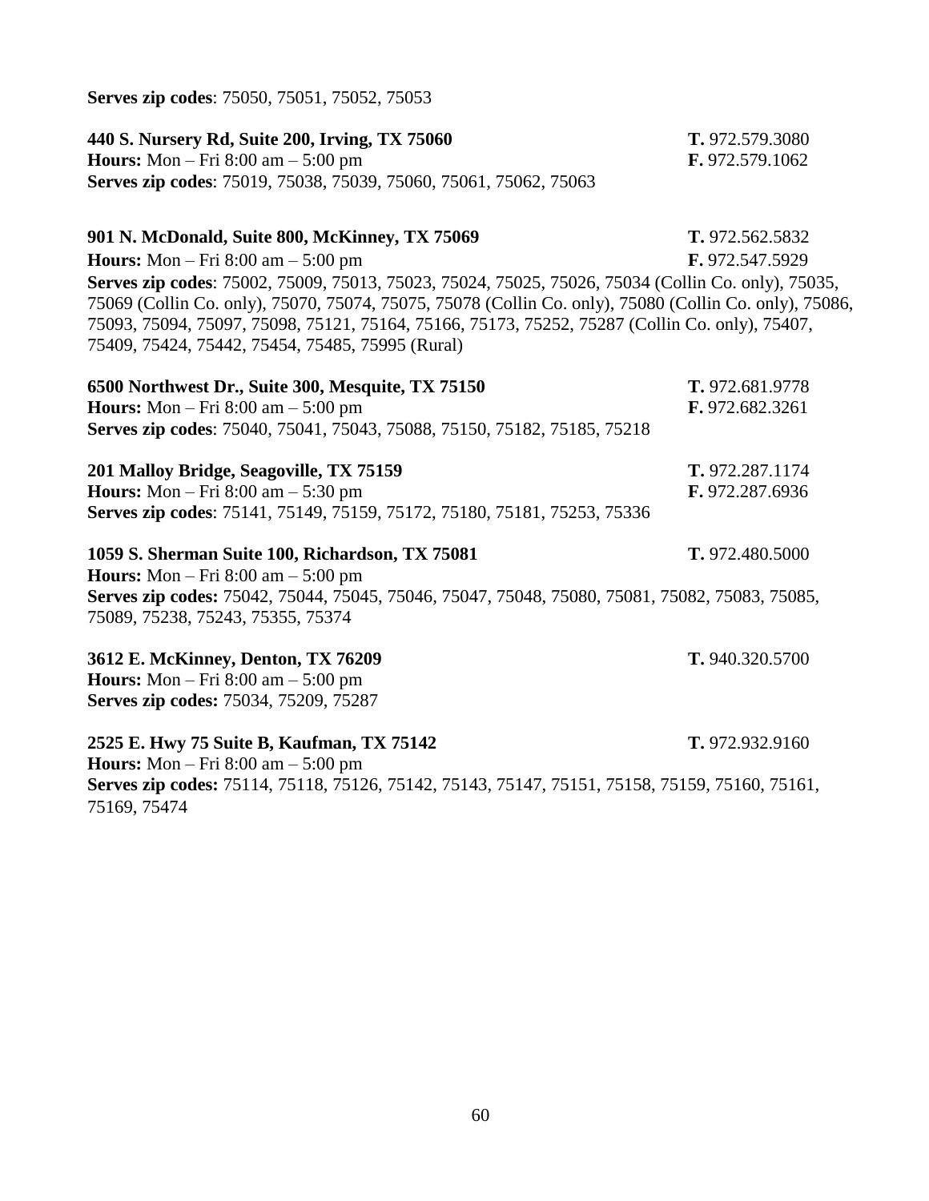**Serves zip codes**: 75050, 75051, 75052, 75053

**440 S. Nursery Rd, Suite 200, Irving, TX 75060** **T.** 972.579.3080
**Hours:** Mon – Fri 8:00 am – 5:00 pm **F.** 972.579.1062
**Serves zip codes**: 75019, 75038, 75039, 75060, 75061, 75062, 75063

**901 N. McDonald, Suite 800, McKinney, TX 75069** **T.** 972.562.5832
**Hours:** Mon – Fri 8:00 am – 5:00 pm **F.** 972.547.5929
**Serves zip codes**: 75002, 75009, 75013, 75023, 75024, 75025, 75026, 75034 (Collin Co. only), 75035, 75069 (Collin Co. only), 75070, 75074, 75075, 75078 (Collin Co. only), 75080 (Collin Co. only), 75086, 75093, 75094, 75097, 75098, 75121, 75164, 75166, 75173, 75252, 75287 (Collin Co. only), 75407, 75409, 75424, 75442, 75454, 75485, 75995 (Rural)

**6500 Northwest Dr., Suite 300, Mesquite, TX 75150** **T.** 972.681.9778
**Hours:** Mon – Fri 8:00 am – 5:00 pm **F.** 972.682.3261
**Serves zip codes**: 75040, 75041, 75043, 75088, 75150, 75182, 75185, 75218

**201 Malloy Bridge, Seagoville, TX 75159** **T.** 972.287.1174
**Hours:** Mon – Fri 8:00 am – 5:30 pm **F.** 972.287.6936
**Serves zip codes**: 75141, 75149, 75159, 75172, 75180, 75181, 75253, 75336

**1059 S. Sherman Suite 100, Richardson, TX 75081** **T.** 972.480.5000
**Hours:** Mon – Fri 8:00 am – 5:00 pm
**Serves zip codes:** 75042, 75044, 75045, 75046, 75047, 75048, 75080, 75081, 75082, 75083, 75085, 75089, 75238, 75243, 75355, 75374

**3612 E. McKinney, Denton, TX 76209** **T.** 940.320.5700
**Hours:** Mon – Fri 8:00 am – 5:00 pm
**Serves zip codes:** 75034, 75209, 75287

**2525 E. Hwy 75 Suite B, Kaufman, TX 75142** **T.** 972.932.9160
**Hours:** Mon – Fri 8:00 am – 5:00 pm
**Serves zip codes:** 75114, 75118, 75126, 75142, 75143, 75147, 75151, 75158, 75159, 75160, 75161, 75169, 75474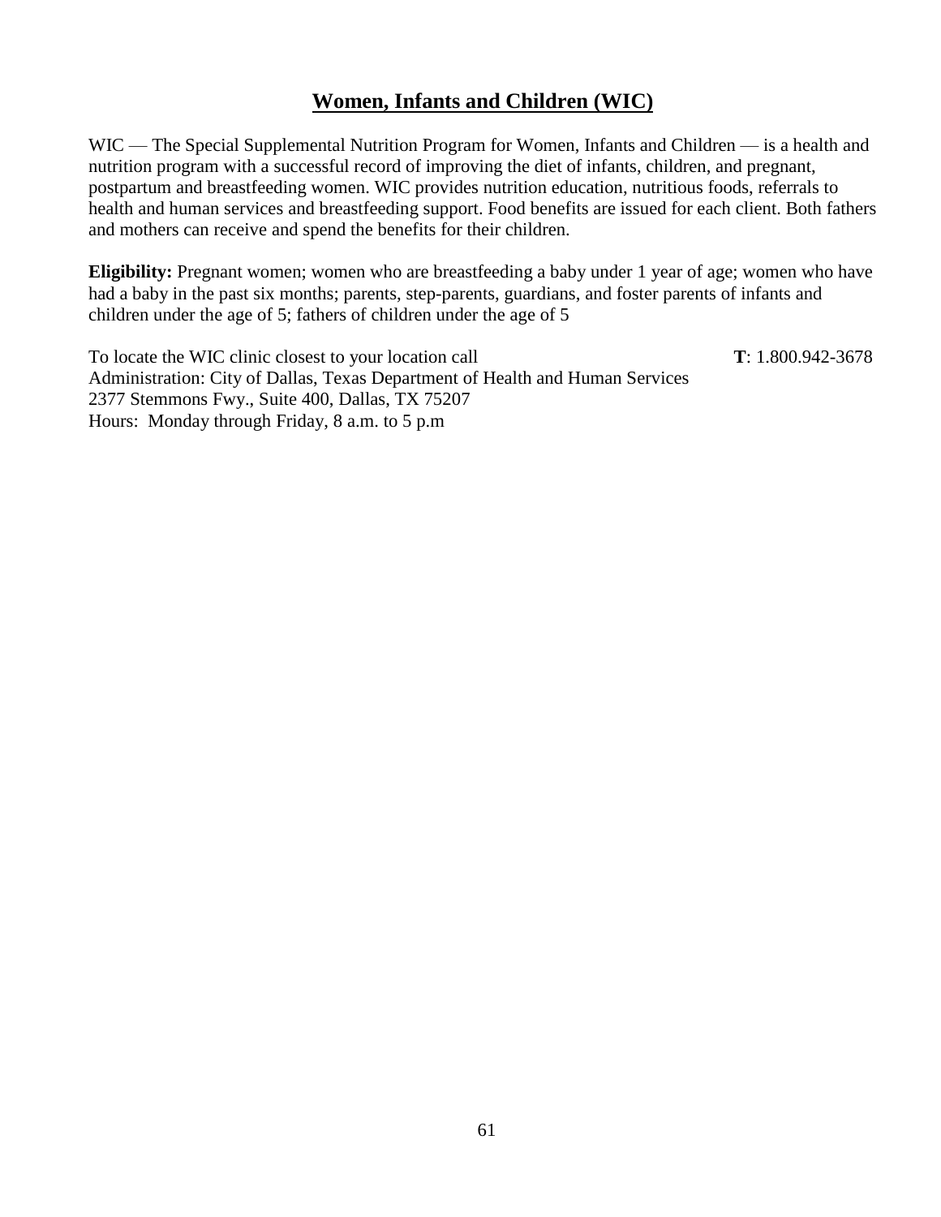## Women, Infants and Children (WIC)

WIC — The Special Supplemental Nutrition Program for Women, Infants and Children — is a health and nutrition program with a successful record of improving the diet of infants, children, and pregnant, postpartum and breastfeeding women. WIC provides nutrition education, nutritious foods, referrals to health and human services and breastfeeding support. Food benefits are issued for each client. Both fathers and mothers can receive and spend the benefits for their children.

**Eligibility:** Pregnant women; women who are breastfeeding a baby under 1 year of age; women who have had a baby in the past six months; parents, step-parents, guardians, and foster parents of infants and children under the age of 5; fathers of children under the age of 5

To locate the WIC clinic closest to your location call **T**: 1.800.942-3678
Administration: City of Dallas, Texas Department of Health and Human Services
2377 Stemmons Fwy., Suite 400, Dallas, TX 75207
Hours: Monday through Friday, 8 a.m. to 5 p.m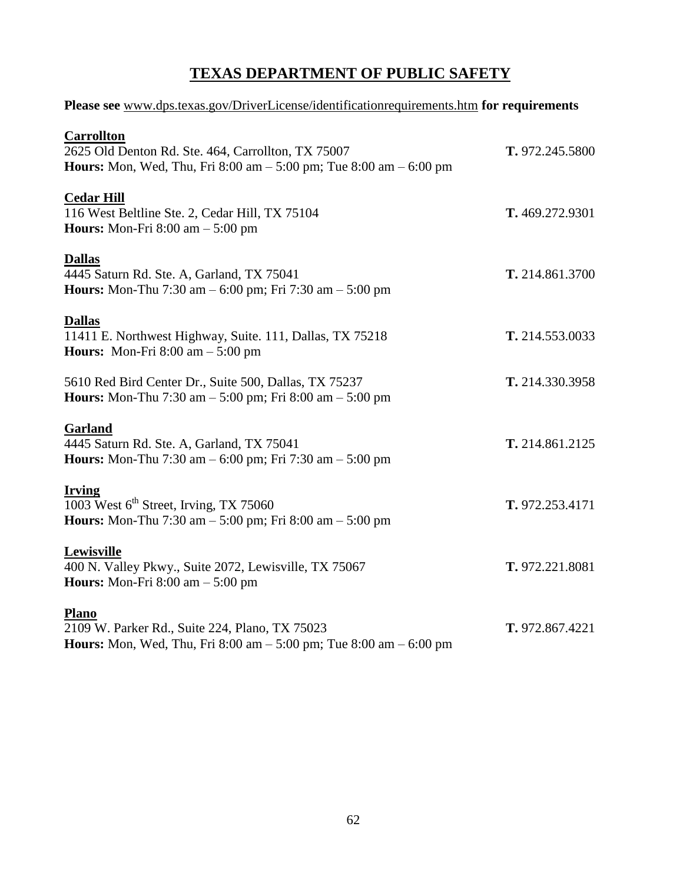# TEXAS DEPARTMENT OF PUBLIC SAFETY

**Please see** www.dps.texas.gov/DriverLicense/identificationrequirements.htm **for requirements**

**Carrollton**
2625 Old Denton Rd. Ste. 464, Carrollton, TX 75007 — **T.** 972.245.5800
**Hours:** Mon, Wed, Thu, Fri 8:00 am – 5:00 pm; Tue 8:00 am – 6:00 pm

**Cedar Hill**
116 West Beltline Ste. 2, Cedar Hill, TX 75104 — **T.** 469.272.9301
**Hours:** Mon-Fri 8:00 am – 5:00 pm

**Dallas**
4445 Saturn Rd. Ste. A, Garland, TX 75041 — **T.** 214.861.3700
**Hours:** Mon-Thu 7:30 am – 6:00 pm; Fri 7:30 am – 5:00 pm

**Dallas**
11411 E. Northwest Highway, Suite. 111, Dallas, TX 75218 — **T.** 214.553.0033
**Hours:** Mon-Fri 8:00 am – 5:00 pm

5610 Red Bird Center Dr., Suite 500, Dallas, TX 75237 — **T.** 214.330.3958
**Hours:** Mon-Thu 7:30 am – 5:00 pm; Fri 8:00 am – 5:00 pm

**Garland**
4445 Saturn Rd. Ste. A, Garland, TX 75041 — **T.** 214.861.2125
**Hours:** Mon-Thu 7:30 am – 6:00 pm; Fri 7:30 am – 5:00 pm

**Irving**
1003 West 6th Street, Irving, TX 75060 — **T.** 972.253.4171
**Hours:** Mon-Thu 7:30 am – 5:00 pm; Fri 8:00 am – 5:00 pm

**Lewisville**
400 N. Valley Pkwy., Suite 2072, Lewisville, TX 75067 — **T.** 972.221.8081
**Hours:** Mon-Fri 8:00 am – 5:00 pm

**Plano**
2109 W. Parker Rd., Suite 224, Plano, TX 75023 — **T.** 972.867.4221
**Hours:** Mon, Wed, Thu, Fri 8:00 am – 5:00 pm; Tue 8:00 am – 6:00 pm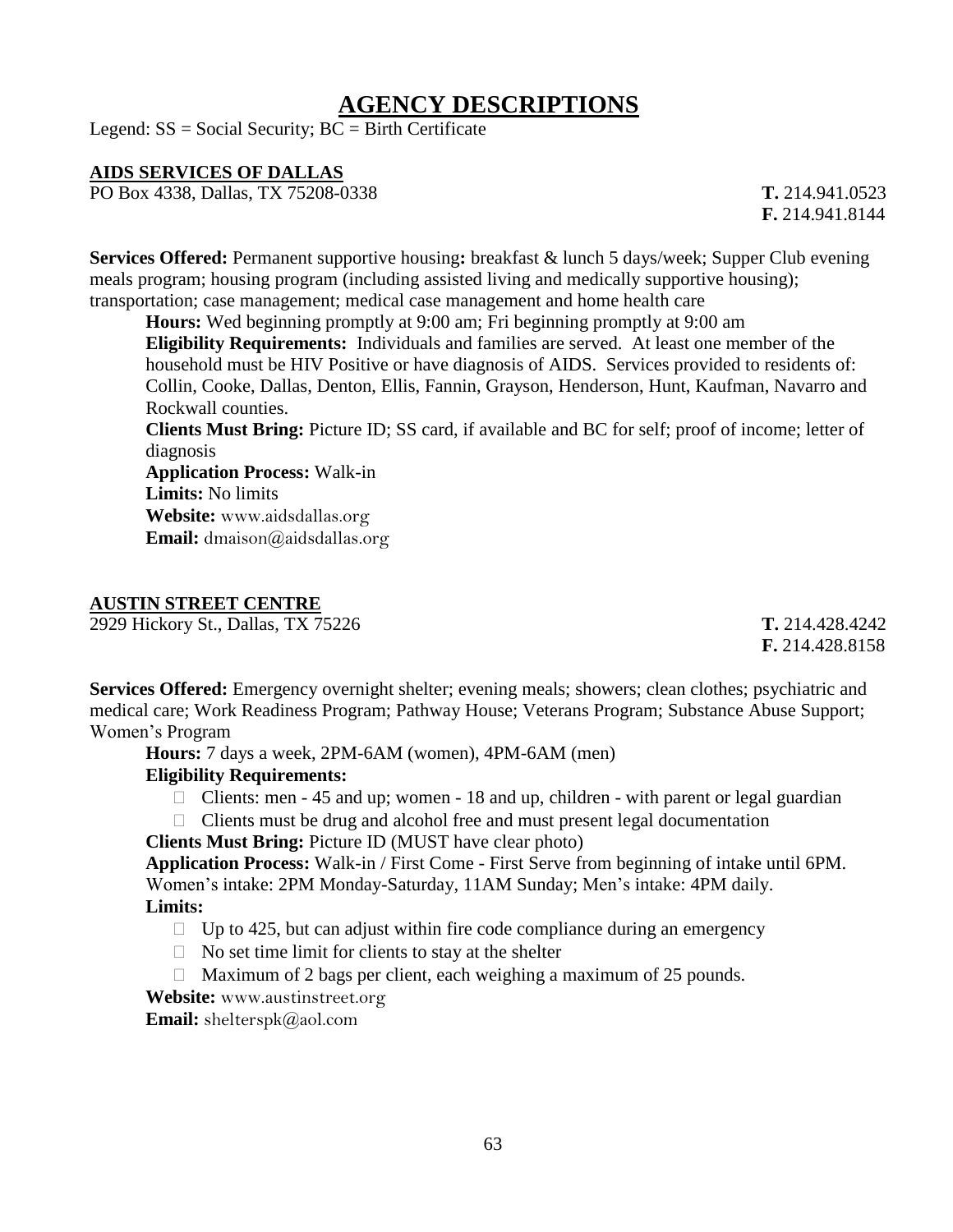# AGENCY DESCRIPTIONS

Legend: SS = Social Security; BC = Birth Certificate

## AIDS SERVICES OF DALLAS

PO Box 4338, Dallas, TX 75208-0338

**T.** 214.941.0523
**F.** 214.941.8144

**Services Offered:** Permanent supportive housing**:** breakfast & lunch 5 days/week; Supper Club evening meals program; housing program (including assisted living and medically supportive housing); transportation; case management; medical case management and home health care

**Hours:** Wed beginning promptly at 9:00 am; Fri beginning promptly at 9:00 am

**Eligibility Requirements:** Individuals and families are served. At least one member of the household must be HIV Positive or have diagnosis of AIDS. Services provided to residents of: Collin, Cooke, Dallas, Denton, Ellis, Fannin, Grayson, Henderson, Hunt, Kaufman, Navarro and Rockwall counties.

**Clients Must Bring:** Picture ID; SS card, if available and BC for self; proof of income; letter of diagnosis

**Application Process:** Walk-in

**Limits:** No limits

**Website:** www.aidsdallas.org

**Email:** dmaison@aidsdallas.org

## AUSTIN STREET CENTRE

2929 Hickory St., Dallas, TX 75226

**T.** 214.428.4242
**F.** 214.428.8158

**Services Offered:** Emergency overnight shelter; evening meals; showers; clean clothes; psychiatric and medical care; Work Readiness Program; Pathway House; Veterans Program; Substance Abuse Support; Women's Program

**Hours:** 7 days a week, 2PM-6AM (women), 4PM-6AM (men)

**Eligibility Requirements:**

- Clients: men - 45 and up; women - 18 and up, children - with parent or legal guardian
- Clients must be drug and alcohol free and must present legal documentation

**Clients Must Bring:** Picture ID (MUST have clear photo)

**Application Process:** Walk-in / First Come - First Serve from beginning of intake until 6PM. Women's intake: 2PM Monday-Saturday, 11AM Sunday; Men's intake: 4PM daily.

**Limits:**

- Up to 425, but can adjust within fire code compliance during an emergency
- No set time limit for clients to stay at the shelter
- Maximum of 2 bags per client, each weighing a maximum of 25 pounds.

**Website:** www.austinstreet.org

**Email:** shelterspk@aol.com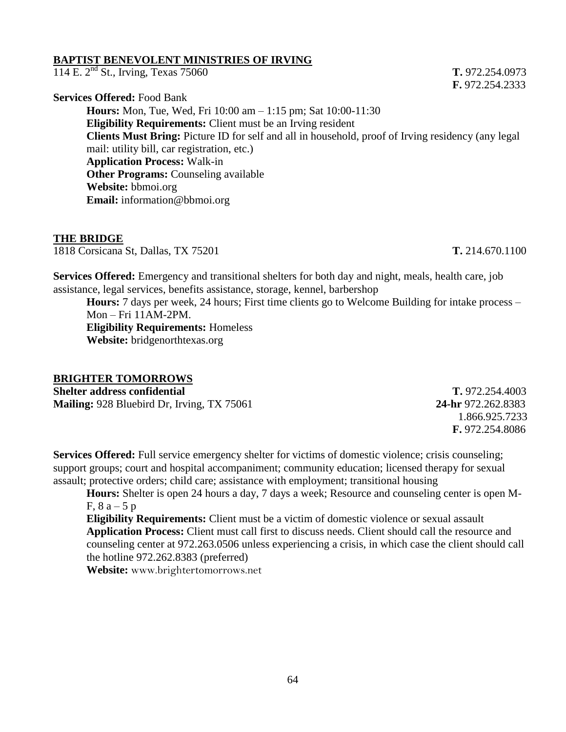## BAPTIST BENEVOLENT MINISTRIES OF IRVING

114 E. 2nd St., Irving, Texas 75060

**T.** 972.254.0973
**F.** 972.254.2333

**Services Offered:** Food Bank

**Hours:** Mon, Tue, Wed, Fri 10:00 am – 1:15 pm; Sat 10:00-11:30
**Eligibility Requirements:** Client must be an Irving resident
**Clients Must Bring:** Picture ID for self and all in household, proof of Irving residency (any legal mail: utility bill, car registration, etc.)
**Application Process:** Walk-in
**Other Programs:** Counseling available
**Website:** bbmoi.org
**Email:** information@bbmoi.org

## THE BRIDGE

1818 Corsicana St, Dallas, TX 75201

**T.** 214.670.1100

**Services Offered:** Emergency and transitional shelters for both day and night, meals, health care, job assistance, legal services, benefits assistance, storage, kennel, barbershop

**Hours:** 7 days per week, 24 hours; First time clients go to Welcome Building for intake process – Mon – Fri 11AM-2PM.
**Eligibility Requirements:** Homeless
**Website:** bridgenorthtexas.org

## BRIGHTER TOMORROWS

**Shelter address confidential**
**Mailing:** 928 Bluebird Dr, Irving, TX 75061

**T.** 972.254.4003
**24-hr** 972.262.8383
1.866.925.7233
**F.** 972.254.8086

**Services Offered:** Full service emergency shelter for victims of domestic violence; crisis counseling; support groups; court and hospital accompaniment; community education; licensed therapy for sexual assault; protective orders; child care; assistance with employment; transitional housing

**Hours:** Shelter is open 24 hours a day, 7 days a week; Resource and counseling center is open M-F, 8 a – 5 p
**Eligibility Requirements:** Client must be a victim of domestic violence or sexual assault
**Application Process:** Client must call first to discuss needs. Client should call the resource and counseling center at 972.263.0506 unless experiencing a crisis, in which case the client should call the hotline 972.262.8383 (preferred)
**Website:** www.brightertomorrows.net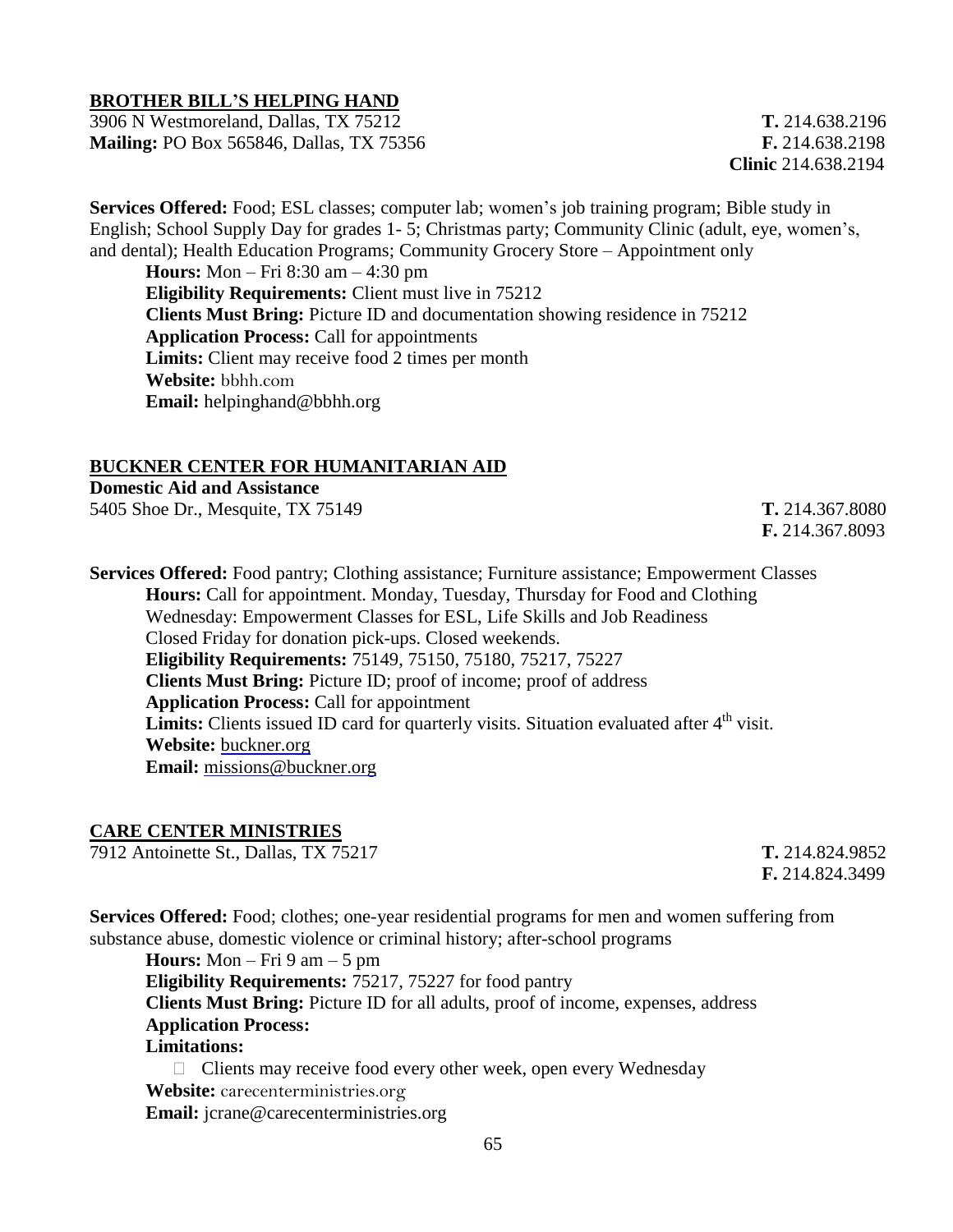## BROTHER BILL'S HELPING HAND

3906 N Westmoreland, Dallas, TX 75212 **T.** 214.638.2196
**Mailing:** PO Box 565846, Dallas, TX 75356 **F.** 214.638.2198
**Clinic** 214.638.2194

**Services Offered:** Food; ESL classes; computer lab; women's job training program; Bible study in English; School Supply Day for grades 1- 5; Christmas party; Community Clinic (adult, eye, women's, and dental); Health Education Programs; Community Grocery Store – Appointment only

**Hours:** Mon – Fri 8:30 am – 4:30 pm
**Eligibility Requirements:** Client must live in 75212
**Clients Must Bring:** Picture ID and documentation showing residence in 75212
**Application Process:** Call for appointments
**Limits:** Client may receive food 2 times per month
**Website:** bbhh.com
**Email:** helpinghand@bbhh.org

## BUCKNER CENTER FOR HUMANITARIAN AID

**Domestic Aid and Assistance**
5405 Shoe Dr., Mesquite, TX 75149 **T.** 214.367.8080
**F.** 214.367.8093

**Services Offered:** Food pantry; Clothing assistance; Furniture assistance; Empowerment Classes

**Hours:** Call for appointment. Monday, Tuesday, Thursday for Food and Clothing
Wednesday: Empowerment Classes for ESL, Life Skills and Job Readiness
Closed Friday for donation pick-ups. Closed weekends.
**Eligibility Requirements:** 75149, 75150, 75180, 75217, 75227
**Clients Must Bring:** Picture ID; proof of income; proof of address
**Application Process:** Call for appointment
**Limits:** Clients issued ID card for quarterly visits. Situation evaluated after 4th visit.
**Website:** buckner.org
**Email:** missions@buckner.org

## CARE CENTER MINISTRIES

7912 Antoinette St., Dallas, TX 75217 **T.** 214.824.9852
**F.** 214.824.3499

**Services Offered:** Food; clothes; one-year residential programs for men and women suffering from substance abuse, domestic violence or criminal history; after-school programs

**Hours:** Mon – Fri 9 am – 5 pm
**Eligibility Requirements:** 75217, 75227 for food pantry
**Clients Must Bring:** Picture ID for all adults, proof of income, expenses, address
**Application Process:**
**Limitations:**

- Clients may receive food every other week, open every Wednesday

**Website:** carecenterministries.org
**Email:** jcrane@carecenterministries.org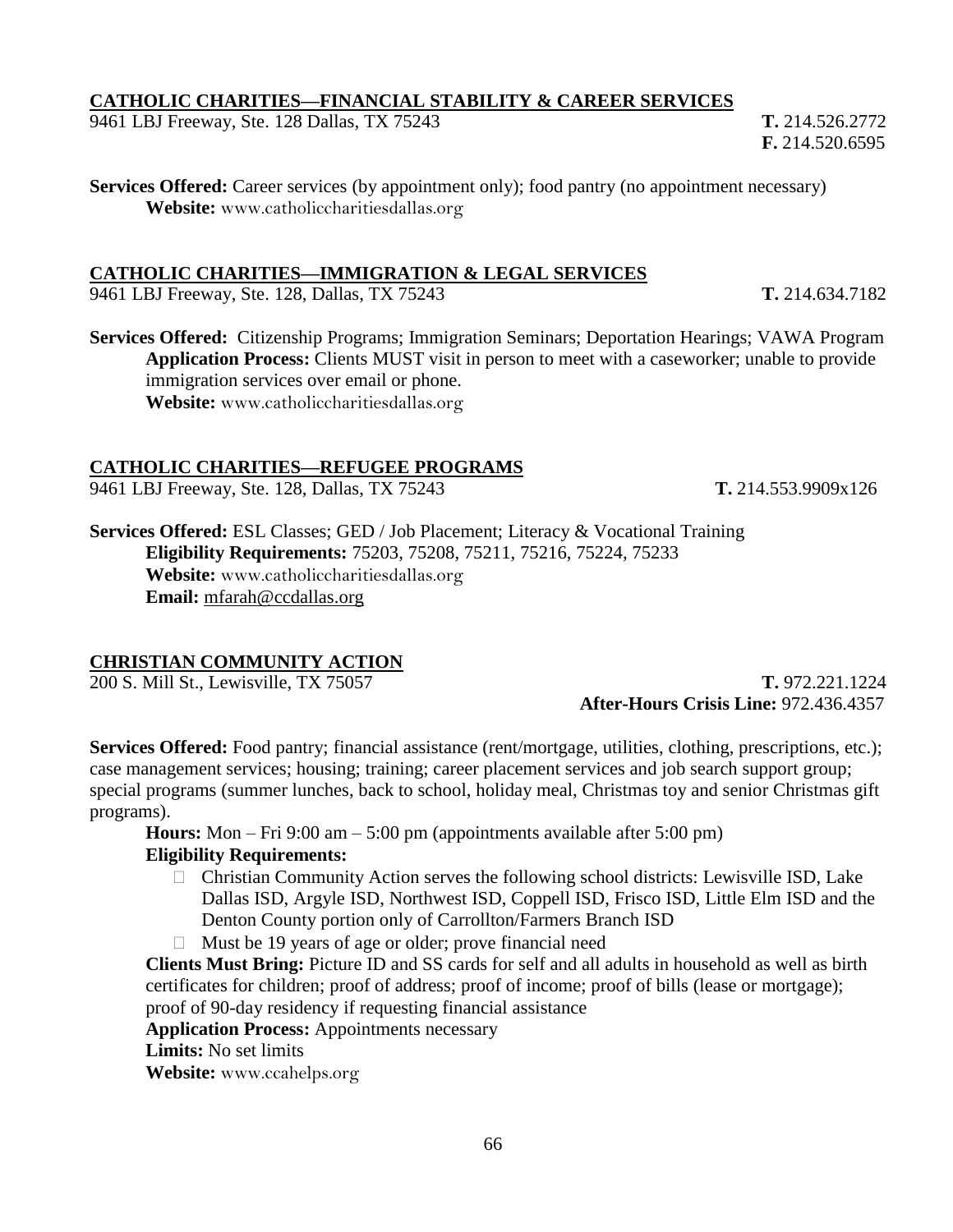**CATHOLIC CHARITIES—FINANCIAL STABILITY & CAREER SERVICES**

9461 LBJ Freeway, Ste. 128 Dallas, TX 75243 **T.** 214.526.2772
**F.** 214.520.6595

**Services Offered:** Career services (by appointment only); food pantry (no appointment necessary)
**Website:** www.catholiccharitiesdallas.org

**CATHOLIC CHARITIES—IMMIGRATION & LEGAL SERVICES**

9461 LBJ Freeway, Ste. 128, Dallas, TX 75243 **T.** 214.634.7182

**Services Offered:** Citizenship Programs; Immigration Seminars; Deportation Hearings; VAWA Program
**Application Process:** Clients MUST visit in person to meet with a caseworker; unable to provide immigration services over email or phone.
**Website:** www.catholiccharitiesdallas.org

**CATHOLIC CHARITIES—REFUGEE PROGRAMS**

9461 LBJ Freeway, Ste. 128, Dallas, TX 75243 **T.** 214.553.9909x126

**Services Offered:** ESL Classes; GED / Job Placement; Literacy & Vocational Training
**Eligibility Requirements:** 75203, 75208, 75211, 75216, 75224, 75233
**Website:** www.catholiccharitiesdallas.org
**Email:** mfarah@ccdallas.org

**CHRISTIAN COMMUNITY ACTION**

200 S. Mill St., Lewisville, TX 75057 **T.** 972.221.1224
**After-Hours Crisis Line:** 972.436.4357

**Services Offered:** Food pantry; financial assistance (rent/mortgage, utilities, clothing, prescriptions, etc.); case management services; housing; training; career placement services and job search support group; special programs (summer lunches, back to school, holiday meal, Christmas toy and senior Christmas gift programs).

**Hours:** Mon – Fri 9:00 am – 5:00 pm (appointments available after 5:00 pm)
**Eligibility Requirements:**

- Christian Community Action serves the following school districts: Lewisville ISD, Lake Dallas ISD, Argyle ISD, Northwest ISD, Coppell ISD, Frisco ISD, Little Elm ISD and the Denton County portion only of Carrollton/Farmers Branch ISD
- Must be 19 years of age or older; prove financial need

**Clients Must Bring:** Picture ID and SS cards for self and all adults in household as well as birth certificates for children; proof of address; proof of income; proof of bills (lease or mortgage); proof of 90-day residency if requesting financial assistance
**Application Process:** Appointments necessary
**Limits:** No set limits
**Website:** www.ccahelps.org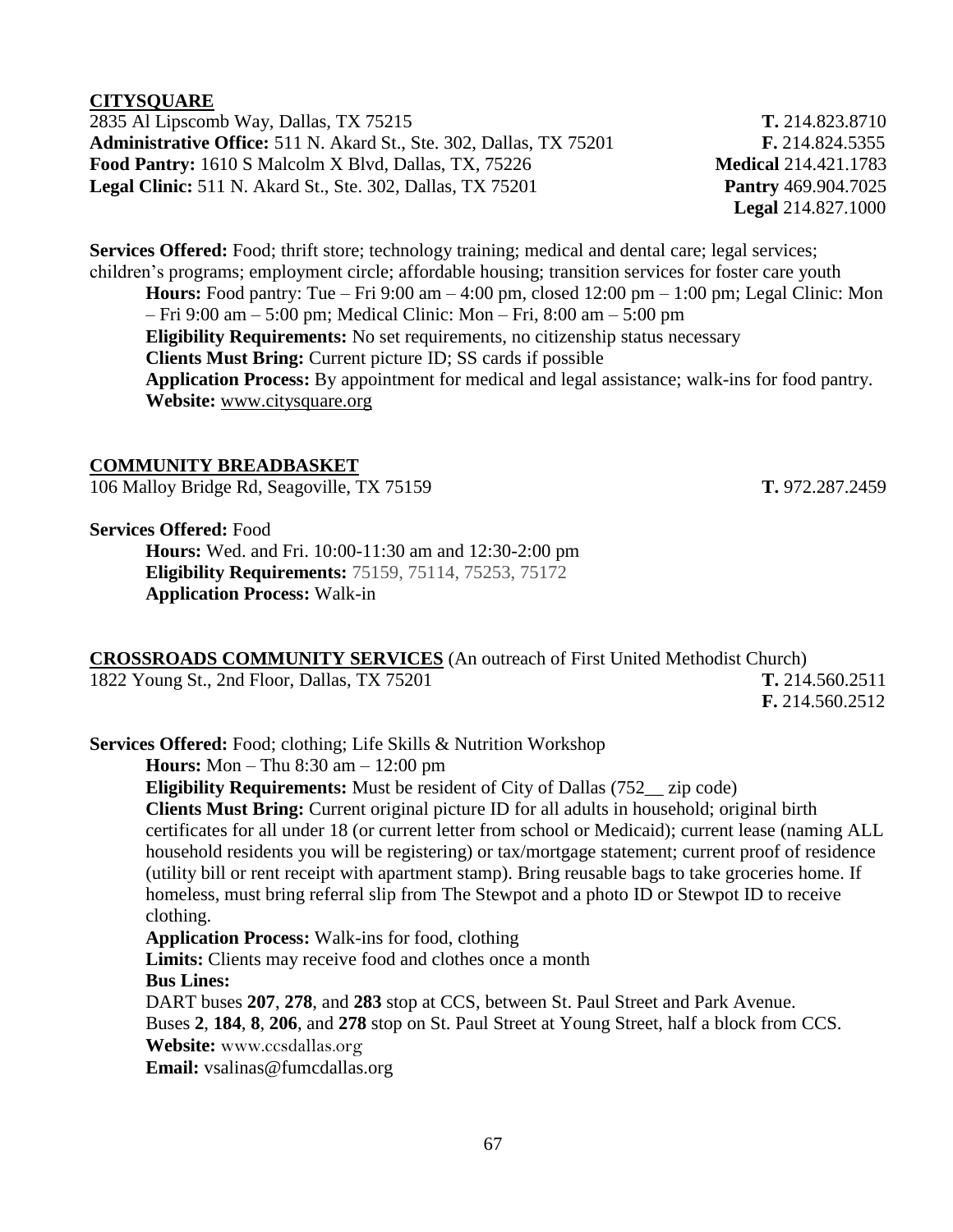## CITYSQUARE

2835 Al Lipscomb Way, Dallas, TX 75215 — **T.** 214.823.8710
**Administrative Office:** 511 N. Akard St., Ste. 302, Dallas, TX 75201 — **F.** 214.824.5355
**Food Pantry:** 1610 S Malcolm X Blvd, Dallas, TX, 75226 — **Medical** 214.421.1783
**Legal Clinic:** 511 N. Akard St., Ste. 302, Dallas, TX 75201 — **Pantry** 469.904.7025
**Legal** 214.827.1000

**Services Offered:** Food; thrift store; technology training; medical and dental care; legal services; children's programs; employment circle; affordable housing; transition services for foster care youth

**Hours:** Food pantry: Tue – Fri 9:00 am – 4:00 pm, closed 12:00 pm – 1:00 pm; Legal Clinic: Mon – Fri 9:00 am – 5:00 pm; Medical Clinic: Mon – Fri, 8:00 am – 5:00 pm
**Eligibility Requirements:** No set requirements, no citizenship status necessary
**Clients Must Bring:** Current picture ID; SS cards if possible
**Application Process:** By appointment for medical and legal assistance; walk-ins for food pantry.
**Website:** www.citysquare.org

## COMMUNITY BREADBASKET

106 Malloy Bridge Rd, Seagoville, TX 75159 — **T.** 972.287.2459

**Services Offered:** Food

**Hours:** Wed. and Fri. 10:00-11:30 am and 12:30-2:00 pm
**Eligibility Requirements:** 75159, 75114, 75253, 75172
**Application Process:** Walk-in

## CROSSROADS COMMUNITY SERVICES (An outreach of First United Methodist Church)

1822 Young St., 2nd Floor, Dallas, TX 75201 — **T.** 214.560.2511
**F.** 214.560.2512

**Services Offered:** Food; clothing; Life Skills & Nutrition Workshop

**Hours:** Mon – Thu 8:30 am – 12:00 pm
**Eligibility Requirements:** Must be resident of City of Dallas (752__ zip code)
**Clients Must Bring:** Current original picture ID for all adults in household; original birth certificates for all under 18 (or current letter from school or Medicaid); current lease (naming ALL household residents you will be registering) or tax/mortgage statement; current proof of residence (utility bill or rent receipt with apartment stamp). Bring reusable bags to take groceries home. If homeless, must bring referral slip from The Stewpot and a photo ID or Stewpot ID to receive clothing.
**Application Process:** Walk-ins for food, clothing
**Limits:** Clients may receive food and clothes once a month
**Bus Lines:**
DART buses **207**, **278**, and **283** stop at CCS, between St. Paul Street and Park Avenue.
Buses **2**, **184**, **8**, **206**, and **278** stop on St. Paul Street at Young Street, half a block from CCS.
**Website:** www.ccsdallas.org
**Email:** vsalinas@fumcdallas.org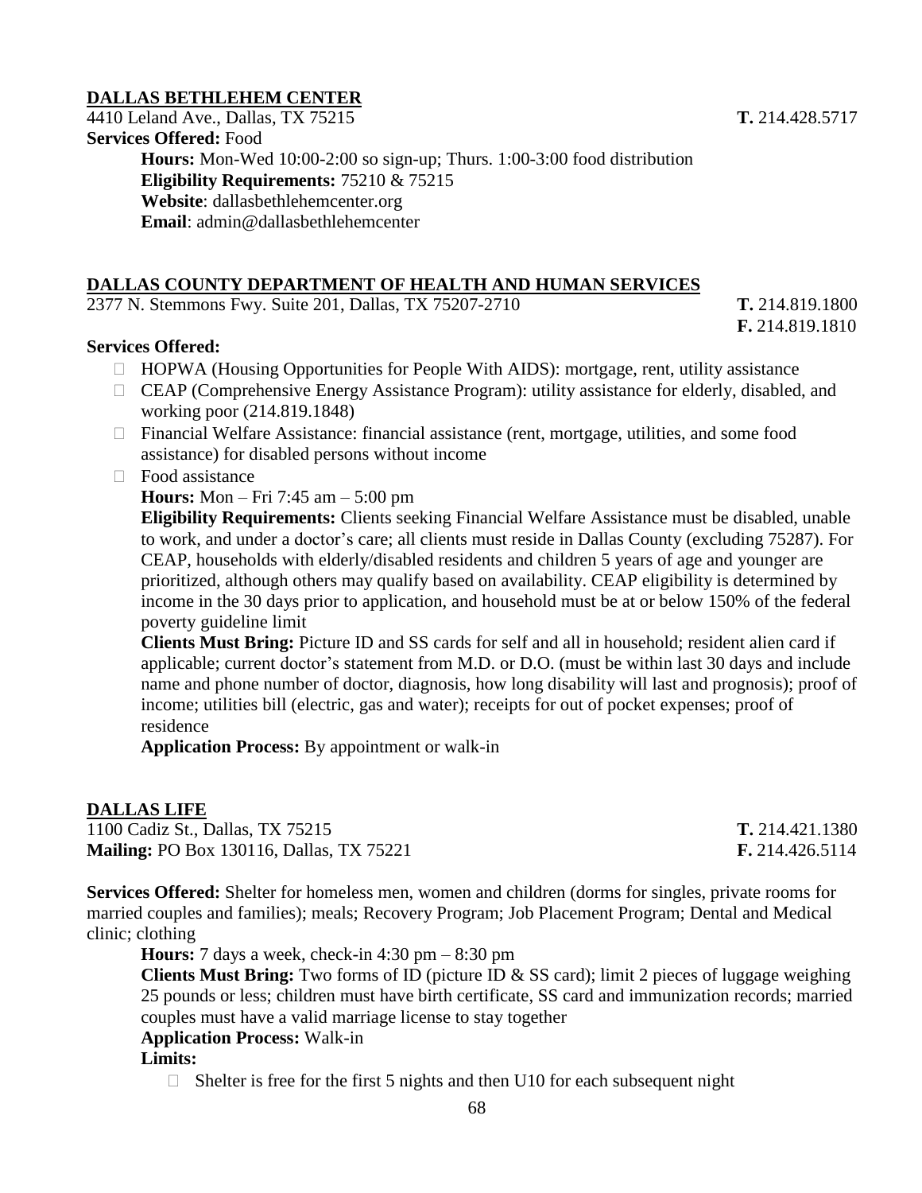## DALLAS BETHLEHEM CENTER

4410 Leland Ave., Dallas, TX 75215 **T.** 214.428.5717

**Services Offered:** Food

**Hours:** Mon-Wed 10:00-2:00 so sign-up; Thurs. 1:00-3:00 food distribution
**Eligibility Requirements:** 75210 & 75215
**Website**: dallasbethlehemcenter.org
**Email**: admin@dallasbethlehemcenter

## DALLAS COUNTY DEPARTMENT OF HEALTH AND HUMAN SERVICES

2377 N. Stemmons Fwy. Suite 201, Dallas, TX 75207-2710 **T.** 214.819.1800
**F.** 214.819.1810

**Services Offered:**

- HOPWA (Housing Opportunities for People With AIDS): mortgage, rent, utility assistance
- CEAP (Comprehensive Energy Assistance Program): utility assistance for elderly, disabled, and working poor (214.819.1848)
- Financial Welfare Assistance: financial assistance (rent, mortgage, utilities, and some food assistance) for disabled persons without income
- Food assistance

**Hours:** Mon – Fri 7:45 am – 5:00 pm

**Eligibility Requirements:** Clients seeking Financial Welfare Assistance must be disabled, unable to work, and under a doctor's care; all clients must reside in Dallas County (excluding 75287). For CEAP, households with elderly/disabled residents and children 5 years of age and younger are prioritized, although others may qualify based on availability. CEAP eligibility is determined by income in the 30 days prior to application, and household must be at or below 150% of the federal poverty guideline limit

**Clients Must Bring:** Picture ID and SS cards for self and all in household; resident alien card if applicable; current doctor's statement from M.D. or D.O. (must be within last 30 days and include name and phone number of doctor, diagnosis, how long disability will last and prognosis); proof of income; utilities bill (electric, gas and water); receipts for out of pocket expenses; proof of residence

**Application Process:** By appointment or walk-in

## DALLAS LIFE

1100 Cadiz St., Dallas, TX 75215 **T.** 214.421.1380
**Mailing:** PO Box 130116, Dallas, TX 75221 **F.** 214.426.5114

**Services Offered:** Shelter for homeless men, women and children (dorms for singles, private rooms for married couples and families); meals; Recovery Program; Job Placement Program; Dental and Medical clinic; clothing

**Hours:** 7 days a week, check-in 4:30 pm – 8:30 pm

**Clients Must Bring:** Two forms of ID (picture ID & SS card); limit 2 pieces of luggage weighing 25 pounds or less; children must have birth certificate, SS card and immunization records; married couples must have a valid marriage license to stay together

**Application Process:** Walk-in

**Limits:**

- Shelter is free for the first 5 nights and then U10 for each subsequent night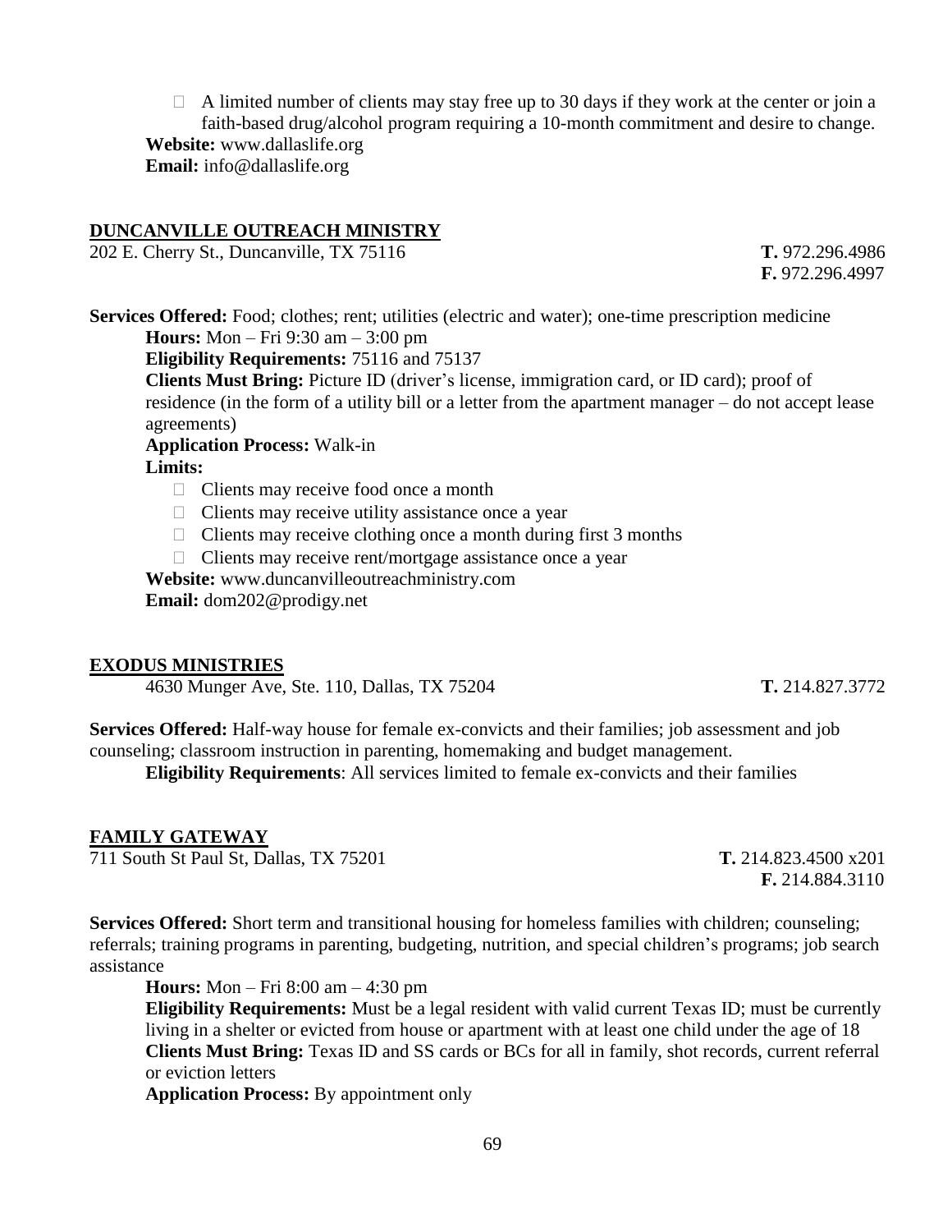- A limited number of clients may stay free up to 30 days if they work at the center or join a faith-based drug/alcohol program requiring a 10-month commitment and desire to change.

**Website:** www.dallaslife.org
**Email:** info@dallaslife.org

## DUNCANVILLE OUTREACH MINISTRY

202 E. Cherry St., Duncanville, TX 75116

**T.** 972.296.4986
**F.** 972.296.4997

**Services Offered:** Food; clothes; rent; utilities (electric and water); one-time prescription medicine

**Hours:** Mon – Fri 9:30 am – 3:00 pm
**Eligibility Requirements:** 75116 and 75137
**Clients Must Bring:** Picture ID (driver's license, immigration card, or ID card); proof of residence (in the form of a utility bill or a letter from the apartment manager – do not accept lease agreements)
**Application Process:** Walk-in
**Limits:**

- Clients may receive food once a month
- Clients may receive utility assistance once a year
- Clients may receive clothing once a month during first 3 months
- Clients may receive rent/mortgage assistance once a year

**Website:** www.duncanvilleoutreachministry.com
**Email:** dom202@prodigy.net

## EXODUS MINISTRIES

4630 Munger Ave, Ste. 110, Dallas, TX 75204

**T.** 214.827.3772

**Services Offered:** Half-way house for female ex-convicts and their families; job assessment and job counseling; classroom instruction in parenting, homemaking and budget management.

**Eligibility Requirements**: All services limited to female ex-convicts and their families

## FAMILY GATEWAY

711 South St Paul St, Dallas, TX 75201

**T.** 214.823.4500 x201
**F.** 214.884.3110

**Services Offered:** Short term and transitional housing for homeless families with children; counseling; referrals; training programs in parenting, budgeting, nutrition, and special children's programs; job search assistance

**Hours:** Mon – Fri 8:00 am – 4:30 pm
**Eligibility Requirements:** Must be a legal resident with valid current Texas ID; must be currently living in a shelter or evicted from house or apartment with at least one child under the age of 18
**Clients Must Bring:** Texas ID and SS cards or BCs for all in family, shot records, current referral or eviction letters
**Application Process:** By appointment only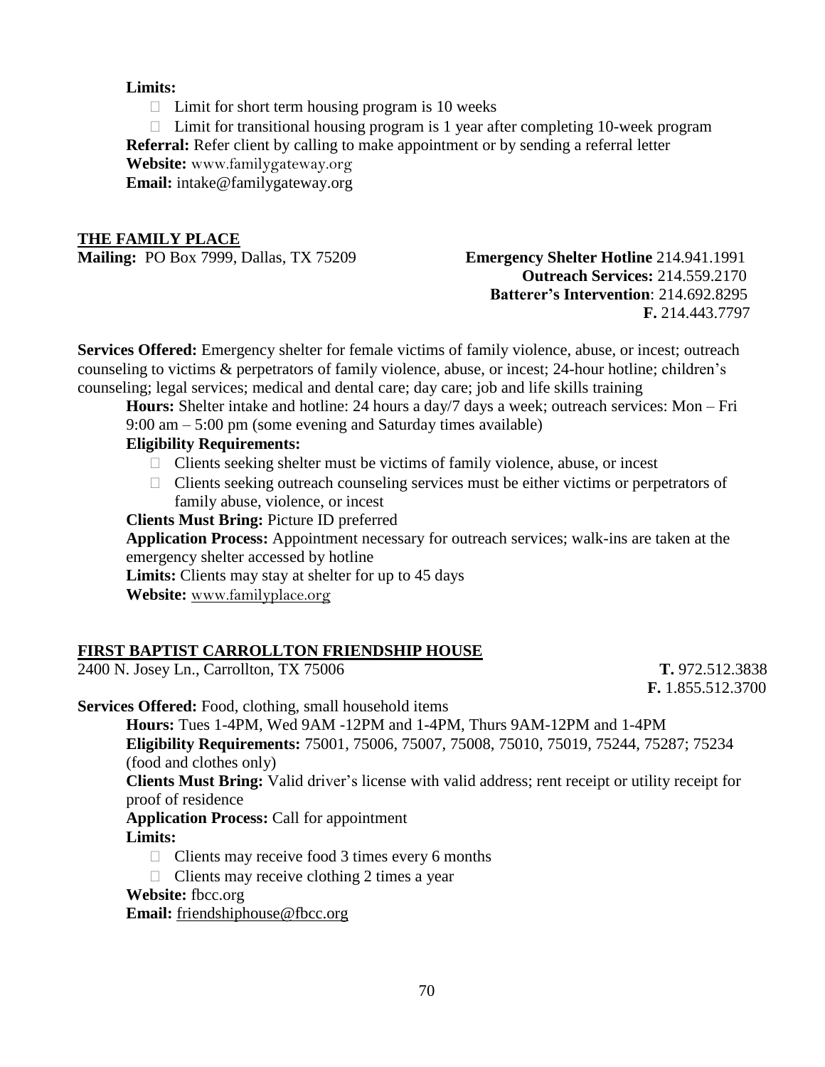**Limits:**

- Limit for short term housing program is 10 weeks
- Limit for transitional housing program is 1 year after completing 10-week program

**Referral:** Refer client by calling to make appointment or by sending a referral letter
**Website:** www.familygateway.org
**Email:** intake@familygateway.org

## THE FAMILY PLACE

**Mailing:** PO Box 7999, Dallas, TX 75209

**Emergency Shelter Hotline** 214.941.1991
**Outreach Services:** 214.559.2170
**Batterer's Intervention**: 214.692.8295
**F.** 214.443.7797

**Services Offered:** Emergency shelter for female victims of family violence, abuse, or incest; outreach counseling to victims & perpetrators of family violence, abuse, or incest; 24-hour hotline; children's counseling; legal services; medical and dental care; day care; job and life skills training

**Hours:** Shelter intake and hotline: 24 hours a day/7 days a week; outreach services: Mon – Fri 9:00 am – 5:00 pm (some evening and Saturday times available)

**Eligibility Requirements:**

- Clients seeking shelter must be victims of family violence, abuse, or incest
- Clients seeking outreach counseling services must be either victims or perpetrators of family abuse, violence, or incest

**Clients Must Bring:** Picture ID preferred

**Application Process:** Appointment necessary for outreach services; walk-ins are taken at the emergency shelter accessed by hotline

**Limits:** Clients may stay at shelter for up to 45 days

**Website:** www.familyplace.org

## FIRST BAPTIST CARROLLTON FRIENDSHIP HOUSE

2400 N. Josey Ln., Carrollton, TX 75006

**T.** 972.512.3838
**F.** 1.855.512.3700

**Services Offered:** Food, clothing, small household items

**Hours:** Tues 1-4PM, Wed 9AM -12PM and 1-4PM, Thurs 9AM-12PM and 1-4PM

**Eligibility Requirements:** 75001, 75006, 75007, 75008, 75010, 75019, 75244, 75287; 75234 (food and clothes only)

**Clients Must Bring:** Valid driver's license with valid address; rent receipt or utility receipt for proof of residence

**Application Process:** Call for appointment

**Limits:**

- Clients may receive food 3 times every 6 months
- Clients may receive clothing 2 times a year

**Website:** fbcc.org
**Email:** friendshiphouse@fbcc.org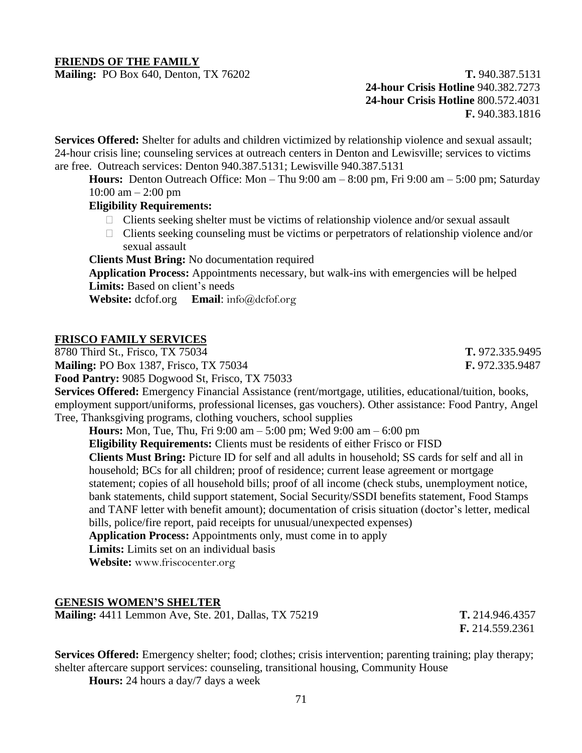## FRIENDS OF THE FAMILY

**Mailing:** PO Box 640, Denton, TX 76202

**T.** 940.387.5131
**24-hour Crisis Hotline** 940.382.7273
**24-hour Crisis Hotline** 800.572.4031
**F.** 940.383.1816

**Services Offered:** Shelter for adults and children victimized by relationship violence and sexual assault; 24-hour crisis line; counseling services at outreach centers in Denton and Lewisville; services to victims are free. Outreach services: Denton 940.387.5131; Lewisville 940.387.5131

**Hours:** Denton Outreach Office: Mon – Thu 9:00 am – 8:00 pm, Fri 9:00 am – 5:00 pm; Saturday 10:00 am – 2:00 pm

**Eligibility Requirements:**

- Clients seeking shelter must be victims of relationship violence and/or sexual assault
- Clients seeking counseling must be victims or perpetrators of relationship violence and/or sexual assault

**Clients Must Bring:** No documentation required

**Application Process:** Appointments necessary, but walk-ins with emergencies will be helped

**Limits:** Based on client's needs

**Website:** dcfof.org **Email**: info@dcfof.org

## FRISCO FAMILY SERVICES

8780 Third St., Frisco, TX 75034 **T.** 972.335.9495

**Mailing:** PO Box 1387, Frisco, TX 75034 **F.** 972.335.9487

**Food Pantry:** 9085 Dogwood St, Frisco, TX 75033

**Services Offered:** Emergency Financial Assistance (rent/mortgage, utilities, educational/tuition, books, employment support/uniforms, professional licenses, gas vouchers). Other assistance: Food Pantry, Angel Tree, Thanksgiving programs, clothing vouchers, school supplies

**Hours:** Mon, Tue, Thu, Fri 9:00 am – 5:00 pm; Wed 9:00 am – 6:00 pm

**Eligibility Requirements:** Clients must be residents of either Frisco or FISD

**Clients Must Bring:** Picture ID for self and all adults in household; SS cards for self and all in household; BCs for all children; proof of residence; current lease agreement or mortgage statement; copies of all household bills; proof of all income (check stubs, unemployment notice, bank statements, child support statement, Social Security/SSDI benefits statement, Food Stamps and TANF letter with benefit amount); documentation of crisis situation (doctor's letter, medical bills, police/fire report, paid receipts for unusual/unexpected expenses)

**Application Process:** Appointments only, must come in to apply

**Limits:** Limits set on an individual basis

**Website:** www.friscocenter.org

## GENESIS WOMEN'S SHELTER

**Mailing:** 4411 Lemmon Ave, Ste. 201, Dallas, TX 75219

**T.** 214.946.4357
**F.** 214.559.2361

**Services Offered:** Emergency shelter; food; clothes; crisis intervention; parenting training; play therapy; shelter aftercare support services: counseling, transitional housing, Community House

**Hours:** 24 hours a day/7 days a week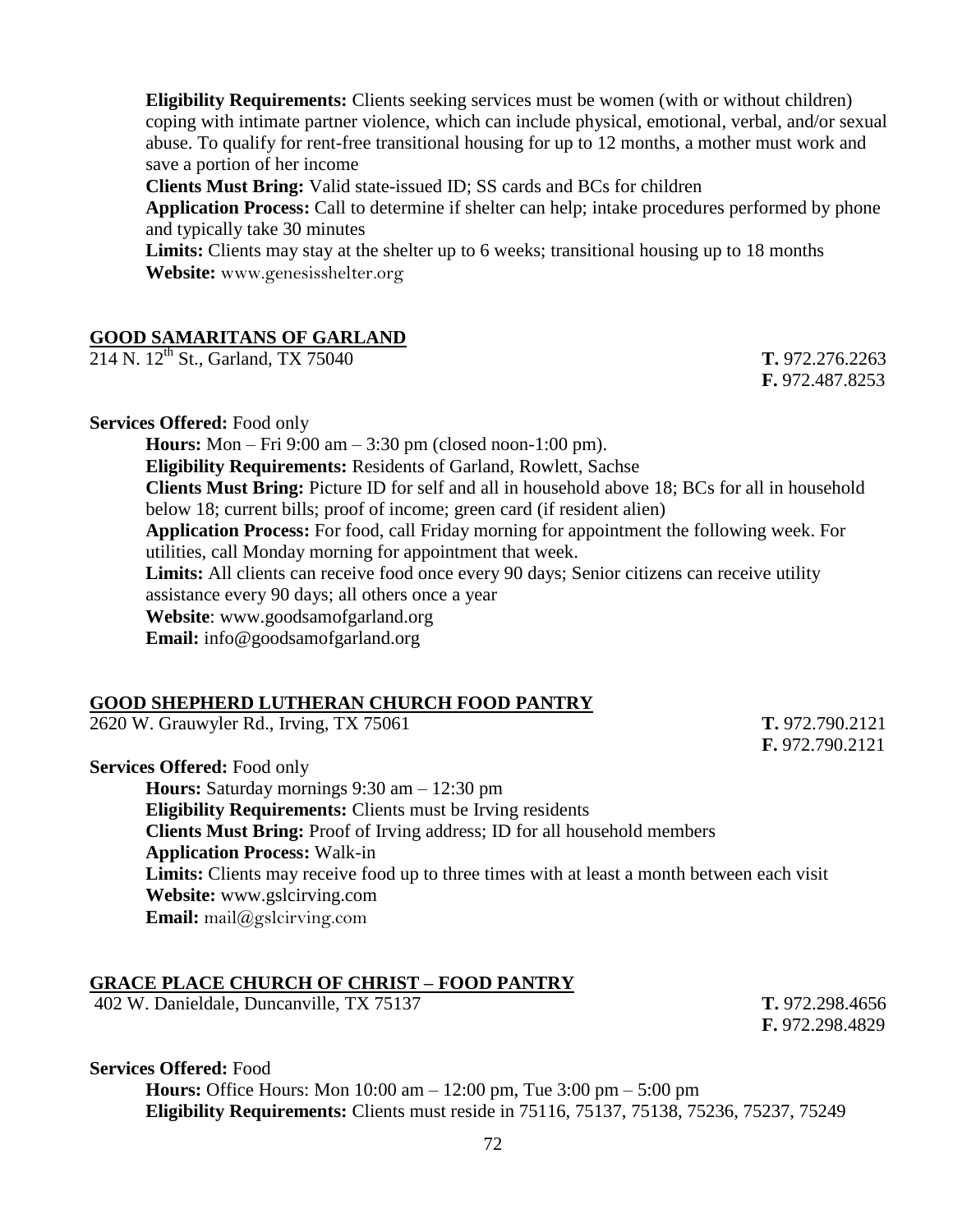**Eligibility Requirements:** Clients seeking services must be women (with or without children) coping with intimate partner violence, which can include physical, emotional, verbal, and/or sexual abuse. To qualify for rent-free transitional housing for up to 12 months, a mother must work and save a portion of her income

**Clients Must Bring:** Valid state-issued ID; SS cards and BCs for children

**Application Process:** Call to determine if shelter can help; intake procedures performed by phone and typically take 30 minutes

**Limits:** Clients may stay at the shelter up to 6 weeks; transitional housing up to 18 months

**Website:** www.genesisshelter.org

## GOOD SAMARITANS OF GARLAND

214 N. 12th St., Garland, TX 75040

**T.** 972.276.2263
**F.** 972.487.8253

**Services Offered:** Food only

**Hours:** Mon – Fri 9:00 am – 3:30 pm (closed noon-1:00 pm).

**Eligibility Requirements:** Residents of Garland, Rowlett, Sachse

**Clients Must Bring:** Picture ID for self and all in household above 18; BCs for all in household below 18; current bills; proof of income; green card (if resident alien)

**Application Process:** For food, call Friday morning for appointment the following week. For utilities, call Monday morning for appointment that week.

**Limits:** All clients can receive food once every 90 days; Senior citizens can receive utility assistance every 90 days; all others once a year

**Website**: www.goodsamofgarland.org

**Email:** info@goodsamofgarland.org

## GOOD SHEPHERD LUTHERAN CHURCH FOOD PANTRY

2620 W. Grauwyler Rd., Irving, TX 75061

**T.** 972.790.2121
**F.** 972.790.2121

**Services Offered:** Food only

**Hours:** Saturday mornings 9:30 am – 12:30 pm

**Eligibility Requirements:** Clients must be Irving residents

**Clients Must Bring:** Proof of Irving address; ID for all household members

**Application Process:** Walk-in

**Limits:** Clients may receive food up to three times with at least a month between each visit

**Website:** www.gslcirving.com

**Email:** mail@gslcirving.com

## GRACE PLACE CHURCH OF CHRIST – FOOD PANTRY

402 W. Danieldale, Duncanville, TX 75137

**T.** 972.298.4656
**F.** 972.298.4829

**Services Offered:** Food

**Hours:** Office Hours: Mon 10:00 am – 12:00 pm, Tue 3:00 pm – 5:00 pm

**Eligibility Requirements:** Clients must reside in 75116, 75137, 75138, 75236, 75237, 75249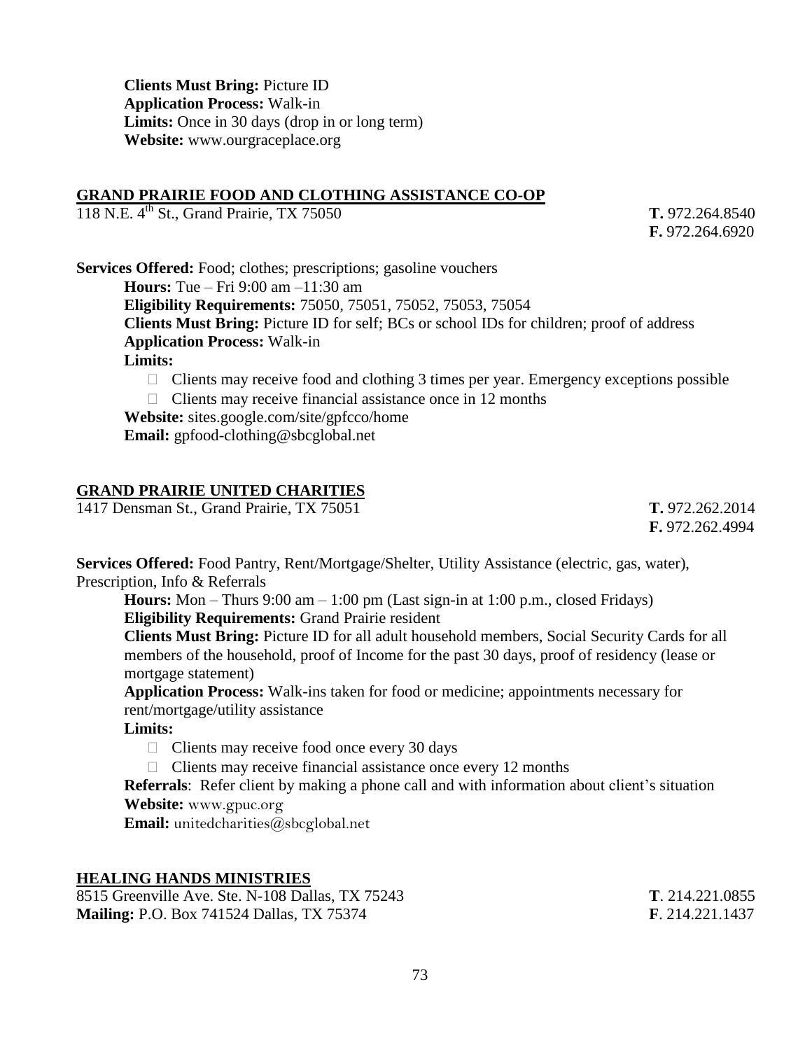**Clients Must Bring:** Picture ID
**Application Process:** Walk-in
**Limits:** Once in 30 days (drop in or long term)
**Website:** www.ourgraceplace.org

## GRAND PRAIRIE FOOD AND CLOTHING ASSISTANCE CO-OP

118 N.E. 4th St., Grand Prairie, TX 75050

**T.** 972.264.8540
**F.** 972.264.6920

**Services Offered:** Food; clothes; prescriptions; gasoline vouchers

**Hours:** Tue – Fri 9:00 am –11:30 am
**Eligibility Requirements:** 75050, 75051, 75052, 75053, 75054
**Clients Must Bring:** Picture ID for self; BCs or school IDs for children; proof of address
**Application Process:** Walk-in
**Limits:**

- Clients may receive food and clothing 3 times per year. Emergency exceptions possible
- Clients may receive financial assistance once in 12 months

**Website:** sites.google.com/site/gpfcco/home
**Email:** gpfood-clothing@sbcglobal.net

## GRAND PRAIRIE UNITED CHARITIES

1417 Densman St., Grand Prairie, TX 75051

**T.** 972.262.2014
**F.** 972.262.4994

**Services Offered:** Food Pantry, Rent/Mortgage/Shelter, Utility Assistance (electric, gas, water), Prescription, Info & Referrals

**Hours:** Mon – Thurs 9:00 am – 1:00 pm (Last sign-in at 1:00 p.m., closed Fridays)
**Eligibility Requirements:** Grand Prairie resident
**Clients Must Bring:** Picture ID for all adult household members, Social Security Cards for all members of the household, proof of Income for the past 30 days, proof of residency (lease or mortgage statement)
**Application Process:** Walk-ins taken for food or medicine; appointments necessary for rent/mortgage/utility assistance
**Limits:**

- Clients may receive food once every 30 days
- Clients may receive financial assistance once every 12 months

**Referrals**: Refer client by making a phone call and with information about client's situation
**Website:** www.gpuc.org
**Email:** unitedcharities@sbcglobal.net

## HEALING HANDS MINISTRIES

8515 Greenville Ave. Ste. N-108 Dallas, TX 75243
**Mailing:** P.O. Box 741524 Dallas, TX 75374

**T**. 214.221.0855
**F**. 214.221.1437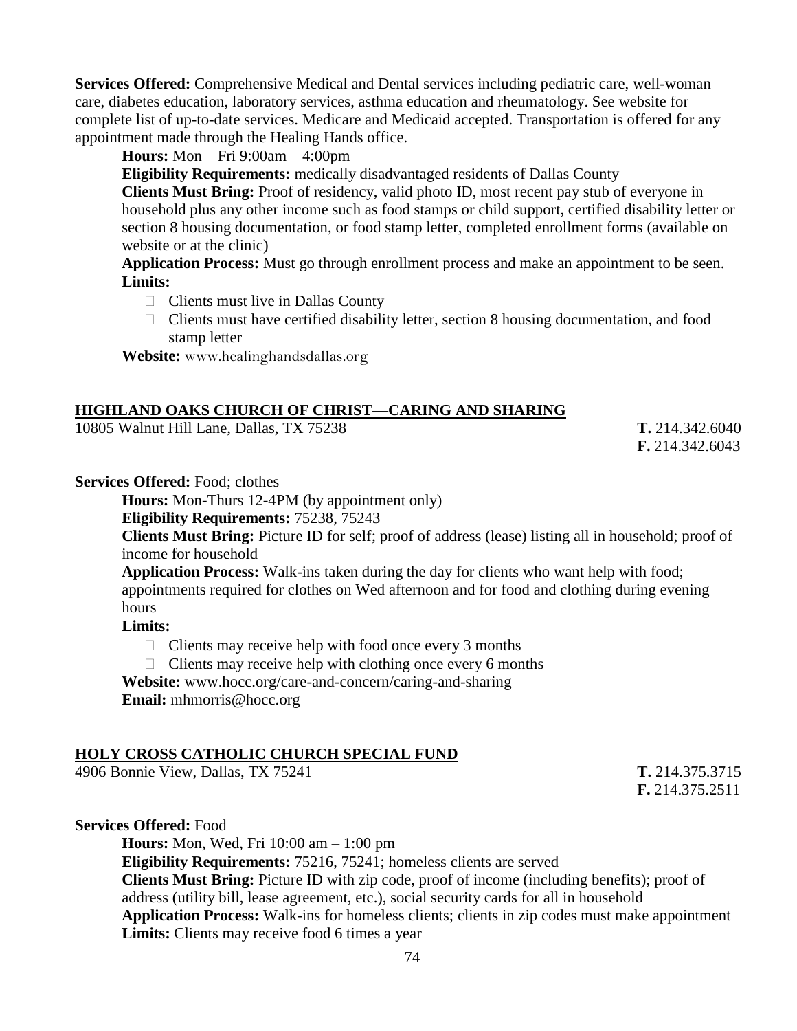**Services Offered:** Comprehensive Medical and Dental services including pediatric care, well-woman care, diabetes education, laboratory services, asthma education and rheumatology. See website for complete list of up-to-date services. Medicare and Medicaid accepted. Transportation is offered for any appointment made through the Healing Hands office.

**Hours:** Mon – Fri 9:00am – 4:00pm

**Eligibility Requirements:** medically disadvantaged residents of Dallas County

**Clients Must Bring:** Proof of residency, valid photo ID, most recent pay stub of everyone in household plus any other income such as food stamps or child support, certified disability letter or section 8 housing documentation, or food stamp letter, completed enrollment forms (available on website or at the clinic)

**Application Process:** Must go through enrollment process and make an appointment to be seen.

**Limits:**

- Clients must live in Dallas County
- Clients must have certified disability letter, section 8 housing documentation, and food stamp letter

**Website:** www.healinghandsdallas.org

## HIGHLAND OAKS CHURCH OF CHRIST—CARING AND SHARING

10805 Walnut Hill Lane, Dallas, TX 75238

**T.** 214.342.6040
**F.** 214.342.6043

**Services Offered:** Food; clothes

**Hours:** Mon-Thurs 12-4PM (by appointment only)

**Eligibility Requirements:** 75238, 75243

**Clients Must Bring:** Picture ID for self; proof of address (lease) listing all in household; proof of income for household

**Application Process:** Walk-ins taken during the day for clients who want help with food; appointments required for clothes on Wed afternoon and for food and clothing during evening hours

**Limits:**

- Clients may receive help with food once every 3 months
- Clients may receive help with clothing once every 6 months

**Website:** www.hocc.org/care-and-concern/caring-and-sharing

**Email:** mhmorris@hocc.org

## HOLY CROSS CATHOLIC CHURCH SPECIAL FUND

4906 Bonnie View, Dallas, TX 75241

**T.** 214.375.3715
**F.** 214.375.2511

**Services Offered:** Food

**Hours:** Mon, Wed, Fri 10:00 am – 1:00 pm

**Eligibility Requirements:** 75216, 75241; homeless clients are served

**Clients Must Bring:** Picture ID with zip code, proof of income (including benefits); proof of address (utility bill, lease agreement, etc.), social security cards for all in household

**Application Process:** Walk-ins for homeless clients; clients in zip codes must make appointment

**Limits:** Clients may receive food 6 times a year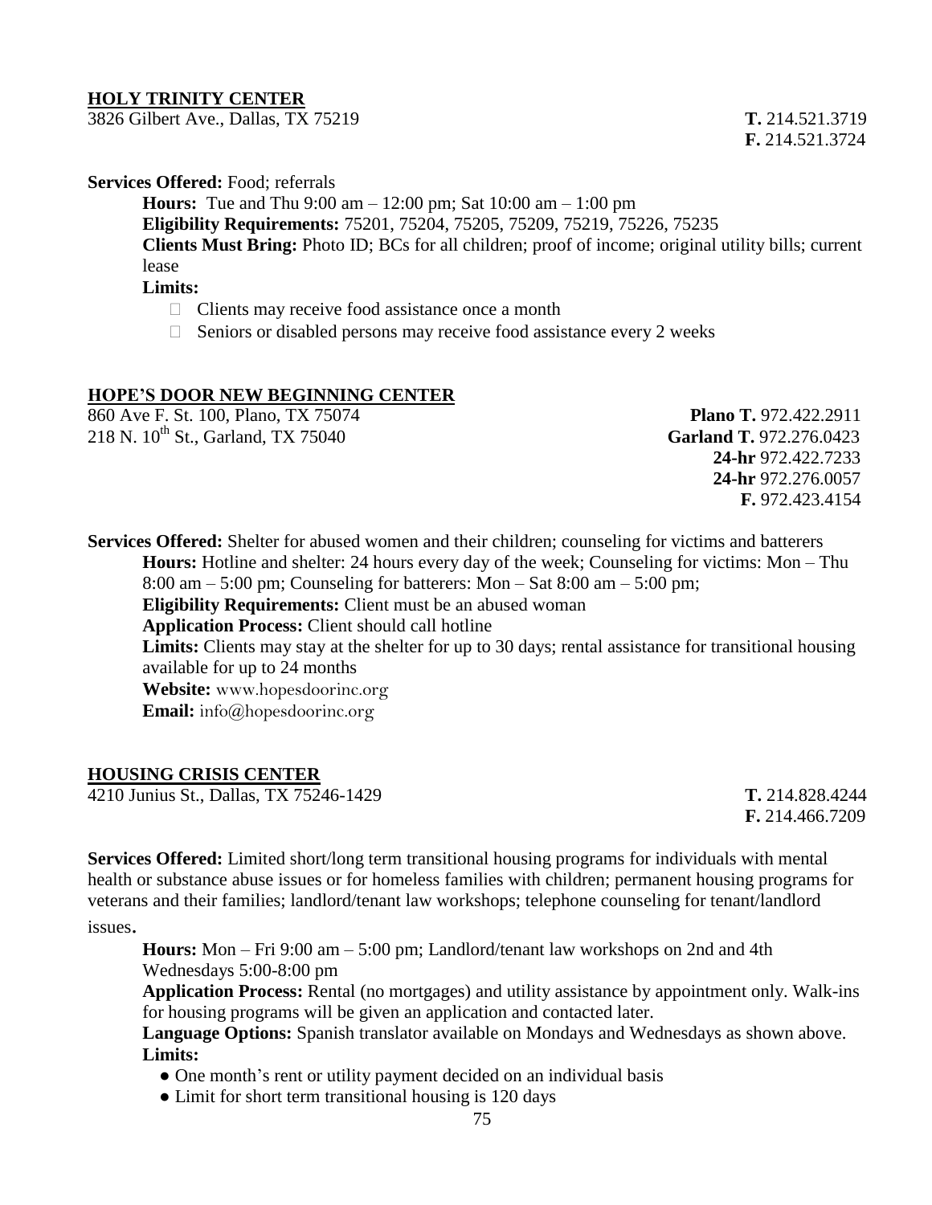## HOLY TRINITY CENTER

3826 Gilbert Ave., Dallas, TX 75219

**T.** 214.521.3719
**F.** 214.521.3724

**Services Offered:** Food; referrals

**Hours:** Tue and Thu 9:00 am – 12:00 pm; Sat 10:00 am – 1:00 pm
**Eligibility Requirements:** 75201, 75204, 75205, 75209, 75219, 75226, 75235
**Clients Must Bring:** Photo ID; BCs for all children; proof of income; original utility bills; current lease
**Limits:**

- Clients may receive food assistance once a month
- Seniors or disabled persons may receive food assistance every 2 weeks

## HOPE'S DOOR NEW BEGINNING CENTER

860 Ave F. St. 100, Plano, TX 75074
218 N. 10th St., Garland, TX 75040

**Plano T.** 972.422.2911
**Garland T.** 972.276.0423
**24-hr** 972.422.7233
**24-hr** 972.276.0057
**F.** 972.423.4154

**Services Offered:** Shelter for abused women and their children; counseling for victims and batterers

**Hours:** Hotline and shelter: 24 hours every day of the week; Counseling for victims: Mon – Thu 8:00 am – 5:00 pm; Counseling for batterers: Mon – Sat 8:00 am – 5:00 pm;
**Eligibility Requirements:** Client must be an abused woman
**Application Process:** Client should call hotline
**Limits:** Clients may stay at the shelter for up to 30 days; rental assistance for transitional housing available for up to 24 months
**Website:** www.hopesdoorinc.org
**Email:** info@hopesdoorinc.org

## HOUSING CRISIS CENTER

4210 Junius St., Dallas, TX 75246-1429

**T.** 214.828.4244
**F.** 214.466.7209

**Services Offered:** Limited short/long term transitional housing programs for individuals with mental health or substance abuse issues or for homeless families with children; permanent housing programs for veterans and their families; landlord/tenant law workshops; telephone counseling for tenant/landlord issues.

**Hours:** Mon – Fri 9:00 am – 5:00 pm; Landlord/tenant law workshops on 2nd and 4th Wednesdays 5:00-8:00 pm
**Application Process:** Rental (no mortgages) and utility assistance by appointment only. Walk-ins for housing programs will be given an application and contacted later.
**Language Options:** Spanish translator available on Mondays and Wednesdays as shown above.
**Limits:**

- One month's rent or utility payment decided on an individual basis
- Limit for short term transitional housing is 120 days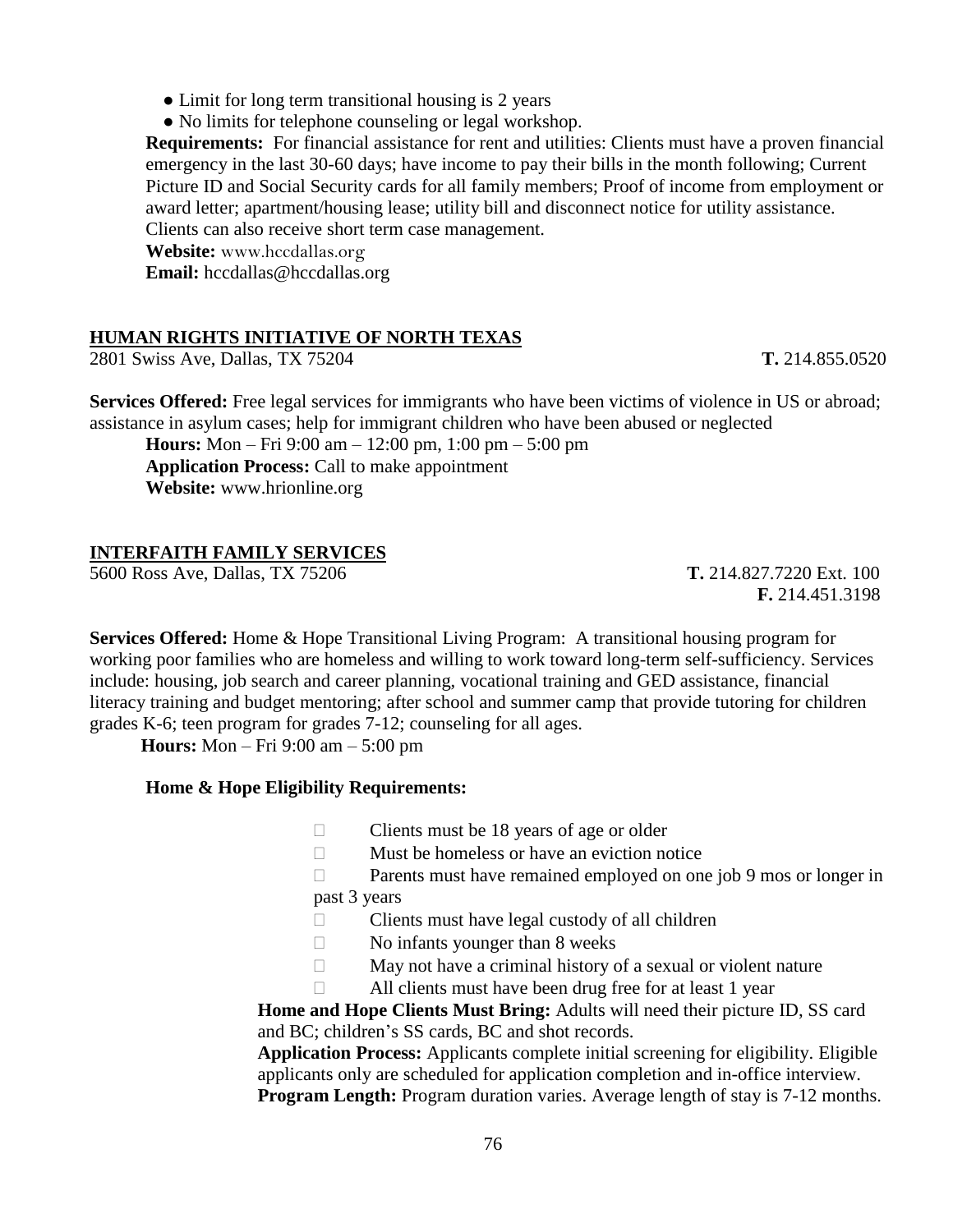- Limit for long term transitional housing is 2 years
- No limits for telephone counseling or legal workshop.

**Requirements:** For financial assistance for rent and utilities: Clients must have a proven financial emergency in the last 30-60 days; have income to pay their bills in the month following; Current Picture ID and Social Security cards for all family members; Proof of income from employment or award letter; apartment/housing lease; utility bill and disconnect notice for utility assistance. Clients can also receive short term case management.

**Website:** www.hccdallas.org

**Email:** hccdallas@hccdallas.org

## HUMAN RIGHTS INITIATIVE OF NORTH TEXAS

2801 Swiss Ave, Dallas, TX 75204 **T.** 214.855.0520

**Services Offered:** Free legal services for immigrants who have been victims of violence in US or abroad; assistance in asylum cases; help for immigrant children who have been abused or neglected

**Hours:** Mon – Fri 9:00 am – 12:00 pm, 1:00 pm – 5:00 pm

**Application Process:** Call to make appointment

**Website:** www.hrionline.org

## INTERFAITH FAMILY SERVICES

5600 Ross Ave, Dallas, TX 75206 **T.** 214.827.7220 Ext. 100
**F.** 214.451.3198

**Services Offered:** Home & Hope Transitional Living Program: A transitional housing program for working poor families who are homeless and willing to work toward long-term self-sufficiency. Services include: housing, job search and career planning, vocational training and GED assistance, financial literacy training and budget mentoring; after school and summer camp that provide tutoring for children grades K-6; teen program for grades 7-12; counseling for all ages.

**Hours:** Mon – Fri 9:00 am – 5:00 pm

**Home & Hope Eligibility Requirements:**

- Clients must be 18 years of age or older
- Must be homeless or have an eviction notice
- Parents must have remained employed on one job 9 mos or longer in past 3 years
- Clients must have legal custody of all children
- No infants younger than 8 weeks
- May not have a criminal history of a sexual or violent nature
- All clients must have been drug free for at least 1 year

**Home and Hope Clients Must Bring:** Adults will need their picture ID, SS card and BC; children's SS cards, BC and shot records.

**Application Process:** Applicants complete initial screening for eligibility. Eligible applicants only are scheduled for application completion and in-office interview.

**Program Length:** Program duration varies. Average length of stay is 7-12 months.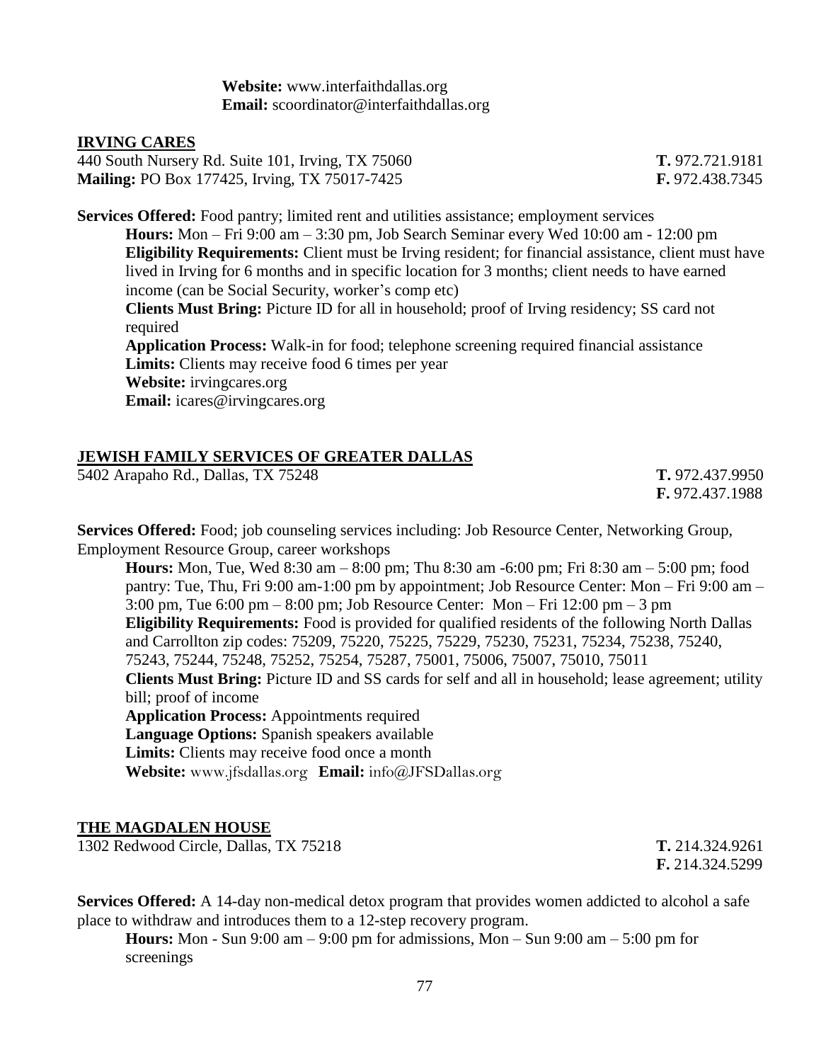**Website:** www.interfaithdallas.org
**Email:** scoordinator@interfaithdallas.org

## IRVING CARES

440 South Nursery Rd. Suite 101, Irving, TX 75060 **T.** 972.721.9181
**Mailing:** PO Box 177425, Irving, TX 75017-7425 **F.** 972.438.7345

**Services Offered:** Food pantry; limited rent and utilities assistance; employment services

**Hours:** Mon – Fri 9:00 am – 3:30 pm, Job Search Seminar every Wed 10:00 am - 12:00 pm
**Eligibility Requirements:** Client must be Irving resident; for financial assistance, client must have lived in Irving for 6 months and in specific location for 3 months; client needs to have earned income (can be Social Security, worker's comp etc)
**Clients Must Bring:** Picture ID for all in household; proof of Irving residency; SS card not required
**Application Process:** Walk-in for food; telephone screening required financial assistance
**Limits:** Clients may receive food 6 times per year
**Website:** irvingcares.org
**Email:** icares@irvingcares.org

## JEWISH FAMILY SERVICES OF GREATER DALLAS

5402 Arapaho Rd., Dallas, TX 75248 **T.** 972.437.9950
**F.** 972.437.1988

**Services Offered:** Food; job counseling services including: Job Resource Center, Networking Group, Employment Resource Group, career workshops

**Hours:** Mon, Tue, Wed 8:30 am – 8:00 pm; Thu 8:30 am -6:00 pm; Fri 8:30 am – 5:00 pm; food pantry: Tue, Thu, Fri 9:00 am-1:00 pm by appointment; Job Resource Center: Mon – Fri 9:00 am – 3:00 pm, Tue 6:00 pm – 8:00 pm; Job Resource Center: Mon – Fri 12:00 pm – 3 pm
**Eligibility Requirements:** Food is provided for qualified residents of the following North Dallas and Carrollton zip codes: 75209, 75220, 75225, 75229, 75230, 75231, 75234, 75238, 75240, 75243, 75244, 75248, 75252, 75254, 75287, 75001, 75006, 75007, 75010, 75011
**Clients Must Bring:** Picture ID and SS cards for self and all in household; lease agreement; utility bill; proof of income
**Application Process:** Appointments required
**Language Options:** Spanish speakers available
**Limits:** Clients may receive food once a month
**Website:** www.jfsdallas.org **Email:** info@JFSDallas.org

## THE MAGDALEN HOUSE

1302 Redwood Circle, Dallas, TX 75218 **T.** 214.324.9261
**F.** 214.324.5299

**Services Offered:** A 14-day non-medical detox program that provides women addicted to alcohol a safe place to withdraw and introduces them to a 12-step recovery program.

**Hours:** Mon - Sun 9:00 am – 9:00 pm for admissions, Mon – Sun 9:00 am – 5:00 pm for screenings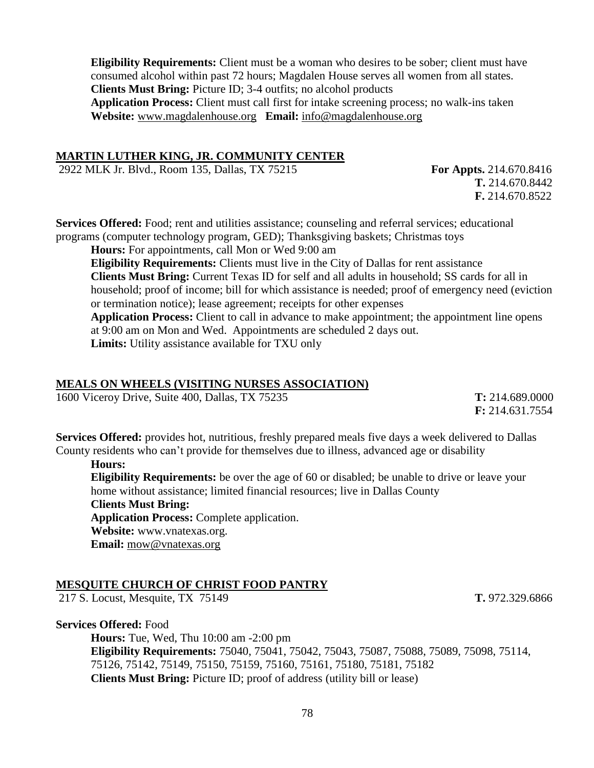**Eligibility Requirements:** Client must be a woman who desires to be sober; client must have consumed alcohol within past 72 hours; Magdalen House serves all women from all states.
**Clients Must Bring:** Picture ID; 3-4 outfits; no alcohol products
**Application Process:** Client must call first for intake screening process; no walk-ins taken
**Website:** www.magdalenhouse.org **Email:** info@magdalenhouse.org

## MARTIN LUTHER KING, JR. COMMUNITY CENTER

2922 MLK Jr. Blvd., Room 135, Dallas, TX 75215

**For Appts.** 214.670.8416
**T.** 214.670.8442
**F.** 214.670.8522

**Services Offered:** Food; rent and utilities assistance; counseling and referral services; educational programs (computer technology program, GED); Thanksgiving baskets; Christmas toys

**Hours:** For appointments, call Mon or Wed 9:00 am
**Eligibility Requirements:** Clients must live in the City of Dallas for rent assistance
**Clients Must Bring:** Current Texas ID for self and all adults in household; SS cards for all in household; proof of income; bill for which assistance is needed; proof of emergency need (eviction or termination notice); lease agreement; receipts for other expenses
**Application Process:** Client to call in advance to make appointment; the appointment line opens at 9:00 am on Mon and Wed. Appointments are scheduled 2 days out.
**Limits:** Utility assistance available for TXU only

## MEALS ON WHEELS (VISITING NURSES ASSOCIATION)

1600 Viceroy Drive, Suite 400, Dallas, TX 75235

**T:** 214.689.0000
**F:** 214.631.7554

**Services Offered:** provides hot, nutritious, freshly prepared meals five days a week delivered to Dallas County residents who can't provide for themselves due to illness, advanced age or disability

**Hours:**
**Eligibility Requirements:** be over the age of 60 or disabled; be unable to drive or leave your home without assistance; limited financial resources; live in Dallas County
**Clients Must Bring:**
**Application Process:** Complete application.
**Website:** www.vnatexas.org.
**Email:** mow@vnatexas.org

## MESQUITE CHURCH OF CHRIST FOOD PANTRY

217 S. Locust, Mesquite, TX 75149

**T.** 972.329.6866

**Services Offered:** Food

**Hours:** Tue, Wed, Thu 10:00 am -2:00 pm
**Eligibility Requirements:** 75040, 75041, 75042, 75043, 75087, 75088, 75089, 75098, 75114, 75126, 75142, 75149, 75150, 75159, 75160, 75161, 75180, 75181, 75182
**Clients Must Bring:** Picture ID; proof of address (utility bill or lease)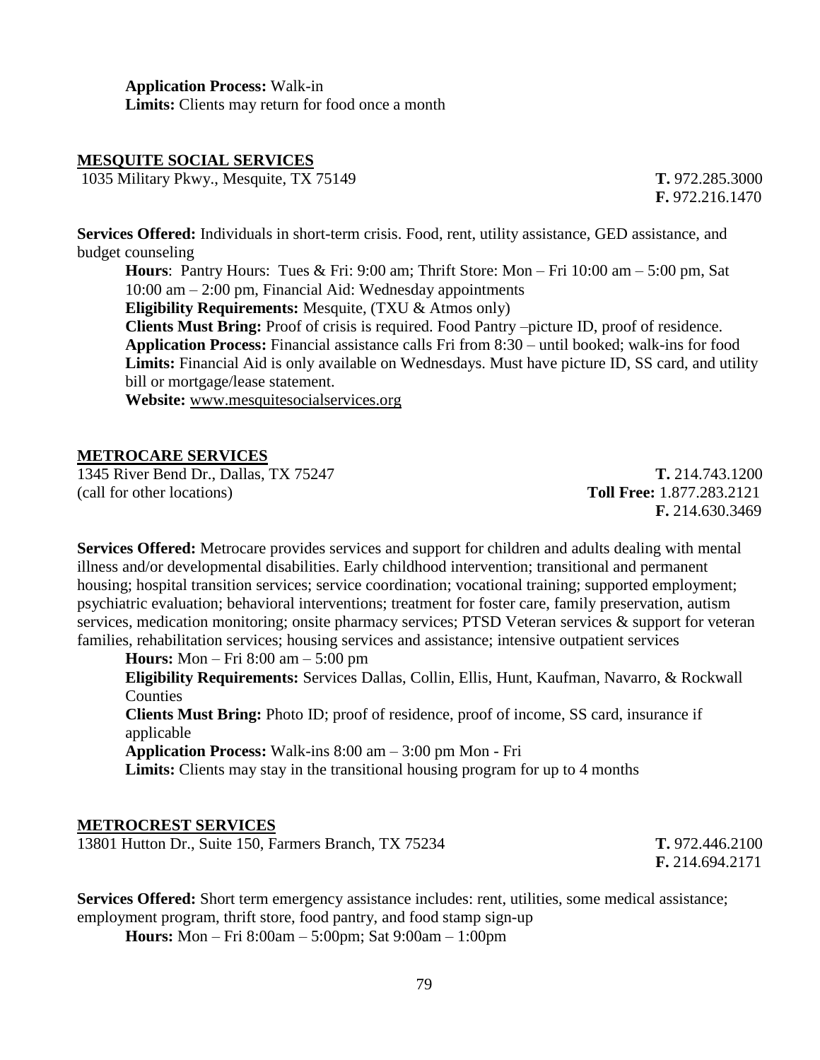**Application Process:** Walk-in
**Limits:** Clients may return for food once a month

## MESQUITE SOCIAL SERVICES

1035 Military Pkwy., Mesquite, TX 75149

**T.** 972.285.3000
**F.** 972.216.1470

**Services Offered:** Individuals in short-term crisis. Food, rent, utility assistance, GED assistance, and budget counseling

**Hours**: Pantry Hours: Tues & Fri: 9:00 am; Thrift Store: Mon – Fri 10:00 am – 5:00 pm, Sat 10:00 am – 2:00 pm, Financial Aid: Wednesday appointments
**Eligibility Requirements:** Mesquite, (TXU & Atmos only)
**Clients Must Bring:** Proof of crisis is required. Food Pantry –picture ID, proof of residence.
**Application Process:** Financial assistance calls Fri from 8:30 – until booked; walk-ins for food
**Limits:** Financial Aid is only available on Wednesdays. Must have picture ID, SS card, and utility bill or mortgage/lease statement.
**Website:** www.mesquitesocialservices.org

## METROCARE SERVICES

1345 River Bend Dr., Dallas, TX 75247
(call for other locations)

**T.** 214.743.1200
**Toll Free:** 1.877.283.2121
**F.** 214.630.3469

**Services Offered:** Metrocare provides services and support for children and adults dealing with mental illness and/or developmental disabilities. Early childhood intervention; transitional and permanent housing; hospital transition services; service coordination; vocational training; supported employment; psychiatric evaluation; behavioral interventions; treatment for foster care, family preservation, autism services, medication monitoring; onsite pharmacy services; PTSD Veteran services & support for veteran families, rehabilitation services; housing services and assistance; intensive outpatient services

**Hours:** Mon – Fri 8:00 am – 5:00 pm
**Eligibility Requirements:** Services Dallas, Collin, Ellis, Hunt, Kaufman, Navarro, & Rockwall Counties
**Clients Must Bring:** Photo ID; proof of residence, proof of income, SS card, insurance if applicable
**Application Process:** Walk-ins 8:00 am – 3:00 pm Mon - Fri
**Limits:** Clients may stay in the transitional housing program for up to 4 months

## METROCREST SERVICES

13801 Hutton Dr., Suite 150, Farmers Branch, TX 75234

**T.** 972.446.2100
**F.** 214.694.2171

**Services Offered:** Short term emergency assistance includes: rent, utilities, some medical assistance; employment program, thrift store, food pantry, and food stamp sign-up

**Hours:** Mon – Fri 8:00am – 5:00pm; Sat 9:00am – 1:00pm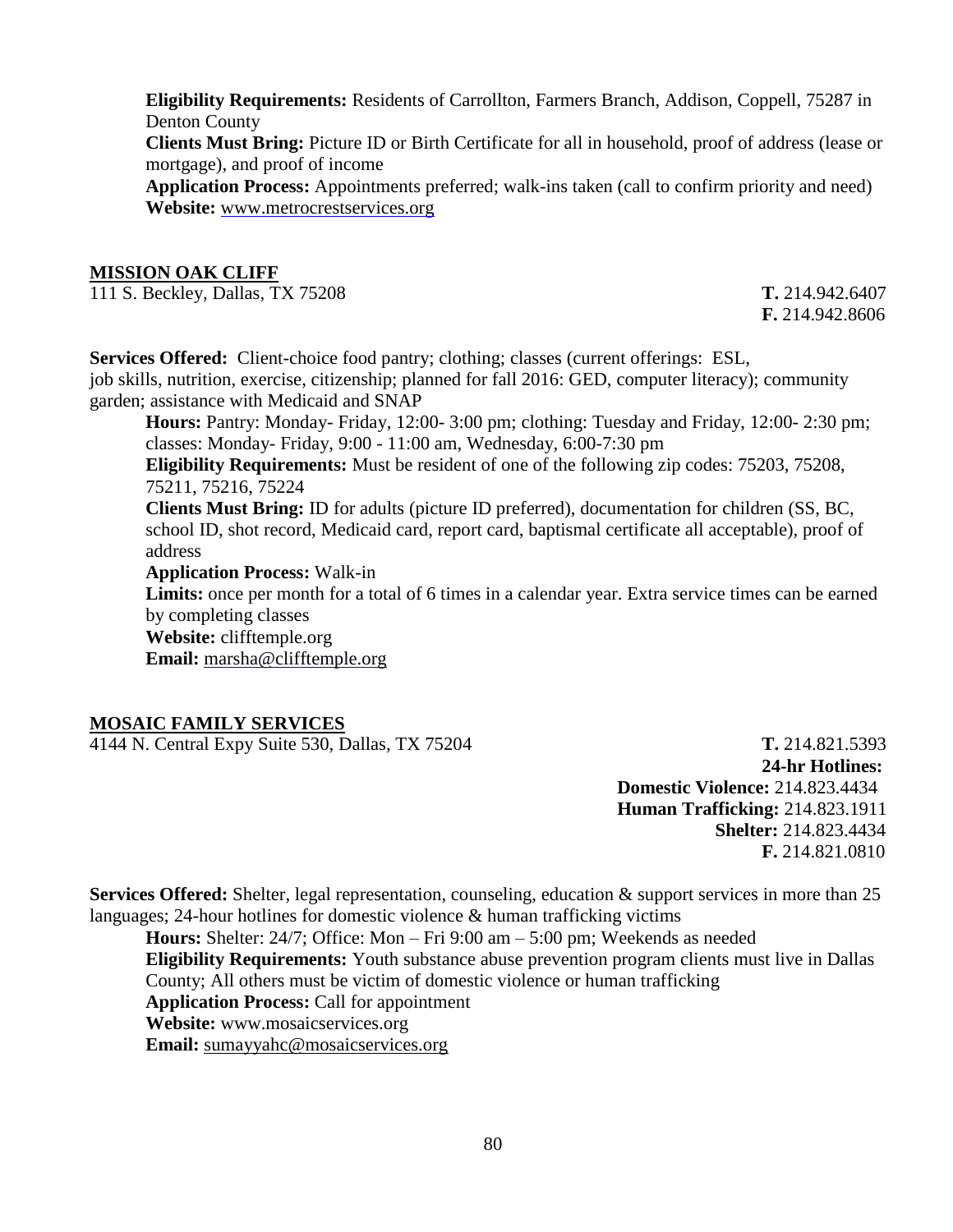**Eligibility Requirements:** Residents of Carrollton, Farmers Branch, Addison, Coppell, 75287 in Denton County

**Clients Must Bring:** Picture ID or Birth Certificate for all in household, proof of address (lease or mortgage), and proof of income

**Application Process:** Appointments preferred; walk-ins taken (call to confirm priority and need)

**Website:** www.metrocrestservices.org

## MISSION OAK CLIFF

111 S. Beckley, Dallas, TX 75208

**T.** 214.942.6407
**F.** 214.942.8606

**Services Offered:** Client-choice food pantry; clothing; classes (current offerings: ESL, job skills, nutrition, exercise, citizenship; planned for fall 2016: GED, computer literacy); community garden; assistance with Medicaid and SNAP

**Hours:** Pantry: Monday- Friday, 12:00- 3:00 pm; clothing: Tuesday and Friday, 12:00- 2:30 pm; classes: Monday- Friday, 9:00 - 11:00 am, Wednesday, 6:00-7:30 pm

**Eligibility Requirements:** Must be resident of one of the following zip codes: 75203, 75208, 75211, 75216, 75224

**Clients Must Bring:** ID for adults (picture ID preferred), documentation for children (SS, BC, school ID, shot record, Medicaid card, report card, baptismal certificate all acceptable), proof of address

**Application Process:** Walk-in

**Limits:** once per month for a total of 6 times in a calendar year. Extra service times can be earned by completing classes

**Website:** clifftemple.org

**Email:** marsha@clifftemple.org

## MOSAIC FAMILY SERVICES

4144 N. Central Expy Suite 530, Dallas, TX 75204

**T.** 214.821.5393
**24-hr Hotlines:**
**Domestic Violence:** 214.823.4434
**Human Trafficking:** 214.823.1911
**Shelter:** 214.823.4434
**F.** 214.821.0810

**Services Offered:** Shelter, legal representation, counseling, education & support services in more than 25 languages; 24-hour hotlines for domestic violence & human trafficking victims

**Hours:** Shelter: 24/7; Office: Mon – Fri 9:00 am – 5:00 pm; Weekends as needed

**Eligibility Requirements:** Youth substance abuse prevention program clients must live in Dallas County; All others must be victim of domestic violence or human trafficking

**Application Process:** Call for appointment

**Website:** www.mosaicservices.org

**Email:** sumayyahc@mosaicservices.org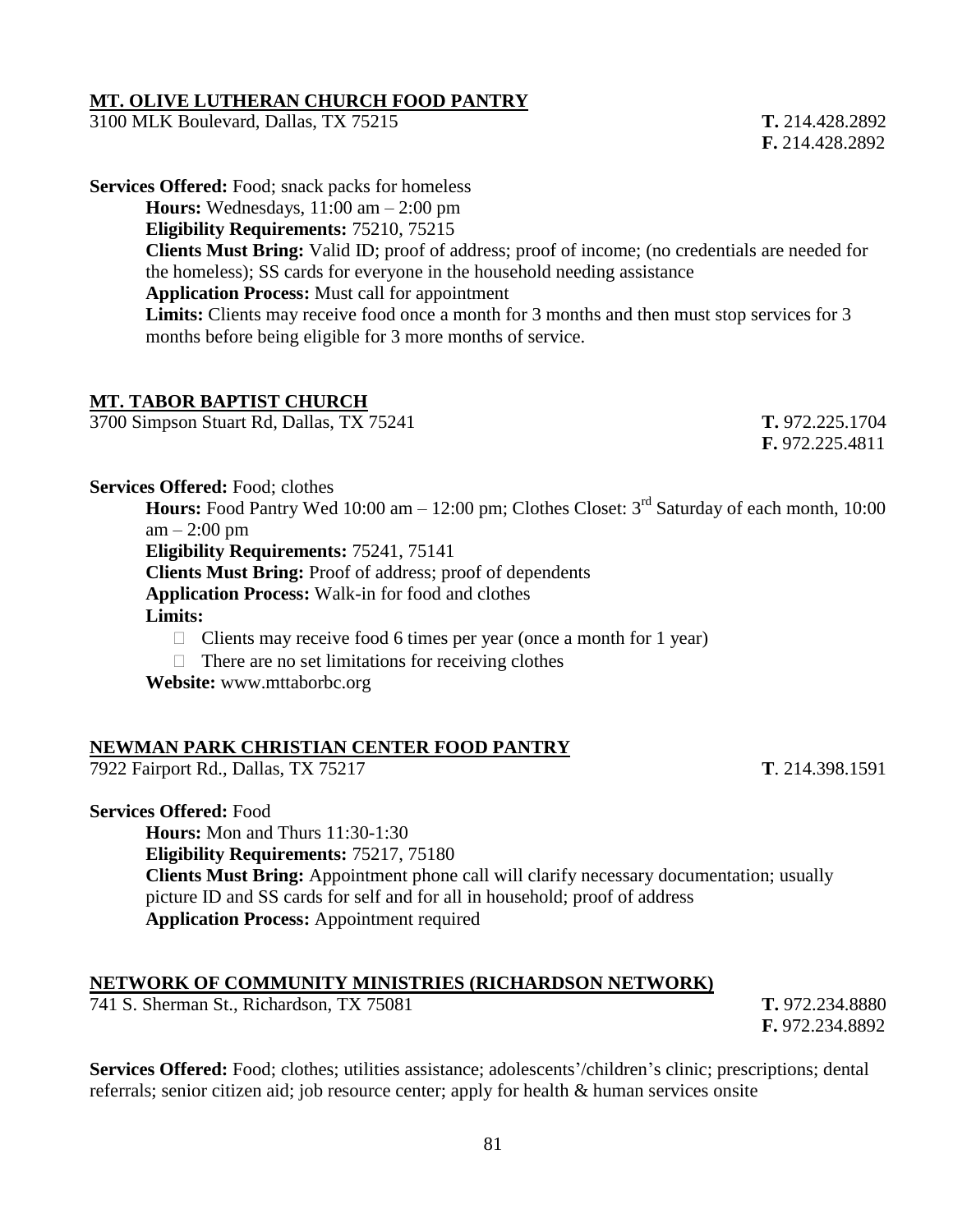## MT. OLIVE LUTHERAN CHURCH FOOD PANTRY

3100 MLK Boulevard, Dallas, TX 75215 **T.** 214.428.2892
**F.** 214.428.2892

**Services Offered:** Food; snack packs for homeless

**Hours:** Wednesdays, 11:00 am – 2:00 pm
**Eligibility Requirements:** 75210, 75215
**Clients Must Bring:** Valid ID; proof of address; proof of income; (no credentials are needed for the homeless); SS cards for everyone in the household needing assistance
**Application Process:** Must call for appointment
**Limits:** Clients may receive food once a month for 3 months and then must stop services for 3 months before being eligible for 3 more months of service.

## MT. TABOR BAPTIST CHURCH

3700 Simpson Stuart Rd, Dallas, TX 75241 **T.** 972.225.1704
**F.** 972.225.4811

**Services Offered:** Food; clothes

**Hours:** Food Pantry Wed 10:00 am – 12:00 pm; Clothes Closet: 3rd Saturday of each month, 10:00 am – 2:00 pm
**Eligibility Requirements:** 75241, 75141
**Clients Must Bring:** Proof of address; proof of dependents
**Application Process:** Walk-in for food and clothes
**Limits:**

- Clients may receive food 6 times per year (once a month for 1 year)
- There are no set limitations for receiving clothes

**Website:** www.mttaborbc.org

## NEWMAN PARK CHRISTIAN CENTER FOOD PANTRY

7922 Fairport Rd., Dallas, TX 75217 **T**. 214.398.1591

**Services Offered:** Food

**Hours:** Mon and Thurs 11:30-1:30
**Eligibility Requirements:** 75217, 75180
**Clients Must Bring:** Appointment phone call will clarify necessary documentation; usually picture ID and SS cards for self and for all in household; proof of address
**Application Process:** Appointment required

## NETWORK OF COMMUNITY MINISTRIES (RICHARDSON NETWORK)

741 S. Sherman St., Richardson, TX 75081 **T.** 972.234.8880
**F.** 972.234.8892

**Services Offered:** Food; clothes; utilities assistance; adolescents'/children's clinic; prescriptions; dental referrals; senior citizen aid; job resource center; apply for health & human services onsite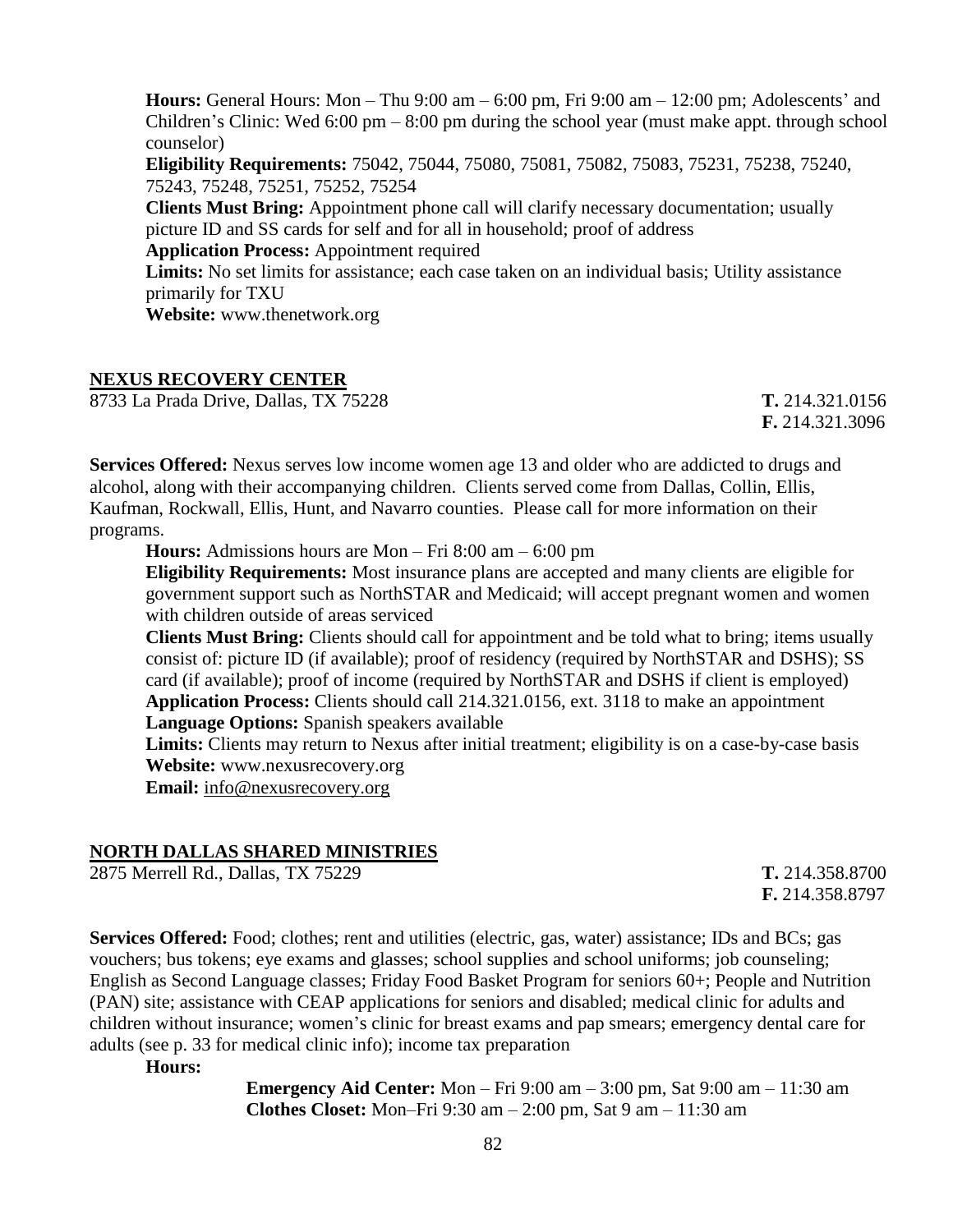**Hours:** General Hours: Mon – Thu 9:00 am – 6:00 pm, Fri 9:00 am – 12:00 pm; Adolescents' and Children's Clinic: Wed 6:00 pm – 8:00 pm during the school year (must make appt. through school counselor)

**Eligibility Requirements:** 75042, 75044, 75080, 75081, 75082, 75083, 75231, 75238, 75240, 75243, 75248, 75251, 75252, 75254

**Clients Must Bring:** Appointment phone call will clarify necessary documentation; usually picture ID and SS cards for self and for all in household; proof of address

**Application Process:** Appointment required

**Limits:** No set limits for assistance; each case taken on an individual basis; Utility assistance primarily for TXU

**Website:** www.thenetwork.org

## NEXUS RECOVERY CENTER

8733 La Prada Drive, Dallas, TX 75228 **T.** 214.321.0156 **F.** 214.321.3096

**Services Offered:** Nexus serves low income women age 13 and older who are addicted to drugs and alcohol, along with their accompanying children. Clients served come from Dallas, Collin, Ellis, Kaufman, Rockwall, Ellis, Hunt, and Navarro counties. Please call for more information on their programs.

**Hours:** Admissions hours are Mon – Fri 8:00 am – 6:00 pm

**Eligibility Requirements:** Most insurance plans are accepted and many clients are eligible for government support such as NorthSTAR and Medicaid; will accept pregnant women and women with children outside of areas serviced

**Clients Must Bring:** Clients should call for appointment and be told what to bring; items usually consist of: picture ID (if available); proof of residency (required by NorthSTAR and DSHS); SS card (if available); proof of income (required by NorthSTAR and DSHS if client is employed)

**Application Process:** Clients should call 214.321.0156, ext. 3118 to make an appointment

**Language Options:** Spanish speakers available

**Limits:** Clients may return to Nexus after initial treatment; eligibility is on a case-by-case basis

**Website:** www.nexusrecovery.org

**Email:** info@nexusrecovery.org

## NORTH DALLAS SHARED MINISTRIES

2875 Merrell Rd., Dallas, TX 75229 **T.** 214.358.8700 **F.** 214.358.8797

**Services Offered:** Food; clothes; rent and utilities (electric, gas, water) assistance; IDs and BCs; gas vouchers; bus tokens; eye exams and glasses; school supplies and school uniforms; job counseling; English as Second Language classes; Friday Food Basket Program for seniors 60+; People and Nutrition (PAN) site; assistance with CEAP applications for seniors and disabled; medical clinic for adults and children without insurance; women's clinic for breast exams and pap smears; emergency dental care for adults (see p. 33 for medical clinic info); income tax preparation

**Hours:**

**Emergency Aid Center:** Mon – Fri 9:00 am – 3:00 pm, Sat 9:00 am – 11:30 am

**Clothes Closet:** Mon–Fri 9:30 am – 2:00 pm, Sat 9 am – 11:30 am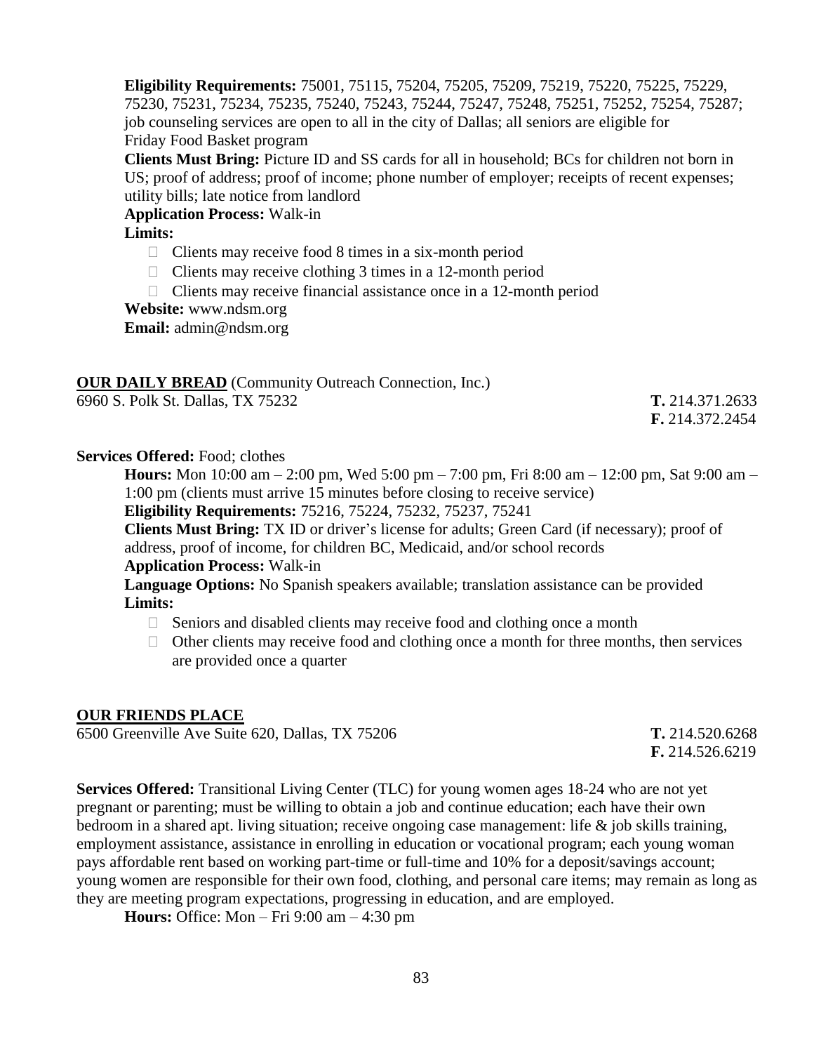**Eligibility Requirements:** 75001, 75115, 75204, 75205, 75209, 75219, 75220, 75225, 75229, 75230, 75231, 75234, 75235, 75240, 75243, 75244, 75247, 75248, 75251, 75252, 75254, 75287; job counseling services are open to all in the city of Dallas; all seniors are eligible for Friday Food Basket program

**Clients Must Bring:** Picture ID and SS cards for all in household; BCs for children not born in US; proof of address; proof of income; phone number of employer; receipts of recent expenses; utility bills; late notice from landlord

**Application Process:** Walk-in

**Limits:**

- Clients may receive food 8 times in a six-month period
- Clients may receive clothing 3 times in a 12-month period
- Clients may receive financial assistance once in a 12-month period

**Website:** www.ndsm.org

**Email:** admin@ndsm.org

**OUR DAILY BREAD** (Community Outreach Connection, Inc.)

6960 S. Polk St. Dallas, TX 75232

**T.** 214.371.2633
**F.** 214.372.2454

**Services Offered:** Food; clothes

**Hours:** Mon 10:00 am – 2:00 pm, Wed 5:00 pm – 7:00 pm, Fri 8:00 am – 12:00 pm, Sat 9:00 am – 1:00 pm (clients must arrive 15 minutes before closing to receive service)

**Eligibility Requirements:** 75216, 75224, 75232, 75237, 75241

**Clients Must Bring:** TX ID or driver's license for adults; Green Card (if necessary); proof of address, proof of income, for children BC, Medicaid, and/or school records

**Application Process:** Walk-in

**Language Options:** No Spanish speakers available; translation assistance can be provided

**Limits:**

- Seniors and disabled clients may receive food and clothing once a month
- Other clients may receive food and clothing once a month for three months, then services are provided once a quarter

**OUR FRIENDS PLACE**

6500 Greenville Ave Suite 620, Dallas, TX 75206

**T.** 214.520.6268
**F.** 214.526.6219

**Services Offered:** Transitional Living Center (TLC) for young women ages 18-24 who are not yet pregnant or parenting; must be willing to obtain a job and continue education; each have their own bedroom in a shared apt. living situation; receive ongoing case management: life & job skills training, employment assistance, assistance in enrolling in education or vocational program; each young woman pays affordable rent based on working part-time or full-time and 10% for a deposit/savings account; young women are responsible for their own food, clothing, and personal care items; may remain as long as they are meeting program expectations, progressing in education, and are employed.

**Hours:** Office: Mon – Fri 9:00 am – 4:30 pm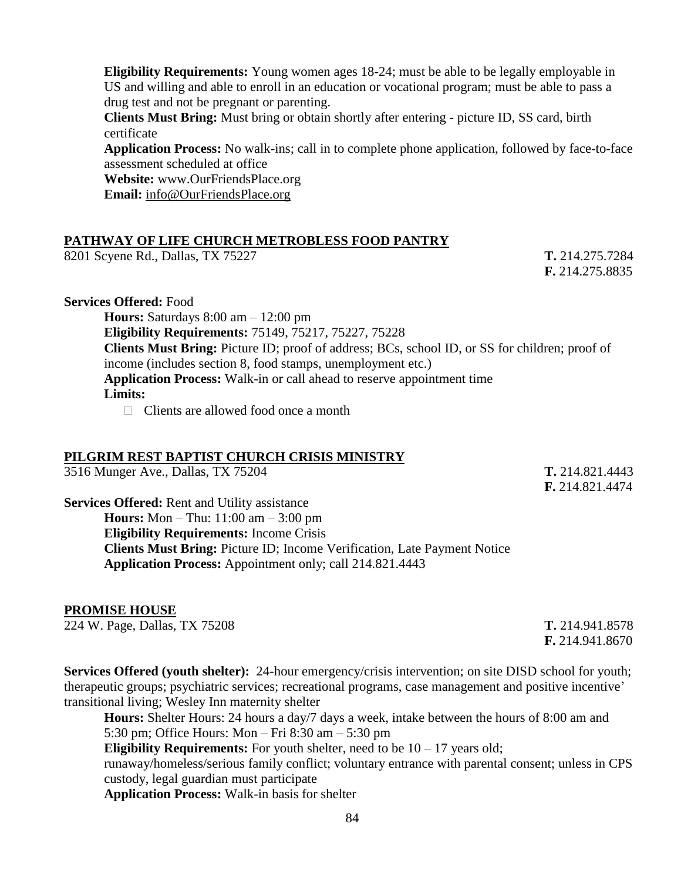**Eligibility Requirements:** Young women ages 18-24; must be able to be legally employable in US and willing and able to enroll in an education or vocational program; must be able to pass a drug test and not be pregnant or parenting.
**Clients Must Bring:** Must bring or obtain shortly after entering - picture ID, SS card, birth certificate
**Application Process:** No walk-ins; call in to complete phone application, followed by face-to-face assessment scheduled at office
**Website:** www.OurFriendsPlace.org
**Email:** info@OurFriendsPlace.org

## PATHWAY OF LIFE CHURCH METROBLESS FOOD PANTRY

8201 Scyene Rd., Dallas, TX 75227 **T.** 214.275.7284
**F.** 214.275.8835

**Services Offered:** Food
**Hours:** Saturdays 8:00 am – 12:00 pm
**Eligibility Requirements:** 75149, 75217, 75227, 75228
**Clients Must Bring:** Picture ID; proof of address; BCs, school ID, or SS for children; proof of income (includes section 8, food stamps, unemployment etc.)
**Application Process:** Walk-in or call ahead to reserve appointment time
**Limits:**

- Clients are allowed food once a month

## PILGRIM REST BAPTIST CHURCH CRISIS MINISTRY

3516 Munger Ave., Dallas, TX 75204 **T.** 214.821.4443
**F.** 214.821.4474

**Services Offered:** Rent and Utility assistance
**Hours:** Mon – Thu: 11:00 am – 3:00 pm
**Eligibility Requirements:** Income Crisis
**Clients Must Bring:** Picture ID; Income Verification, Late Payment Notice
**Application Process:** Appointment only; call 214.821.4443

## PROMISE HOUSE

224 W. Page, Dallas, TX 75208 **T.** 214.941.8578
**F.** 214.941.8670

**Services Offered (youth shelter):** 24-hour emergency/crisis intervention; on site DISD school for youth; therapeutic groups; psychiatric services; recreational programs, case management and positive incentive' transitional living; Wesley Inn maternity shelter
**Hours:** Shelter Hours: 24 hours a day/7 days a week, intake between the hours of 8:00 am and 5:30 pm; Office Hours: Mon – Fri 8:30 am – 5:30 pm
**Eligibility Requirements:** For youth shelter, need to be 10 – 17 years old; runaway/homeless/serious family conflict; voluntary entrance with parental consent; unless in CPS custody, legal guardian must participate
**Application Process:** Walk-in basis for shelter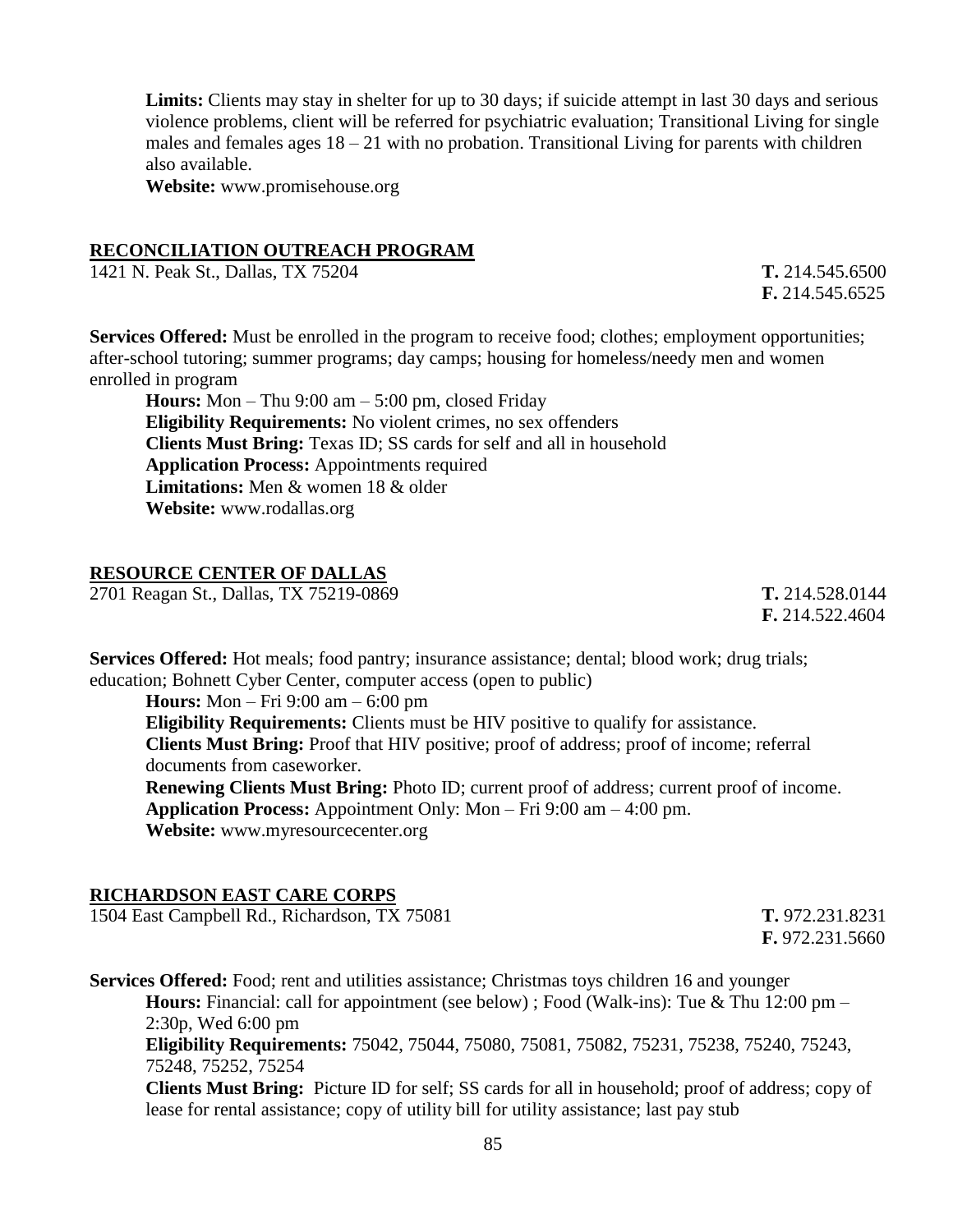**Limits:** Clients may stay in shelter for up to 30 days; if suicide attempt in last 30 days and serious violence problems, client will be referred for psychiatric evaluation; Transitional Living for single males and females ages 18 – 21 with no probation. Transitional Living for parents with children also available.
**Website:** www.promisehouse.org

## RECONCILIATION OUTREACH PROGRAM

1421 N. Peak St., Dallas, TX 75204
**T.** 214.545.6500
**F.** 214.545.6525

**Services Offered:** Must be enrolled in the program to receive food; clothes; employment opportunities; after-school tutoring; summer programs; day camps; housing for homeless/needy men and women enrolled in program

**Hours:** Mon – Thu 9:00 am – 5:00 pm, closed Friday
**Eligibility Requirements:** No violent crimes, no sex offenders
**Clients Must Bring:** Texas ID; SS cards for self and all in household
**Application Process:** Appointments required
**Limitations:** Men & women 18 & older
**Website:** www.rodallas.org

## RESOURCE CENTER OF DALLAS

2701 Reagan St., Dallas, TX 75219-0869
**T.** 214.528.0144
**F.** 214.522.4604

**Services Offered:** Hot meals; food pantry; insurance assistance; dental; blood work; drug trials; education; Bohnett Cyber Center, computer access (open to public)

**Hours:** Mon – Fri 9:00 am – 6:00 pm
**Eligibility Requirements:** Clients must be HIV positive to qualify for assistance.
**Clients Must Bring:** Proof that HIV positive; proof of address; proof of income; referral documents from caseworker.
**Renewing Clients Must Bring:** Photo ID; current proof of address; current proof of income.
**Application Process:** Appointment Only: Mon – Fri 9:00 am – 4:00 pm.
**Website:** www.myresourcecenter.org

## RICHARDSON EAST CARE CORPS

1504 East Campbell Rd., Richardson, TX 75081
**T.** 972.231.8231
**F.** 972.231.5660

**Services Offered:** Food; rent and utilities assistance; Christmas toys children 16 and younger

**Hours:** Financial: call for appointment (see below) ; Food (Walk-ins): Tue & Thu 12:00 pm – 2:30p, Wed 6:00 pm
**Eligibility Requirements:** 75042, 75044, 75080, 75081, 75082, 75231, 75238, 75240, 75243, 75248, 75252, 75254
**Clients Must Bring:** Picture ID for self; SS cards for all in household; proof of address; copy of lease for rental assistance; copy of utility bill for utility assistance; last pay stub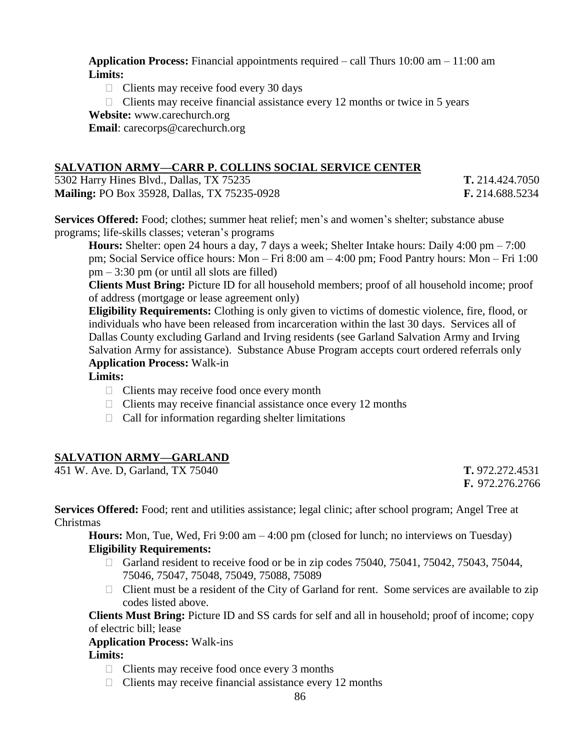**Application Process:** Financial appointments required – call Thurs 10:00 am – 11:00 am
**Limits:**

- Clients may receive food every 30 days
- Clients may receive financial assistance every 12 months or twice in 5 years

**Website:** www.carechurch.org
**Email**: carecorps@carechurch.org

## SALVATION ARMY—CARR P. COLLINS SOCIAL SERVICE CENTER

5302 Harry Hines Blvd., Dallas, TX 75235 **T.** 214.424.7050
**Mailing:** PO Box 35928, Dallas, TX 75235-0928 **F.** 214.688.5234

**Services Offered:** Food; clothes; summer heat relief; men's and women's shelter; substance abuse programs; life-skills classes; veteran's programs

**Hours:** Shelter: open 24 hours a day, 7 days a week; Shelter Intake hours: Daily 4:00 pm – 7:00 pm; Social Service office hours: Mon – Fri 8:00 am – 4:00 pm; Food Pantry hours: Mon – Fri 1:00 pm – 3:30 pm (or until all slots are filled)

**Clients Must Bring:** Picture ID for all household members; proof of all household income; proof of address (mortgage or lease agreement only)

**Eligibility Requirements:** Clothing is only given to victims of domestic violence, fire, flood, or individuals who have been released from incarceration within the last 30 days. Services all of Dallas County excluding Garland and Irving residents (see Garland Salvation Army and Irving Salvation Army for assistance). Substance Abuse Program accepts court ordered referrals only

**Application Process:** Walk-in

**Limits:**

- Clients may receive food once every month
- Clients may receive financial assistance once every 12 months
- Call for information regarding shelter limitations

## SALVATION ARMY—GARLAND

451 W. Ave. D, Garland, TX 75040 **T.** 972.272.4531
**F.** 972.276.2766

**Services Offered:** Food; rent and utilities assistance; legal clinic; after school program; Angel Tree at Christmas

**Hours:** Mon, Tue, Wed, Fri 9:00 am – 4:00 pm (closed for lunch; no interviews on Tuesday)

**Eligibility Requirements:**

- Garland resident to receive food or be in zip codes 75040, 75041, 75042, 75043, 75044, 75046, 75047, 75048, 75049, 75088, 75089
- Client must be a resident of the City of Garland for rent. Some services are available to zip codes listed above.

**Clients Must Bring:** Picture ID and SS cards for self and all in household; proof of income; copy of electric bill; lease

**Application Process:** Walk-ins

**Limits:**

- Clients may receive food once every 3 months
- Clients may receive financial assistance every 12 months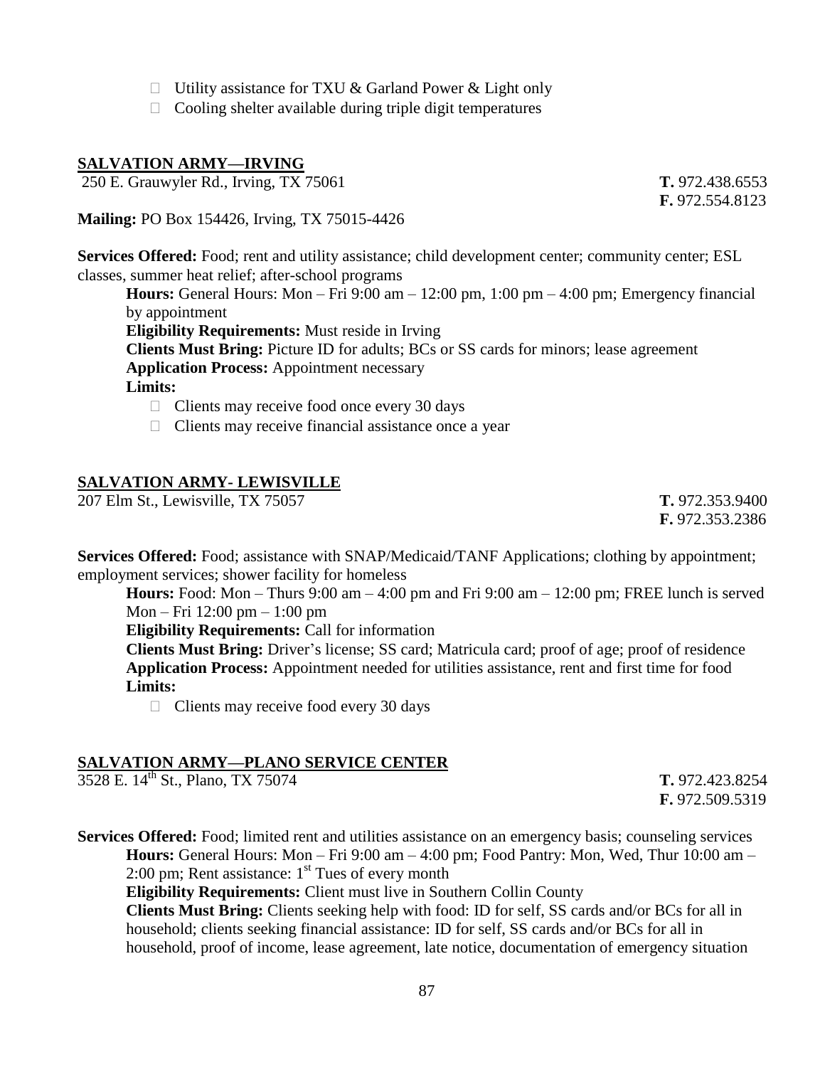- Utility assistance for TXU & Garland Power & Light only
- Cooling shelter available during triple digit temperatures

## SALVATION ARMY—IRVING

250 E. Grauwyler Rd., Irving, TX 75061 **T.** 972.438.6553
**F.** 972.554.8123

**Mailing:** PO Box 154426, Irving, TX 75015-4426

**Services Offered:** Food; rent and utility assistance; child development center; community center; ESL classes, summer heat relief; after-school programs

**Hours:** General Hours: Mon – Fri 9:00 am – 12:00 pm, 1:00 pm – 4:00 pm; Emergency financial by appointment

**Eligibility Requirements:** Must reside in Irving

**Clients Must Bring:** Picture ID for adults; BCs or SS cards for minors; lease agreement

**Application Process:** Appointment necessary

**Limits:**

- Clients may receive food once every 30 days
- Clients may receive financial assistance once a year

## SALVATION ARMY- LEWISVILLE

207 Elm St., Lewisville, TX 75057 **T.** 972.353.9400
**F.** 972.353.2386

**Services Offered:** Food; assistance with SNAP/Medicaid/TANF Applications; clothing by appointment; employment services; shower facility for homeless

**Hours:** Food: Mon – Thurs 9:00 am – 4:00 pm and Fri 9:00 am – 12:00 pm; FREE lunch is served Mon – Fri 12:00 pm – 1:00 pm

**Eligibility Requirements:** Call for information

**Clients Must Bring:** Driver's license; SS card; Matricula card; proof of age; proof of residence

**Application Process:** Appointment needed for utilities assistance, rent and first time for food

**Limits:**

- Clients may receive food every 30 days

## SALVATION ARMY—PLANO SERVICE CENTER

3528 E. 14th St., Plano, TX 75074 **T.** 972.423.8254
**F.** 972.509.5319

**Services Offered:** Food; limited rent and utilities assistance on an emergency basis; counseling services

**Hours:** General Hours: Mon – Fri 9:00 am – 4:00 pm; Food Pantry: Mon, Wed, Thur 10:00 am – 2:00 pm; Rent assistance: 1st Tues of every month

**Eligibility Requirements:** Client must live in Southern Collin County

**Clients Must Bring:** Clients seeking help with food: ID for self, SS cards and/or BCs for all in household; clients seeking financial assistance: ID for self, SS cards and/or BCs for all in household, proof of income, lease agreement, late notice, documentation of emergency situation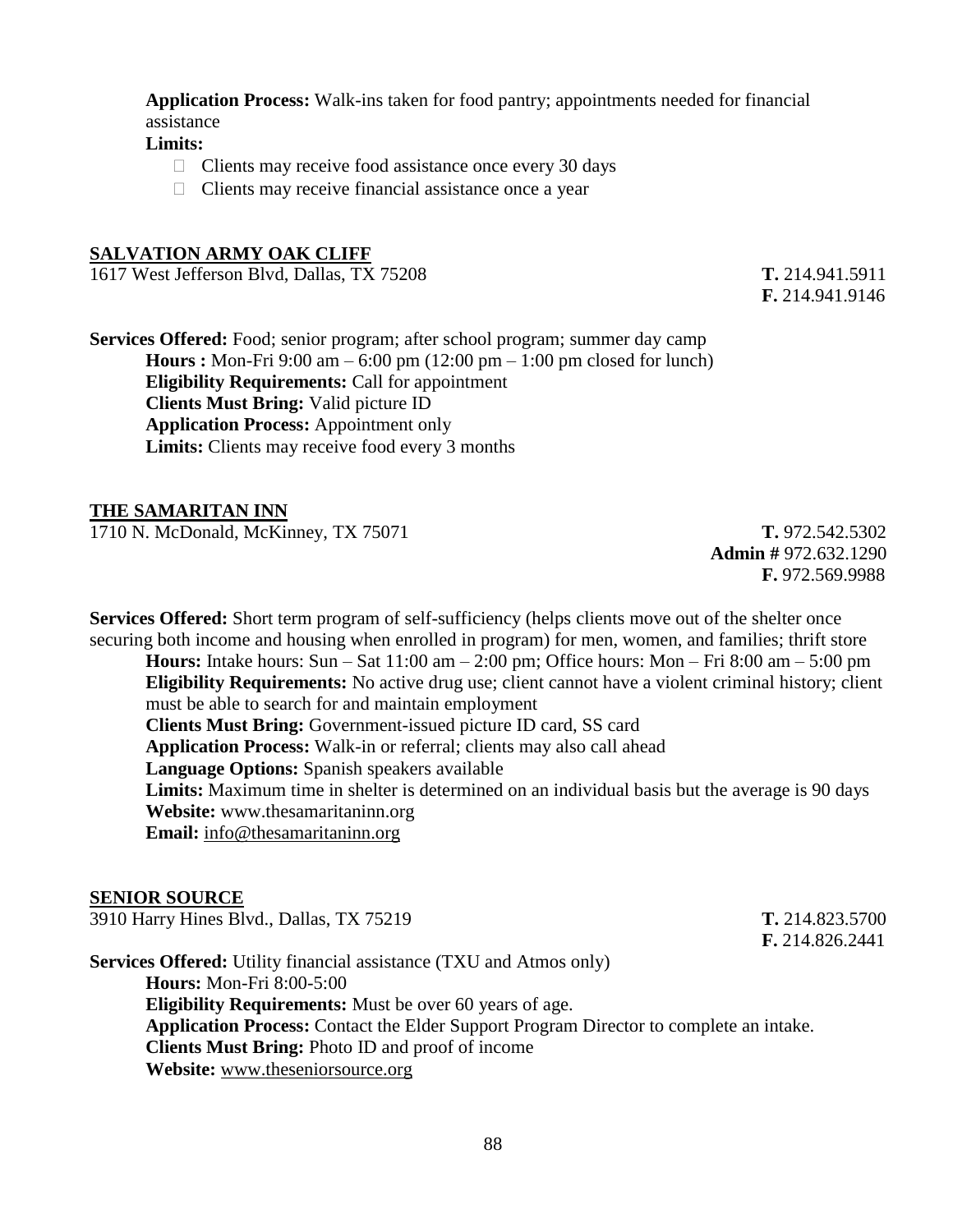**Application Process:** Walk-ins taken for food pantry; appointments needed for financial assistance

**Limits:**

- Clients may receive food assistance once every 30 days
- Clients may receive financial assistance once a year

## SALVATION ARMY OAK CLIFF

1617 West Jefferson Blvd, Dallas, TX 75208

**T.** 214.941.5911
**F.** 214.941.9146

**Services Offered:** Food; senior program; after school program; summer day camp

**Hours :** Mon-Fri 9:00 am – 6:00 pm (12:00 pm – 1:00 pm closed for lunch)
**Eligibility Requirements:** Call for appointment
**Clients Must Bring:** Valid picture ID
**Application Process:** Appointment only
**Limits:** Clients may receive food every 3 months

## THE SAMARITAN INN

1710 N. McDonald, McKinney, TX 75071

**T.** 972.542.5302
**Admin #** 972.632.1290
**F.** 972.569.9988

**Services Offered:** Short term program of self-sufficiency (helps clients move out of the shelter once securing both income and housing when enrolled in program) for men, women, and families; thrift store

**Hours:** Intake hours: Sun – Sat 11:00 am – 2:00 pm; Office hours: Mon – Fri 8:00 am – 5:00 pm
**Eligibility Requirements:** No active drug use; client cannot have a violent criminal history; client must be able to search for and maintain employment
**Clients Must Bring:** Government-issued picture ID card, SS card
**Application Process:** Walk-in or referral; clients may also call ahead
**Language Options:** Spanish speakers available
**Limits:** Maximum time in shelter is determined on an individual basis but the average is 90 days
**Website:** www.thesamaritaninn.org
**Email:** info@thesamaritaninn.org

## SENIOR SOURCE

3910 Harry Hines Blvd., Dallas, TX 75219

**T.** 214.823.5700
**F.** 214.826.2441

**Services Offered:** Utility financial assistance (TXU and Atmos only)

**Hours:** Mon-Fri 8:00-5:00
**Eligibility Requirements:** Must be over 60 years of age.
**Application Process:** Contact the Elder Support Program Director to complete an intake.
**Clients Must Bring:** Photo ID and proof of income
**Website:** www.theseniorsource.org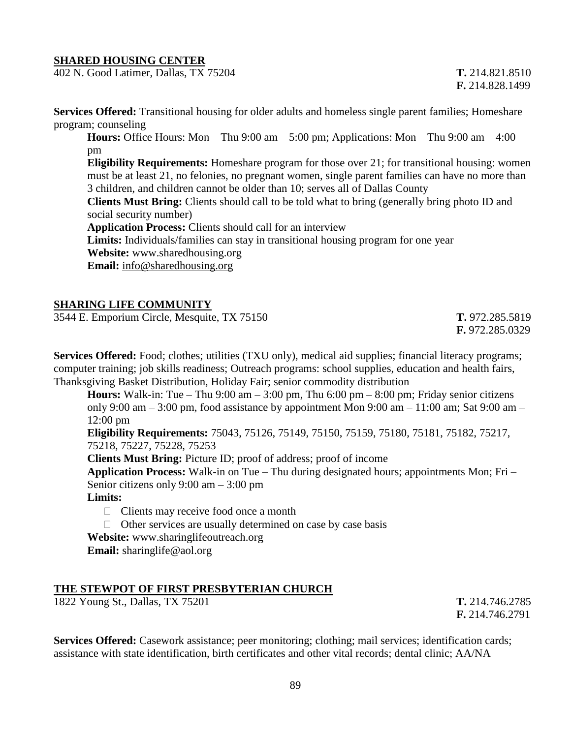## SHARED HOUSING CENTER

402 N. Good Latimer, Dallas, TX 75204

**T.** 214.821.8510
**F.** 214.828.1499

**Services Offered:** Transitional housing for older adults and homeless single parent families; Homeshare program; counseling

**Hours:** Office Hours: Mon – Thu 9:00 am – 5:00 pm; Applications: Mon – Thu 9:00 am – 4:00 pm

**Eligibility Requirements:** Homeshare program for those over 21; for transitional housing: women must be at least 21, no felonies, no pregnant women, single parent families can have no more than 3 children, and children cannot be older than 10; serves all of Dallas County

**Clients Must Bring:** Clients should call to be told what to bring (generally bring photo ID and social security number)

**Application Process:** Clients should call for an interview

**Limits:** Individuals/families can stay in transitional housing program for one year

**Website:** www.sharedhousing.org

**Email:** info@sharedhousing.org

## SHARING LIFE COMMUNITY

3544 E. Emporium Circle, Mesquite, TX 75150

**T.** 972.285.5819
**F.** 972.285.0329

**Services Offered:** Food; clothes; utilities (TXU only), medical aid supplies; financial literacy programs; computer training; job skills readiness; Outreach programs: school supplies, education and health fairs, Thanksgiving Basket Distribution, Holiday Fair; senior commodity distribution

**Hours:** Walk-in: Tue – Thu 9:00 am – 3:00 pm, Thu 6:00 pm – 8:00 pm; Friday senior citizens only 9:00 am – 3:00 pm, food assistance by appointment Mon 9:00 am – 11:00 am; Sat 9:00 am – 12:00 pm

**Eligibility Requirements:** 75043, 75126, 75149, 75150, 75159, 75180, 75181, 75182, 75217, 75218, 75227, 75228, 75253

**Clients Must Bring:** Picture ID; proof of address; proof of income

**Application Process:** Walk-in on Tue – Thu during designated hours; appointments Mon; Fri – Senior citizens only 9:00 am – 3:00 pm

**Limits:**

- Clients may receive food once a month
- Other services are usually determined on case by case basis

**Website:** www.sharinglifeoutreach.org

**Email:** sharinglife@aol.org

## THE STEWPOT OF FIRST PRESBYTERIAN CHURCH

1822 Young St., Dallas, TX 75201

**T.** 214.746.2785
**F.** 214.746.2791

**Services Offered:** Casework assistance; peer monitoring; clothing; mail services; identification cards; assistance with state identification, birth certificates and other vital records; dental clinic; AA/NA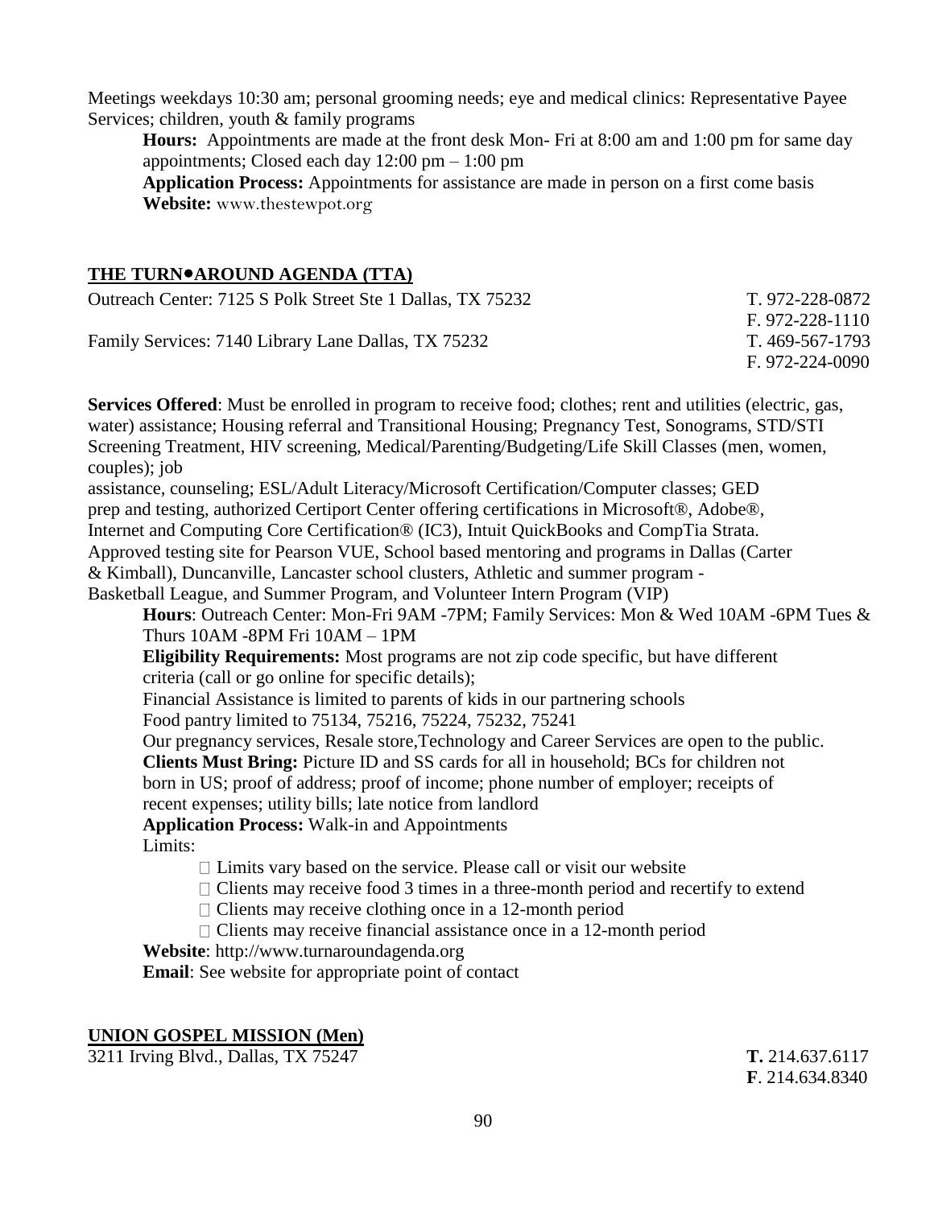Meetings weekdays 10:30 am; personal grooming needs; eye and medical clinics: Representative Payee Services; children, youth & family programs

**Hours:** Appointments are made at the front desk Mon- Fri at 8:00 am and 1:00 pm for same day appointments; Closed each day 12:00 pm – 1:00 pm

**Application Process:** Appointments for assistance are made in person on a first come basis

**Website:** www.thestewpot.org

## THE TURN•AROUND AGENDA (TTA)

Outreach Center: 7125 S Polk Street Ste 1 Dallas, TX 75232 T. 972-228-0872 F. 972-228-1110

Family Services: 7140 Library Lane Dallas, TX 75232 T. 469-567-1793 F. 972-224-0090

**Services Offered**: Must be enrolled in program to receive food; clothes; rent and utilities (electric, gas, water) assistance; Housing referral and Transitional Housing; Pregnancy Test, Sonograms, STD/STI Screening Treatment, HIV screening, Medical/Parenting/Budgeting/Life Skill Classes (men, women, couples); job assistance, counseling; ESL/Adult Literacy/Microsoft Certification/Computer classes; GED prep and testing, authorized Certiport Center offering certifications in Microsoft®, Adobe®, Internet and Computing Core Certification® (IC3), Intuit QuickBooks and CompTia Strata. Approved testing site for Pearson VUE, School based mentoring and programs in Dallas (Carter & Kimball), Duncanville, Lancaster school clusters, Athletic and summer program - Basketball League, and Summer Program, and Volunteer Intern Program (VIP)

**Hours**: Outreach Center: Mon-Fri 9AM -7PM; Family Services: Mon & Wed 10AM -6PM Tues & Thurs 10AM -8PM Fri 10AM – 1PM

**Eligibility Requirements:** Most programs are not zip code specific, but have different criteria (call or go online for specific details);

Financial Assistance is limited to parents of kids in our partnering schools

Food pantry limited to 75134, 75216, 75224, 75232, 75241

Our pregnancy services, Resale store,Technology and Career Services are open to the public.

**Clients Must Bring:** Picture ID and SS cards for all in household; BCs for children not born in US; proof of address; proof of income; phone number of employer; receipts of recent expenses; utility bills; late notice from landlord

**Application Process:** Walk-in and Appointments

Limits:

- Limits vary based on the service. Please call or visit our website
- Clients may receive food 3 times in a three-month period and recertify to extend
- Clients may receive clothing once in a 12-month period
- Clients may receive financial assistance once in a 12-month period

**Website**: http://www.turnaroundagenda.org

**Email**: See website for appropriate point of contact

## UNION GOSPEL MISSION (Men)

3211 Irving Blvd., Dallas, TX 75247 **T.** 214.637.6117 **F**. 214.634.8340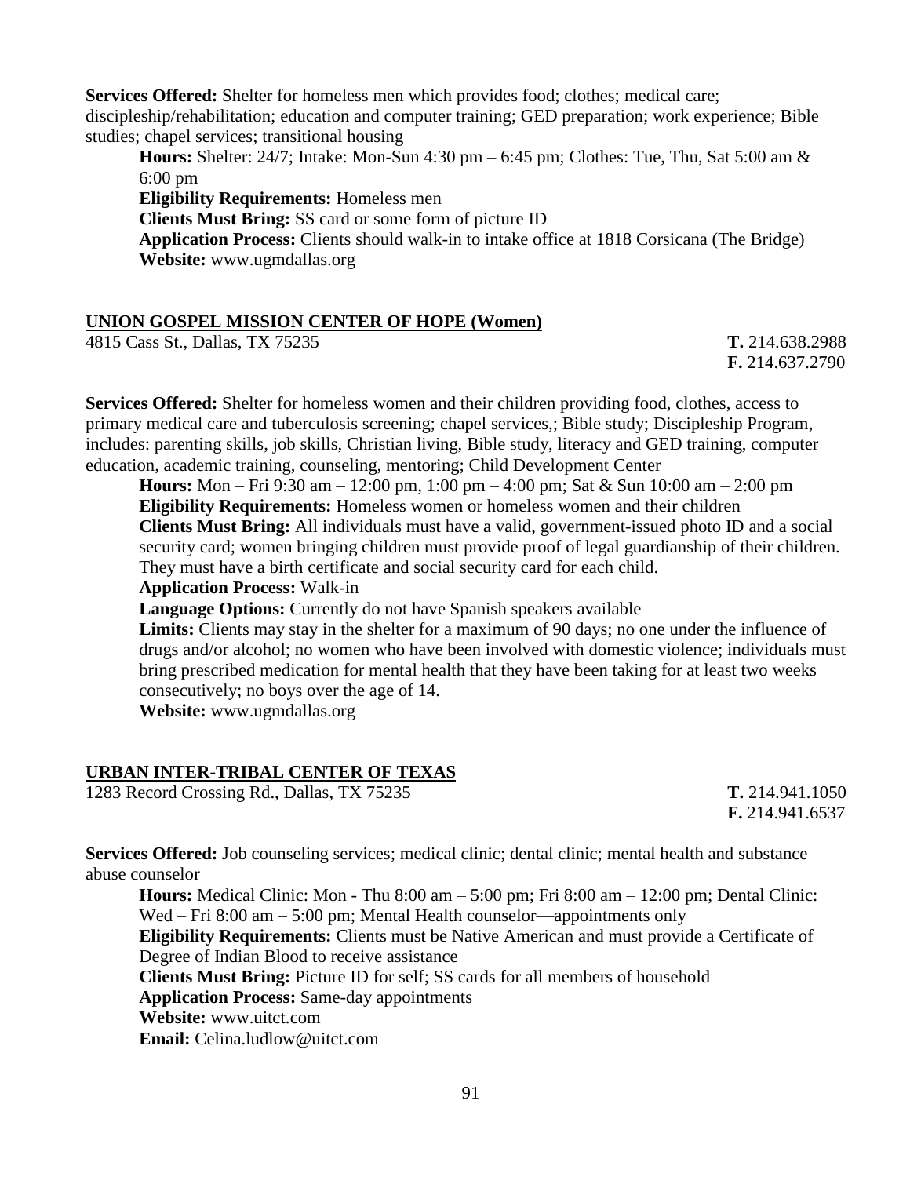**Services Offered:** Shelter for homeless men which provides food; clothes; medical care; discipleship/rehabilitation; education and computer training; GED preparation; work experience; Bible studies; chapel services; transitional housing

**Hours:** Shelter: 24/7; Intake: Mon-Sun 4:30 pm – 6:45 pm; Clothes: Tue, Thu, Sat 5:00 am & 6:00 pm
**Eligibility Requirements:** Homeless men
**Clients Must Bring:** SS card or some form of picture ID
**Application Process:** Clients should walk-in to intake office at 1818 Corsicana (The Bridge)
**Website:** www.ugmdallas.org

## UNION GOSPEL MISSION CENTER OF HOPE (Women)

4815 Cass St., Dallas, TX 75235 **T.** 214.638.2988
**F.** 214.637.2790

**Services Offered:** Shelter for homeless women and their children providing food, clothes, access to primary medical care and tuberculosis screening; chapel services,; Bible study; Discipleship Program, includes: parenting skills, job skills, Christian living, Bible study, literacy and GED training, computer education, academic training, counseling, mentoring; Child Development Center

**Hours:** Mon – Fri 9:30 am – 12:00 pm, 1:00 pm – 4:00 pm; Sat & Sun 10:00 am – 2:00 pm
**Eligibility Requirements:** Homeless women or homeless women and their children
**Clients Must Bring:** All individuals must have a valid, government-issued photo ID and a social security card; women bringing children must provide proof of legal guardianship of their children. They must have a birth certificate and social security card for each child.
**Application Process:** Walk-in
**Language Options:** Currently do not have Spanish speakers available
**Limits:** Clients may stay in the shelter for a maximum of 90 days; no one under the influence of drugs and/or alcohol; no women who have been involved with domestic violence; individuals must bring prescribed medication for mental health that they have been taking for at least two weeks consecutively; no boys over the age of 14.
**Website:** www.ugmdallas.org

## URBAN INTER-TRIBAL CENTER OF TEXAS

1283 Record Crossing Rd., Dallas, TX 75235 **T.** 214.941.1050
**F.** 214.941.6537

**Services Offered:** Job counseling services; medical clinic; dental clinic; mental health and substance abuse counselor

**Hours:** Medical Clinic: Mon - Thu 8:00 am – 5:00 pm; Fri 8:00 am – 12:00 pm; Dental Clinic: Wed – Fri 8:00 am – 5:00 pm; Mental Health counselor—appointments only
**Eligibility Requirements:** Clients must be Native American and must provide a Certificate of Degree of Indian Blood to receive assistance
**Clients Must Bring:** Picture ID for self; SS cards for all members of household
**Application Process:** Same-day appointments
**Website:** www.uitct.com
**Email:** Celina.ludlow@uitct.com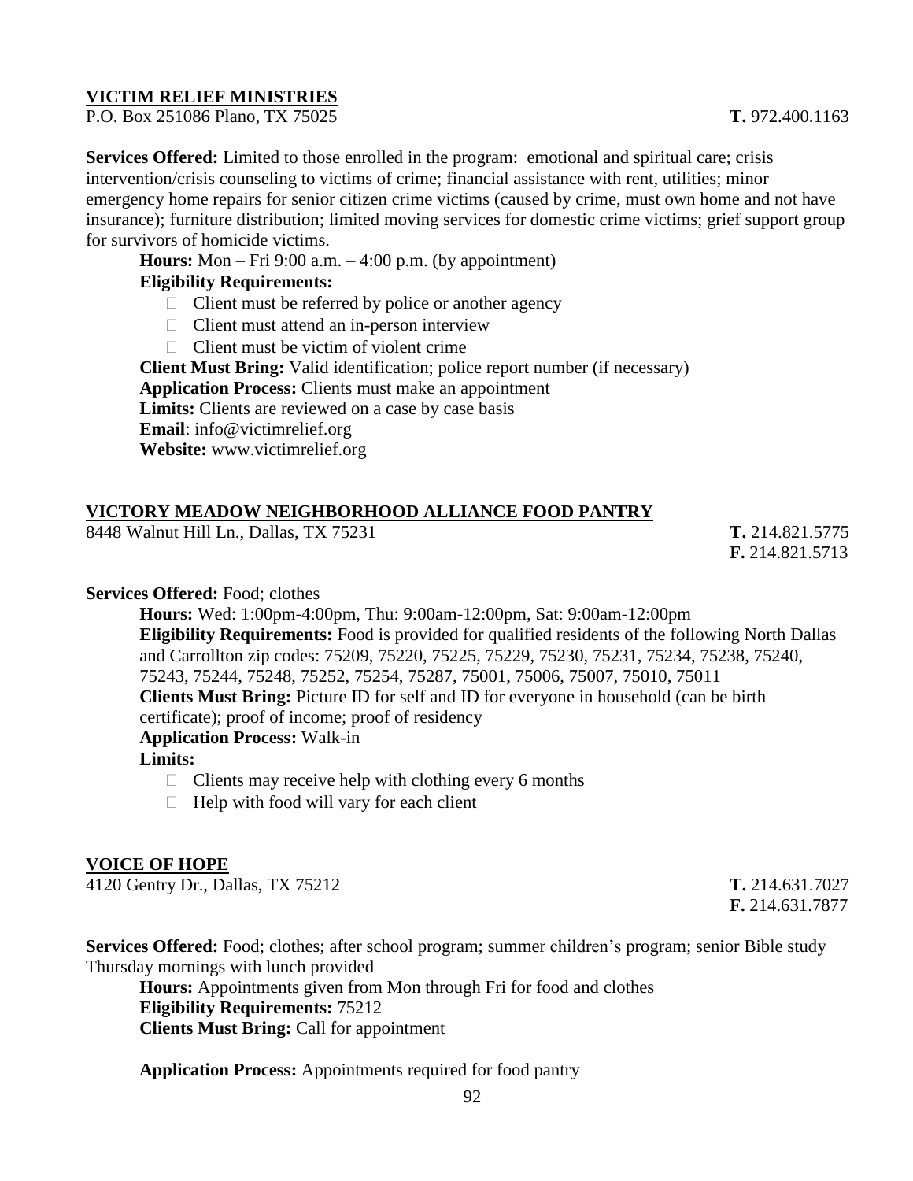**VICTIM RELIEF MINISTRIES**

P.O. Box 251086 Plano, TX 75025 **T.** 972.400.1163

**Services Offered:** Limited to those enrolled in the program: emotional and spiritual care; crisis intervention/crisis counseling to victims of crime; financial assistance with rent, utilities; minor emergency home repairs for senior citizen crime victims (caused by crime, must own home and not have insurance); furniture distribution; limited moving services for domestic crime victims; grief support group for survivors of homicide victims.

**Hours:** Mon – Fri 9:00 a.m. – 4:00 p.m. (by appointment)

**Eligibility Requirements:**

- Client must be referred by police or another agency
- Client must attend an in-person interview
- Client must be victim of violent crime

**Client Must Bring:** Valid identification; police report number (if necessary)

**Application Process:** Clients must make an appointment

**Limits:** Clients are reviewed on a case by case basis

**Email**: info@victimrelief.org

**Website:** www.victimrelief.org

**VICTORY MEADOW NEIGHBORHOOD ALLIANCE FOOD PANTRY**

8448 Walnut Hill Ln., Dallas, TX 75231 **T.** 214.821.5775 **F.** 214.821.5713

**Services Offered:** Food; clothes

**Hours:** Wed: 1:00pm-4:00pm, Thu: 9:00am-12:00pm, Sat: 9:00am-12:00pm

**Eligibility Requirements:** Food is provided for qualified residents of the following North Dallas and Carrollton zip codes: 75209, 75220, 75225, 75229, 75230, 75231, 75234, 75238, 75240, 75243, 75244, 75248, 75252, 75254, 75287, 75001, 75006, 75007, 75010, 75011

**Clients Must Bring:** Picture ID for self and ID for everyone in household (can be birth certificate); proof of income; proof of residency

**Application Process:** Walk-in

**Limits:**

- Clients may receive help with clothing every 6 months
- Help with food will vary for each client

**VOICE OF HOPE**

4120 Gentry Dr., Dallas, TX 75212 **T.** 214.631.7027 **F.** 214.631.7877

**Services Offered:** Food; clothes; after school program; summer children's program; senior Bible study Thursday mornings with lunch provided

**Hours:** Appointments given from Mon through Fri for food and clothes

**Eligibility Requirements:** 75212

**Clients Must Bring:** Call for appointment

**Application Process:** Appointments required for food pantry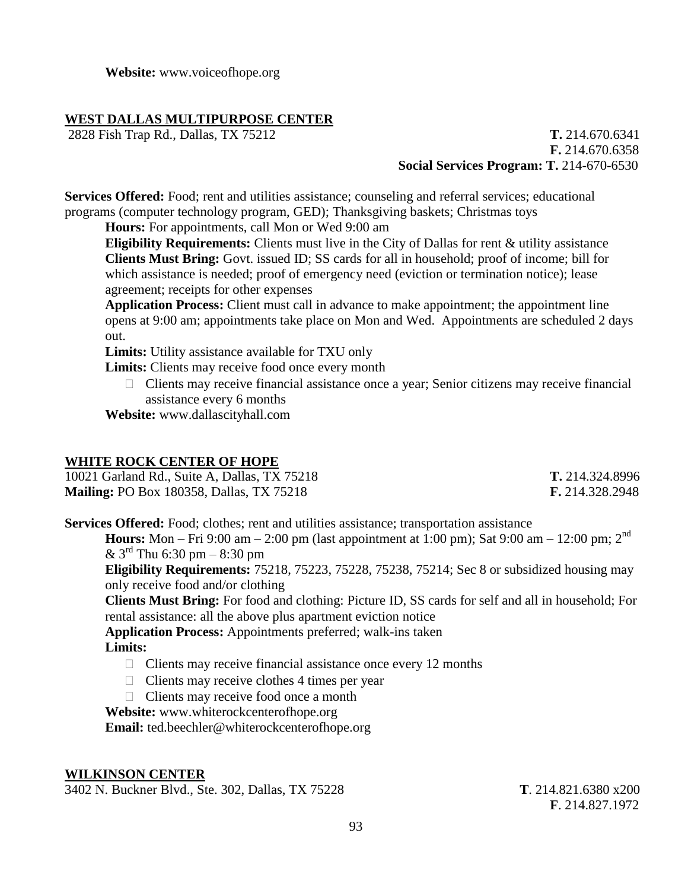**Website:** www.voiceofhope.org

## WEST DALLAS MULTIPURPOSE CENTER

2828 Fish Trap Rd., Dallas, TX 75212

**T.** 214.670.6341
**F.** 214.670.6358
**Social Services Program: T.** 214-670-6530

**Services Offered:** Food; rent and utilities assistance; counseling and referral services; educational programs (computer technology program, GED); Thanksgiving baskets; Christmas toys

**Hours:** For appointments, call Mon or Wed 9:00 am

**Eligibility Requirements:** Clients must live in the City of Dallas for rent & utility assistance

**Clients Must Bring:** Govt. issued ID; SS cards for all in household; proof of income; bill for which assistance is needed; proof of emergency need (eviction or termination notice); lease agreement; receipts for other expenses

**Application Process:** Client must call in advance to make appointment; the appointment line opens at 9:00 am; appointments take place on Mon and Wed. Appointments are scheduled 2 days out.

**Limits:** Utility assistance available for TXU only

**Limits:** Clients may receive food once every month

- Clients may receive financial assistance once a year; Senior citizens may receive financial assistance every 6 months

**Website:** www.dallascityhall.com

## WHITE ROCK CENTER OF HOPE

10021 Garland Rd., Suite A, Dallas, TX 75218 **T.** 214.324.8996
**Mailing:** PO Box 180358, Dallas, TX 75218 **F.** 214.328.2948

**Services Offered:** Food; clothes; rent and utilities assistance; transportation assistance

**Hours:** Mon – Fri 9:00 am – 2:00 pm (last appointment at 1:00 pm); Sat 9:00 am – 12:00 pm; 2nd & 3rd Thu 6:30 pm – 8:30 pm

**Eligibility Requirements:** 75218, 75223, 75228, 75238, 75214; Sec 8 or subsidized housing may only receive food and/or clothing

**Clients Must Bring:** For food and clothing: Picture ID, SS cards for self and all in household; For rental assistance: all the above plus apartment eviction notice

**Application Process:** Appointments preferred; walk-ins taken

**Limits:**

- Clients may receive financial assistance once every 12 months
- Clients may receive clothes 4 times per year
- Clients may receive food once a month

**Website:** www.whiterockcenterofhope.org

**Email:** ted.beechler@whiterockcenterofhope.org

## WILKINSON CENTER

3402 N. Buckner Blvd., Ste. 302, Dallas, TX 75228

**T**. 214.821.6380 x200
**F**. 214.827.1972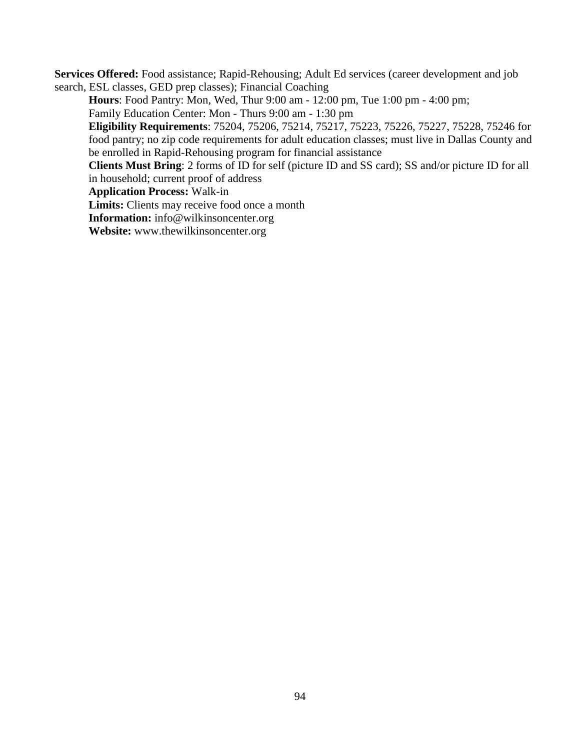**Services Offered:** Food assistance; Rapid-Rehousing; Adult Ed services (career development and job search, ESL classes, GED prep classes); Financial Coaching

**Hours**: Food Pantry: Mon, Wed, Thur 9:00 am - 12:00 pm, Tue 1:00 pm - 4:00 pm;
Family Education Center: Mon - Thurs 9:00 am - 1:30 pm

**Eligibility Requirements**: 75204, 75206, 75214, 75217, 75223, 75226, 75227, 75228, 75246 for food pantry; no zip code requirements for adult education classes; must live in Dallas County and be enrolled in Rapid-Rehousing program for financial assistance

**Clients Must Bring**: 2 forms of ID for self (picture ID and SS card); SS and/or picture ID for all in household; current proof of address

**Application Process:** Walk-in

**Limits:** Clients may receive food once a month

**Information:** info@wilkinsoncenter.org

**Website:** www.thewilkinsoncenter.org